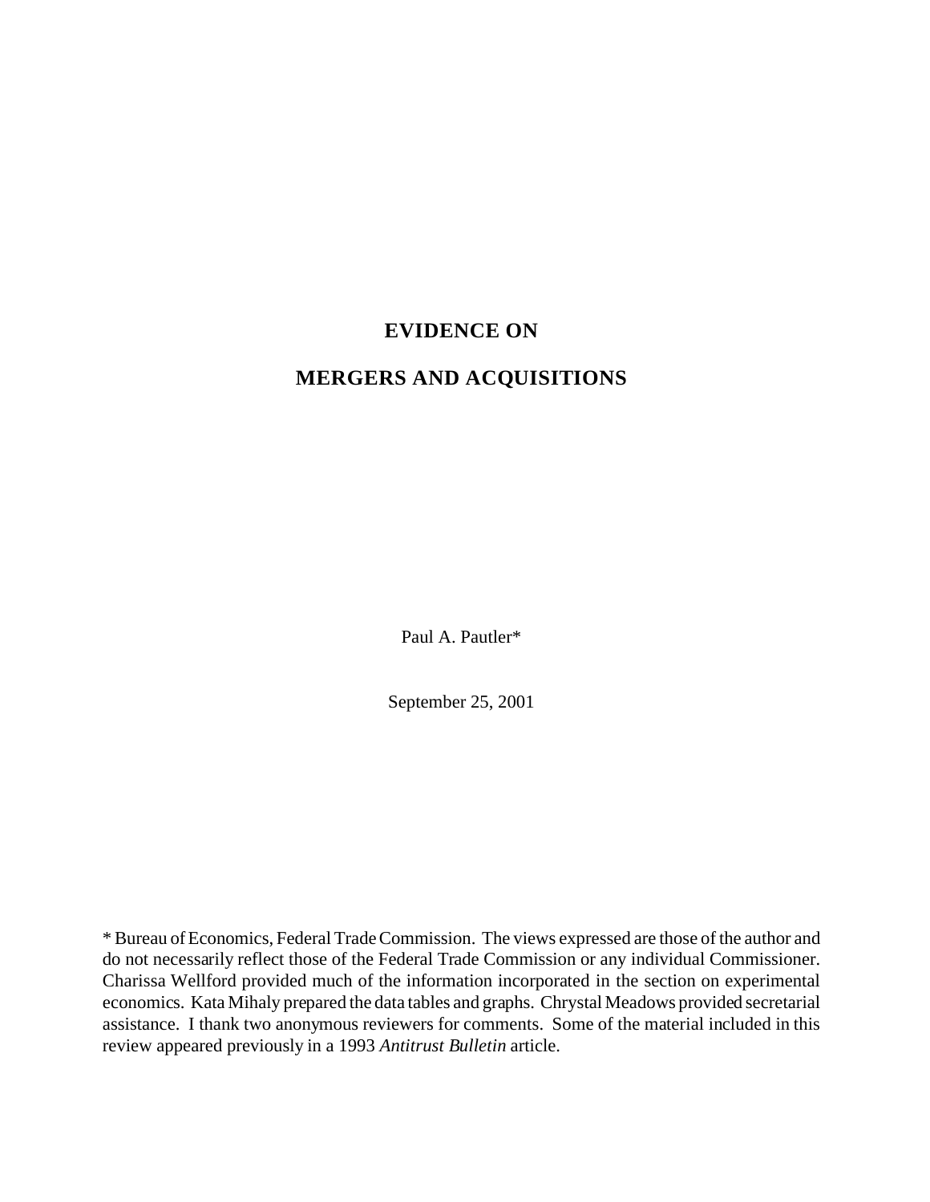# EVIDENCE ON

# MERGERS AND ACQUISITIONS

Paul A. Pautler*

September 25, 2001

* Bureau of Economics, Federal Trade Commission. The views expressed are those of the author and do not necessarily reflect those of the Federal Trade Commission or any individual Commissioner. Charissa Wellford provided much of the information incorporated in the section on experimental economics. Kata Mihaly prepared the data tables and graphs. Chrystal Meadows provided secretarial assistance. I thank two anonymous reviewers for comments. Some of the material included in this review appeared previously in a 1993 *Antitrust Bulletin* article.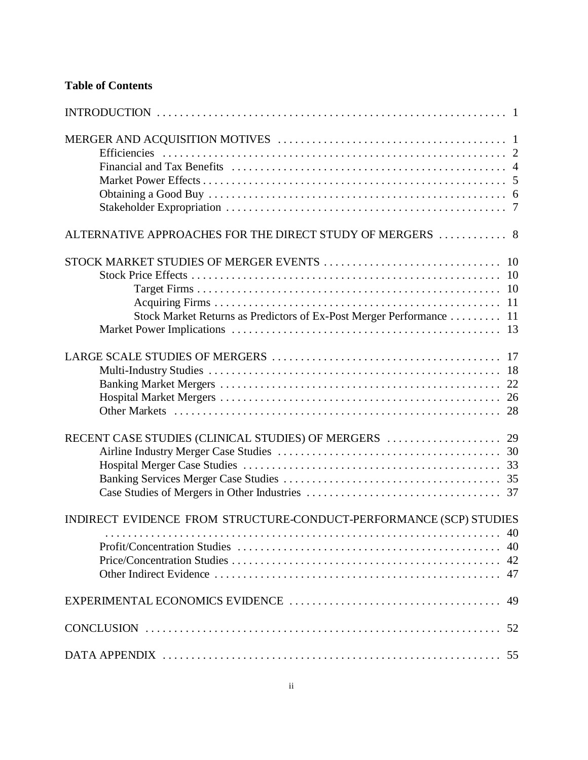**Table of Contents**

INTRODUCTION . . . . . . . . . . . . . . . . . . . . . . . . . . . . . . . . . . . . . . . . . . . . . . . . . . . . . . . . . . . . 1

MERGER AND ACQUISITION MOTIVES . . . . . . . . . . . . . . . . . . . . . . . . . . . . . . . . . . . . . . . . 1
- Efficiencies . . . . . . . . . . . . . . . . . . . . . . . . . . . . . . . . . . . . . . . . . . . . . . . . . . . . . . . . . . . . 2
- Financial and Tax Benefits . . . . . . . . . . . . . . . . . . . . . . . . . . . . . . . . . . . . . . . . . . . . . . . . 4
- Market Power Effects . . . . . . . . . . . . . . . . . . . . . . . . . . . . . . . . . . . . . . . . . . . . . . . . . . . . 5
- Obtaining a Good Buy . . . . . . . . . . . . . . . . . . . . . . . . . . . . . . . . . . . . . . . . . . . . . . . . . . . 6
- Stakeholder Expropriation . . . . . . . . . . . . . . . . . . . . . . . . . . . . . . . . . . . . . . . . . . . . . . . . 7

ALTERNATIVE APPROACHES FOR THE DIRECT STUDY OF MERGERS . . . . . . . . . . . . 8

STOCK MARKET STUDIES OF MERGER EVENTS . . . . . . . . . . . . . . . . . . . . . . . . . . . . . . 10
- Stock Price Effects . . . . . . . . . . . . . . . . . . . . . . . . . . . . . . . . . . . . . . . . . . . . . . . . . . . . . 10
  - Target Firms . . . . . . . . . . . . . . . . . . . . . . . . . . . . . . . . . . . . . . . . . . . . . . . . . . . . 10
  - Acquiring Firms . . . . . . . . . . . . . . . . . . . . . . . . . . . . . . . . . . . . . . . . . . . . . . . . . 11
  - Stock Market Returns as Predictors of Ex-Post Merger Performance . . . . . . . . . 11
- Market Power Implications . . . . . . . . . . . . . . . . . . . . . . . . . . . . . . . . . . . . . . . . . . . . . . 13

LARGE SCALE STUDIES OF MERGERS . . . . . . . . . . . . . . . . . . . . . . . . . . . . . . . . . . . . . . . 17
- Multi-Industry Studies . . . . . . . . . . . . . . . . . . . . . . . . . . . . . . . . . . . . . . . . . . . . . . . . . . 18
- Banking Market Mergers . . . . . . . . . . . . . . . . . . . . . . . . . . . . . . . . . . . . . . . . . . . . . . . . 22
- Hospital Market Mergers . . . . . . . . . . . . . . . . . . . . . . . . . . . . . . . . . . . . . . . . . . . . . . . . 26
- Other Markets . . . . . . . . . . . . . . . . . . . . . . . . . . . . . . . . . . . . . . . . . . . . . . . . . . . . . . . . 28

RECENT CASE STUDIES (CLINICAL STUDIES) OF MERGERS . . . . . . . . . . . . . . . . . . . . 29
- Airline Industry Merger Case Studies . . . . . . . . . . . . . . . . . . . . . . . . . . . . . . . . . . . . . . 30
- Hospital Merger Case Studies . . . . . . . . . . . . . . . . . . . . . . . . . . . . . . . . . . . . . . . . . . . . 33
- Banking Services Merger Case Studies . . . . . . . . . . . . . . . . . . . . . . . . . . . . . . . . . . . . . 35
- Case Studies of Mergers in Other Industries . . . . . . . . . . . . . . . . . . . . . . . . . . . . . . . . . 37

INDIRECT EVIDENCE FROM STRUCTURE-CONDUCT-PERFORMANCE (SCP) STUDIES . . . . . . . . . . . . . . . . . . . . . . . . . . . . . . . . . . . . . . . . . . . . . . . . . . . . . . . . . . . . . . . . 40
- Profit/Concentration Studies . . . . . . . . . . . . . . . . . . . . . . . . . . . . . . . . . . . . . . . . . . . . . 40
- Price/Concentration Studies . . . . . . . . . . . . . . . . . . . . . . . . . . . . . . . . . . . . . . . . . . . . . . 42
- Other Indirect Evidence . . . . . . . . . . . . . . . . . . . . . . . . . . . . . . . . . . . . . . . . . . . . . . . . . 47

EXPERIMENTAL ECONOMICS EVIDENCE . . . . . . . . . . . . . . . . . . . . . . . . . . . . . . . . . . . . 49

CONCLUSION . . . . . . . . . . . . . . . . . . . . . . . . . . . . . . . . . . . . . . . . . . . . . . . . . . . . . . . . . . . 52

DATA APPENDIX . . . . . . . . . . . . . . . . . . . . . . . . . . . . . . . . . . . . . . . . . . . . . . . . . . . . . . . . 55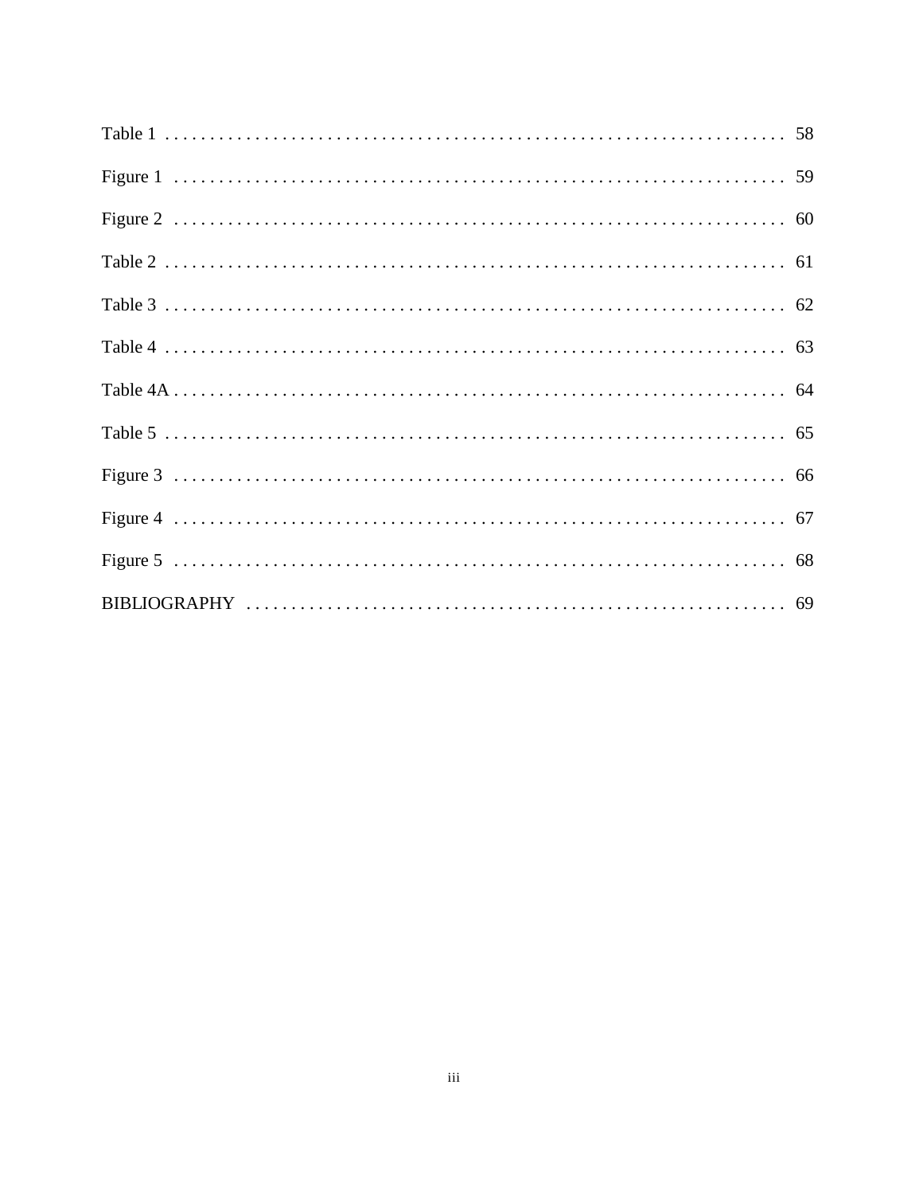Table 1 . . . . . . . . . . . . . . . . . . . . . . . . . . . . . . . . . . . . . . . . . . . . . . . . . . . . . . . . . . . . . . . . . . . . 58

Figure 1 . . . . . . . . . . . . . . . . . . . . . . . . . . . . . . . . . . . . . . . . . . . . . . . . . . . . . . . . . . . . . . . . . . . . 59

Figure 2 . . . . . . . . . . . . . . . . . . . . . . . . . . . . . . . . . . . . . . . . . . . . . . . . . . . . . . . . . . . . . . . . . . . . 60

Table 2 . . . . . . . . . . . . . . . . . . . . . . . . . . . . . . . . . . . . . . . . . . . . . . . . . . . . . . . . . . . . . . . . . . . . 61

Table 3 . . . . . . . . . . . . . . . . . . . . . . . . . . . . . . . . . . . . . . . . . . . . . . . . . . . . . . . . . . . . . . . . . . . . 62

Table 4 . . . . . . . . . . . . . . . . . . . . . . . . . . . . . . . . . . . . . . . . . . . . . . . . . . . . . . . . . . . . . . . . . . . . 63

Table 4A . . . . . . . . . . . . . . . . . . . . . . . . . . . . . . . . . . . . . . . . . . . . . . . . . . . . . . . . . . . . . . . . . . . 64

Table 5 . . . . . . . . . . . . . . . . . . . . . . . . . . . . . . . . . . . . . . . . . . . . . . . . . . . . . . . . . . . . . . . . . . . . 65

Figure 3 . . . . . . . . . . . . . . . . . . . . . . . . . . . . . . . . . . . . . . . . . . . . . . . . . . . . . . . . . . . . . . . . . . . . 66

Figure 4 . . . . . . . . . . . . . . . . . . . . . . . . . . . . . . . . . . . . . . . . . . . . . . . . . . . . . . . . . . . . . . . . . . . . 67

Figure 5 . . . . . . . . . . . . . . . . . . . . . . . . . . . . . . . . . . . . . . . . . . . . . . . . . . . . . . . . . . . . . . . . . . . . 68

BIBLIOGRAPHY . . . . . . . . . . . . . . . . . . . . . . . . . . . . . . . . . . . . . . . . . . . . . . . . . . . . . . . . . . . . . 69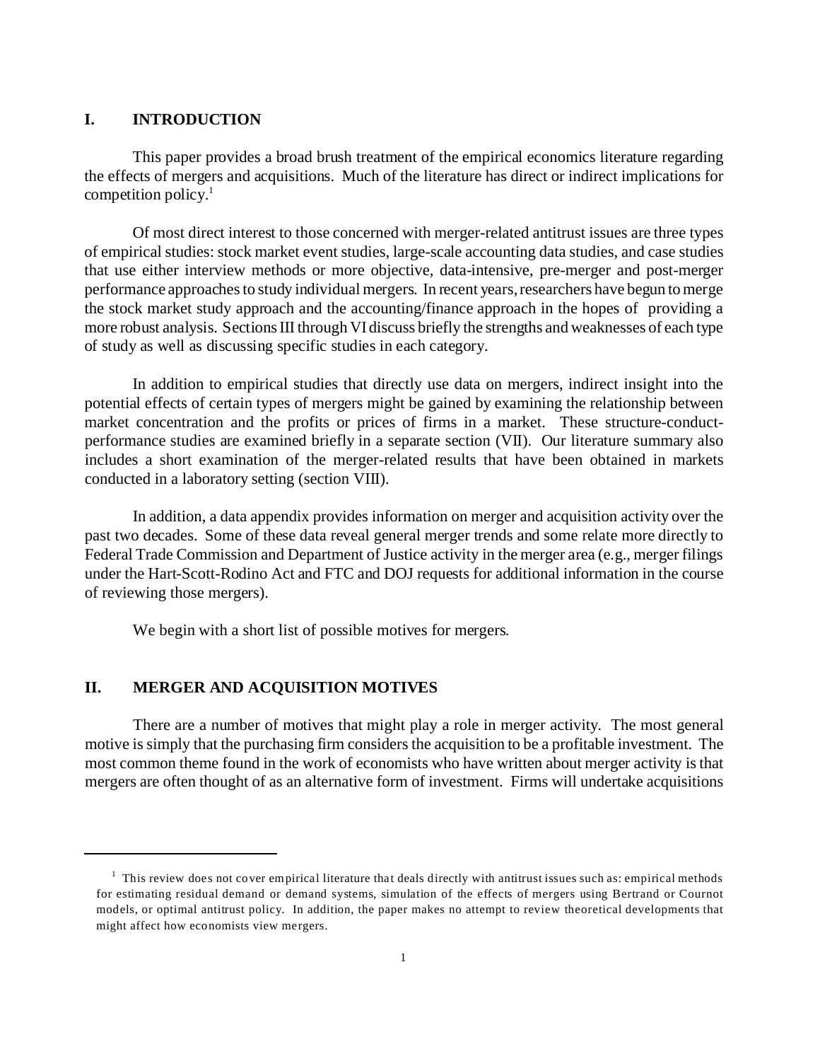## I. INTRODUCTION

This paper provides a broad brush treatment of the empirical economics literature regarding the effects of mergers and acquisitions. Much of the literature has direct or indirect implications for competition policy.[1]

Of most direct interest to those concerned with merger-related antitrust issues are three types of empirical studies: stock market event studies, large-scale accounting data studies, and case studies that use either interview methods or more objective, data-intensive, pre-merger and post-merger performance approaches to study individual mergers. In recent years, researchers have begun to merge the stock market study approach and the accounting/finance approach in the hopes of providing a more robust analysis. Sections III through VI discuss briefly the strengths and weaknesses of each type of study as well as discussing specific studies in each category.

In addition to empirical studies that directly use data on mergers, indirect insight into the potential effects of certain types of mergers might be gained by examining the relationship between market concentration and the profits or prices of firms in a market. These structure-conduct-performance studies are examined briefly in a separate section (VII). Our literature summary also includes a short examination of the merger-related results that have been obtained in markets conducted in a laboratory setting (section VIII).

In addition, a data appendix provides information on merger and acquisition activity over the past two decades. Some of these data reveal general merger trends and some relate more directly to Federal Trade Commission and Department of Justice activity in the merger area (e.g., merger filings under the Hart-Scott-Rodino Act and FTC and DOJ requests for additional information in the course of reviewing those mergers).

We begin with a short list of possible motives for mergers.

## II. MERGER AND ACQUISITION MOTIVES

There are a number of motives that might play a role in merger activity. The most general motive is simply that the purchasing firm considers the acquisition to be a profitable investment. The most common theme found in the work of economists who have written about merger activity is that mergers are often thought of as an alternative form of investment. Firms will undertake acquisitions

---

[1] This review does not cover empirical literature that deals directly with antitrust issues such as: empirical methods for estimating residual demand or demand systems, simulation of the effects of mergers using Bertrand or Cournot models, or optimal antitrust policy. In addition, the paper makes no attempt to review theoretical developments that might affect how economists view mergers.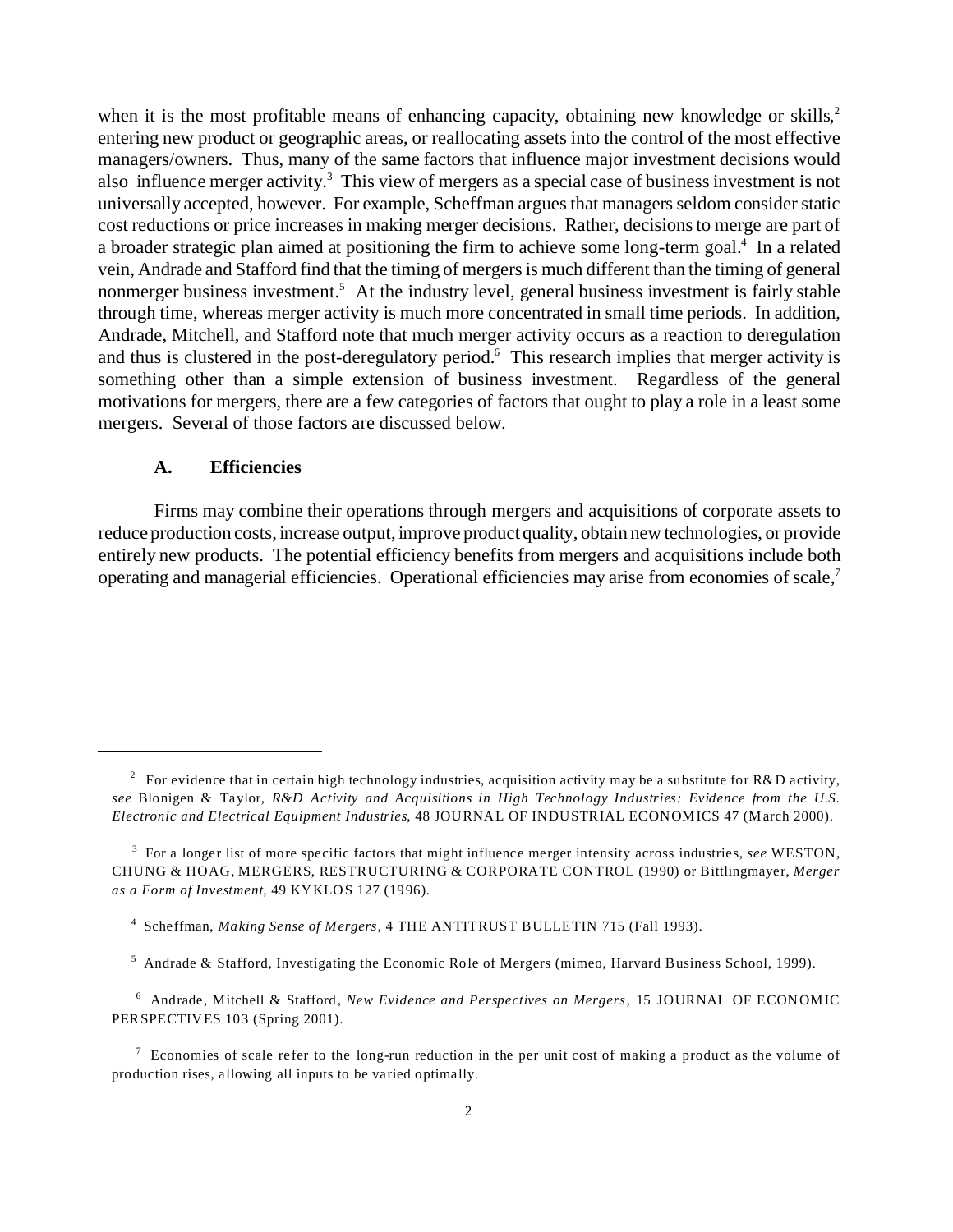when it is the most profitable means of enhancing capacity, obtaining new knowledge or skills,[2] entering new product or geographic areas, or reallocating assets into the control of the most effective managers/owners. Thus, many of the same factors that influence major investment decisions would also influence merger activity.[3] This view of mergers as a special case of business investment is not universally accepted, however. For example, Scheffman argues that managers seldom consider static cost reductions or price increases in making merger decisions. Rather, decisions to merge are part of a broader strategic plan aimed at positioning the firm to achieve some long-term goal.[4] In a related vein, Andrade and Stafford find that the timing of mergers is much different than the timing of general nonmerger business investment.[5] At the industry level, general business investment is fairly stable through time, whereas merger activity is much more concentrated in small time periods. In addition, Andrade, Mitchell, and Stafford note that much merger activity occurs as a reaction to deregulation and thus is clustered in the post-deregulatory period.[6] This research implies that merger activity is something other than a simple extension of business investment. Regardless of the general motivations for mergers, there are a few categories of factors that ought to play a role in a least some mergers. Several of those factors are discussed below.

### A. Efficiencies

Firms may combine their operations through mergers and acquisitions of corporate assets to reduce production costs, increase output, improve product quality, obtain new technologies, or provide entirely new products. The potential efficiency benefits from mergers and acquisitions include both operating and managerial efficiencies. Operational efficiencies may arise from economies of scale,[7]

---

[2] For evidence that in certain high technology industries, acquisition activity may be a substitute for R&D activity, *see* Blonigen & Taylor, *R&D Activity and Acquisitions in High Technology Industries: Evidence from the U.S. Electronic and Electrical Equipment Industries*, 48 JOURNAL OF INDUSTRIAL ECONOMICS 47 (March 2000).

[3] For a longer list of more specific factors that might influence merger intensity across industries, *see* WESTON, CHUNG & HOAG, MERGERS, RESTRUCTURING & CORPORATE CONTROL (1990) or Bittlingmayer, *Merger as a Form of Investment*, 49 KYKLOS 127 (1996).

[4] Scheffman, *Making Sense of Mergers*, 4 THE ANTITRUST BULLETIN 715 (Fall 1993).

[5] Andrade & Stafford, Investigating the Economic Role of Mergers (mimeo, Harvard Business School, 1999).

[6] Andrade, Mitchell & Stafford, *New Evidence and Perspectives on Mergers*, 15 JOURNAL OF ECONOMIC PERSPECTIVES 103 (Spring 2001).

[7] Economies of scale refer to the long-run reduction in the per unit cost of making a product as the volume of production rises, allowing all inputs to be varied optimally.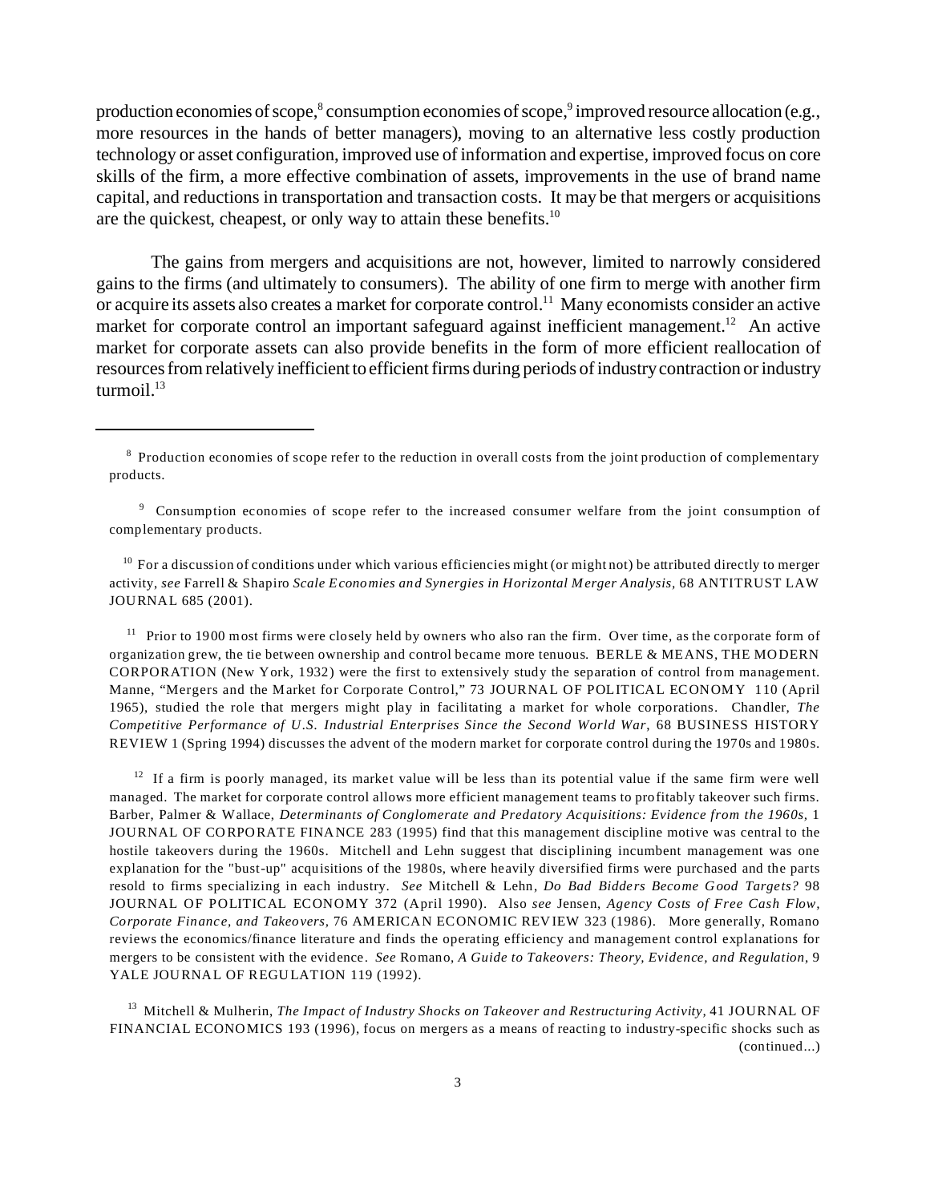production economies of scope,[8] consumption economies of scope,[9] improved resource allocation (e.g., more resources in the hands of better managers), moving to an alternative less costly production technology or asset configuration, improved use of information and expertise, improved focus on core skills of the firm, a more effective combination of assets, improvements in the use of brand name capital, and reductions in transportation and transaction costs. It may be that mergers or acquisitions are the quickest, cheapest, or only way to attain these benefits.[10]

The gains from mergers and acquisitions are not, however, limited to narrowly considered gains to the firms (and ultimately to consumers). The ability of one firm to merge with another firm or acquire its assets also creates a market for corporate control.[11] Many economists consider an active market for corporate control an important safeguard against inefficient management.[12] An active market for corporate assets can also provide benefits in the form of more efficient reallocation of resources from relatively inefficient to efficient firms during periods of industry contraction or industry turmoil.[13]

---

[8] Production economies of scope refer to the reduction in overall costs from the joint production of complementary products.

[9] Consumption economies of scope refer to the increased consumer welfare from the joint consumption of complementary products.

[10] For a discussion of conditions under which various efficiencies might (or might not) be attributed directly to merger activity, *see* Farrell & Shapiro *Scale Economies and Synergies in Horizontal Merger Analysis,* 68 ANTITRUST LAW JOURNAL 685 (2001).

[11] Prior to 1900 most firms were closely held by owners who also ran the firm. Over time, as the corporate form of organization grew, the tie between ownership and control became more tenuous. BERLE & MEANS, THE MODERN CORPORATION (New York, 1932) were the first to extensively study the separation of control from management. Manne, "Mergers and the Market for Corporate Control," 73 JOURNAL OF POLITICAL ECONOMY 110 (April 1965), studied the role that mergers might play in facilitating a market for whole corporations. Chandler, *The Competitive Performance of U.S. Industrial Enterprises Since the Second World War,* 68 BUSINESS HISTORY REVIEW 1 (Spring 1994) discusses the advent of the modern market for corporate control during the 1970s and 1980s.

[12] If a firm is poorly managed, its market value will be less than its potential value if the same firm were well managed. The market for corporate control allows more efficient management teams to profitably takeover such firms. Barber, Palmer & Wallace, *Determinants of Conglomerate and Predatory Acquisitions: Evidence from the 1960s,* 1 JOURNAL OF CORPORATE FINANCE 283 (1995) find that this management discipline motive was central to the hostile takeovers during the 1960s. Mitchell and Lehn suggest that disciplining incumbent management was one explanation for the "bust-up" acquisitions of the 1980s, where heavily diversified firms were purchased and the parts resold to firms specializing in each industry. *See* Mitchell & Lehn, *Do Bad Bidders Become Good Targets?* 98 JOURNAL OF POLITICAL ECONOMY 372 (April 1990). Also *see* Jensen, *Agency Costs of Free Cash Flow, Corporate Finance, and Takeovers,* 76 AMERICAN ECONOMIC REVIEW 323 (1986). More generally, Romano reviews the economics/finance literature and finds the operating efficiency and management control explanations for mergers to be consistent with the evidence. *See* Romano, *A Guide to Takeovers: Theory, Evidence, and Regulation*, 9 YALE JOURNAL OF REGULATION 119 (1992).

[13] Mitchell & Mulherin, *The Impact of Industry Shocks on Takeover and Restructuring Activity,* 41 JOURNAL OF FINANCIAL ECONOMICS 193 (1996), focus on mergers as a means of reacting to industry-specific shocks such as (continued...)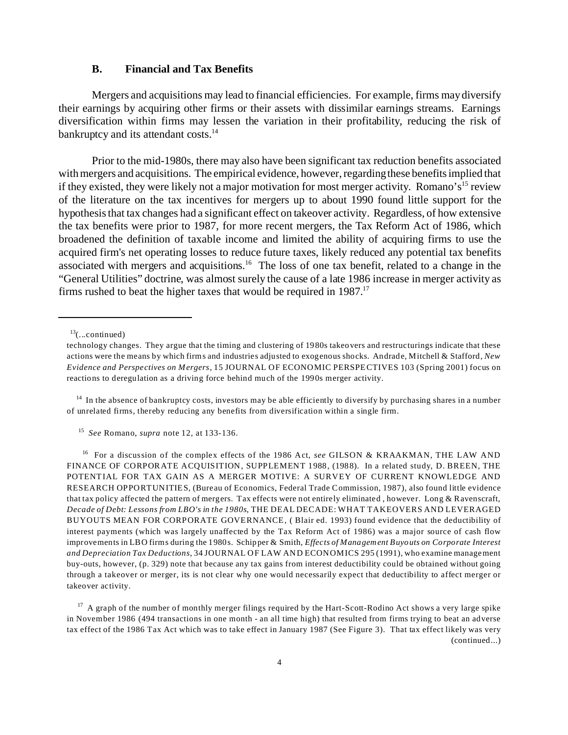### B. Financial and Tax Benefits

Mergers and acquisitions may lead to financial efficiencies. For example, firms may diversify their earnings by acquiring other firms or their assets with dissimilar earnings streams. Earnings diversification within firms may lessen the variation in their profitability, reducing the risk of bankruptcy and its attendant costs.[14]

Prior to the mid-1980s, there may also have been significant tax reduction benefits associated with mergers and acquisitions. The empirical evidence, however, regarding these benefits implied that if they existed, they were likely not a major motivation for most merger activity. Romano's[15] review of the literature on the tax incentives for mergers up to about 1990 found little support for the hypothesis that tax changes had a significant effect on takeover activity. Regardless, of how extensive the tax benefits were prior to 1987, for more recent mergers, the Tax Reform Act of 1986, which broadened the definition of taxable income and limited the ability of acquiring firms to use the acquired firm's net operating losses to reduce future taxes, likely reduced any potential tax benefits associated with mergers and acquisitions.[16] The loss of one tax benefit, related to a change in the "General Utilities" doctrine, was almost surely the cause of a late 1986 increase in merger activity as firms rushed to beat the higher taxes that would be required in 1987.[17]

---

[13](...continued)

technology changes. They argue that the timing and clustering of 1980s takeovers and restructurings indicate that these actions were the means by which firms and industries adjusted to exogenous shocks. Andrade, Mitchell & Stafford, *New Evidence and Perspectives on Mergers*, 15 JOURNAL OF ECONOMIC PERSPECTIVES 103 (Spring 2001) focus on reactions to deregulation as a driving force behind much of the 1990s merger activity.

[14] In the absence of bankruptcy costs, investors may be able efficiently to diversify by purchasing shares in a number of unrelated firms, thereby reducing any benefits from diversification within a single firm.

[15] *See* Romano, *supra* note 12, at 133-136.

[16] For a discussion of the complex effects of the 1986 Act, *see* GILSON & KRAAKMAN, THE LAW AND FINANCE OF CORPORATE ACQUISITION, SUPPLEMENT 1988, (1988). In a related study, D. BREEN, THE POTENTIAL FOR TAX GAIN AS A MERGER MOTIVE: A SURVEY OF CURRENT KNOWLEDGE AND RESEARCH OPPORTUNITIES, (Bureau of Economics, Federal Trade Commission, 1987), also found little evidence that tax policy affected the pattern of mergers. Tax effects were not entirely eliminated , however. Long & Ravenscraft, *Decade of Debt: Lessons from LBO's in the 1980s*, THE DEAL DECADE: WHAT TAKEOVERS AND LEVERAGED BUYOUTS MEAN FOR CORPORATE GOVERNANCE, ( Blair ed. 1993) found evidence that the deductibility of interest payments (which was largely unaffected by the Tax Reform Act of 1986) was a major source of cash flow improvements in LBO firms during the 1980s. Schipper & Smith, *Effects of Management Buyouts on Corporate Interest and Depreciation Tax Deductions*, 34 JOURNAL OF LAW AND ECONOMICS 295 (1991), who examine management buy-outs, however, (p. 329) note that because any tax gains from interest deductibility could be obtained without going through a takeover or merger, its is not clear why one would necessarily expect that deductibility to affect merger or takeover activity.

[17] A graph of the number of monthly merger filings required by the Hart-Scott-Rodino Act shows a very large spike in November 1986 (494 transactions in one month - an all time high) that resulted from firms trying to beat an adverse tax effect of the 1986 Tax Act which was to take effect in January 1987 (See Figure 3). That tax effect likely was very (continued...)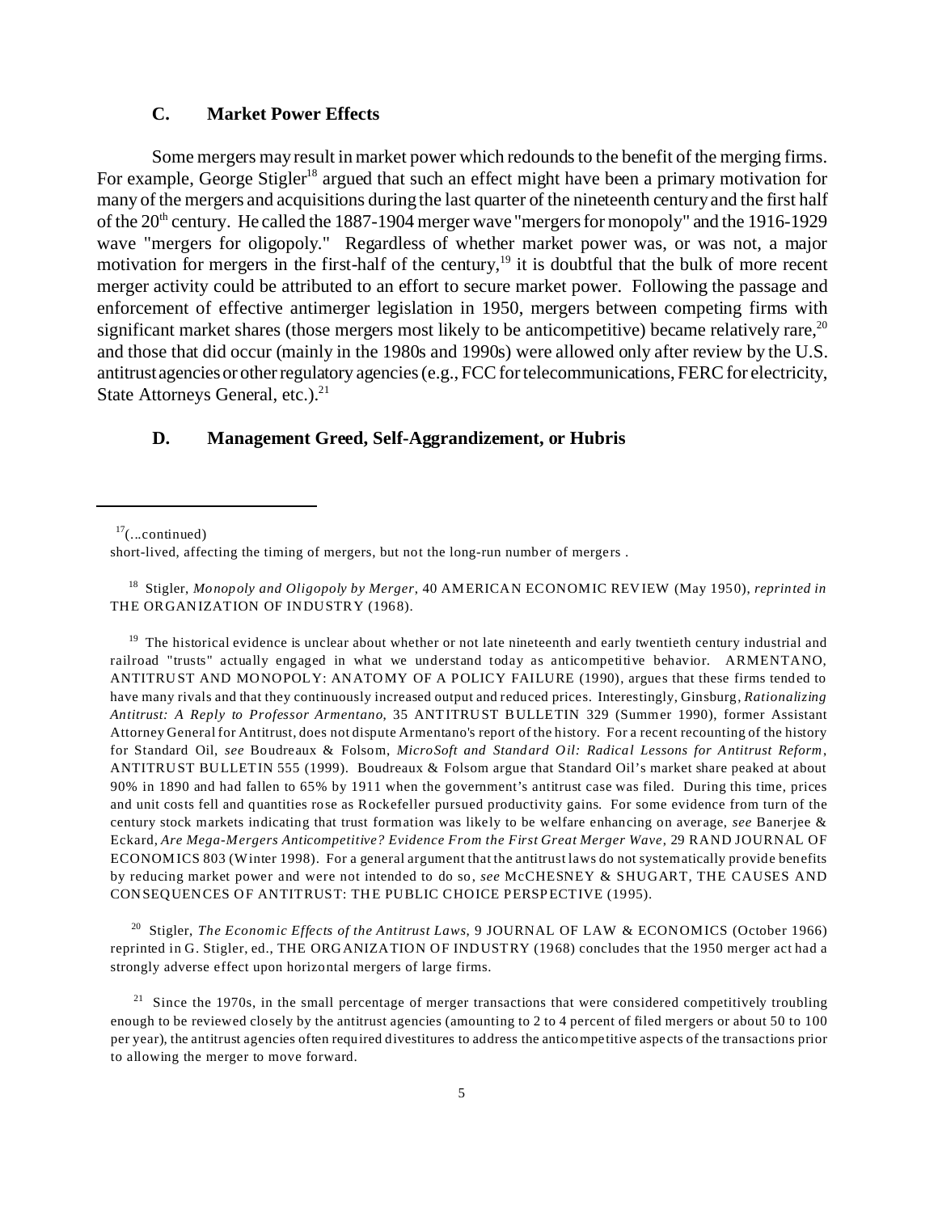### C. Market Power Effects

Some mergers may result in market power which redounds to the benefit of the merging firms. For example, George Stigler[18] argued that such an effect might have been a primary motivation for many of the mergers and acquisitions during the last quarter of the nineteenth century and the first half of the 20th century. He called the 1887-1904 merger wave "mergers for monopoly" and the 1916-1929 wave "mergers for oligopoly." Regardless of whether market power was, or was not, a major motivation for mergers in the first-half of the century,[19] it is doubtful that the bulk of more recent merger activity could be attributed to an effort to secure market power. Following the passage and enforcement of effective antimerger legislation in 1950, mergers between competing firms with significant market shares (those mergers most likely to be anticompetitive) became relatively rare,[20] and those that did occur (mainly in the 1980s and 1990s) were allowed only after review by the U.S. antitrust agencies or other regulatory agencies (e.g., FCC for telecommunications, FERC for electricity, State Attorneys General, etc.).[21]

### D. Management Greed, Self-Aggrandizement, or Hubris

---

[17](...continued)
short-lived, affecting the timing of mergers, but not the long-run number of mergers .

[18] Stigler, *Monopoly and Oligopoly by Merger*, 40 AMERICAN ECONOMIC REVIEW (May 1950), *reprinted in* THE ORGANIZATION OF INDUSTRY (1968).

[19] The historical evidence is unclear about whether or not late nineteenth and early twentieth century industrial and railroad "trusts" actually engaged in what we understand today as anticompetitive behavior. ARMENTANO, ANTITRUST AND MONOPOLY: ANATOMY OF A POLICY FAILURE (1990), argues that these firms tended to have many rivals and that they continuously increased output and reduced prices. Interestingly, Ginsburg, *Rationalizing Antitrust: A Reply to Professor Armentano*, 35 ANTITRUST BULLETIN 329 (Summer 1990), former Assistant Attorney General for Antitrust, does not dispute Armentano's report of the history. For a recent recounting of the history for Standard Oil, *see* Boudreaux & Folsom, *MicroSoft and Standard Oil: Radical Lessons for Antitrust Reform*, ANTITRUST BULLETIN 555 (1999). Boudreaux & Folsom argue that Standard Oil's market share peaked at about 90% in 1890 and had fallen to 65% by 1911 when the government's antitrust case was filed. During this time, prices and unit costs fell and quantities rose as Rockefeller pursued productivity gains. For some evidence from turn of the century stock markets indicating that trust formation was likely to be welfare enhancing on average, *see* Banerjee & Eckard, *Are Mega-Mergers Anticompetitive? Evidence From the First Great Merger Wave*, 29 RAND JOURNAL OF ECONOMICS 803 (Winter 1998). For a general argument that the antitrust laws do not systematically provide benefits by reducing market power and were not intended to do so, *see* McCHESNEY & SHUGART, THE CAUSES AND CONSEQUENCES OF ANTITRUST: THE PUBLIC CHOICE PERSPECTIVE (1995).

[20] Stigler, *The Economic Effects of the Antitrust Laws*, 9 JOURNAL OF LAW & ECONOMICS (October 1966) reprinted in G. Stigler, ed., THE ORGANIZATION OF INDUSTRY (1968) concludes that the 1950 merger act had a strongly adverse effect upon horizontal mergers of large firms.

[21] Since the 1970s, in the small percentage of merger transactions that were considered competitively troubling enough to be reviewed closely by the antitrust agencies (amounting to 2 to 4 percent of filed mergers or about 50 to 100 per year), the antitrust agencies often required divestitures to address the anticompetitive aspects of the transactions prior to allowing the merger to move forward.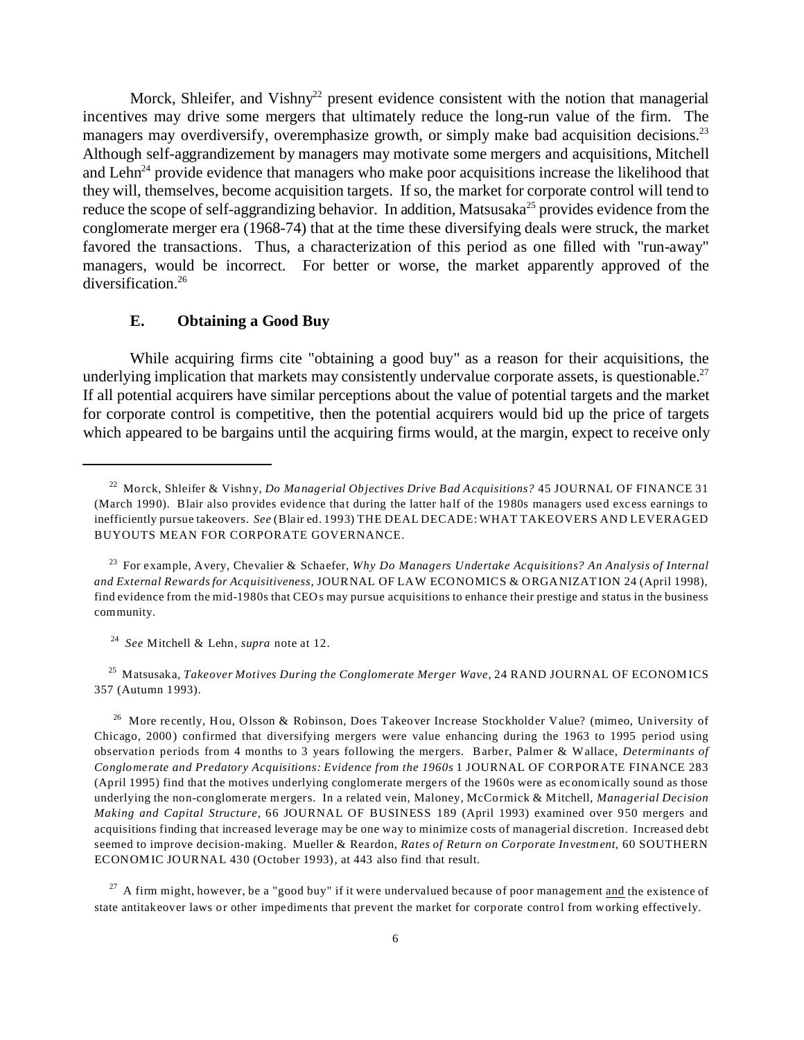Morck, Shleifer, and Vishny[22] present evidence consistent with the notion that managerial incentives may drive some mergers that ultimately reduce the long-run value of the firm. The managers may overdiversify, overemphasize growth, or simply make bad acquisition decisions.[23] Although self-aggrandizement by managers may motivate some mergers and acquisitions, Mitchell and Lehn[24] provide evidence that managers who make poor acquisitions increase the likelihood that they will, themselves, become acquisition targets. If so, the market for corporate control will tend to reduce the scope of self-aggrandizing behavior. In addition, Matsusaka[25] provides evidence from the conglomerate merger era (1968-74) that at the time these diversifying deals were struck, the market favored the transactions. Thus, a characterization of this period as one filled with "run-away" managers, would be incorrect. For better or worse, the market apparently approved of the diversification.[26]

### E. Obtaining a Good Buy

While acquiring firms cite "obtaining a good buy" as a reason for their acquisitions, the underlying implication that markets may consistently undervalue corporate assets, is questionable.[27] If all potential acquirers have similar perceptions about the value of potential targets and the market for corporate control is competitive, then the potential acquirers would bid up the price of targets which appeared to be bargains until the acquiring firms would, at the margin, expect to receive only

---

[22] Morck, Shleifer & Vishny, *Do Managerial Objectives Drive Bad Acquisitions?* 45 JOURNAL OF FINANCE 31 (March 1990). Blair also provides evidence that during the latter half of the 1980s managers used excess earnings to inefficiently pursue takeovers. *See* (Blair ed. 1993) THE DEAL DECADE: WHAT TAKEOVERS AND LEVERAGED BUYOUTS MEAN FOR CORPORATE GOVERNANCE.

[23] For example, Avery, Chevalier & Schaefer, *Why Do Managers Undertake Acquisitions? An Analysis of Internal and External Rewards for Acquisitiveness,* JOURNAL OF LAW ECONOMICS & ORGANIZATION 24 (April 1998), find evidence from the mid-1980s that CEOs may pursue acquisitions to enhance their prestige and status in the business community.

[24] *See* Mitchell & Lehn, *supra* note at 12.

[25] Matsusaka, *Takeover Motives During the Conglomerate Merger Wave,* 24 RAND JOURNAL OF ECONOMICS 357 (Autumn 1993).

[26] More recently, Hou, Olsson & Robinson, Does Takeover Increase Stockholder Value? (mimeo, University of Chicago, 2000) confirmed that diversifying mergers were value enhancing during the 1963 to 1995 period using observation periods from 4 months to 3 years following the mergers. Barber, Palmer & Wallace, *Determinants of Conglomerate and Predatory Acquisitions: Evidence from the 1960s* 1 JOURNAL OF CORPORATE FINANCE 283 (April 1995) find that the motives underlying conglomerate mergers of the 1960s were as economically sound as those underlying the non-conglomerate mergers. In a related vein, Maloney, McCormick & Mitchell, *Managerial Decision Making and Capital Structure,* 66 JOURNAL OF BUSINESS 189 (April 1993) examined over 950 mergers and acquisitions finding that increased leverage may be one way to minimize costs of managerial discretion. Increased debt seemed to improve decision-making. Mueller & Reardon, *Rates of Return on Corporate Investment,* 60 SOUTHERN ECONOMIC JOURNAL 430 (October 1993), at 443 also find that result.

[27] A firm might, however, be a "good buy" if it were undervalued because of poor management <u>and</u> the existence of state antitakeover laws or other impediments that prevent the market for corporate control from working effectively.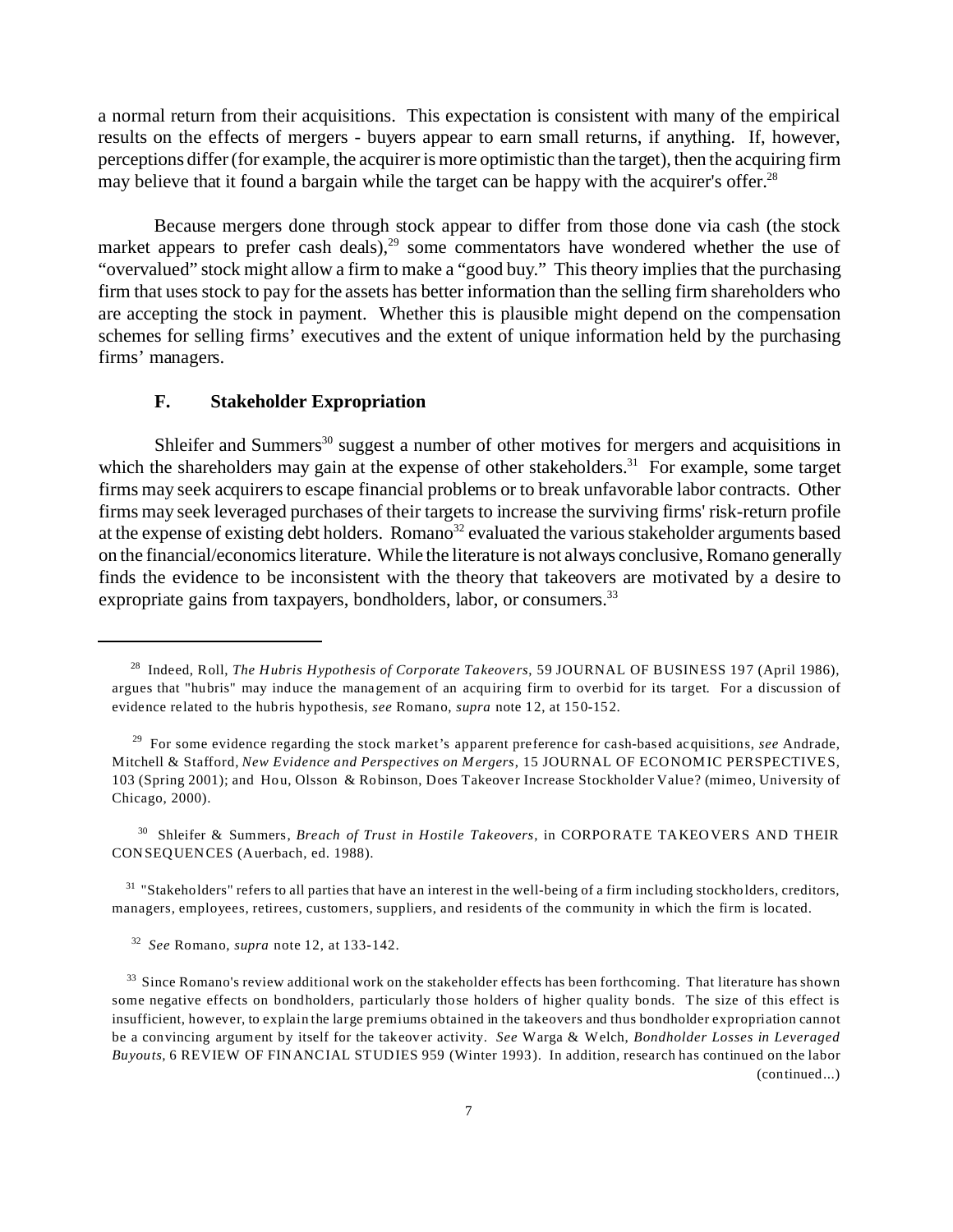a normal return from their acquisitions. This expectation is consistent with many of the empirical results on the effects of mergers - buyers appear to earn small returns, if anything. If, however, perceptions differ (for example, the acquirer is more optimistic than the target), then the acquiring firm may believe that it found a bargain while the target can be happy with the acquirer's offer.[28]

Because mergers done through stock appear to differ from those done via cash (the stock market appears to prefer cash deals),[29] some commentators have wondered whether the use of "overvalued" stock might allow a firm to make a "good buy." This theory implies that the purchasing firm that uses stock to pay for the assets has better information than the selling firm shareholders who are accepting the stock in payment. Whether this is plausible might depend on the compensation schemes for selling firms' executives and the extent of unique information held by the purchasing firms' managers.

### F. Stakeholder Expropriation

Shleifer and Summers[30] suggest a number of other motives for mergers and acquisitions in which the shareholders may gain at the expense of other stakeholders.[31] For example, some target firms may seek acquirers to escape financial problems or to break unfavorable labor contracts. Other firms may seek leveraged purchases of their targets to increase the surviving firms' risk-return profile at the expense of existing debt holders. Romano[32] evaluated the various stakeholder arguments based on the financial/economics literature. While the literature is not always conclusive, Romano generally finds the evidence to be inconsistent with the theory that takeovers are motivated by a desire to expropriate gains from taxpayers, bondholders, labor, or consumers.[33]

---

[28] Indeed, Roll, *The Hubris Hypothesis of Corporate Takeovers*, 59 JOURNAL OF BUSINESS 197 (April 1986), argues that "hubris" may induce the management of an acquiring firm to overbid for its target. For a discussion of evidence related to the hubris hypothesis, *see* Romano, *supra* note 12, at 150-152.

[29] For some evidence regarding the stock market's apparent preference for cash-based acquisitions, *see* Andrade, Mitchell & Stafford, *New Evidence and Perspectives on Mergers*, 15 JOURNAL OF ECONOMIC PERSPECTIVES, 103 (Spring 2001); and Hou, Olsson & Robinson, Does Takeover Increase Stockholder Value? (mimeo, University of Chicago, 2000).

[30] Shleifer & Summers, *Breach of Trust in Hostile Takeovers*, in CORPORATE TAKEOVERS AND THEIR CONSEQUENCES (Auerbach, ed. 1988).

[31] "Stakeholders" refers to all parties that have an interest in the well-being of a firm including stockholders, creditors, managers, employees, retirees, customers, suppliers, and residents of the community in which the firm is located.

[32] *See* Romano, *supra* note 12, at 133-142.

[33] Since Romano's review additional work on the stakeholder effects has been forthcoming. That literature has shown some negative effects on bondholders, particularly those holders of higher quality bonds. The size of this effect is insufficient, however, to explain the large premiums obtained in the takeovers and thus bondholder expropriation cannot be a convincing argument by itself for the takeover activity. *See* Warga & Welch, *Bondholder Losses in Leveraged Buyouts*, 6 REVIEW OF FINANCIAL STUDIES 959 (Winter 1993). In addition, research has continued on the labor (continued...)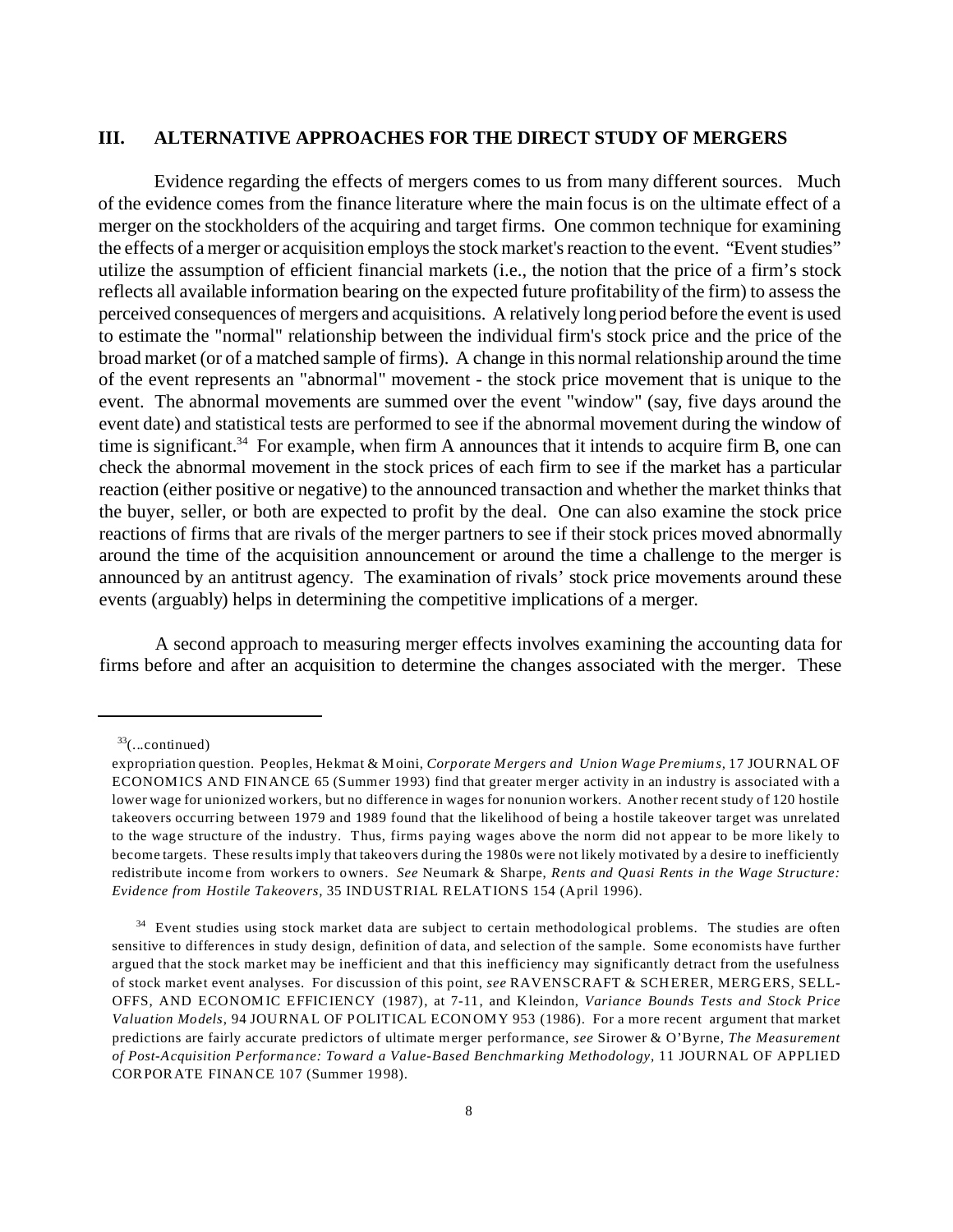## III. ALTERNATIVE APPROACHES FOR THE DIRECT STUDY OF MERGERS

Evidence regarding the effects of mergers comes to us from many different sources. Much of the evidence comes from the finance literature where the main focus is on the ultimate effect of a merger on the stockholders of the acquiring and target firms. One common technique for examining the effects of a merger or acquisition employs the stock market's reaction to the event. "Event studies" utilize the assumption of efficient financial markets (i.e., the notion that the price of a firm's stock reflects all available information bearing on the expected future profitability of the firm) to assess the perceived consequences of mergers and acquisitions. A relatively long period before the event is used to estimate the "normal" relationship between the individual firm's stock price and the price of the broad market (or of a matched sample of firms). A change in this normal relationship around the time of the event represents an "abnormal" movement - the stock price movement that is unique to the event. The abnormal movements are summed over the event "window" (say, five days around the event date) and statistical tests are performed to see if the abnormal movement during the window of time is significant.[34] For example, when firm A announces that it intends to acquire firm B, one can check the abnormal movement in the stock prices of each firm to see if the market has a particular reaction (either positive or negative) to the announced transaction and whether the market thinks that the buyer, seller, or both are expected to profit by the deal. One can also examine the stock price reactions of firms that are rivals of the merger partners to see if their stock prices moved abnormally around the time of the acquisition announcement or around the time a challenge to the merger is announced by an antitrust agency. The examination of rivals' stock price movements around these events (arguably) helps in determining the competitive implications of a merger.

A second approach to measuring merger effects involves examining the accounting data for firms before and after an acquisition to determine the changes associated with the merger. These

---

[33](...continued)

expropriation question. Peoples, Hekmat & Moini, *Corporate Mergers and Union Wage Premiums*, 17 JOURNAL OF ECONOMICS AND FINANCE 65 (Summer 1993) find that greater merger activity in an industry is associated with a lower wage for unionized workers, but no difference in wages for nonunion workers. Another recent study of 120 hostile takeovers occurring between 1979 and 1989 found that the likelihood of being a hostile takeover target was unrelated to the wage structure of the industry. Thus, firms paying wages above the norm did not appear to be more likely to become targets. These results imply that takeovers during the 1980s were not likely motivated by a desire to inefficiently redistribute income from workers to owners. *See* Neumark & Sharpe, *Rents and Quasi Rents in the Wage Structure: Evidence from Hostile Takeovers*, 35 INDUSTRIAL RELATIONS 154 (April 1996).

[34] Event studies using stock market data are subject to certain methodological problems. The studies are often sensitive to differences in study design, definition of data, and selection of the sample. Some economists have further argued that the stock market may be inefficient and that this inefficiency may significantly detract from the usefulness of stock market event analyses. For discussion of this point, *see* RAVENSCRAFT & SCHERER, MERGERS, SELL-OFFS, AND ECONOMIC EFFICIENCY (1987), at 7-11, and Kleindon, *Variance Bounds Tests and Stock Price Valuation Models*, 94 JOURNAL OF POLITICAL ECONOMY 953 (1986). For a more recent argument that market predictions are fairly accurate predictors of ultimate merger performance, *see* Sirower & O'Byrne, *The Measurement of Post-Acquisition Performance: Toward a Value-Based Benchmarking Methodology*, 11 JOURNAL OF APPLIED CORPORATE FINANCE 107 (Summer 1998).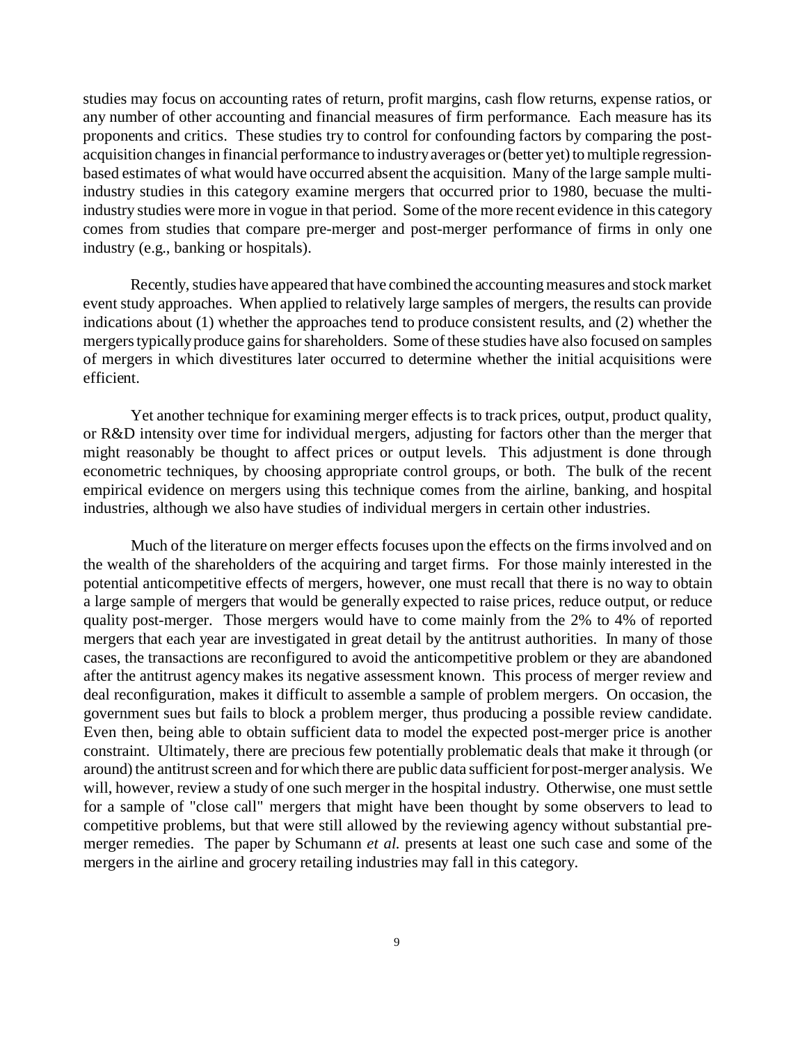studies may focus on accounting rates of return, profit margins, cash flow returns, expense ratios, or any number of other accounting and financial measures of firm performance. Each measure has its proponents and critics. These studies try to control for confounding factors by comparing the post-acquisition changes in financial performance to industry averages or (better yet) to multiple regression-based estimates of what would have occurred absent the acquisition. Many of the large sample multi-industry studies in this category examine mergers that occurred prior to 1980, becuase the multi-industry studies were more in vogue in that period. Some of the more recent evidence in this category comes from studies that compare pre-merger and post-merger performance of firms in only one industry (e.g., banking or hospitals).

Recently, studies have appeared that have combined the accounting measures and stock market event study approaches. When applied to relatively large samples of mergers, the results can provide indications about (1) whether the approaches tend to produce consistent results, and (2) whether the mergers typically produce gains for shareholders. Some of these studies have also focused on samples of mergers in which divestitures later occurred to determine whether the initial acquisitions were efficient.

Yet another technique for examining merger effects is to track prices, output, product quality, or R&D intensity over time for individual mergers, adjusting for factors other than the merger that might reasonably be thought to affect prices or output levels. This adjustment is done through econometric techniques, by choosing appropriate control groups, or both. The bulk of the recent empirical evidence on mergers using this technique comes from the airline, banking, and hospital industries, although we also have studies of individual mergers in certain other industries.

Much of the literature on merger effects focuses upon the effects on the firms involved and on the wealth of the shareholders of the acquiring and target firms. For those mainly interested in the potential anticompetitive effects of mergers, however, one must recall that there is no way to obtain a large sample of mergers that would be generally expected to raise prices, reduce output, or reduce quality post-merger. Those mergers would have to come mainly from the 2% to 4% of reported mergers that each year are investigated in great detail by the antitrust authorities. In many of those cases, the transactions are reconfigured to avoid the anticompetitive problem or they are abandoned after the antitrust agency makes its negative assessment known. This process of merger review and deal reconfiguration, makes it difficult to assemble a sample of problem mergers. On occasion, the government sues but fails to block a problem merger, thus producing a possible review candidate. Even then, being able to obtain sufficient data to model the expected post-merger price is another constraint. Ultimately, there are precious few potentially problematic deals that make it through (or around) the antitrust screen and for which there are public data sufficient for post-merger analysis. We will, however, review a study of one such merger in the hospital industry. Otherwise, one must settle for a sample of "close call" mergers that might have been thought by some observers to lead to competitive problems, but that were still allowed by the reviewing agency without substantial pre-merger remedies. The paper by Schumann *et al.* presents at least one such case and some of the mergers in the airline and grocery retailing industries may fall in this category.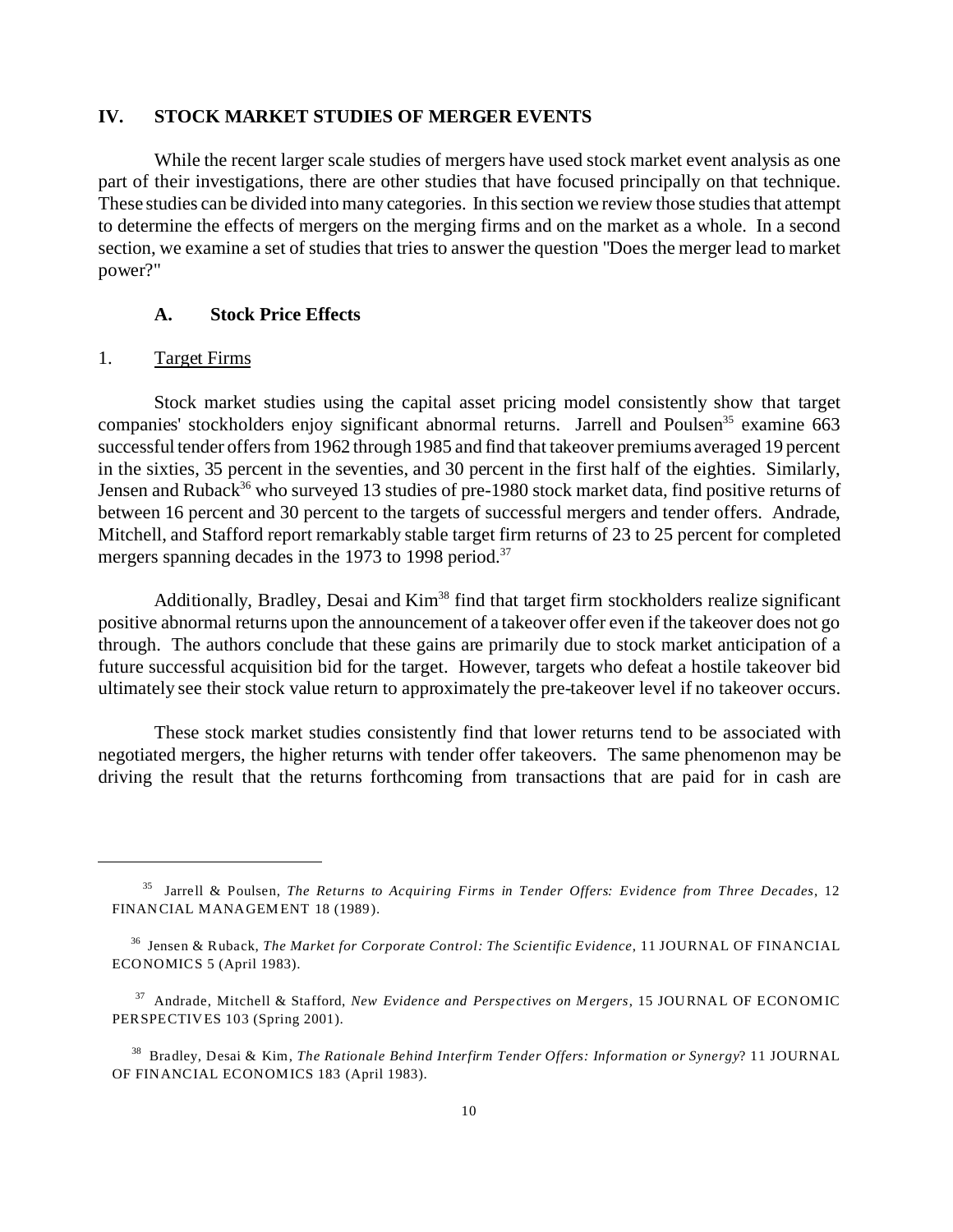## IV. STOCK MARKET STUDIES OF MERGER EVENTS

While the recent larger scale studies of mergers have used stock market event analysis as one part of their investigations, there are other studies that have focused principally on that technique. These studies can be divided into many categories. In this section we review those studies that attempt to determine the effects of mergers on the merging firms and on the market as a whole. In a second section, we examine a set of studies that tries to answer the question "Does the merger lead to market power?"

### A. Stock Price Effects

#### 1. Target Firms

Stock market studies using the capital asset pricing model consistently show that target companies' stockholders enjoy significant abnormal returns. Jarrell and Poulsen[35] examine 663 successful tender offers from 1962 through 1985 and find that takeover premiums averaged 19 percent in the sixties, 35 percent in the seventies, and 30 percent in the first half of the eighties. Similarly, Jensen and Ruback[36] who surveyed 13 studies of pre-1980 stock market data, find positive returns of between 16 percent and 30 percent to the targets of successful mergers and tender offers. Andrade, Mitchell, and Stafford report remarkably stable target firm returns of 23 to 25 percent for completed mergers spanning decades in the 1973 to 1998 period.[37]

Additionally, Bradley, Desai and Kim[38] find that target firm stockholders realize significant positive abnormal returns upon the announcement of a takeover offer even if the takeover does not go through. The authors conclude that these gains are primarily due to stock market anticipation of a future successful acquisition bid for the target. However, targets who defeat a hostile takeover bid ultimately see their stock value return to approximately the pre-takeover level if no takeover occurs.

These stock market studies consistently find that lower returns tend to be associated with negotiated mergers, the higher returns with tender offer takeovers. The same phenomenon may be driving the result that the returns forthcoming from transactions that are paid for in cash are

---

[35] Jarrell & Poulsen, *The Returns to Acquiring Firms in Tender Offers: Evidence from Three Decades*, 12 FINANCIAL MANAGEMENT 18 (1989).

[36] Jensen & Ruback, *The Market for Corporate Control: The Scientific Evidence*, 11 JOURNAL OF FINANCIAL ECONOMICS 5 (April 1983).

[37] Andrade, Mitchell & Stafford, *New Evidence and Perspectives on Mergers*, 15 JOURNAL OF ECONOMIC PERSPECTIVES 103 (Spring 2001).

[38] Bradley, Desai & Kim, *The Rationale Behind Interfirm Tender Offers: Information or Synergy*? 11 JOURNAL OF FINANCIAL ECONOMICS 183 (April 1983).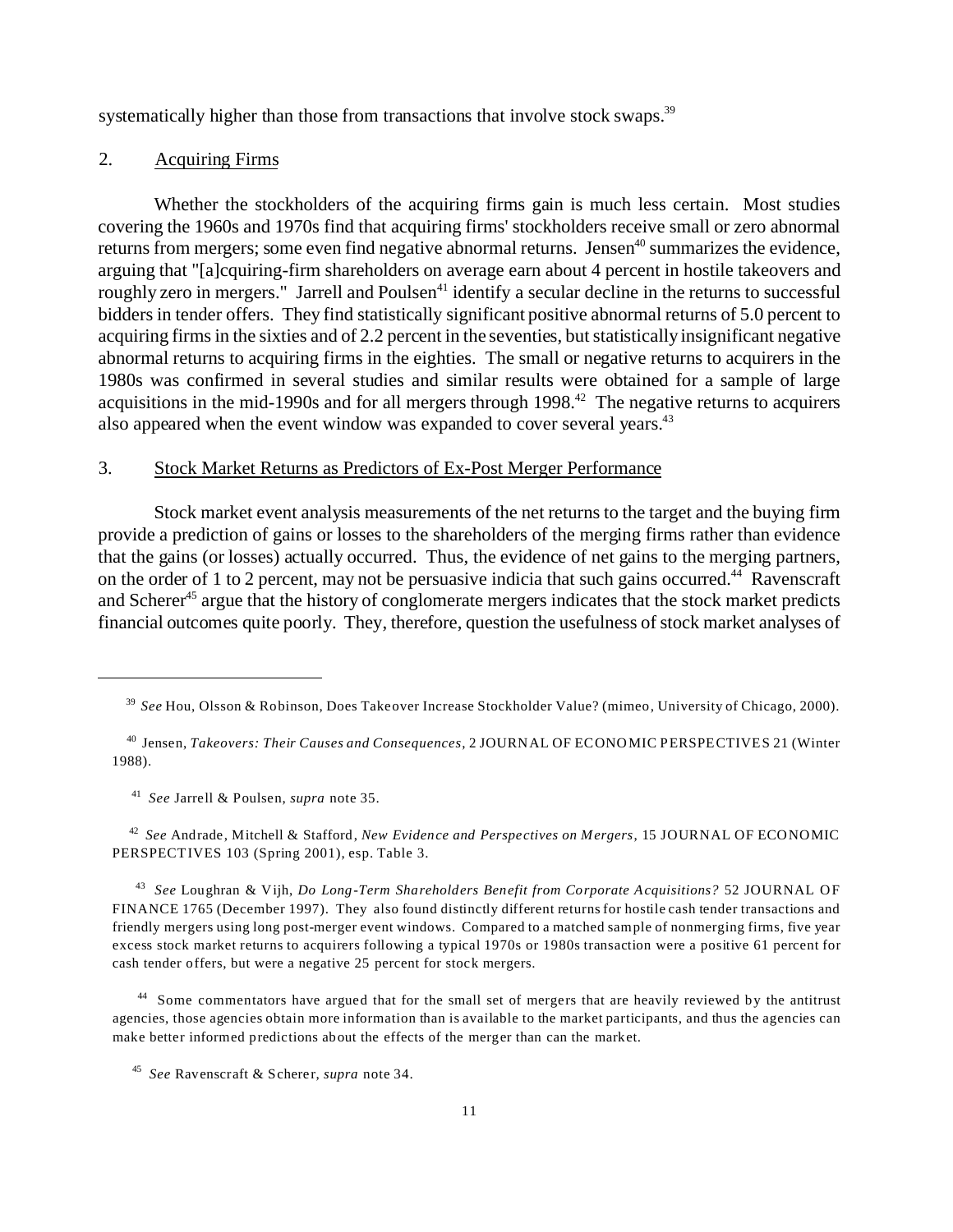systematically higher than those from transactions that involve stock swaps.[39]

### 2. Acquiring Firms

Whether the stockholders of the acquiring firms gain is much less certain. Most studies covering the 1960s and 1970s find that acquiring firms' stockholders receive small or zero abnormal returns from mergers; some even find negative abnormal returns. Jensen[40] summarizes the evidence, arguing that "[a]cquiring-firm shareholders on average earn about 4 percent in hostile takeovers and roughly zero in mergers." Jarrell and Poulsen[41] identify a secular decline in the returns to successful bidders in tender offers. They find statistically significant positive abnormal returns of 5.0 percent to acquiring firms in the sixties and of 2.2 percent in the seventies, but statistically insignificant negative abnormal returns to acquiring firms in the eighties. The small or negative returns to acquirers in the 1980s was confirmed in several studies and similar results were obtained for a sample of large acquisitions in the mid-1990s and for all mergers through 1998.[42] The negative returns to acquirers also appeared when the event window was expanded to cover several years.[43]

### 3. Stock Market Returns as Predictors of Ex-Post Merger Performance

Stock market event analysis measurements of the net returns to the target and the buying firm provide a prediction of gains or losses to the shareholders of the merging firms rather than evidence that the gains (or losses) actually occurred. Thus, the evidence of net gains to the merging partners, on the order of 1 to 2 percent, may not be persuasive indicia that such gains occurred.[44] Ravenscraft and Scherer[45] argue that the history of conglomerate mergers indicates that the stock market predicts financial outcomes quite poorly. They, therefore, question the usefulness of stock market analyses of

---

[39] *See* Hou, Olsson & Robinson, Does Takeover Increase Stockholder Value? (mimeo, University of Chicago, 2000).

[40] Jensen, *Takeovers: Their Causes and Consequences*, 2 JOURNAL OF ECONOMIC PERSPECTIVES 21 (Winter 1988).

[41] *See* Jarrell & Poulsen, *supra* note 35.

[42] *See* Andrade, Mitchell & Stafford, *New Evidence and Perspectives on Mergers*, 15 JOURNAL OF ECONOMIC PERSPECTIVES 103 (Spring 2001), esp. Table 3.

[43] *See* Loughran & Vijh, *Do Long-Term Shareholders Benefit from Corporate Acquisitions?* 52 JOURNAL OF FINANCE 1765 (December 1997). They also found distinctly different returns for hostile cash tender transactions and friendly mergers using long post-merger event windows. Compared to a matched sample of nonmerging firms, five year excess stock market returns to acquirers following a typical 1970s or 1980s transaction were a positive 61 percent for cash tender offers, but were a negative 25 percent for stock mergers.

[44] Some commentators have argued that for the small set of mergers that are heavily reviewed by the antitrust agencies, those agencies obtain more information than is available to the market participants, and thus the agencies can make better informed predictions about the effects of the merger than can the market.

[45] *See* Ravenscraft & Scherer, *supra* note 34.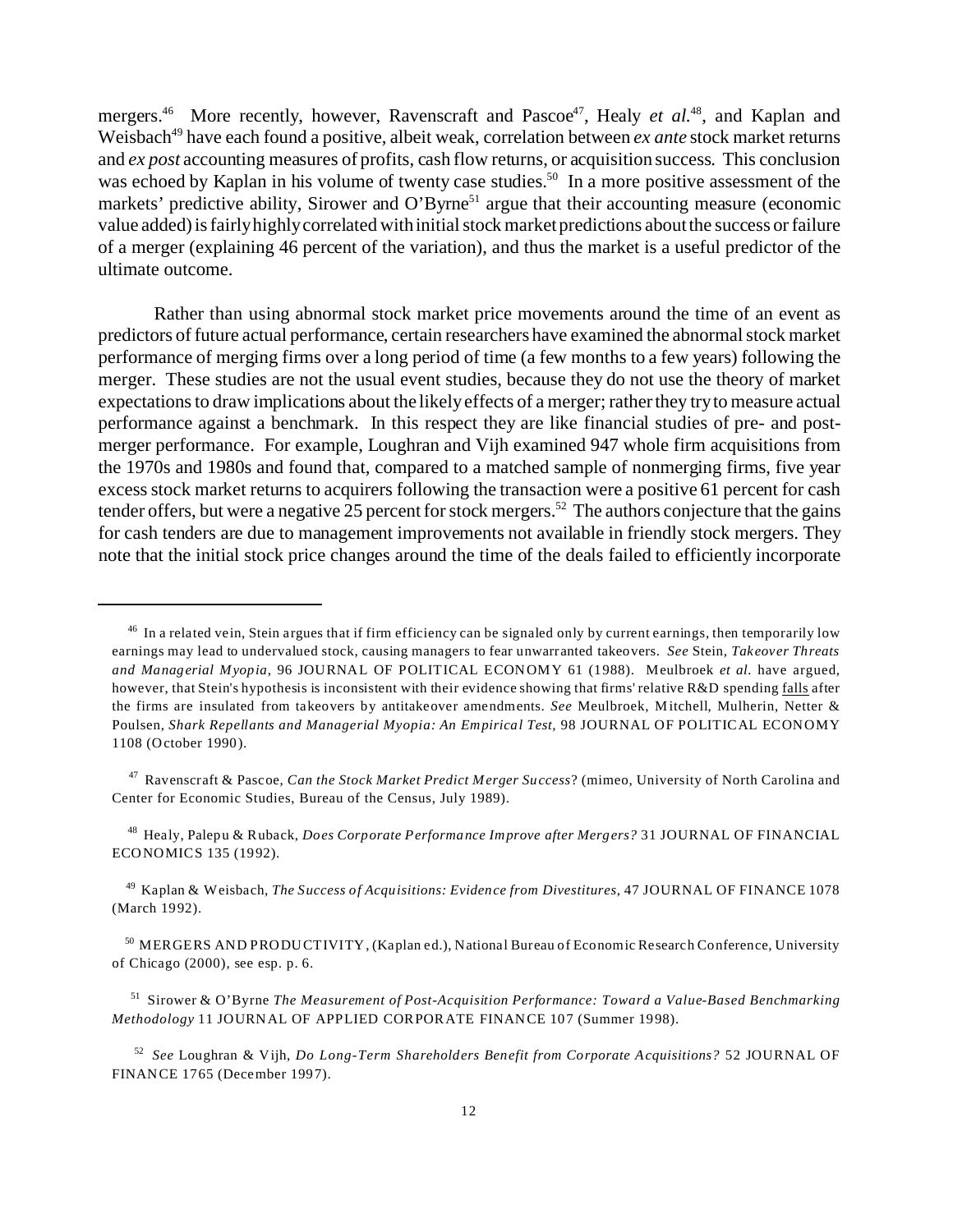mergers.[46] More recently, however, Ravenscraft and Pascoe[47], Healy *et al.*[48], and Kaplan and Weisbach[49] have each found a positive, albeit weak, correlation between *ex ante* stock market returns and *ex post* accounting measures of profits, cash flow returns, or acquisition success. This conclusion was echoed by Kaplan in his volume of twenty case studies.[50] In a more positive assessment of the markets' predictive ability, Sirower and O'Byrne[51] argue that their accounting measure (economic value added) is fairly highly correlated with initial stock market predictions about the success or failure of a merger (explaining 46 percent of the variation), and thus the market is a useful predictor of the ultimate outcome.

Rather than using abnormal stock market price movements around the time of an event as predictors of future actual performance, certain researchers have examined the abnormal stock market performance of merging firms over a long period of time (a few months to a few years) following the merger. These studies are not the usual event studies, because they do not use the theory of market expectations to draw implications about the likely effects of a merger; rather they try to measure actual performance against a benchmark. In this respect they are like financial studies of pre- and post-merger performance. For example, Loughran and Vijh examined 947 whole firm acquisitions from the 1970s and 1980s and found that, compared to a matched sample of nonmerging firms, five year excess stock market returns to acquirers following the transaction were a positive 61 percent for cash tender offers, but were a negative 25 percent for stock mergers.[52] The authors conjecture that the gains for cash tenders are due to management improvements not available in friendly stock mergers. They note that the initial stock price changes around the time of the deals failed to efficiently incorporate

---

[46] In a related vein, Stein argues that if firm efficiency can be signaled only by current earnings, then temporarily low earnings may lead to undervalued stock, causing managers to fear unwarranted takeovers. *See* Stein, *Takeover Threats and Managerial Myopia*, 96 JOURNAL OF POLITICAL ECONOMY 61 (1988). Meulbroek *et al.* have argued, however, that Stein's hypothesis is inconsistent with their evidence showing that firms' relative R&D spending falls after the firms are insulated from takeovers by antitakeover amendments. *See* Meulbroek, Mitchell, Mulherin, Netter & Poulsen, *Shark Repellants and Managerial Myopia: An Empirical Test,* 98 JOURNAL OF POLITICAL ECONOMY 1108 (October 1990).

[47] Ravenscraft & Pascoe, *Can the Stock Market Predict Merger Success*? (mimeo, University of North Carolina and Center for Economic Studies, Bureau of the Census, July 1989).

[48] Healy, Palepu & Ruback, *Does Corporate Performance Improve after Mergers?* 31 JOURNAL OF FINANCIAL ECONOMICS 135 (1992).

[49] Kaplan & Weisbach, *The Success of Acquisitions: Evidence from Divestitures,* 47 JOURNAL OF FINANCE 1078 (March 1992).

[50] MERGERS AND PRODUCTIVITY, (Kaplan ed.), National Bureau of Economic Research Conference, University of Chicago (2000), see esp. p. 6.

[51] Sirower & O'Byrne *The Measurement of Post-Acquisition Performance: Toward a Value-Based Benchmarking Methodology* 11 JOURNAL OF APPLIED CORPORATE FINANCE 107 (Summer 1998).

[52] *See* Loughran & Vijh, *Do Long-Term Shareholders Benefit from Corporate Acquisitions?* 52 JOURNAL OF FINANCE 1765 (December 1997).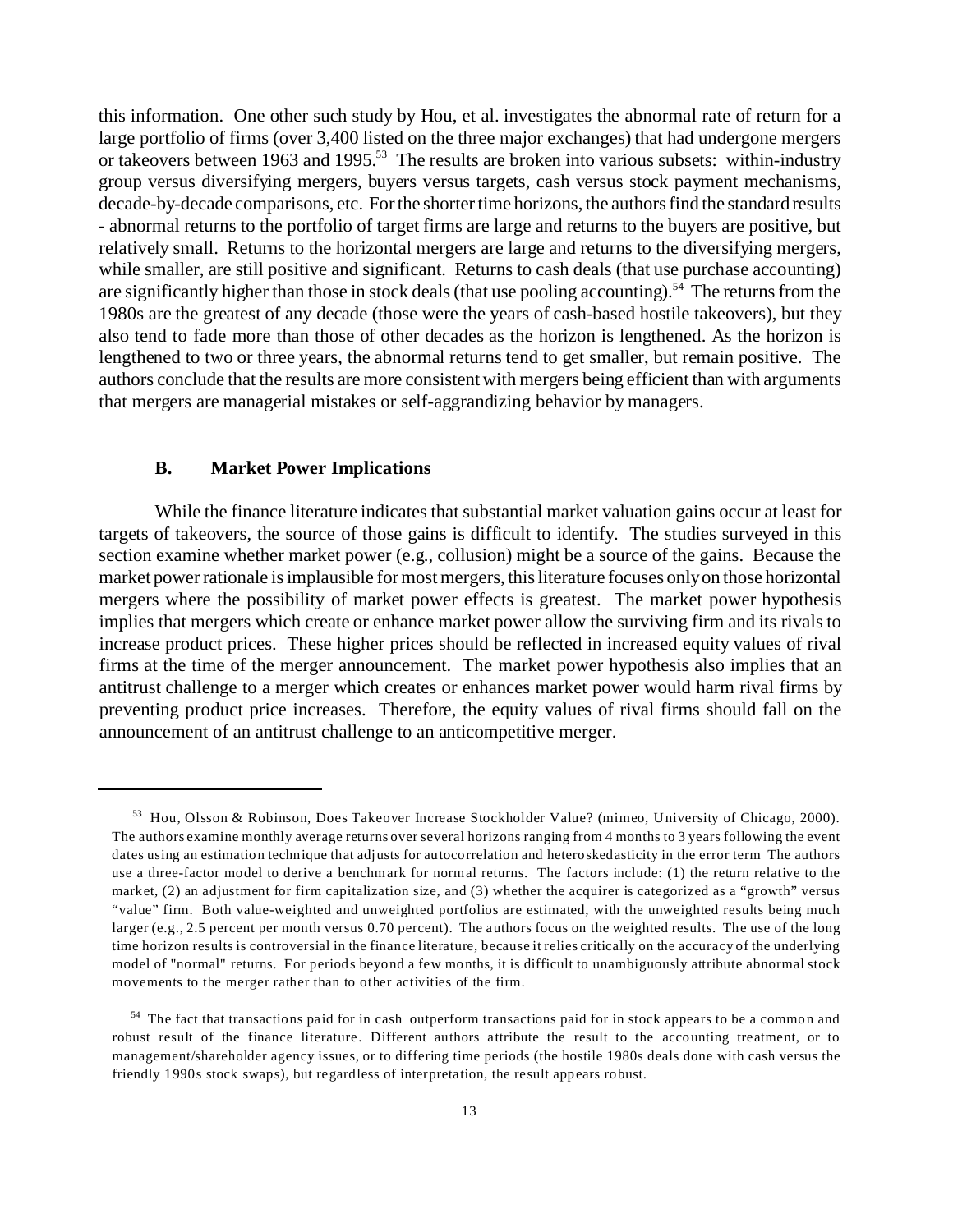this information. One other such study by Hou, et al. investigates the abnormal rate of return for a large portfolio of firms (over 3,400 listed on the three major exchanges) that had undergone mergers or takeovers between 1963 and 1995.[53] The results are broken into various subsets: within-industry group versus diversifying mergers, buyers versus targets, cash versus stock payment mechanisms, decade-by-decade comparisons, etc. For the shorter time horizons, the authors find the standard results - abnormal returns to the portfolio of target firms are large and returns to the buyers are positive, but relatively small. Returns to the horizontal mergers are large and returns to the diversifying mergers, while smaller, are still positive and significant. Returns to cash deals (that use purchase accounting) are significantly higher than those in stock deals (that use pooling accounting).[54] The returns from the 1980s are the greatest of any decade (those were the years of cash-based hostile takeovers), but they also tend to fade more than those of other decades as the horizon is lengthened. As the horizon is lengthened to two or three years, the abnormal returns tend to get smaller, but remain positive. The authors conclude that the results are more consistent with mergers being efficient than with arguments that mergers are managerial mistakes or self-aggrandizing behavior by managers.

### B. Market Power Implications

While the finance literature indicates that substantial market valuation gains occur at least for targets of takeovers, the source of those gains is difficult to identify. The studies surveyed in this section examine whether market power (e.g., collusion) might be a source of the gains. Because the market power rationale is implausible for most mergers, this literature focuses only on those horizontal mergers where the possibility of market power effects is greatest. The market power hypothesis implies that mergers which create or enhance market power allow the surviving firm and its rivals to increase product prices. These higher prices should be reflected in increased equity values of rival firms at the time of the merger announcement. The market power hypothesis also implies that an antitrust challenge to a merger which creates or enhances market power would harm rival firms by preventing product price increases. Therefore, the equity values of rival firms should fall on the announcement of an antitrust challenge to an anticompetitive merger.

---

[53] Hou, Olsson & Robinson, Does Takeover Increase Stockholder Value? (mimeo, University of Chicago, 2000). The authors examine monthly average returns over several horizons ranging from 4 months to 3 years following the event dates using an estimation technique that adjusts for autocorrelation and heteroskedasticity in the error term The authors use a three-factor model to derive a benchmark for normal returns. The factors include: (1) the return relative to the market, (2) an adjustment for firm capitalization size, and (3) whether the acquirer is categorized as a "growth" versus "value" firm. Both value-weighted and unweighted portfolios are estimated, with the unweighted results being much larger (e.g., 2.5 percent per month versus 0.70 percent). The authors focus on the weighted results. The use of the long time horizon results is controversial in the finance literature, because it relies critically on the accuracy of the underlying model of "normal" returns. For periods beyond a few months, it is difficult to unambiguously attribute abnormal stock movements to the merger rather than to other activities of the firm.

[54] The fact that transactions paid for in cash outperform transactions paid for in stock appears to be a common and robust result of the finance literature. Different authors attribute the result to the accounting treatment, or to management/shareholder agency issues, or to differing time periods (the hostile 1980s deals done with cash versus the friendly 1990s stock swaps), but regardless of interpretation, the result appears robust.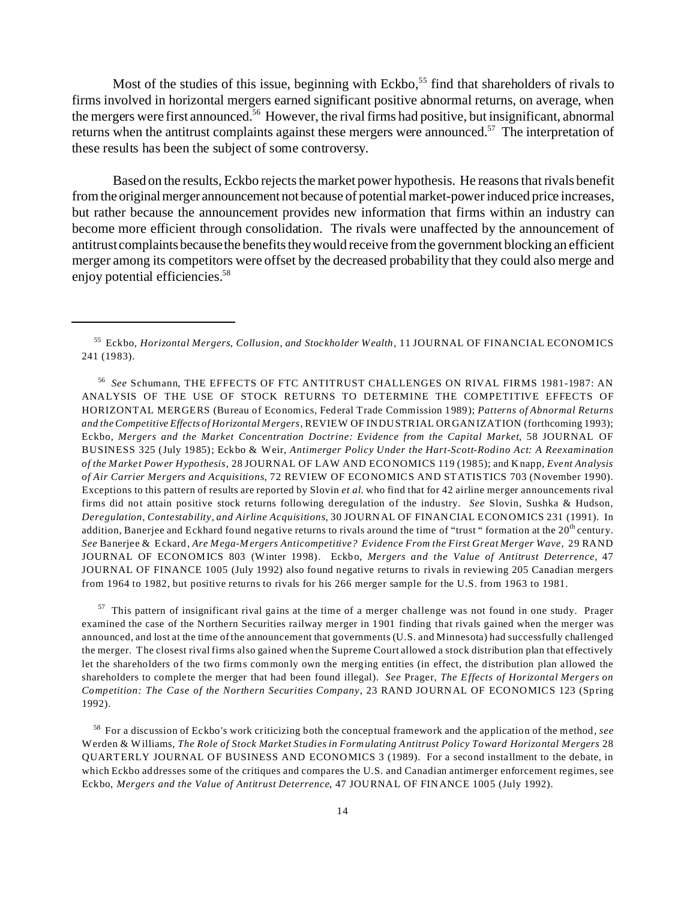Most of the studies of this issue, beginning with Eckbo,[55] find that shareholders of rivals to firms involved in horizontal mergers earned significant positive abnormal returns, on average, when the mergers were first announced.[56] However, the rival firms had positive, but insignificant, abnormal returns when the antitrust complaints against these mergers were announced.[57] The interpretation of these results has been the subject of some controversy.

Based on the results, Eckbo rejects the market power hypothesis. He reasons that rivals benefit from the original merger announcement not because of potential market-power induced price increases, but rather because the announcement provides new information that firms within an industry can become more efficient through consolidation. The rivals were unaffected by the announcement of antitrust complaints because the benefits they would receive from the government blocking an efficient merger among its competitors were offset by the decreased probability that they could also merge and enjoy potential efficiencies.[58]

---

[55] Eckbo, *Horizontal Mergers, Collusion, and Stockholder Wealth*, 11 JOURNAL OF FINANCIAL ECONOMICS 241 (1983).

[56] *See* Schumann, THE EFFECTS OF FTC ANTITRUST CHALLENGES ON RIVAL FIRMS 1981-1987: AN ANALYSIS OF THE USE OF STOCK RETURNS TO DETERMINE THE COMPETITIVE EFFECTS OF HORIZONTAL MERGERS (Bureau of Economics, Federal Trade Commission 1989); *Patterns of Abnormal Returns and the Competitive Effects of Horizontal Mergers*, REVIEW OF INDUSTRIAL ORGANIZATION (forthcoming 1993); Eckbo, *Mergers and the Market Concentration Doctrine: Evidence from the Capital Market*, 58 JOURNAL OF BUSINESS 325 (July 1985); Eckbo & Weir, *Antimerger Policy Under the Hart-Scott-Rodino Act: A Reexamination of the Market Power Hypothesis*, 28 JOURNAL OF LAW AND ECONOMICS 119 (1985); and Knapp, *Event Analysis of Air Carrier Mergers and Acquisitions,* 72 REVIEW OF ECONOMICS AND STATISTICS 703 (November 1990). Exceptions to this pattern of results are reported by Slovin *et al.* who find that for 42 airline merger announcements rival firms did not attain positive stock returns following deregulation of the industry. *See* Slovin, Sushka & Hudson, *Deregulation, Contestability, and Airline Acquisitions,* 30 JOURNAL OF FINANCIAL ECONOMICS 231 (1991). In addition, Banerjee and Eckhard found negative returns to rivals around the time of "trust " formation at the 20th century. *See* Banerjee & Eckard, *Are Mega-Mergers Anticompetitive? Evidence From the First Great Merger Wave*, 29 RAND JOURNAL OF ECONOMICS 803 (Winter 1998). Eckbo, *Mergers and the Value of Antitrust Deterrence*, 47 JOURNAL OF FINANCE 1005 (July 1992) also found negative returns to rivals in reviewing 205 Canadian mergers from 1964 to 1982, but positive returns to rivals for his 266 merger sample for the U.S. from 1963 to 1981.

[57] This pattern of insignificant rival gains at the time of a merger challenge was not found in one study. Prager examined the case of the Northern Securities railway merger in 1901 finding that rivals gained when the merger was announced, and lost at the time of the announcement that governments (U.S. and Minnesota) had successfully challenged the merger. The closest rival firms also gained when the Supreme Court allowed a stock distribution plan that effectively let the shareholders of the two firms commonly own the merging entities (in effect, the distribution plan allowed the shareholders to complete the merger that had been found illegal). *See* Prager, *The Effects of Horizontal Mergers on Competition: The Case of the Northern Securities Company*, 23 RAND JOURNAL OF ECONOMICS 123 (Spring 1992).

[58] For a discussion of Eckbo's work criticizing both the conceptual framework and the application of the method, *see* Werden & Williams, *The Role of Stock Market Studies in Formulating Antitrust Policy Toward Horizontal Mergers* 28 QUARTERLY JOURNAL OF BUSINESS AND ECONOMICS 3 (1989). For a second installment to the debate, in which Eckbo addresses some of the critiques and compares the U.S. and Canadian antimerger enforcement regimes, see Eckbo, *Mergers and the Value of Antitrust Deterrence,* 47 JOURNAL OF FINANCE 1005 (July 1992).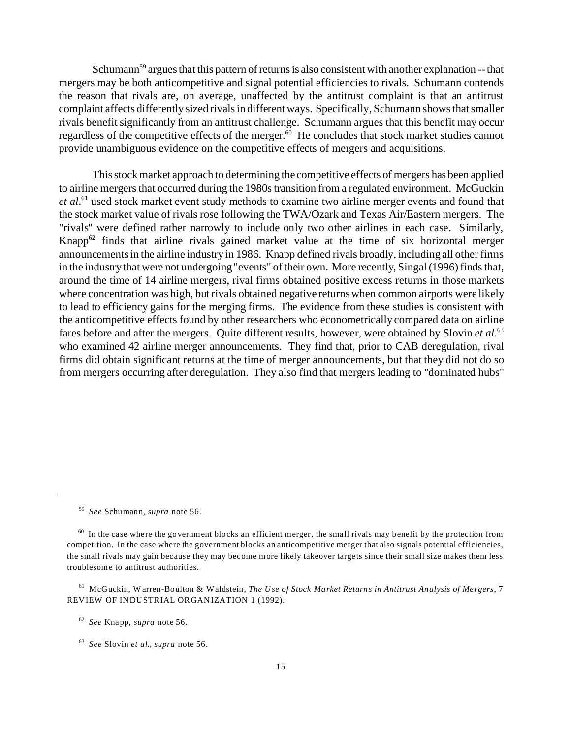Schumann[59] argues that this pattern of returns is also consistent with another explanation -- that mergers may be both anticompetitive and signal potential efficiencies to rivals. Schumann contends the reason that rivals are, on average, unaffected by the antitrust complaint is that an antitrust complaint affects differently sized rivals in different ways. Specifically, Schumann shows that smaller rivals benefit significantly from an antitrust challenge. Schumann argues that this benefit may occur regardless of the competitive effects of the merger.[60] He concludes that stock market studies cannot provide unambiguous evidence on the competitive effects of mergers and acquisitions.

This stock market approach to determining the competitive effects of mergers has been applied to airline mergers that occurred during the 1980s transition from a regulated environment. McGuckin *et al*.[61] used stock market event study methods to examine two airline merger events and found that the stock market value of rivals rose following the TWA/Ozark and Texas Air/Eastern mergers. The "rivals" were defined rather narrowly to include only two other airlines in each case. Similarly, Knapp[62] finds that airline rivals gained market value at the time of six horizontal merger announcements in the airline industry in 1986. Knapp defined rivals broadly, including all other firms in the industry that were not undergoing "events" of their own. More recently, Singal (1996) finds that, around the time of 14 airline mergers, rival firms obtained positive excess returns in those markets where concentration was high, but rivals obtained negative returns when common airports were likely to lead to efficiency gains for the merging firms. The evidence from these studies is consistent with the anticompetitive effects found by other researchers who econometrically compared data on airline fares before and after the mergers. Quite different results, however, were obtained by Slovin *et al*.[63] who examined 42 airline merger announcements. They find that, prior to CAB deregulation, rival firms did obtain significant returns at the time of merger announcements, but that they did not do so from mergers occurring after deregulation. They also find that mergers leading to "dominated hubs"

---

[59] *See* Schumann, *supra* note 56.

[60] In the case where the government blocks an efficient merger, the small rivals may benefit by the protection from competition. In the case where the government blocks an anticompetitive merger that also signals potential efficiencies, the small rivals may gain because they may become more likely takeover targets since their small size makes them less troublesome to antitrust authorities.

[61] McGuckin, Warren-Boulton & Waldstein, *The Use of Stock Market Returns in Antitrust Analysis of Mergers*, 7 REVIEW OF INDUSTRIAL ORGANIZATION 1 (1992).

[62] *See* Knapp, *supra* note 56.

[63] *See* Slovin *et al.*, *supra* note 56.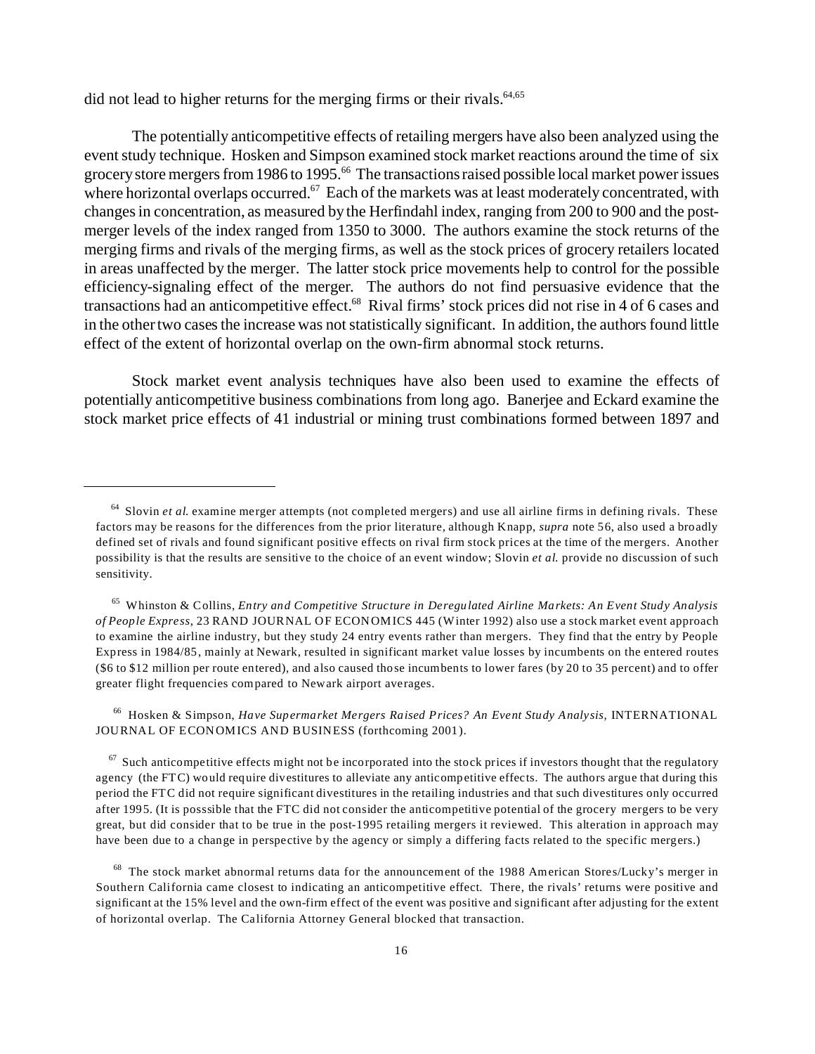did not lead to higher returns for the merging firms or their rivals.[64,65]

The potentially anticompetitive effects of retailing mergers have also been analyzed using the event study technique. Hosken and Simpson examined stock market reactions around the time of six grocery store mergers from 1986 to 1995.[66] The transactions raised possible local market power issues where horizontal overlaps occurred.[67] Each of the markets was at least moderately concentrated, with changes in concentration, as measured by the Herfindahl index, ranging from 200 to 900 and the post-merger levels of the index ranged from 1350 to 3000. The authors examine the stock returns of the merging firms and rivals of the merging firms, as well as the stock prices of grocery retailers located in areas unaffected by the merger. The latter stock price movements help to control for the possible efficiency-signaling effect of the merger. The authors do not find persuasive evidence that the transactions had an anticompetitive effect.[68] Rival firms' stock prices did not rise in 4 of 6 cases and in the other two cases the increase was not statistically significant. In addition, the authors found little effect of the extent of horizontal overlap on the own-firm abnormal stock returns.

Stock market event analysis techniques have also been used to examine the effects of potentially anticompetitive business combinations from long ago. Banerjee and Eckard examine the stock market price effects of 41 industrial or mining trust combinations formed between 1897 and

---

[64] Slovin *et al.* examine merger attempts (not completed mergers) and use all airline firms in defining rivals. These factors may be reasons for the differences from the prior literature, although Knapp, *supra* note 56, also used a broadly defined set of rivals and found significant positive effects on rival firm stock prices at the time of the mergers. Another possibility is that the results are sensitive to the choice of an event window; Slovin *et al.* provide no discussion of such sensitivity.

[65] Whinston & Collins, *Entry and Competitive Structure in Deregulated Airline Markets: An Event Study Analysis of People Express*, 23 RAND JOURNAL OF ECONOMICS 445 (Winter 1992) also use a stock market event approach to examine the airline industry, but they study 24 entry events rather than mergers. They find that the entry by People Express in 1984/85, mainly at Newark, resulted in significant market value losses by incumbents on the entered routes ($6 to $12 million per route entered), and also caused those incumbents to lower fares (by 20 to 35 percent) and to offer greater flight frequencies compared to Newark airport averages.

[66] Hosken & Simpson, *Have Supermarket Mergers Raised Prices? An Event Study Analysis*, INTERNATIONAL JOURNAL OF ECONOMICS AND BUSINESS (forthcoming 2001).

[67] Such anticompetitive effects might not be incorporated into the stock prices if investors thought that the regulatory agency (the FTC) would require divestitures to alleviate any anticompetitive effects. The authors argue that during this period the FTC did not require significant divestitures in the retailing industries and that such divestitures only occurred after 1995. (It is posssible that the FTC did not consider the anticompetitive potential of the grocery mergers to be very great, but did consider that to be true in the post-1995 retailing mergers it reviewed. This alteration in approach may have been due to a change in perspective by the agency or simply a differing facts related to the specific mergers.)

[68] The stock market abnormal returns data for the announcement of the 1988 American Stores/Lucky's merger in Southern California came closest to indicating an anticompetitive effect. There, the rivals' returns were positive and significant at the 15% level and the own-firm effect of the event was positive and significant after adjusting for the extent of horizontal overlap. The California Attorney General blocked that transaction.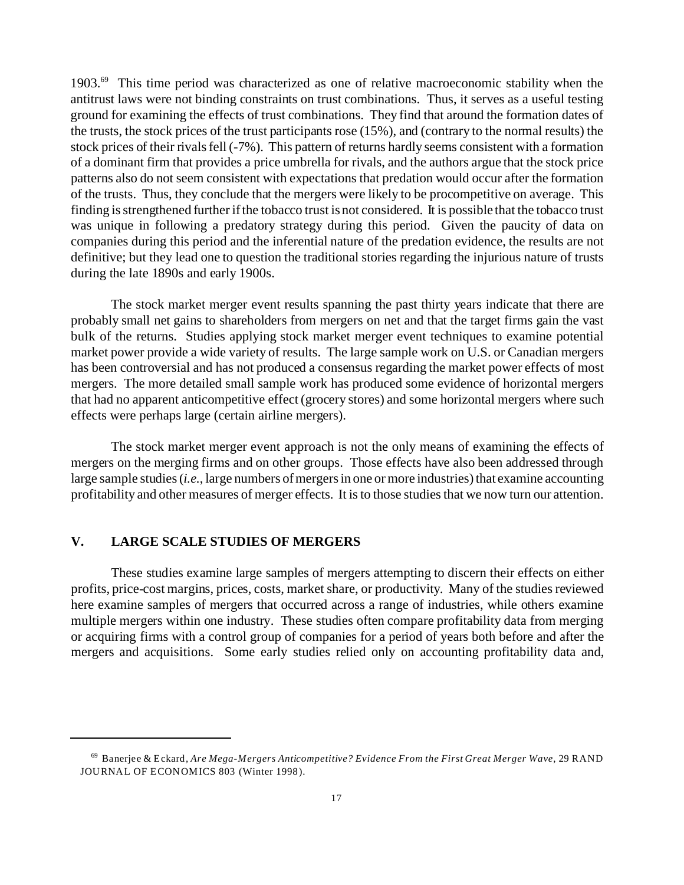1903.[69] This time period was characterized as one of relative macroeconomic stability when the antitrust laws were not binding constraints on trust combinations. Thus, it serves as a useful testing ground for examining the effects of trust combinations. They find that around the formation dates of the trusts, the stock prices of the trust participants rose (15%), and (contrary to the normal results) the stock prices of their rivals fell (-7%). This pattern of returns hardly seems consistent with a formation of a dominant firm that provides a price umbrella for rivals, and the authors argue that the stock price patterns also do not seem consistent with expectations that predation would occur after the formation of the trusts. Thus, they conclude that the mergers were likely to be procompetitive on average. This finding is strengthened further if the tobacco trust is not considered. It is possible that the tobacco trust was unique in following a predatory strategy during this period. Given the paucity of data on companies during this period and the inferential nature of the predation evidence, the results are not definitive; but they lead one to question the traditional stories regarding the injurious nature of trusts during the late 1890s and early 1900s.

The stock market merger event results spanning the past thirty years indicate that there are probably small net gains to shareholders from mergers on net and that the target firms gain the vast bulk of the returns. Studies applying stock market merger event techniques to examine potential market power provide a wide variety of results. The large sample work on U.S. or Canadian mergers has been controversial and has not produced a consensus regarding the market power effects of most mergers. The more detailed small sample work has produced some evidence of horizontal mergers that had no apparent anticompetitive effect (grocery stores) and some horizontal mergers where such effects were perhaps large (certain airline mergers).

The stock market merger event approach is not the only means of examining the effects of mergers on the merging firms and on other groups. Those effects have also been addressed through large sample studies (*i.e.*, large numbers of mergers in one or more industries) that examine accounting profitability and other measures of merger effects. It is to those studies that we now turn our attention.

## V. LARGE SCALE STUDIES OF MERGERS

These studies examine large samples of mergers attempting to discern their effects on either profits, price-cost margins, prices, costs, market share, or productivity. Many of the studies reviewed here examine samples of mergers that occurred across a range of industries, while others examine multiple mergers within one industry. These studies often compare profitability data from merging or acquiring firms with a control group of companies for a period of years both before and after the mergers and acquisitions. Some early studies relied only on accounting profitability data and,

---

[69] Banerjee & Eckard, *Are Mega-Mergers Anticompetitive? Evidence From the First Great Merger Wave*, 29 RAND JOURNAL OF ECONOMICS 803 (Winter 1998).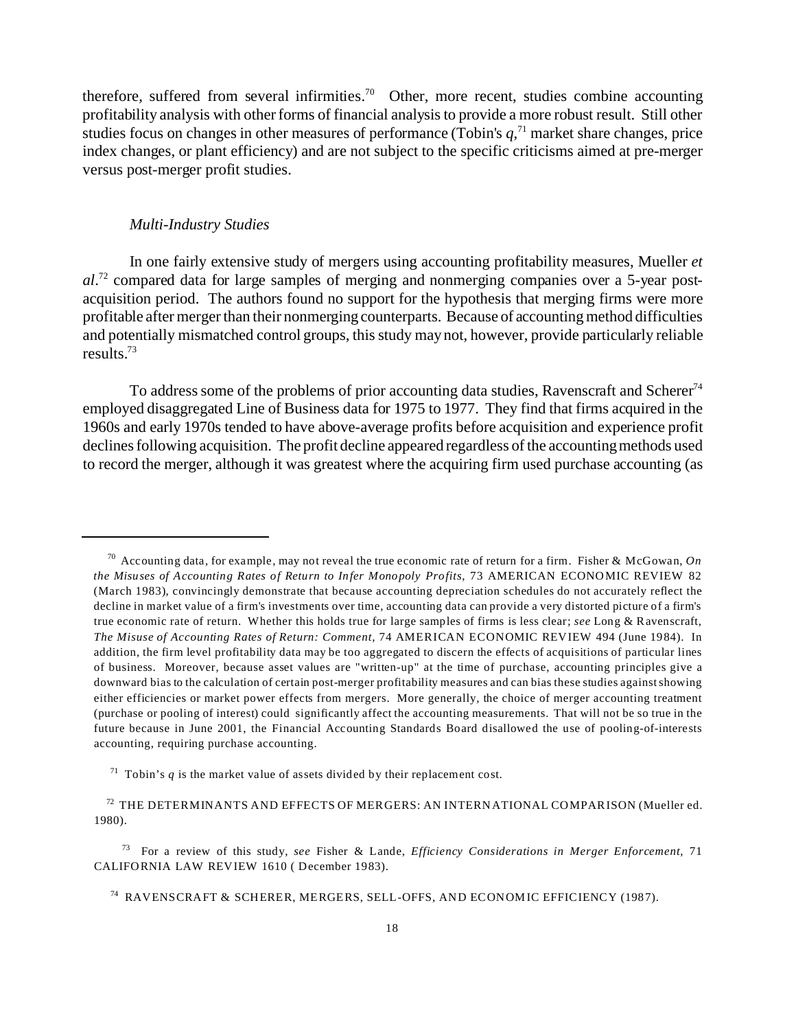therefore, suffered from several infirmities.[70] Other, more recent, studies combine accounting profitability analysis with other forms of financial analysis to provide a more robust result. Still other studies focus on changes in other measures of performance (Tobin's *q*,[71] market share changes, price index changes, or plant efficiency) and are not subject to the specific criticisms aimed at pre-merger versus post-merger profit studies.

*Multi-Industry Studies*

In one fairly extensive study of mergers using accounting profitability measures, Mueller *et al*.[72] compared data for large samples of merging and nonmerging companies over a 5-year post-acquisition period. The authors found no support for the hypothesis that merging firms were more profitable after merger than their nonmerging counterparts. Because of accounting method difficulties and potentially mismatched control groups, this study may not, however, provide particularly reliable results.[73]

To address some of the problems of prior accounting data studies, Ravenscraft and Scherer[74] employed disaggregated Line of Business data for 1975 to 1977. They find that firms acquired in the 1960s and early 1970s tended to have above-average profits before acquisition and experience profit declines following acquisition. The profit decline appeared regardless of the accounting methods used to record the merger, although it was greatest where the acquiring firm used purchase accounting (as

---

[70] Accounting data, for example, may not reveal the true economic rate of return for a firm. Fisher & McGowan, *On the Misuses of Accounting Rates of Return to Infer Monopoly Profits*, 73 AMERICAN ECONOMIC REVIEW 82 (March 1983), convincingly demonstrate that because accounting depreciation schedules do not accurately reflect the decline in market value of a firm's investments over time, accounting data can provide a very distorted picture of a firm's true economic rate of return. Whether this holds true for large samples of firms is less clear; *see* Long & Ravenscraft, *The Misuse of Accounting Rates of Return: Comment*, 74 AMERICAN ECONOMIC REVIEW 494 (June 1984). In addition, the firm level profitability data may be too aggregated to discern the effects of acquisitions of particular lines of business. Moreover, because asset values are "written-up" at the time of purchase, accounting principles give a downward bias to the calculation of certain post-merger profitability measures and can bias these studies against showing either efficiencies or market power effects from mergers. More generally, the choice of merger accounting treatment (purchase or pooling of interest) could significantly affect the accounting measurements. That will not be so true in the future because in June 2001, the Financial Accounting Standards Board disallowed the use of pooling-of-interests accounting, requiring purchase accounting.

[71] Tobin's *q* is the market value of assets divided by their replacement cost.

[72] THE DETERMINANTS AND EFFECTS OF MERGERS: AN INTERNATIONAL COMPARISON (Mueller ed. 1980).

[73] For a review of this study, *see* Fisher & Lande, *Efficiency Considerations in Merger Enforcement*, 71 CALIFORNIA LAW REVIEW 1610 ( December 1983).

[74] RAVENSCRAFT & SCHERER, MERGERS, SELL-OFFS, AND ECONOMIC EFFICIENCY (1987).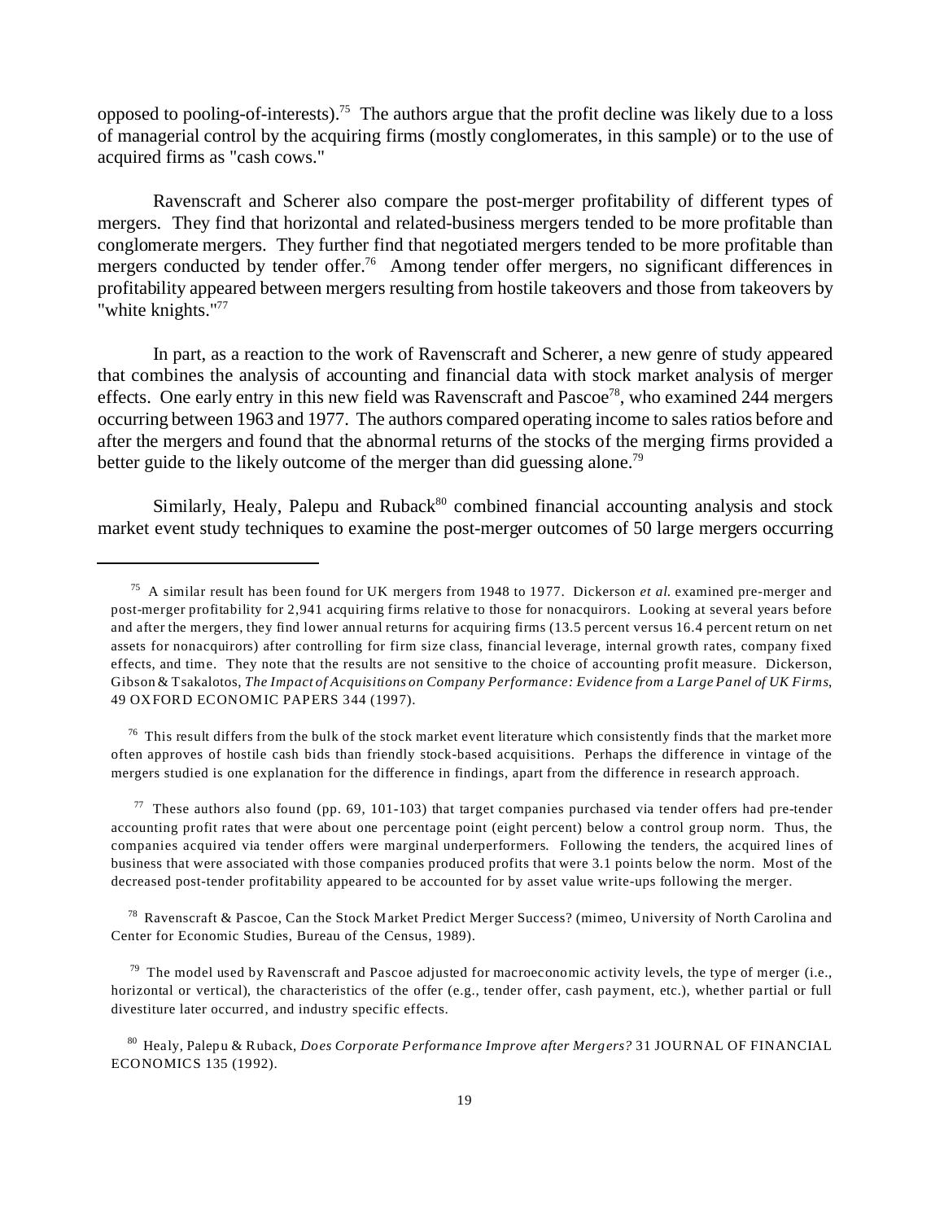opposed to pooling-of-interests).[75] The authors argue that the profit decline was likely due to a loss of managerial control by the acquiring firms (mostly conglomerates, in this sample) or to the use of acquired firms as "cash cows."

Ravenscraft and Scherer also compare the post-merger profitability of different types of mergers. They find that horizontal and related-business mergers tended to be more profitable than conglomerate mergers. They further find that negotiated mergers tended to be more profitable than mergers conducted by tender offer.[76] Among tender offer mergers, no significant differences in profitability appeared between mergers resulting from hostile takeovers and those from takeovers by "white knights."[77]

In part, as a reaction to the work of Ravenscraft and Scherer, a new genre of study appeared that combines the analysis of accounting and financial data with stock market analysis of merger effects. One early entry in this new field was Ravenscraft and Pascoe[78], who examined 244 mergers occurring between 1963 and 1977. The authors compared operating income to sales ratios before and after the mergers and found that the abnormal returns of the stocks of the merging firms provided a better guide to the likely outcome of the merger than did guessing alone.[79]

Similarly, Healy, Palepu and Ruback[80] combined financial accounting analysis and stock market event study techniques to examine the post-merger outcomes of 50 large mergers occurring

---

[75] A similar result has been found for UK mergers from 1948 to 1977. Dickerson *et al.* examined pre-merger and post-merger profitability for 2,941 acquiring firms relative to those for nonacquirors. Looking at several years before and after the mergers, they find lower annual returns for acquiring firms (13.5 percent versus 16.4 percent return on net assets for nonacquirors) after controlling for firm size class, financial leverage, internal growth rates, company fixed effects, and time. They note that the results are not sensitive to the choice of accounting profit measure. Dickerson, Gibson & Tsakalotos, *The Impact of Acquisitions on Company Performance: Evidence from a Large Panel of UK Firms*, 49 OXFORD ECONOMIC PAPERS 344 (1997).

[76] This result differs from the bulk of the stock market event literature which consistently finds that the market more often approves of hostile cash bids than friendly stock-based acquisitions. Perhaps the difference in vintage of the mergers studied is one explanation for the difference in findings, apart from the difference in research approach.

[77] These authors also found (pp. 69, 101-103) that target companies purchased via tender offers had pre-tender accounting profit rates that were about one percentage point (eight percent) below a control group norm. Thus, the companies acquired via tender offers were marginal underperformers. Following the tenders, the acquired lines of business that were associated with those companies produced profits that were 3.1 points below the norm. Most of the decreased post-tender profitability appeared to be accounted for by asset value write-ups following the merger.

[78] Ravenscraft & Pascoe, Can the Stock Market Predict Merger Success? (mimeo, University of North Carolina and Center for Economic Studies, Bureau of the Census, 1989).

[79] The model used by Ravenscraft and Pascoe adjusted for macroeconomic activity levels, the type of merger (i.e., horizontal or vertical), the characteristics of the offer (e.g., tender offer, cash payment, etc.), whether partial or full divestiture later occurred, and industry specific effects.

[80] Healy, Palepu & Ruback, *Does Corporate Performance Improve after Mergers?* 31 JOURNAL OF FINANCIAL ECONOMICS 135 (1992).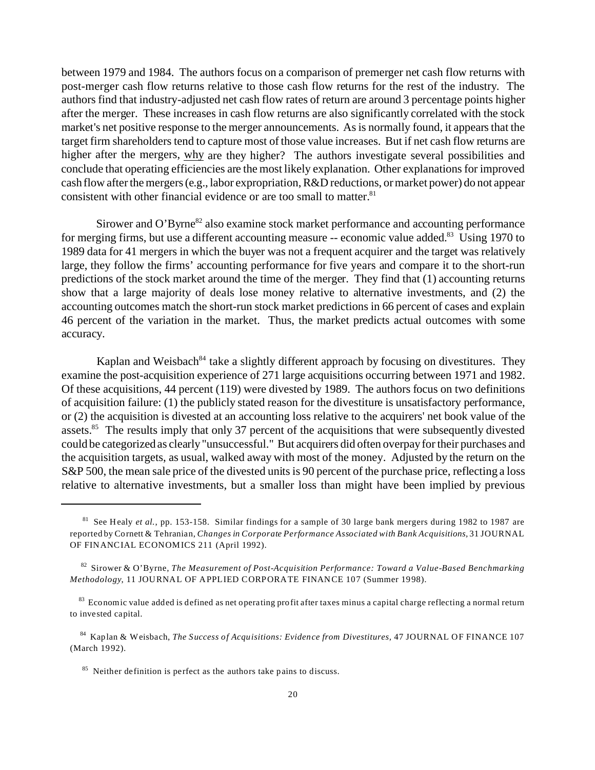between 1979 and 1984. The authors focus on a comparison of premerger net cash flow returns with post-merger cash flow returns relative to those cash flow returns for the rest of the industry. The authors find that industry-adjusted net cash flow rates of return are around 3 percentage points higher after the merger. These increases in cash flow returns are also significantly correlated with the stock market's net positive response to the merger announcements. As is normally found, it appears that the target firm shareholders tend to capture most of those value increases. But if net cash flow returns are higher after the mergers, why are they higher? The authors investigate several possibilities and conclude that operating efficiencies are the most likely explanation. Other explanations for improved cash flow after the mergers (e.g., labor expropriation, R&D reductions, or market power) do not appear consistent with other financial evidence or are too small to matter.[81]

Sirower and O'Byrne[82] also examine stock market performance and accounting performance for merging firms, but use a different accounting measure -- economic value added.[83] Using 1970 to 1989 data for 41 mergers in which the buyer was not a frequent acquirer and the target was relatively large, they follow the firms' accounting performance for five years and compare it to the short-run predictions of the stock market around the time of the merger. They find that (1) accounting returns show that a large majority of deals lose money relative to alternative investments, and (2) the accounting outcomes match the short-run stock market predictions in 66 percent of cases and explain 46 percent of the variation in the market. Thus, the market predicts actual outcomes with some accuracy.

Kaplan and Weisbach[84] take a slightly different approach by focusing on divestitures. They examine the post-acquisition experience of 271 large acquisitions occurring between 1971 and 1982. Of these acquisitions, 44 percent (119) were divested by 1989. The authors focus on two definitions of acquisition failure: (1) the publicly stated reason for the divestiture is unsatisfactory performance, or (2) the acquisition is divested at an accounting loss relative to the acquirers' net book value of the assets.[85] The results imply that only 37 percent of the acquisitions that were subsequently divested could be categorized as clearly "unsuccessful." But acquirers did often overpay for their purchases and the acquisition targets, as usual, walked away with most of the money. Adjusted by the return on the S&P 500, the mean sale price of the divested units is 90 percent of the purchase price, reflecting a loss relative to alternative investments, but a smaller loss than might have been implied by previous

---

[81] See Healy *et al.*, pp. 153-158. Similar findings for a sample of 30 large bank mergers during 1982 to 1987 are reported by Cornett & Tehranian, *Changes in Corporate Performance Associated with Bank Acquisitions*, 31 JOURNAL OF FINANCIAL ECONOMICS 211 (April 1992).

[82] Sirower & O'Byrne, *The Measurement of Post-Acquisition Performance: Toward a Value-Based Benchmarking Methodology*, 11 JOURNAL OF APPLIED CORPORATE FINANCE 107 (Summer 1998).

[83] Economic value added is defined as net operating profit after taxes minus a capital charge reflecting a normal return to invested capital.

[84] Kaplan & Weisbach, *The Success of Acquisitions: Evidence from Divestitures*, 47 JOURNAL OF FINANCE 107 (March 1992).

[85] Neither definition is perfect as the authors take pains to discuss.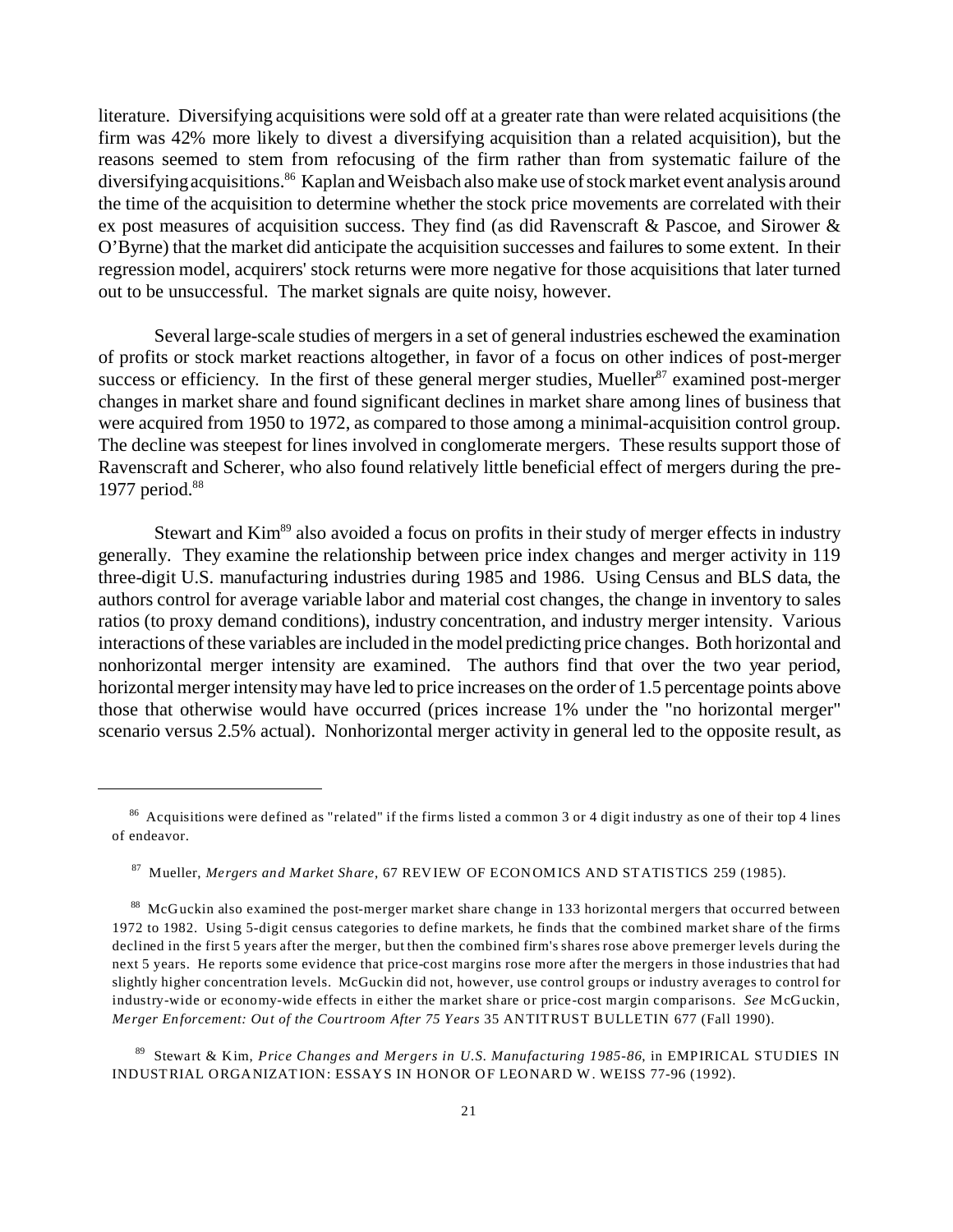literature. Diversifying acquisitions were sold off at a greater rate than were related acquisitions (the firm was 42% more likely to divest a diversifying acquisition than a related acquisition), but the reasons seemed to stem from refocusing of the firm rather than from systematic failure of the diversifying acquisitions.[86] Kaplan and Weisbach also make use of stock market event analysis around the time of the acquisition to determine whether the stock price movements are correlated with their ex post measures of acquisition success. They find (as did Ravenscraft & Pascoe, and Sirower & O'Byrne) that the market did anticipate the acquisition successes and failures to some extent. In their regression model, acquirers' stock returns were more negative for those acquisitions that later turned out to be unsuccessful. The market signals are quite noisy, however.

Several large-scale studies of mergers in a set of general industries eschewed the examination of profits or stock market reactions altogether, in favor of a focus on other indices of post-merger success or efficiency. In the first of these general merger studies, Mueller[87] examined post-merger changes in market share and found significant declines in market share among lines of business that were acquired from 1950 to 1972, as compared to those among a minimal-acquisition control group. The decline was steepest for lines involved in conglomerate mergers. These results support those of Ravenscraft and Scherer, who also found relatively little beneficial effect of mergers during the pre-1977 period.[88]

Stewart and Kim[89] also avoided a focus on profits in their study of merger effects in industry generally. They examine the relationship between price index changes and merger activity in 119 three-digit U.S. manufacturing industries during 1985 and 1986. Using Census and BLS data, the authors control for average variable labor and material cost changes, the change in inventory to sales ratios (to proxy demand conditions), industry concentration, and industry merger intensity. Various interactions of these variables are included in the model predicting price changes. Both horizontal and nonhorizontal merger intensity are examined. The authors find that over the two year period, horizontal merger intensity may have led to price increases on the order of 1.5 percentage points above those that otherwise would have occurred (prices increase 1% under the "no horizontal merger" scenario versus 2.5% actual). Nonhorizontal merger activity in general led to the opposite result, as

---

[86] Acquisitions were defined as "related" if the firms listed a common 3 or 4 digit industry as one of their top 4 lines of endeavor.

[87] Mueller, *Mergers and Market Share*, 67 REVIEW OF ECONOMICS AND STATISTICS 259 (1985).

[88] McGuckin also examined the post-merger market share change in 133 horizontal mergers that occurred between 1972 to 1982. Using 5-digit census categories to define markets, he finds that the combined market share of the firms declined in the first 5 years after the merger, but then the combined firm's shares rose above premerger levels during the next 5 years. He reports some evidence that price-cost margins rose more after the mergers in those industries that had slightly higher concentration levels. McGuckin did not, however, use control groups or industry averages to control for industry-wide or economy-wide effects in either the market share or price-cost margin comparisons. *See* McGuckin, *Merger Enforcement: Out of the Courtroom After 75 Years* 35 ANTITRUST BULLETIN 677 (Fall 1990).

[89] Stewart & Kim, *Price Changes and Mergers in U.S. Manufacturing 1985-86*, in EMPIRICAL STUDIES IN INDUSTRIAL ORGANIZATION: ESSAYS IN HONOR OF LEONARD W. WEISS 77-96 (1992).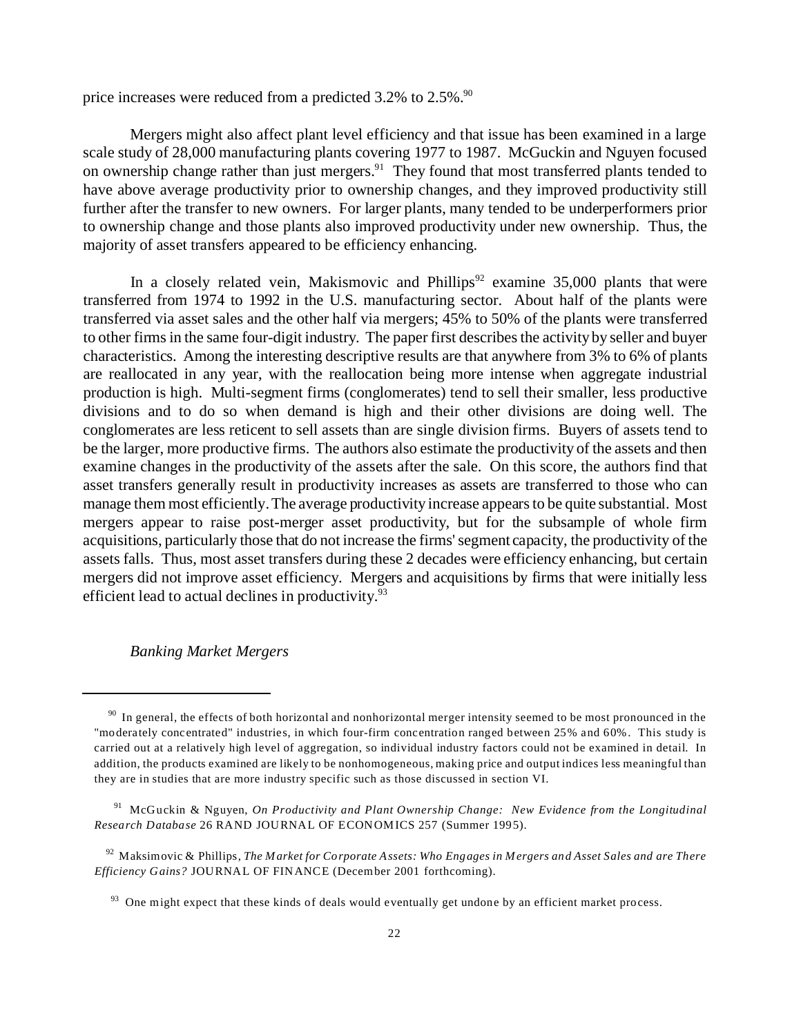price increases were reduced from a predicted 3.2% to 2.5%.[90]

Mergers might also affect plant level efficiency and that issue has been examined in a large scale study of 28,000 manufacturing plants covering 1977 to 1987. McGuckin and Nguyen focused on ownership change rather than just mergers.[91] They found that most transferred plants tended to have above average productivity prior to ownership changes, and they improved productivity still further after the transfer to new owners. For larger plants, many tended to be underperformers prior to ownership change and those plants also improved productivity under new ownership. Thus, the majority of asset transfers appeared to be efficiency enhancing.

In a closely related vein, Makismovic and Phillips[92] examine 35,000 plants that were transferred from 1974 to 1992 in the U.S. manufacturing sector. About half of the plants were transferred via asset sales and the other half via mergers; 45% to 50% of the plants were transferred to other firms in the same four-digit industry. The paper first describes the activity by seller and buyer characteristics. Among the interesting descriptive results are that anywhere from 3% to 6% of plants are reallocated in any year, with the reallocation being more intense when aggregate industrial production is high. Multi-segment firms (conglomerates) tend to sell their smaller, less productive divisions and to do so when demand is high and their other divisions are doing well. The conglomerates are less reticent to sell assets than are single division firms. Buyers of assets tend to be the larger, more productive firms. The authors also estimate the productivity of the assets and then examine changes in the productivity of the assets after the sale. On this score, the authors find that asset transfers generally result in productivity increases as assets are transferred to those who can manage them most efficiently. The average productivity increase appears to be quite substantial. Most mergers appear to raise post-merger asset productivity, but for the subsample of whole firm acquisitions, particularly those that do not increase the firms' segment capacity, the productivity of the assets falls. Thus, most asset transfers during these 2 decades were efficiency enhancing, but certain mergers did not improve asset efficiency. Mergers and acquisitions by firms that were initially less efficient lead to actual declines in productivity.[93]

*Banking Market Mergers*

---

[90] In general, the effects of both horizontal and nonhorizontal merger intensity seemed to be most pronounced in the "moderately concentrated" industries, in which four-firm concentration ranged between 25% and 60%. This study is carried out at a relatively high level of aggregation, so individual industry factors could not be examined in detail. In addition, the products examined are likely to be nonhomogeneous, making price and output indices less meaningful than they are in studies that are more industry specific such as those discussed in section VI.

[91] McGuckin & Nguyen, *On Productivity and Plant Ownership Change: New Evidence from the Longitudinal Research Database* 26 RAND JOURNAL OF ECONOMICS 257 (Summer 1995).

[92] Maksimovic & Phillips, *The Market for Corporate Assets: Who Engages in Mergers and Asset Sales and are There Efficiency Gains?* JOURNAL OF FINANCE (December 2001 forthcoming).

[93] One might expect that these kinds of deals would eventually get undone by an efficient market process.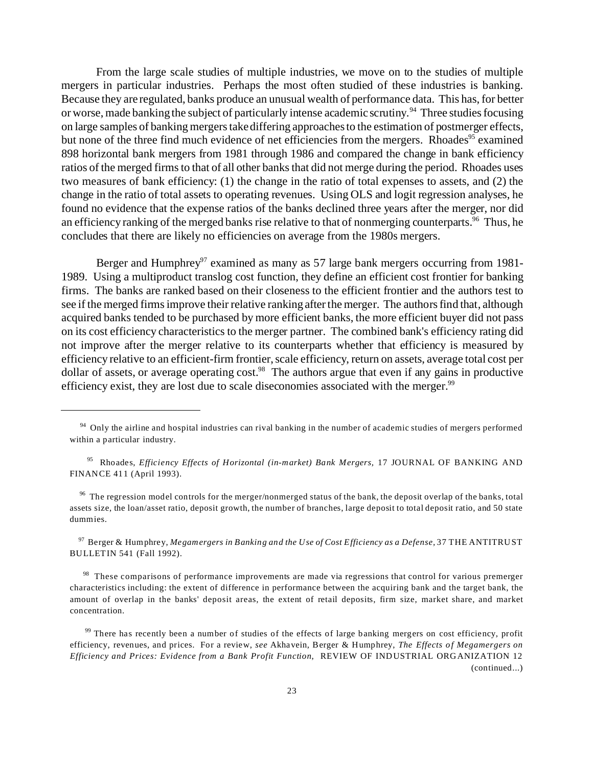From the large scale studies of multiple industries, we move on to the studies of multiple mergers in particular industries. Perhaps the most often studied of these industries is banking. Because they are regulated, banks produce an unusual wealth of performance data. This has, for better or worse, made banking the subject of particularly intense academic scrutiny.[94] Three studies focusing on large samples of banking mergers take differing approaches to the estimation of postmerger effects, but none of the three find much evidence of net efficiencies from the mergers. Rhoades[95] examined 898 horizontal bank mergers from 1981 through 1986 and compared the change in bank efficiency ratios of the merged firms to that of all other banks that did not merge during the period. Rhoades uses two measures of bank efficiency: (1) the change in the ratio of total expenses to assets, and (2) the change in the ratio of total assets to operating revenues. Using OLS and logit regression analyses, he found no evidence that the expense ratios of the banks declined three years after the merger, nor did an efficiency ranking of the merged banks rise relative to that of nonmerging counterparts.[96] Thus, he concludes that there are likely no efficiencies on average from the 1980s mergers.

Berger and Humphrey[97] examined as many as 57 large bank mergers occurring from 1981-1989. Using a multiproduct translog cost function, they define an efficient cost frontier for banking firms. The banks are ranked based on their closeness to the efficient frontier and the authors test to see if the merged firms improve their relative ranking after the merger. The authors find that, although acquired banks tended to be purchased by more efficient banks, the more efficient buyer did not pass on its cost efficiency characteristics to the merger partner. The combined bank's efficiency rating did not improve after the merger relative to its counterparts whether that efficiency is measured by efficiency relative to an efficient-firm frontier, scale efficiency, return on assets, average total cost per dollar of assets, or average operating cost.[98] The authors argue that even if any gains in productive efficiency exist, they are lost due to scale diseconomies associated with the merger.[99]

---

[94] Only the airline and hospital industries can rival banking in the number of academic studies of mergers performed within a particular industry.

[95] Rhoades, *Efficiency Effects of Horizontal (in-market) Bank Mergers*, 17 JOURNAL OF BANKING AND FINANCE 411 (April 1993).

[96] The regression model controls for the merger/nonmerged status of the bank, the deposit overlap of the banks, total assets size, the loan/asset ratio, deposit growth, the number of branches, large deposit to total deposit ratio, and 50 state dummies.

[97] Berger & Humphrey, *Megamergers in Banking and the Use of Cost Efficiency as a Defense*, 37 THE ANTITRUST BULLETIN 541 (Fall 1992).

[98] These comparisons of performance improvements are made via regressions that control for various premerger characteristics including: the extent of difference in performance between the acquiring bank and the target bank, the amount of overlap in the banks' deposit areas, the extent of retail deposits, firm size, market share, and market concentration.

[99] There has recently been a number of studies of the effects of large banking mergers on cost efficiency, profit efficiency, revenues, and prices. For a review, *see* Akhavein, Berger & Humphrey, *The Effects of Megamergers on Efficiency and Prices: Evidence from a Bank Profit Function*, REVIEW OF INDUSTRIAL ORGANIZATION 12 (continued...)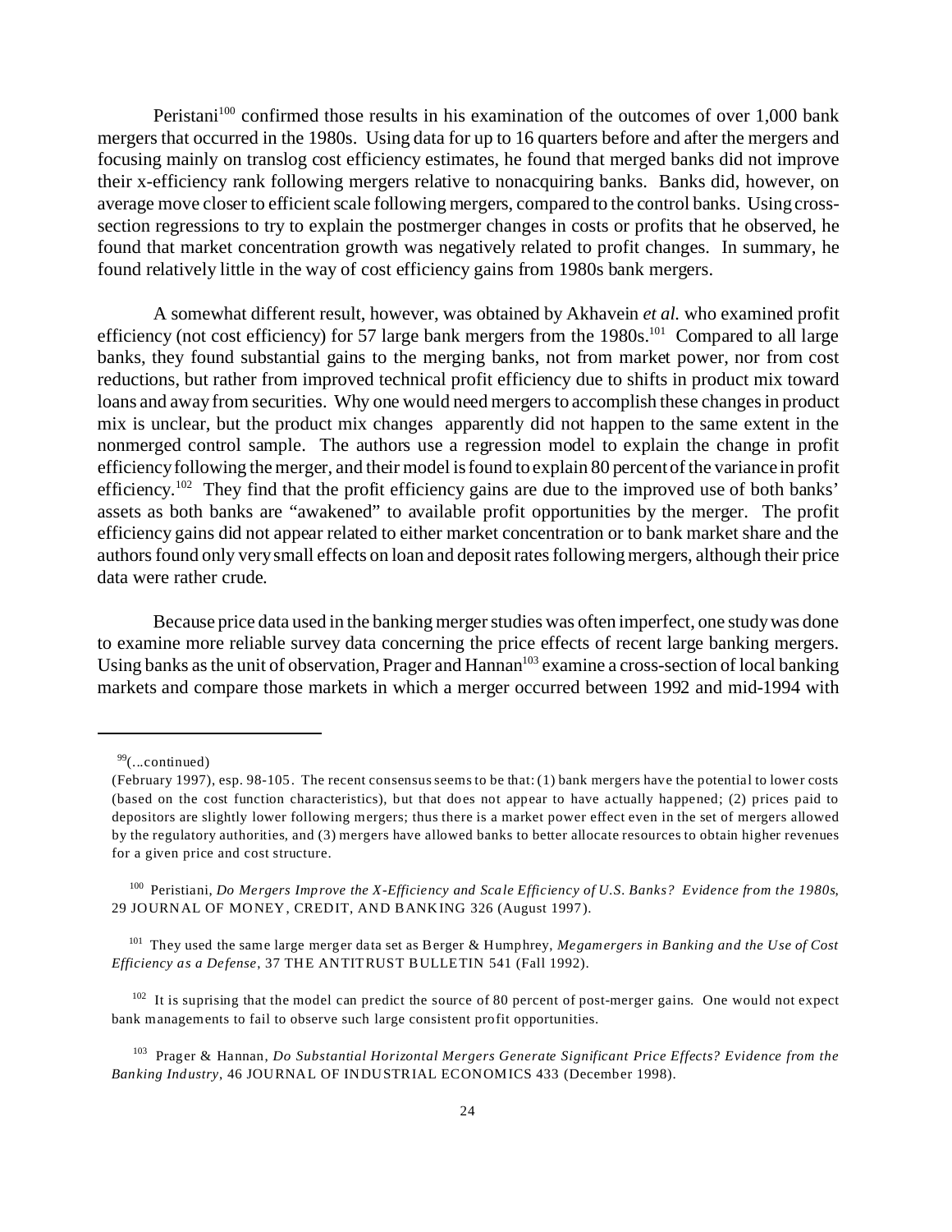Peristani[100] confirmed those results in his examination of the outcomes of over 1,000 bank mergers that occurred in the 1980s. Using data for up to 16 quarters before and after the mergers and focusing mainly on translog cost efficiency estimates, he found that merged banks did not improve their x-efficiency rank following mergers relative to nonacquiring banks. Banks did, however, on average move closer to efficient scale following mergers, compared to the control banks. Using cross-section regressions to try to explain the postmerger changes in costs or profits that he observed, he found that market concentration growth was negatively related to profit changes. In summary, he found relatively little in the way of cost efficiency gains from 1980s bank mergers.

A somewhat different result, however, was obtained by Akhavein *et al.* who examined profit efficiency (not cost efficiency) for 57 large bank mergers from the 1980s.[101] Compared to all large banks, they found substantial gains to the merging banks, not from market power, nor from cost reductions, but rather from improved technical profit efficiency due to shifts in product mix toward loans and away from securities. Why one would need mergers to accomplish these changes in product mix is unclear, but the product mix changes apparently did not happen to the same extent in the nonmerged control sample. The authors use a regression model to explain the change in profit efficiency following the merger, and their model is found to explain 80 percent of the variance in profit efficiency.[102] They find that the profit efficiency gains are due to the improved use of both banks' assets as both banks are "awakened" to available profit opportunities by the merger. The profit efficiency gains did not appear related to either market concentration or to bank market share and the authors found only very small effects on loan and deposit rates following mergers, although their price data were rather crude.

Because price data used in the banking merger studies was often imperfect, one study was done to examine more reliable survey data concerning the price effects of recent large banking mergers. Using banks as the unit of observation, Prager and Hannan[103] examine a cross-section of local banking markets and compare those markets in which a merger occurred between 1992 and mid-1994 with

---

[99](...continued)
(February 1997), esp. 98-105. The recent consensus seems to be that: (1) bank mergers have the potential to lower costs (based on the cost function characteristics), but that does not appear to have actually happened; (2) prices paid to depositors are slightly lower following mergers; thus there is a market power effect even in the set of mergers allowed by the regulatory authorities, and (3) mergers have allowed banks to better allocate resources to obtain higher revenues for a given price and cost structure.

[100] Peristiani, *Do Mergers Improve the X-Efficiency and Scale Efficiency of U.S. Banks? Evidence from the 1980s*, 29 JOURNAL OF MONEY, CREDIT, AND BANKING 326 (August 1997).

[101] They used the same large merger data set as Berger & Humphrey, *Megamergers in Banking and the Use of Cost Efficiency as a Defense*, 37 THE ANTITRUST BULLETIN 541 (Fall 1992).

[102] It is suprising that the model can predict the source of 80 percent of post-merger gains. One would not expect bank managements to fail to observe such large consistent profit opportunities.

[103] Prager & Hannan, *Do Substantial Horizontal Mergers Generate Significant Price Effects? Evidence from the Banking Industry*, 46 JOURNAL OF INDUSTRIAL ECONOMICS 433 (December 1998).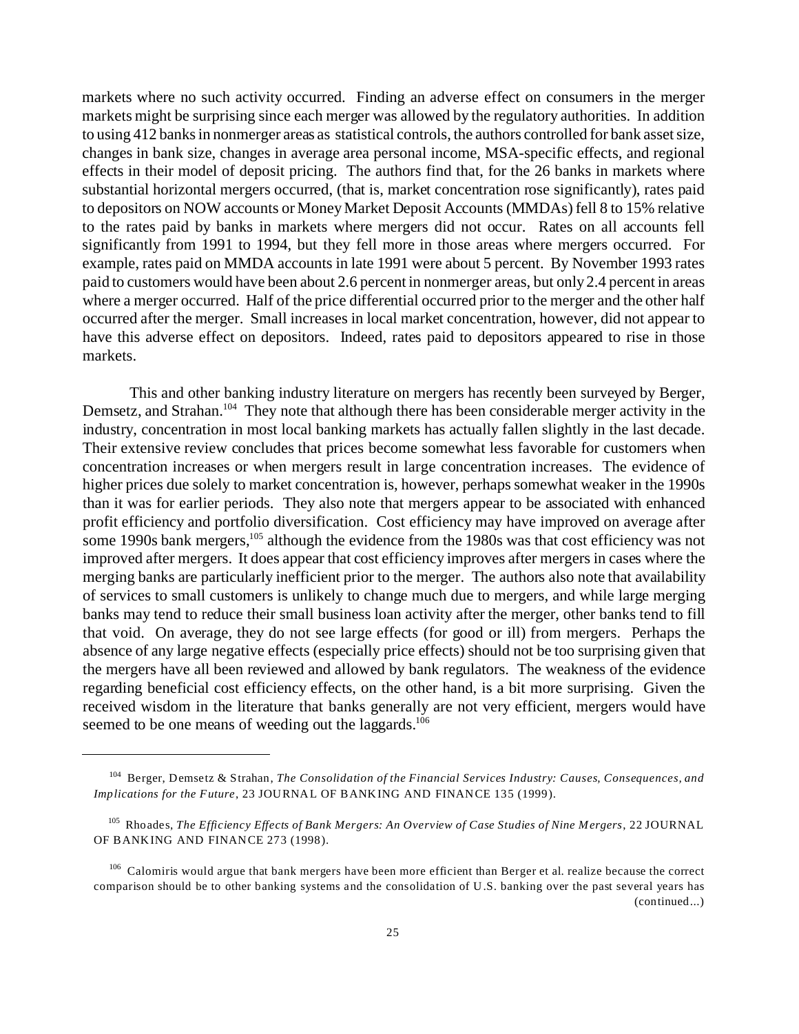markets where no such activity occurred. Finding an adverse effect on consumers in the merger markets might be surprising since each merger was allowed by the regulatory authorities. In addition to using 412 banks in nonmerger areas as statistical controls, the authors controlled for bank asset size, changes in bank size, changes in average area personal income, MSA-specific effects, and regional effects in their model of deposit pricing. The authors find that, for the 26 banks in markets where substantial horizontal mergers occurred, (that is, market concentration rose significantly), rates paid to depositors on NOW accounts or Money Market Deposit Accounts (MMDAs) fell 8 to 15% relative to the rates paid by banks in markets where mergers did not occur. Rates on all accounts fell significantly from 1991 to 1994, but they fell more in those areas where mergers occurred. For example, rates paid on MMDA accounts in late 1991 were about 5 percent. By November 1993 rates paid to customers would have been about 2.6 percent in nonmerger areas, but only 2.4 percent in areas where a merger occurred. Half of the price differential occurred prior to the merger and the other half occurred after the merger. Small increases in local market concentration, however, did not appear to have this adverse effect on depositors. Indeed, rates paid to depositors appeared to rise in those markets.

This and other banking industry literature on mergers has recently been surveyed by Berger, Demsetz, and Strahan.[104] They note that although there has been considerable merger activity in the industry, concentration in most local banking markets has actually fallen slightly in the last decade. Their extensive review concludes that prices become somewhat less favorable for customers when concentration increases or when mergers result in large concentration increases. The evidence of higher prices due solely to market concentration is, however, perhaps somewhat weaker in the 1990s than it was for earlier periods. They also note that mergers appear to be associated with enhanced profit efficiency and portfolio diversification. Cost efficiency may have improved on average after some 1990s bank mergers,[105] although the evidence from the 1980s was that cost efficiency was not improved after mergers. It does appear that cost efficiency improves after mergers in cases where the merging banks are particularly inefficient prior to the merger. The authors also note that availability of services to small customers is unlikely to change much due to mergers, and while large merging banks may tend to reduce their small business loan activity after the merger, other banks tend to fill that void. On average, they do not see large effects (for good or ill) from mergers. Perhaps the absence of any large negative effects (especially price effects) should not be too surprising given that the mergers have all been reviewed and allowed by bank regulators. The weakness of the evidence regarding beneficial cost efficiency effects, on the other hand, is a bit more surprising. Given the received wisdom in the literature that banks generally are not very efficient, mergers would have seemed to be one means of weeding out the laggards.[106]

---

[104] Berger, Demsetz & Strahan, *The Consolidation of the Financial Services Industry: Causes, Consequences, and Implications for the Future*, 23 JOURNAL OF BANKING AND FINANCE 135 (1999).

[105] Rhoades, *The Efficiency Effects of Bank Mergers: An Overview of Case Studies of Nine Mergers*, 22 JOURNAL OF BANKING AND FINANCE 273 (1998).

[106] Calomiris would argue that bank mergers have been more efficient than Berger et al. realize because the correct comparison should be to other banking systems and the consolidation of U.S. banking over the past several years has (continued...)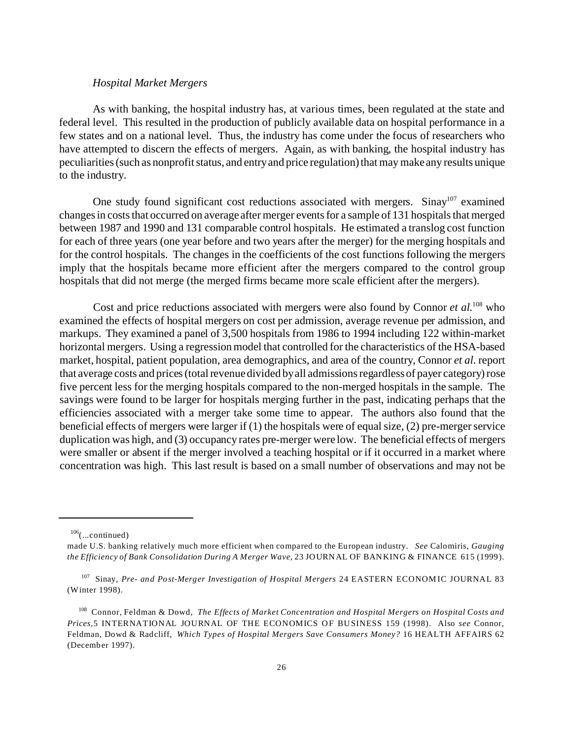*Hospital Market Mergers*

As with banking, the hospital industry has, at various times, been regulated at the state and federal level. This resulted in the production of publicly available data on hospital performance in a few states and on a national level. Thus, the industry has come under the focus of researchers who have attempted to discern the effects of mergers. Again, as with banking, the hospital industry has peculiarities (such as nonprofit status, and entry and price regulation) that may make any results unique to the industry.

One study found significant cost reductions associated with mergers. Sinay[107] examined changes in costs that occurred on average after merger events for a sample of 131 hospitals that merged between 1987 and 1990 and 131 comparable control hospitals. He estimated a translog cost function for each of three years (one year before and two years after the merger) for the merging hospitals and for the control hospitals. The changes in the coefficients of the cost functions following the mergers imply that the hospitals became more efficient after the mergers compared to the control group hospitals that did not merge (the merged firms became more scale efficient after the mergers).

Cost and price reductions associated with mergers were also found by Connor *et al.*[108] who examined the effects of hospital mergers on cost per admission, average revenue per admission, and markups. They examined a panel of 3,500 hospitals from 1986 to 1994 including 122 within-market horizontal mergers. Using a regression model that controlled for the characteristics of the HSA-based market, hospital, patient population, area demographics, and area of the country, Connor *et al.* report that average costs and prices (total revenue divided by all admissions regardless of payer category) rose five percent less for the merging hospitals compared to the non-merged hospitals in the sample. The savings were found to be larger for hospitals merging further in the past, indicating perhaps that the efficiencies associated with a merger take some time to appear. The authors also found that the beneficial effects of mergers were larger if (1) the hospitals were of equal size, (2) pre-merger service duplication was high, and (3) occupancy rates pre-merger were low. The beneficial effects of mergers were smaller or absent if the merger involved a teaching hospital or if it occurred in a market where concentration was high. This last result is based on a small number of observations and may not be

---

[106](...continued)
made U.S. banking relatively much more efficient when compared to the European industry. *See* Calomiris, *Gauging the Efficiency of Bank Consolidation During A Merger Wave*, 23 JOURNAL OF BANKING & FINANCE 615 (1999).

[107] Sinay, *Pre- and Post-Merger Investigation of Hospital Mergers* 24 EASTERN ECONOMIC JOURNAL 83 (Winter 1998).

[108] Connor, Feldman & Dowd, *The Effects of Market Concentration and Hospital Mergers on Hospital Costs and Prices*, 5 INTERNATIONAL JOURNAL OF THE ECONOMICS OF BUSINESS 159 (1998). Also *see* Connor, Feldman, Dowd & Radcliff, *Which Types of Hospital Mergers Save Consumers Money?* 16 HEALTH AFFAIRS 62 (December 1997).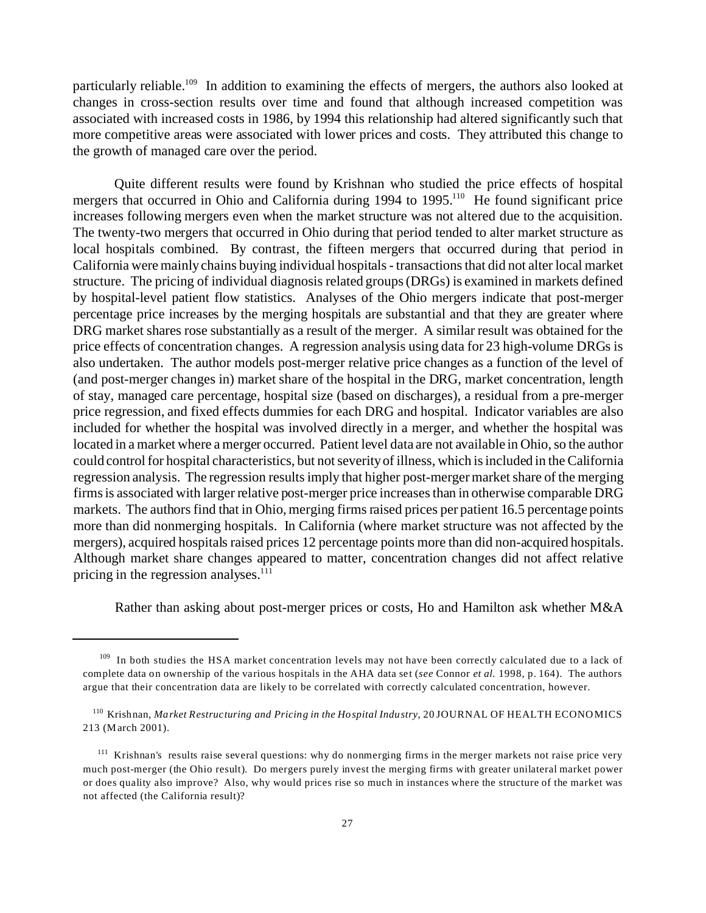particularly reliable.[109] In addition to examining the effects of mergers, the authors also looked at changes in cross-section results over time and found that although increased competition was associated with increased costs in 1986, by 1994 this relationship had altered significantly such that more competitive areas were associated with lower prices and costs. They attributed this change to the growth of managed care over the period.

Quite different results were found by Krishnan who studied the price effects of hospital mergers that occurred in Ohio and California during 1994 to 1995.[110] He found significant price increases following mergers even when the market structure was not altered due to the acquisition. The twenty-two mergers that occurred in Ohio during that period tended to alter market structure as local hospitals combined. By contrast, the fifteen mergers that occurred during that period in California were mainly chains buying individual hospitals - transactions that did not alter local market structure. The pricing of individual diagnosis related groups (DRGs) is examined in markets defined by hospital-level patient flow statistics. Analyses of the Ohio mergers indicate that post-merger percentage price increases by the merging hospitals are substantial and that they are greater where DRG market shares rose substantially as a result of the merger. A similar result was obtained for the price effects of concentration changes. A regression analysis using data for 23 high-volume DRGs is also undertaken. The author models post-merger relative price changes as a function of the level of (and post-merger changes in) market share of the hospital in the DRG, market concentration, length of stay, managed care percentage, hospital size (based on discharges), a residual from a pre-merger price regression, and fixed effects dummies for each DRG and hospital. Indicator variables are also included for whether the hospital was involved directly in a merger, and whether the hospital was located in a market where a merger occurred. Patient level data are not available in Ohio, so the author could control for hospital characteristics, but not severity of illness, which is included in the California regression analysis. The regression results imply that higher post-merger market share of the merging firms is associated with larger relative post-merger price increases than in otherwise comparable DRG markets. The authors find that in Ohio, merging firms raised prices per patient 16.5 percentage points more than did nonmerging hospitals. In California (where market structure was not affected by the mergers), acquired hospitals raised prices 12 percentage points more than did non-acquired hospitals. Although market share changes appeared to matter, concentration changes did not affect relative pricing in the regression analyses.[111]

Rather than asking about post-merger prices or costs, Ho and Hamilton ask whether M&A

---

[109] In both studies the HSA market concentration levels may not have been correctly calculated due to a lack of complete data on ownership of the various hospitals in the AHA data set (*see* Connor *et al.* 1998, p. 164). The authors argue that their concentration data are likely to be correlated with correctly calculated concentration, however.

[110] Krishnan, *Market Restructuring and Pricing in the Hospital Industry*, 20 JOURNAL OF HEALTH ECONOMICS 213 (March 2001).

[111] Krishnan's results raise several questions: why do nonmerging firms in the merger markets not raise price very much post-merger (the Ohio result). Do mergers purely invest the merging firms with greater unilateral market power or does quality also improve? Also, why would prices rise so much in instances where the structure of the market was not affected (the California result)?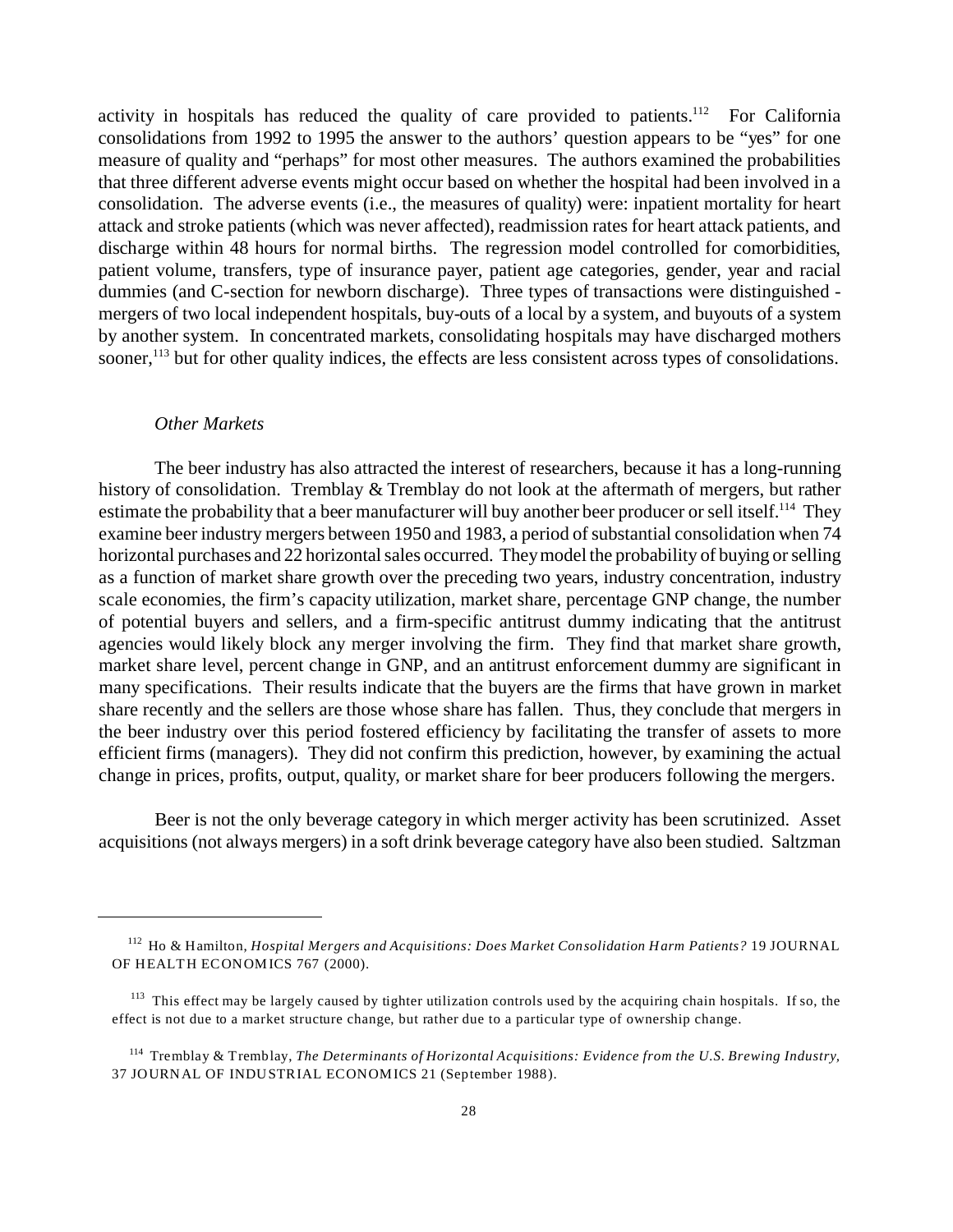activity in hospitals has reduced the quality of care provided to patients.[112] For California consolidations from 1992 to 1995 the answer to the authors' question appears to be "yes" for one measure of quality and "perhaps" for most other measures. The authors examined the probabilities that three different adverse events might occur based on whether the hospital had been involved in a consolidation. The adverse events (i.e., the measures of quality) were: inpatient mortality for heart attack and stroke patients (which was never affected), readmission rates for heart attack patients, and discharge within 48 hours for normal births. The regression model controlled for comorbidities, patient volume, transfers, type of insurance payer, patient age categories, gender, year and racial dummies (and C-section for newborn discharge). Three types of transactions were distinguished - mergers of two local independent hospitals, buy-outs of a local by a system, and buyouts of a system by another system. In concentrated markets, consolidating hospitals may have discharged mothers sooner,[113] but for other quality indices, the effects are less consistent across types of consolidations.

*Other Markets*

The beer industry has also attracted the interest of researchers, because it has a long-running history of consolidation. Tremblay & Tremblay do not look at the aftermath of mergers, but rather estimate the probability that a beer manufacturer will buy another beer producer or sell itself.[114] They examine beer industry mergers between 1950 and 1983, a period of substantial consolidation when 74 horizontal purchases and 22 horizontal sales occurred. They model the probability of buying or selling as a function of market share growth over the preceding two years, industry concentration, industry scale economies, the firm's capacity utilization, market share, percentage GNP change, the number of potential buyers and sellers, and a firm-specific antitrust dummy indicating that the antitrust agencies would likely block any merger involving the firm. They find that market share growth, market share level, percent change in GNP, and an antitrust enforcement dummy are significant in many specifications. Their results indicate that the buyers are the firms that have grown in market share recently and the sellers are those whose share has fallen. Thus, they conclude that mergers in the beer industry over this period fostered efficiency by facilitating the transfer of assets to more efficient firms (managers). They did not confirm this prediction, however, by examining the actual change in prices, profits, output, quality, or market share for beer producers following the mergers.

Beer is not the only beverage category in which merger activity has been scrutinized. Asset acquisitions (not always mergers) in a soft drink beverage category have also been studied. Saltzman

---

[112] Ho & Hamilton, *Hospital Mergers and Acquisitions: Does Market Consolidation Harm Patients?* 19 JOURNAL OF HEALTH ECONOMICS 767 (2000).

[113] This effect may be largely caused by tighter utilization controls used by the acquiring chain hospitals. If so, the effect is not due to a market structure change, but rather due to a particular type of ownership change.

[114] Tremblay & Tremblay, *The Determinants of Horizontal Acquisitions: Evidence from the U.S. Brewing Industry,* 37 JOURNAL OF INDUSTRIAL ECONOMICS 21 (September 1988).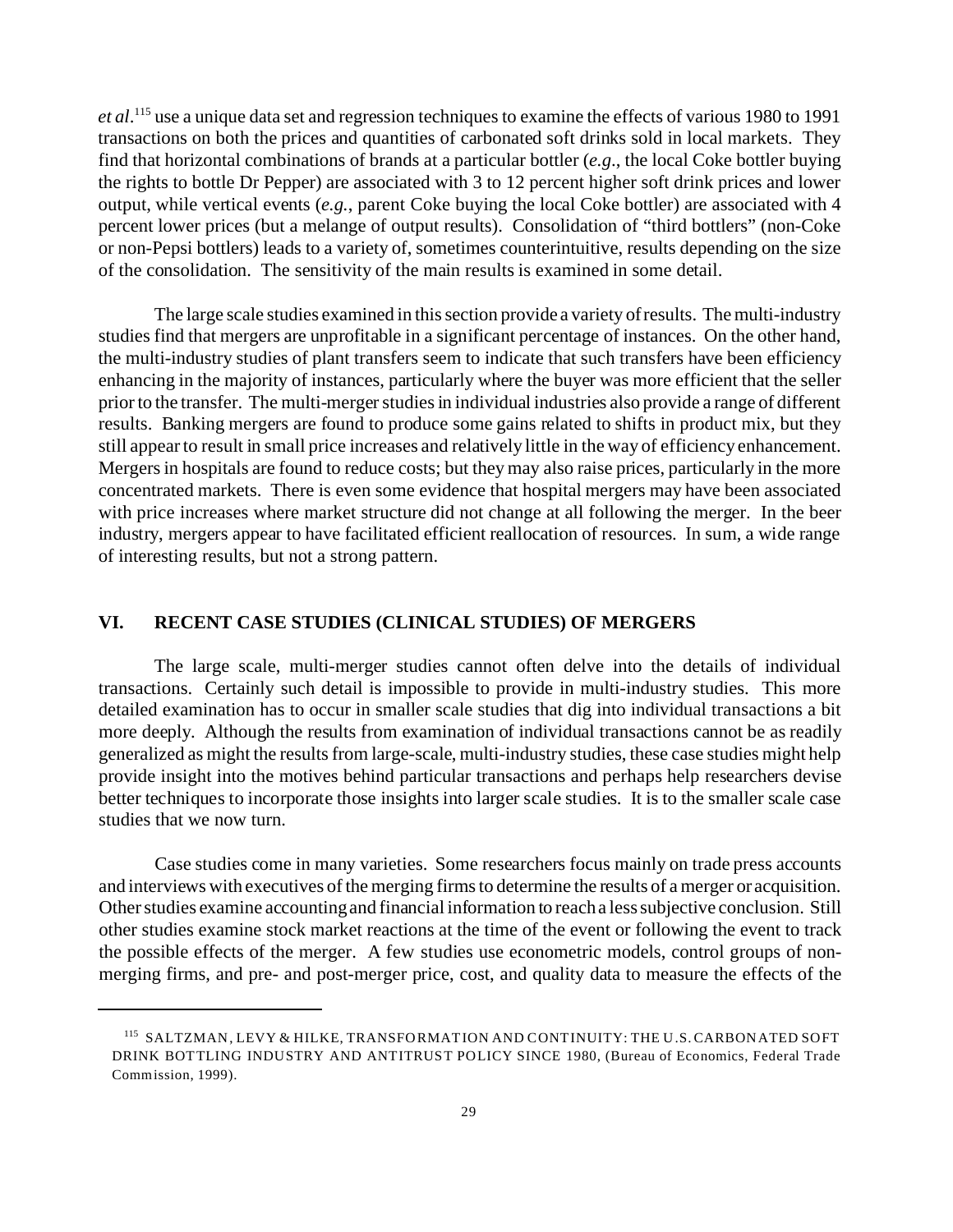*et al*.[115] use a unique data set and regression techniques to examine the effects of various 1980 to 1991 transactions on both the prices and quantities of carbonated soft drinks sold in local markets. They find that horizontal combinations of brands at a particular bottler (*e.g*., the local Coke bottler buying the rights to bottle Dr Pepper) are associated with 3 to 12 percent higher soft drink prices and lower output, while vertical events (*e.g.*, parent Coke buying the local Coke bottler) are associated with 4 percent lower prices (but a melange of output results). Consolidation of "third bottlers" (non-Coke or non-Pepsi bottlers) leads to a variety of, sometimes counterintuitive, results depending on the size of the consolidation. The sensitivity of the main results is examined in some detail.

The large scale studies examined in this section provide a variety of results. The multi-industry studies find that mergers are unprofitable in a significant percentage of instances. On the other hand, the multi-industry studies of plant transfers seem to indicate that such transfers have been efficiency enhancing in the majority of instances, particularly where the buyer was more efficient that the seller prior to the transfer. The multi-merger studies in individual industries also provide a range of different results. Banking mergers are found to produce some gains related to shifts in product mix, but they still appear to result in small price increases and relatively little in the way of efficiency enhancement. Mergers in hospitals are found to reduce costs; but they may also raise prices, particularly in the more concentrated markets. There is even some evidence that hospital mergers may have been associated with price increases where market structure did not change at all following the merger. In the beer industry, mergers appear to have facilitated efficient reallocation of resources. In sum, a wide range of interesting results, but not a strong pattern.

## VI. RECENT CASE STUDIES (CLINICAL STUDIES) OF MERGERS

The large scale, multi-merger studies cannot often delve into the details of individual transactions. Certainly such detail is impossible to provide in multi-industry studies. This more detailed examination has to occur in smaller scale studies that dig into individual transactions a bit more deeply. Although the results from examination of individual transactions cannot be as readily generalized as might the results from large-scale, multi-industry studies, these case studies might help provide insight into the motives behind particular transactions and perhaps help researchers devise better techniques to incorporate those insights into larger scale studies. It is to the smaller scale case studies that we now turn.

Case studies come in many varieties. Some researchers focus mainly on trade press accounts and interviews with executives of the merging firms to determine the results of a merger or acquisition. Other studies examine accounting and financial information to reach a less subjective conclusion. Still other studies examine stock market reactions at the time of the event or following the event to track the possible effects of the merger. A few studies use econometric models, control groups of non-merging firms, and pre- and post-merger price, cost, and quality data to measure the effects of the

---

[115] SALTZMAN, LEVY & HILKE, TRANSFORMATION AND CONTINUITY: THE U.S. CARBONATED SOFT DRINK BOTTLING INDUSTRY AND ANTITRUST POLICY SINCE 1980, (Bureau of Economics, Federal Trade Commission, 1999).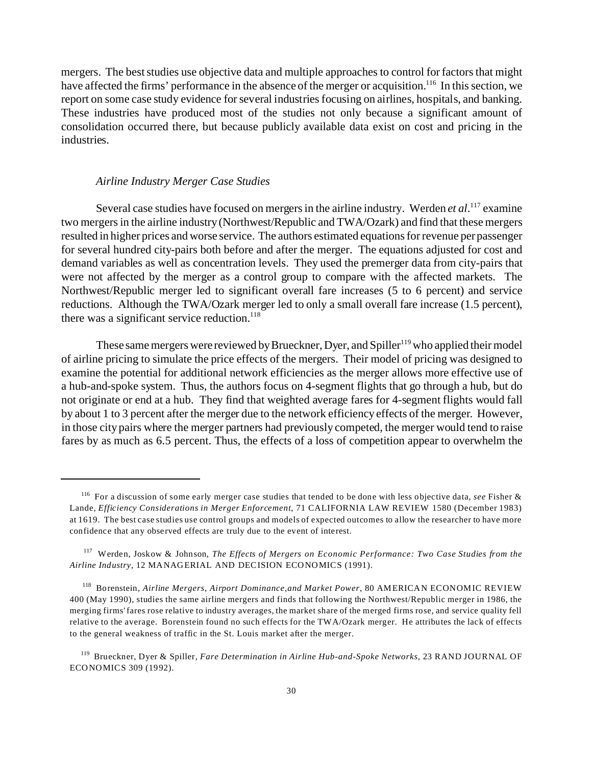mergers. The best studies use objective data and multiple approaches to control for factors that might have affected the firms' performance in the absence of the merger or acquisition.[116] In this section, we report on some case study evidence for several industries focusing on airlines, hospitals, and banking. These industries have produced most of the studies not only because a significant amount of consolidation occurred there, but because publicly available data exist on cost and pricing in the industries.

*Airline Industry Merger Case Studies*

Several case studies have focused on mergers in the airline industry. Werden *et al*.[117] examine two mergers in the airline industry (Northwest/Republic and TWA/Ozark) and find that these mergers resulted in higher prices and worse service. The authors estimated equations for revenue per passenger for several hundred city-pairs both before and after the merger. The equations adjusted for cost and demand variables as well as concentration levels. They used the premerger data from city-pairs that were not affected by the merger as a control group to compare with the affected markets. The Northwest/Republic merger led to significant overall fare increases (5 to 6 percent) and service reductions. Although the TWA/Ozark merger led to only a small overall fare increase (1.5 percent), there was a significant service reduction.[118]

These same mergers were reviewed by Brueckner, Dyer, and Spiller[119] who applied their model of airline pricing to simulate the price effects of the mergers. Their model of pricing was designed to examine the potential for additional network efficiencies as the merger allows more effective use of a hub-and-spoke system. Thus, the authors focus on 4-segment flights that go through a hub, but do not originate or end at a hub. They find that weighted average fares for 4-segment flights would fall by about 1 to 3 percent after the merger due to the network efficiency effects of the merger. However, in those city pairs where the merger partners had previously competed, the merger would tend to raise fares by as much as 6.5 percent. Thus, the effects of a loss of competition appear to overwhelm the

---

[116] For a discussion of some early merger case studies that tended to be done with less objective data, *see* Fisher & Lande, *Efficiency Considerations in Merger Enforcement*, 71 CALIFORNIA LAW REVIEW 1580 (December 1983) at 1619. The best case studies use control groups and models of expected outcomes to allow the researcher to have more confidence that any observed effects are truly due to the event of interest.

[117] Werden, Joskow & Johnson, *The Effects of Mergers on Economic Performance: Two Case Studies from the Airline Industry*, 12 MANAGERIAL AND DECISION ECONOMICS (1991).

[118] Borenstein, *Airline Mergers, Airport Dominance,and Market Power*, 80 AMERICAN ECONOMIC REVIEW 400 (May 1990), studies the same airline mergers and finds that following the Northwest/Republic merger in 1986, the merging firms' fares rose relative to industry averages, the market share of the merged firms rose, and service quality fell relative to the average. Borenstein found no such effects for the TWA/Ozark merger. He attributes the lack of effects to the general weakness of traffic in the St. Louis market after the merger.

[119] Brueckner, Dyer & Spiller, *Fare Determination in Airline Hub-and-Spoke Networks*, 23 RAND JOURNAL OF ECONOMICS 309 (1992).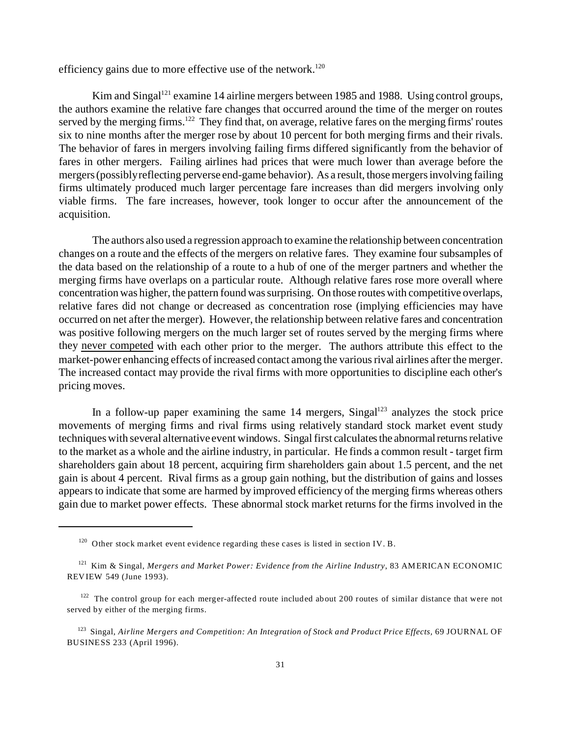efficiency gains due to more effective use of the network.[120]

Kim and Singal[121] examine 14 airline mergers between 1985 and 1988. Using control groups, the authors examine the relative fare changes that occurred around the time of the merger on routes served by the merging firms.[122] They find that, on average, relative fares on the merging firms' routes six to nine months after the merger rose by about 10 percent for both merging firms and their rivals. The behavior of fares in mergers involving failing firms differed significantly from the behavior of fares in other mergers. Failing airlines had prices that were much lower than average before the mergers (possibly reflecting perverse end-game behavior). As a result, those mergers involving failing firms ultimately produced much larger percentage fare increases than did mergers involving only viable firms. The fare increases, however, took longer to occur after the announcement of the acquisition.

The authors also used a regression approach to examine the relationship between concentration changes on a route and the effects of the mergers on relative fares. They examine four subsamples of the data based on the relationship of a route to a hub of one of the merger partners and whether the merging firms have overlaps on a particular route. Although relative fares rose more overall where concentration was higher, the pattern found was surprising. On those routes with competitive overlaps, relative fares did not change or decreased as concentration rose (implying efficiencies may have occurred on net after the merger). However, the relationship between relative fares and concentration was positive following mergers on the much larger set of routes served by the merging firms where they <u>never competed</u> with each other prior to the merger. The authors attribute this effect to the market-power enhancing effects of increased contact among the various rival airlines after the merger. The increased contact may provide the rival firms with more opportunities to discipline each other's pricing moves.

In a follow-up paper examining the same 14 mergers, Singal[123] analyzes the stock price movements of merging firms and rival firms using relatively standard stock market event study techniques with several alternative event windows. Singal first calculates the abnormal returns relative to the market as a whole and the airline industry, in particular. He finds a common result - target firm shareholders gain about 18 percent, acquiring firm shareholders gain about 1.5 percent, and the net gain is about 4 percent. Rival firms as a group gain nothing, but the distribution of gains and losses appears to indicate that some are harmed by improved efficiency of the merging firms whereas others gain due to market power effects. These abnormal stock market returns for the firms involved in the

---

[120] Other stock market event evidence regarding these cases is listed in section IV. B.

[121] Kim & Singal, *Mergers and Market Power: Evidence from the Airline Industry*, 83 AMERICAN ECONOMIC REVIEW 549 (June 1993).

[122] The control group for each merger-affected route included about 200 routes of similar distance that were not served by either of the merging firms.

[123] Singal, *Airline Mergers and Competition: An Integration of Stock and Product Price Effects*, 69 JOURNAL OF BUSINESS 233 (April 1996).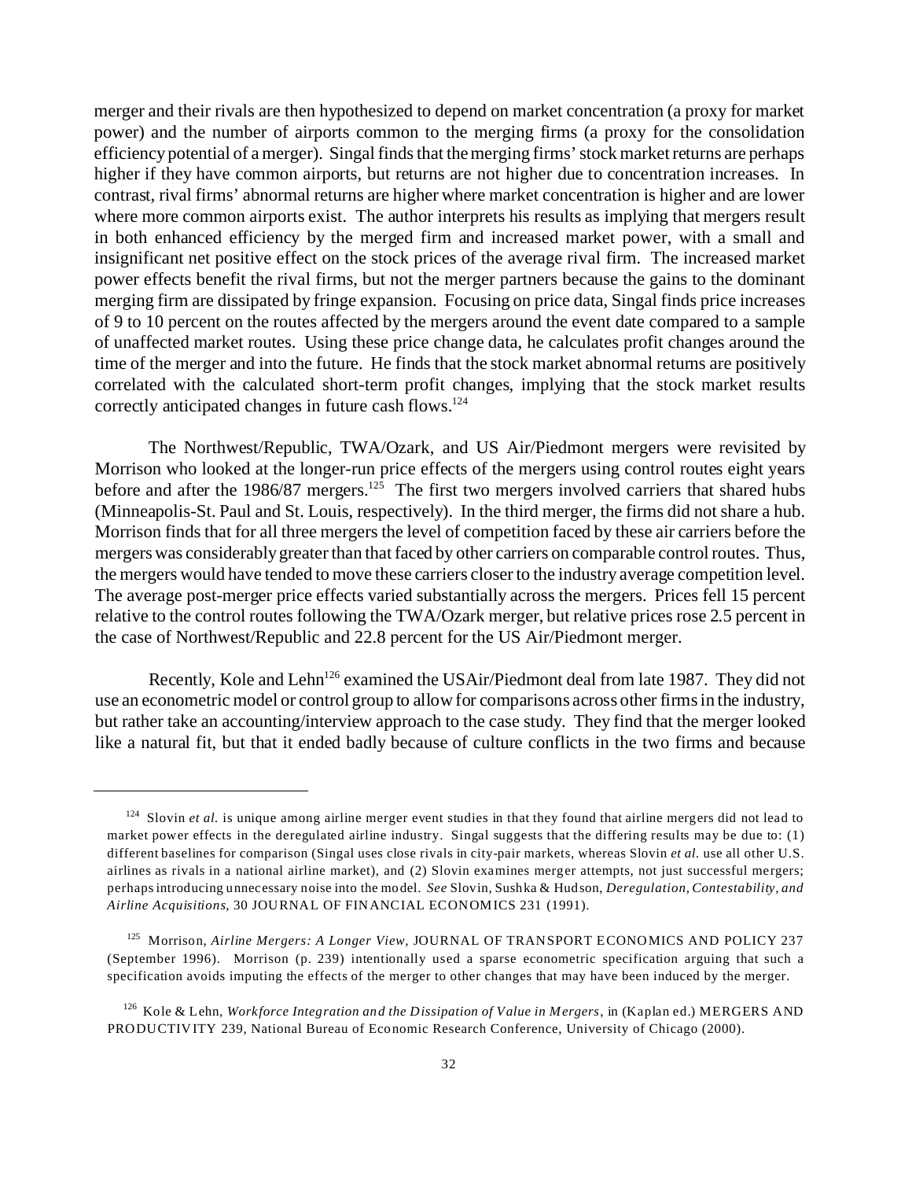merger and their rivals are then hypothesized to depend on market concentration (a proxy for market power) and the number of airports common to the merging firms (a proxy for the consolidation efficiency potential of a merger). Singal finds that the merging firms' stock market returns are perhaps higher if they have common airports, but returns are not higher due to concentration increases. In contrast, rival firms' abnormal returns are higher where market concentration is higher and are lower where more common airports exist. The author interprets his results as implying that mergers result in both enhanced efficiency by the merged firm and increased market power, with a small and insignificant net positive effect on the stock prices of the average rival firm. The increased market power effects benefit the rival firms, but not the merger partners because the gains to the dominant merging firm are dissipated by fringe expansion. Focusing on price data, Singal finds price increases of 9 to 10 percent on the routes affected by the mergers around the event date compared to a sample of unaffected market routes. Using these price change data, he calculates profit changes around the time of the merger and into the future. He finds that the stock market abnormal returns are positively correlated with the calculated short-term profit changes, implying that the stock market results correctly anticipated changes in future cash flows.[124]

The Northwest/Republic, TWA/Ozark, and US Air/Piedmont mergers were revisited by Morrison who looked at the longer-run price effects of the mergers using control routes eight years before and after the 1986/87 mergers.[125] The first two mergers involved carriers that shared hubs (Minneapolis-St. Paul and St. Louis, respectively). In the third merger, the firms did not share a hub. Morrison finds that for all three mergers the level of competition faced by these air carriers before the mergers was considerably greater than that faced by other carriers on comparable control routes. Thus, the mergers would have tended to move these carriers closer to the industry average competition level. The average post-merger price effects varied substantially across the mergers. Prices fell 15 percent relative to the control routes following the TWA/Ozark merger, but relative prices rose 2.5 percent in the case of Northwest/Republic and 22.8 percent for the US Air/Piedmont merger.

Recently, Kole and Lehn[126] examined the USAir/Piedmont deal from late 1987. They did not use an econometric model or control group to allow for comparisons across other firms in the industry, but rather take an accounting/interview approach to the case study. They find that the merger looked like a natural fit, but that it ended badly because of culture conflicts in the two firms and because

---

[124] Slovin *et al.* is unique among airline merger event studies in that they found that airline mergers did not lead to market power effects in the deregulated airline industry. Singal suggests that the differing results may be due to: (1) different baselines for comparison (Singal uses close rivals in city-pair markets, whereas Slovin *et al.* use all other U.S. airlines as rivals in a national airline market), and (2) Slovin examines merger attempts, not just successful mergers; perhaps introducing unnecessary noise into the model. *See* Slovin, Sushka & Hudson, *Deregulation, Contestability, and Airline Acquisitions*, 30 JOURNAL OF FINANCIAL ECONOMICS 231 (1991).

[125] Morrison, *Airline Mergers: A Longer View*, JOURNAL OF TRANSPORT ECONOMICS AND POLICY 237 (September 1996). Morrison (p. 239) intentionally used a sparse econometric specification arguing that such a specification avoids imputing the effects of the merger to other changes that may have been induced by the merger.

[126] Kole & Lehn, *Workforce Integration and the Dissipation of Value in Mergers*, in (Kaplan ed.) MERGERS AND PRODUCTIVITY 239, National Bureau of Economic Research Conference, University of Chicago (2000).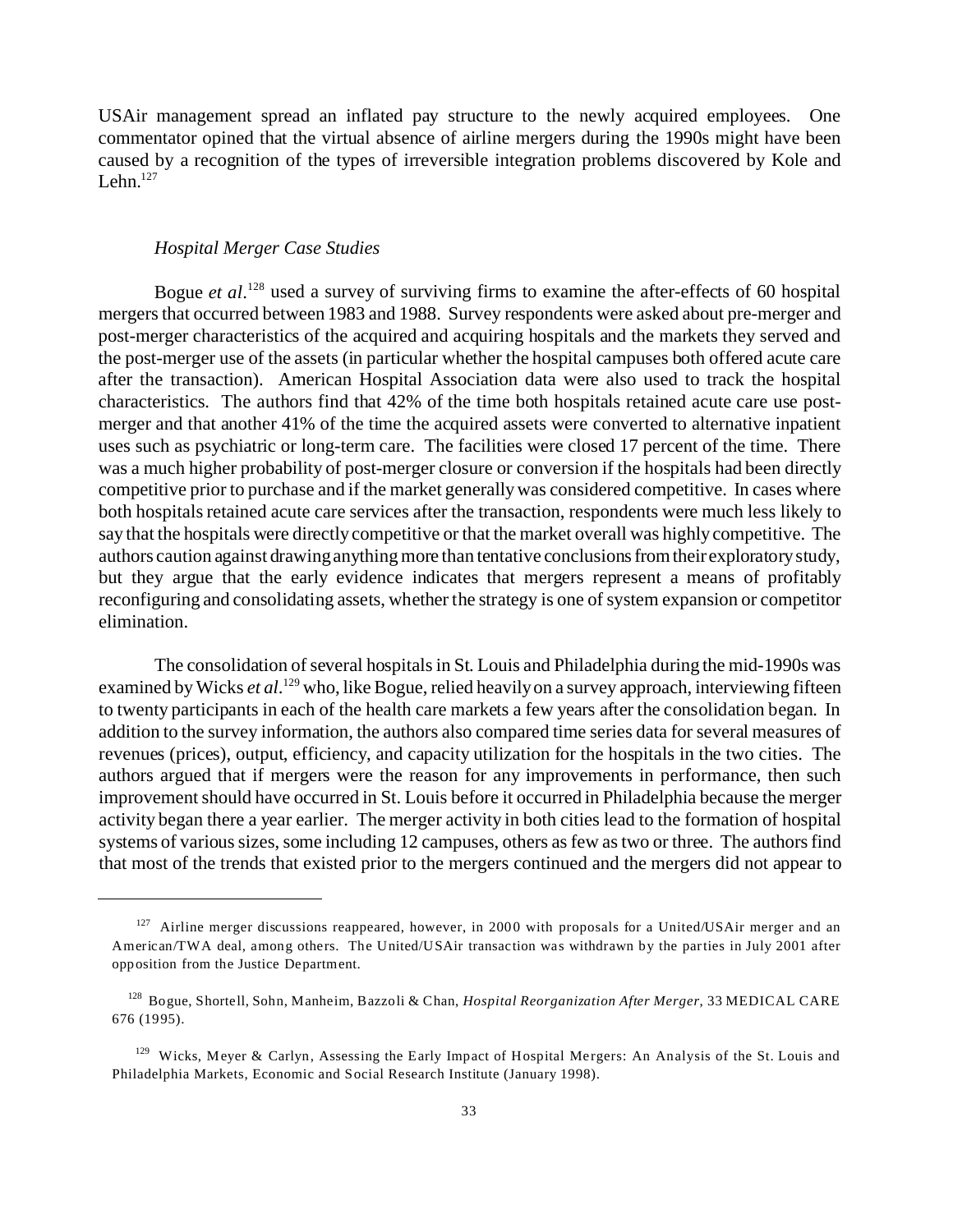USAir management spread an inflated pay structure to the newly acquired employees. One commentator opined that the virtual absence of airline mergers during the 1990s might have been caused by a recognition of the types of irreversible integration problems discovered by Kole and Lehn.[127]

*Hospital Merger Case Studies*

Bogue *et al*.[128] used a survey of surviving firms to examine the after-effects of 60 hospital mergers that occurred between 1983 and 1988. Survey respondents were asked about pre-merger and post-merger characteristics of the acquired and acquiring hospitals and the markets they served and the post-merger use of the assets (in particular whether the hospital campuses both offered acute care after the transaction). American Hospital Association data were also used to track the hospital characteristics. The authors find that 42% of the time both hospitals retained acute care use post-merger and that another 41% of the time the acquired assets were converted to alternative inpatient uses such as psychiatric or long-term care. The facilities were closed 17 percent of the time. There was a much higher probability of post-merger closure or conversion if the hospitals had been directly competitive prior to purchase and if the market generally was considered competitive. In cases where both hospitals retained acute care services after the transaction, respondents were much less likely to say that the hospitals were directly competitive or that the market overall was highly competitive. The authors caution against drawing anything more than tentative conclusions from their exploratory study, but they argue that the early evidence indicates that mergers represent a means of profitably reconfiguring and consolidating assets, whether the strategy is one of system expansion or competitor elimination.

The consolidation of several hospitals in St. Louis and Philadelphia during the mid-1990s was examined by Wicks *et al*.[129] who, like Bogue, relied heavily on a survey approach, interviewing fifteen to twenty participants in each of the health care markets a few years after the consolidation began. In addition to the survey information, the authors also compared time series data for several measures of revenues (prices), output, efficiency, and capacity utilization for the hospitals in the two cities. The authors argued that if mergers were the reason for any improvements in performance, then such improvement should have occurred in St. Louis before it occurred in Philadelphia because the merger activity began there a year earlier. The merger activity in both cities lead to the formation of hospital systems of various sizes, some including 12 campuses, others as few as two or three. The authors find that most of the trends that existed prior to the mergers continued and the mergers did not appear to

---

[127] Airline merger discussions reappeared, however, in 2000 with proposals for a United/USAir merger and an American/TWA deal, among others. The United/USAir transaction was withdrawn by the parties in July 2001 after opposition from the Justice Department.

[128] Bogue, Shortell, Sohn, Manheim, Bazzoli & Chan, *Hospital Reorganization After Merger*, 33 MEDICAL CARE 676 (1995).

[129] Wicks, Meyer & Carlyn, Assessing the Early Impact of Hospital Mergers: An Analysis of the St. Louis and Philadelphia Markets, Economic and Social Research Institute (January 1998).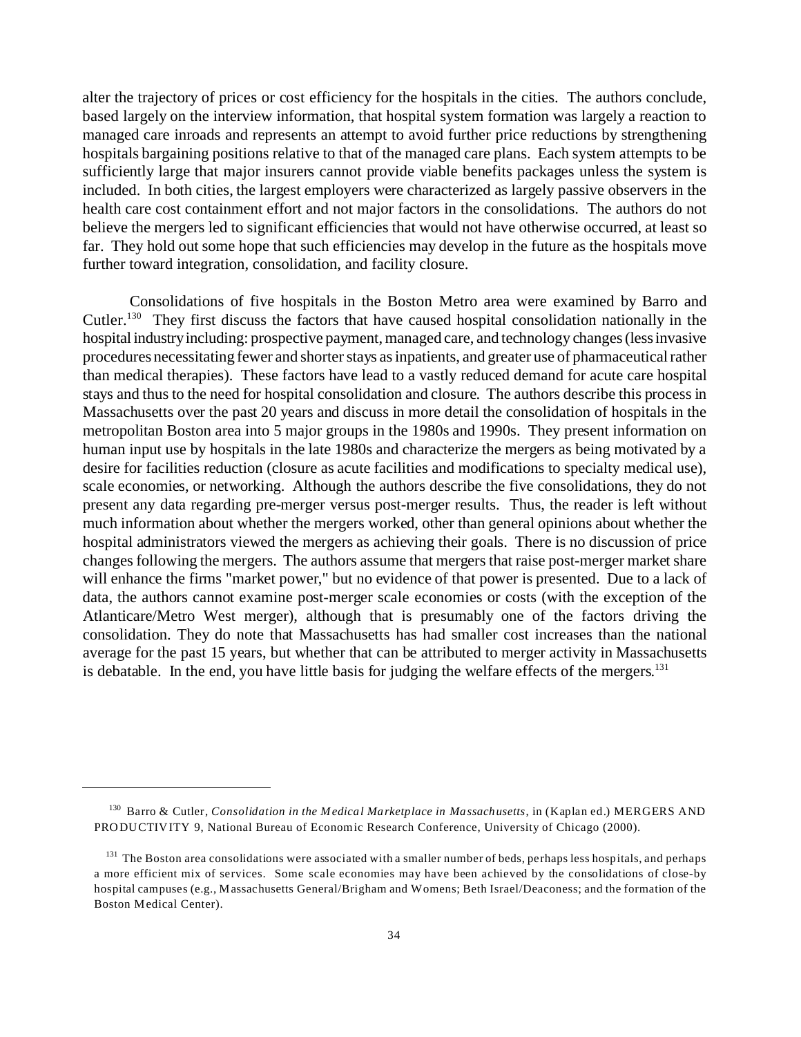alter the trajectory of prices or cost efficiency for the hospitals in the cities. The authors conclude, based largely on the interview information, that hospital system formation was largely a reaction to managed care inroads and represents an attempt to avoid further price reductions by strengthening hospitals bargaining positions relative to that of the managed care plans. Each system attempts to be sufficiently large that major insurers cannot provide viable benefits packages unless the system is included. In both cities, the largest employers were characterized as largely passive observers in the health care cost containment effort and not major factors in the consolidations. The authors do not believe the mergers led to significant efficiencies that would not have otherwise occurred, at least so far. They hold out some hope that such efficiencies may develop in the future as the hospitals move further toward integration, consolidation, and facility closure.

Consolidations of five hospitals in the Boston Metro area were examined by Barro and Cutler.[130] They first discuss the factors that have caused hospital consolidation nationally in the hospital industry including: prospective payment, managed care, and technology changes (less invasive procedures necessitating fewer and shorter stays as inpatients, and greater use of pharmaceutical rather than medical therapies). These factors have lead to a vastly reduced demand for acute care hospital stays and thus to the need for hospital consolidation and closure. The authors describe this process in Massachusetts over the past 20 years and discuss in more detail the consolidation of hospitals in the metropolitan Boston area into 5 major groups in the 1980s and 1990s. They present information on human input use by hospitals in the late 1980s and characterize the mergers as being motivated by a desire for facilities reduction (closure as acute facilities and modifications to specialty medical use), scale economies, or networking. Although the authors describe the five consolidations, they do not present any data regarding pre-merger versus post-merger results. Thus, the reader is left without much information about whether the mergers worked, other than general opinions about whether the hospital administrators viewed the mergers as achieving their goals. There is no discussion of price changes following the mergers. The authors assume that mergers that raise post-merger market share will enhance the firms "market power," but no evidence of that power is presented. Due to a lack of data, the authors cannot examine post-merger scale economies or costs (with the exception of the Atlanticare/Metro West merger), although that is presumably one of the factors driving the consolidation. They do note that Massachusetts has had smaller cost increases than the national average for the past 15 years, but whether that can be attributed to merger activity in Massachusetts is debatable. In the end, you have little basis for judging the welfare effects of the mergers.[131]

---

[130] Barro & Cutler, *Consolidation in the Medical Marketplace in Massachusetts*, in (Kaplan ed.) MERGERS AND PRODUCTIVITY 9, National Bureau of Economic Research Conference, University of Chicago (2000).

[131] The Boston area consolidations were associated with a smaller number of beds, perhaps less hospitals, and perhaps a more efficient mix of services. Some scale economies may have been achieved by the consolidations of close-by hospital campuses (e.g., Massachusetts General/Brigham and Womens; Beth Israel/Deaconess; and the formation of the Boston Medical Center).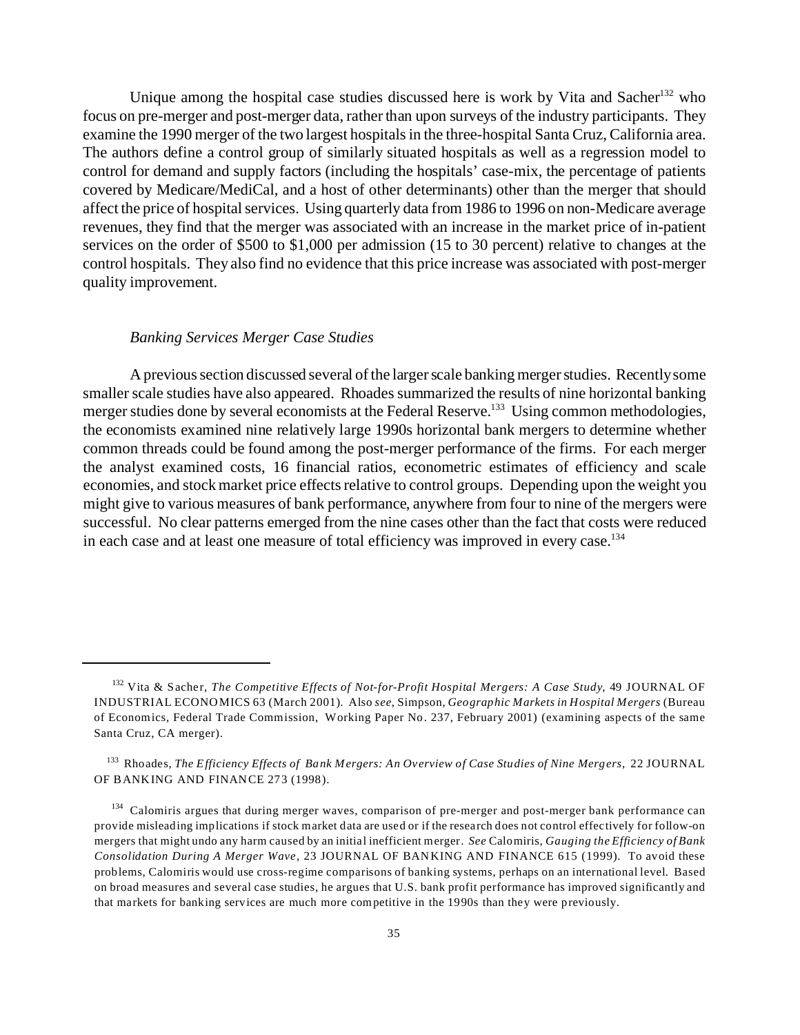Unique among the hospital case studies discussed here is work by Vita and Sacher[132] who focus on pre-merger and post-merger data, rather than upon surveys of the industry participants. They examine the 1990 merger of the two largest hospitals in the three-hospital Santa Cruz, California area. The authors define a control group of similarly situated hospitals as well as a regression model to control for demand and supply factors (including the hospitals' case-mix, the percentage of patients covered by Medicare/MediCal, and a host of other determinants) other than the merger that should affect the price of hospital services. Using quarterly data from 1986 to 1996 on non-Medicare average revenues, they find that the merger was associated with an increase in the market price of in-patient services on the order of $500 to $1,000 per admission (15 to 30 percent) relative to changes at the control hospitals. They also find no evidence that this price increase was associated with post-merger quality improvement.

### *Banking Services Merger Case Studies*

A previous section discussed several of the larger scale banking merger studies. Recently some smaller scale studies have also appeared. Rhoades summarized the results of nine horizontal banking merger studies done by several economists at the Federal Reserve.[133] Using common methodologies, the economists examined nine relatively large 1990s horizontal bank mergers to determine whether common threads could be found among the post-merger performance of the firms. For each merger the analyst examined costs, 16 financial ratios, econometric estimates of efficiency and scale economies, and stock market price effects relative to control groups. Depending upon the weight you might give to various measures of bank performance, anywhere from four to nine of the mergers were successful. No clear patterns emerged from the nine cases other than the fact that costs were reduced in each case and at least one measure of total efficiency was improved in every case.[134]

---

[132] Vita & Sacher, *The Competitive Effects of Not-for-Profit Hospital Mergers: A Case Study*, 49 JOURNAL OF INDUSTRIAL ECONOMICS 63 (March 2001). Also *see*, Simpson, *Geographic Markets in Hospital Mergers* (Bureau of Economics, Federal Trade Commission, Working Paper No. 237, February 2001) (examining aspects of the same Santa Cruz, CA merger).

[133] Rhoades, *The Efficiency Effects of Bank Mergers: An Overview of Case Studies of Nine Mergers*, 22 JOURNAL OF BANKING AND FINANCE 273 (1998).

[134] Calomiris argues that during merger waves, comparison of pre-merger and post-merger bank performance can provide misleading implications if stock market data are used or if the research does not control effectively for follow-on mergers that might undo any harm caused by an initial inefficient merger. *See* Calomiris, *Gauging the Efficiency of Bank Consolidation During A Merger Wave*, 23 JOURNAL OF BANKING AND FINANCE 615 (1999). To avoid these problems, Calomiris would use cross-regime comparisons of banking systems, perhaps on an international level. Based on broad measures and several case studies, he argues that U.S. bank profit performance has improved significantly and that markets for banking services are much more competitive in the 1990s than they were previously.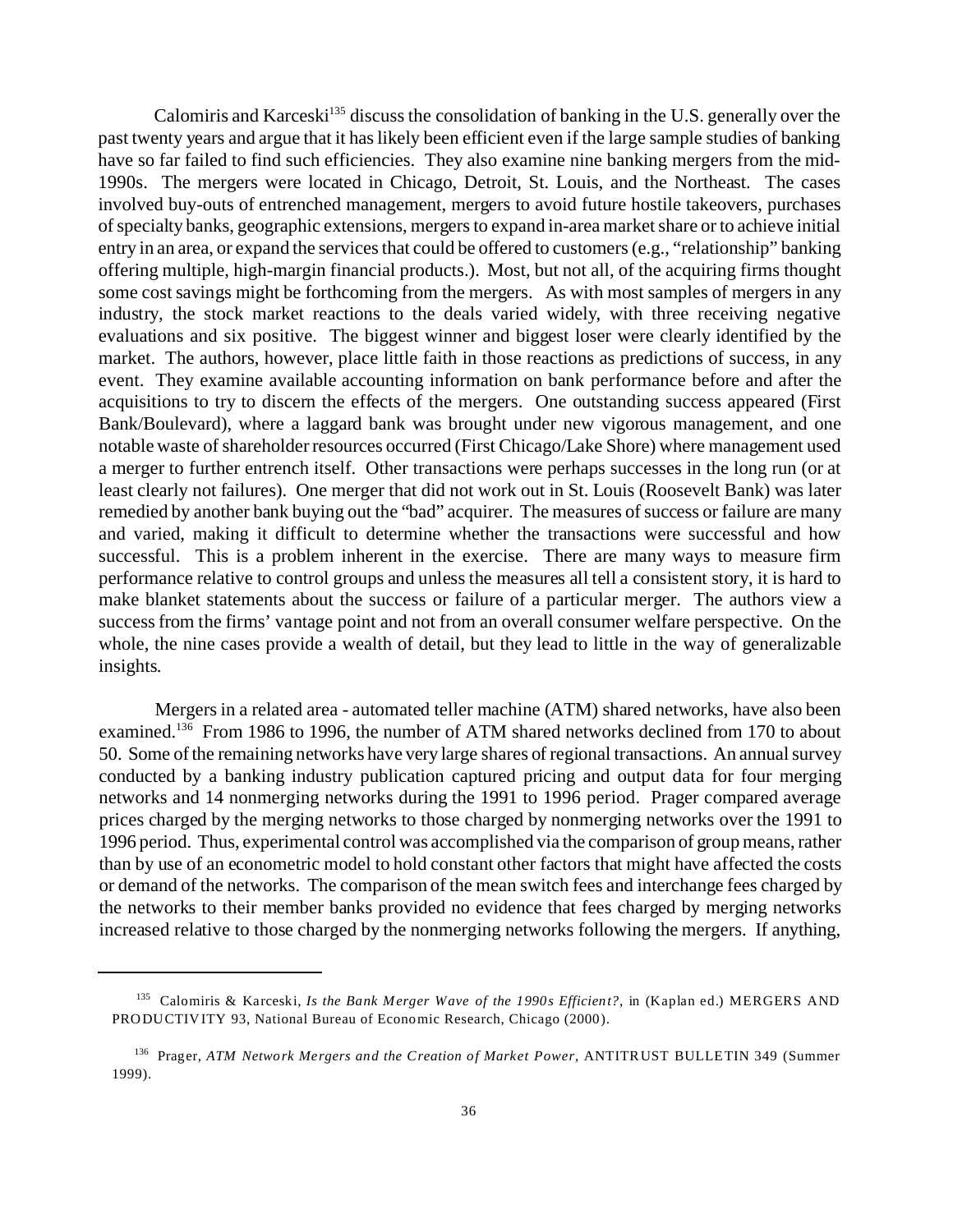Calomiris and Karceski[135] discuss the consolidation of banking in the U.S. generally over the past twenty years and argue that it has likely been efficient even if the large sample studies of banking have so far failed to find such efficiencies. They also examine nine banking mergers from the mid-1990s. The mergers were located in Chicago, Detroit, St. Louis, and the Northeast. The cases involved buy-outs of entrenched management, mergers to avoid future hostile takeovers, purchases of specialty banks, geographic extensions, mergers to expand in-area market share or to achieve initial entry in an area, or expand the services that could be offered to customers (e.g., "relationship" banking offering multiple, high-margin financial products.). Most, but not all, of the acquiring firms thought some cost savings might be forthcoming from the mergers. As with most samples of mergers in any industry, the stock market reactions to the deals varied widely, with three receiving negative evaluations and six positive. The biggest winner and biggest loser were clearly identified by the market. The authors, however, place little faith in those reactions as predictions of success, in any event. They examine available accounting information on bank performance before and after the acquisitions to try to discern the effects of the mergers. One outstanding success appeared (First Bank/Boulevard), where a laggard bank was brought under new vigorous management, and one notable waste of shareholder resources occurred (First Chicago/Lake Shore) where management used a merger to further entrench itself. Other transactions were perhaps successes in the long run (or at least clearly not failures). One merger that did not work out in St. Louis (Roosevelt Bank) was later remedied by another bank buying out the "bad" acquirer. The measures of success or failure are many and varied, making it difficult to determine whether the transactions were successful and how successful. This is a problem inherent in the exercise. There are many ways to measure firm performance relative to control groups and unless the measures all tell a consistent story, it is hard to make blanket statements about the success or failure of a particular merger. The authors view a success from the firms' vantage point and not from an overall consumer welfare perspective. On the whole, the nine cases provide a wealth of detail, but they lead to little in the way of generalizable insights.

Mergers in a related area - automated teller machine (ATM) shared networks, have also been examined.[136] From 1986 to 1996, the number of ATM shared networks declined from 170 to about 50. Some of the remaining networks have very large shares of regional transactions. An annual survey conducted by a banking industry publication captured pricing and output data for four merging networks and 14 nonmerging networks during the 1991 to 1996 period. Prager compared average prices charged by the merging networks to those charged by nonmerging networks over the 1991 to 1996 period. Thus, experimental control was accomplished via the comparison of group means, rather than by use of an econometric model to hold constant other factors that might have affected the costs or demand of the networks. The comparison of the mean switch fees and interchange fees charged by the networks to their member banks provided no evidence that fees charged by merging networks increased relative to those charged by the nonmerging networks following the mergers. If anything,

---

[135] Calomiris & Karceski, *Is the Bank Merger Wave of the 1990s Efficient?*, in (Kaplan ed.) MERGERS AND PRODUCTIVITY 93, National Bureau of Economic Research, Chicago (2000).

[136] Prager, *ATM Network Mergers and the Creation of Market Power*, ANTITRUST BULLETIN 349 (Summer 1999).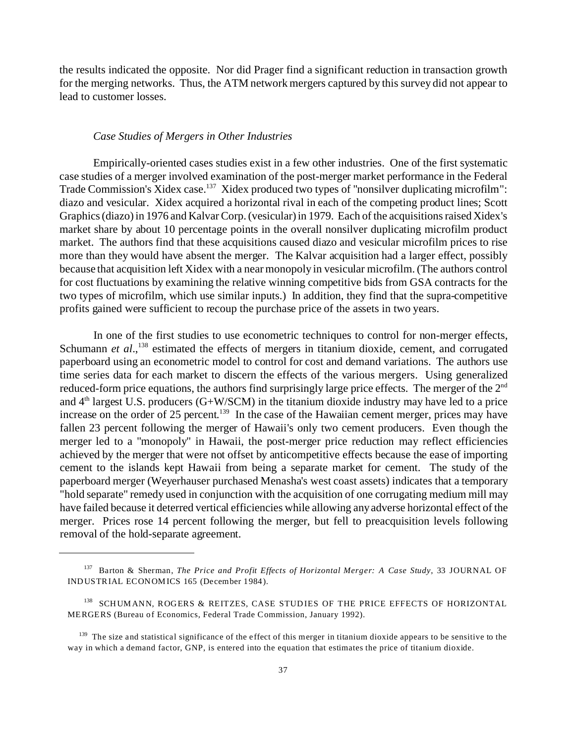the results indicated the opposite. Nor did Prager find a significant reduction in transaction growth for the merging networks. Thus, the ATM network mergers captured by this survey did not appear to lead to customer losses.

*Case Studies of Mergers in Other Industries*

Empirically-oriented cases studies exist in a few other industries. One of the first systematic case studies of a merger involved examination of the post-merger market performance in the Federal Trade Commission's Xidex case.[137] Xidex produced two types of "nonsilver duplicating microfilm": diazo and vesicular. Xidex acquired a horizontal rival in each of the competing product lines; Scott Graphics (diazo) in 1976 and Kalvar Corp. (vesicular) in 1979. Each of the acquisitions raised Xidex's market share by about 10 percentage points in the overall nonsilver duplicating microfilm product market. The authors find that these acquisitions caused diazo and vesicular microfilm prices to rise more than they would have absent the merger. The Kalvar acquisition had a larger effect, possibly because that acquisition left Xidex with a near monopoly in vesicular microfilm. (The authors control for cost fluctuations by examining the relative winning competitive bids from GSA contracts for the two types of microfilm, which use similar inputs.) In addition, they find that the supra-competitive profits gained were sufficient to recoup the purchase price of the assets in two years.

In one of the first studies to use econometric techniques to control for non-merger effects, Schumann *et al*.,[138] estimated the effects of mergers in titanium dioxide, cement, and corrugated paperboard using an econometric model to control for cost and demand variations. The authors use time series data for each market to discern the effects of the various mergers. Using generalized reduced-form price equations, the authors find surprisingly large price effects. The merger of the 2nd and 4th largest U.S. producers (G+W/SCM) in the titanium dioxide industry may have led to a price increase on the order of 25 percent.[139] In the case of the Hawaiian cement merger, prices may have fallen 23 percent following the merger of Hawaii's only two cement producers. Even though the merger led to a "monopoly" in Hawaii, the post-merger price reduction may reflect efficiencies achieved by the merger that were not offset by anticompetitive effects because the ease of importing cement to the islands kept Hawaii from being a separate market for cement. The study of the paperboard merger (Weyerhauser purchased Menasha's west coast assets) indicates that a temporary "hold separate" remedy used in conjunction with the acquisition of one corrugating medium mill may have failed because it deterred vertical efficiencies while allowing any adverse horizontal effect of the merger. Prices rose 14 percent following the merger, but fell to preacquisition levels following removal of the hold-separate agreement.

---

[137] Barton & Sherman, *The Price and Profit Effects of Horizontal Merger: A Case Study*, 33 JOURNAL OF INDUSTRIAL ECONOMICS 165 (December 1984).

[138] SCHUMANN, ROGERS & REITZES, CASE STUDIES OF THE PRICE EFFECTS OF HORIZONTAL MERGERS (Bureau of Economics, Federal Trade Commission, January 1992).

[139] The size and statistical significance of the effect of this merger in titanium dioxide appears to be sensitive to the way in which a demand factor, GNP, is entered into the equation that estimates the price of titanium dioxide.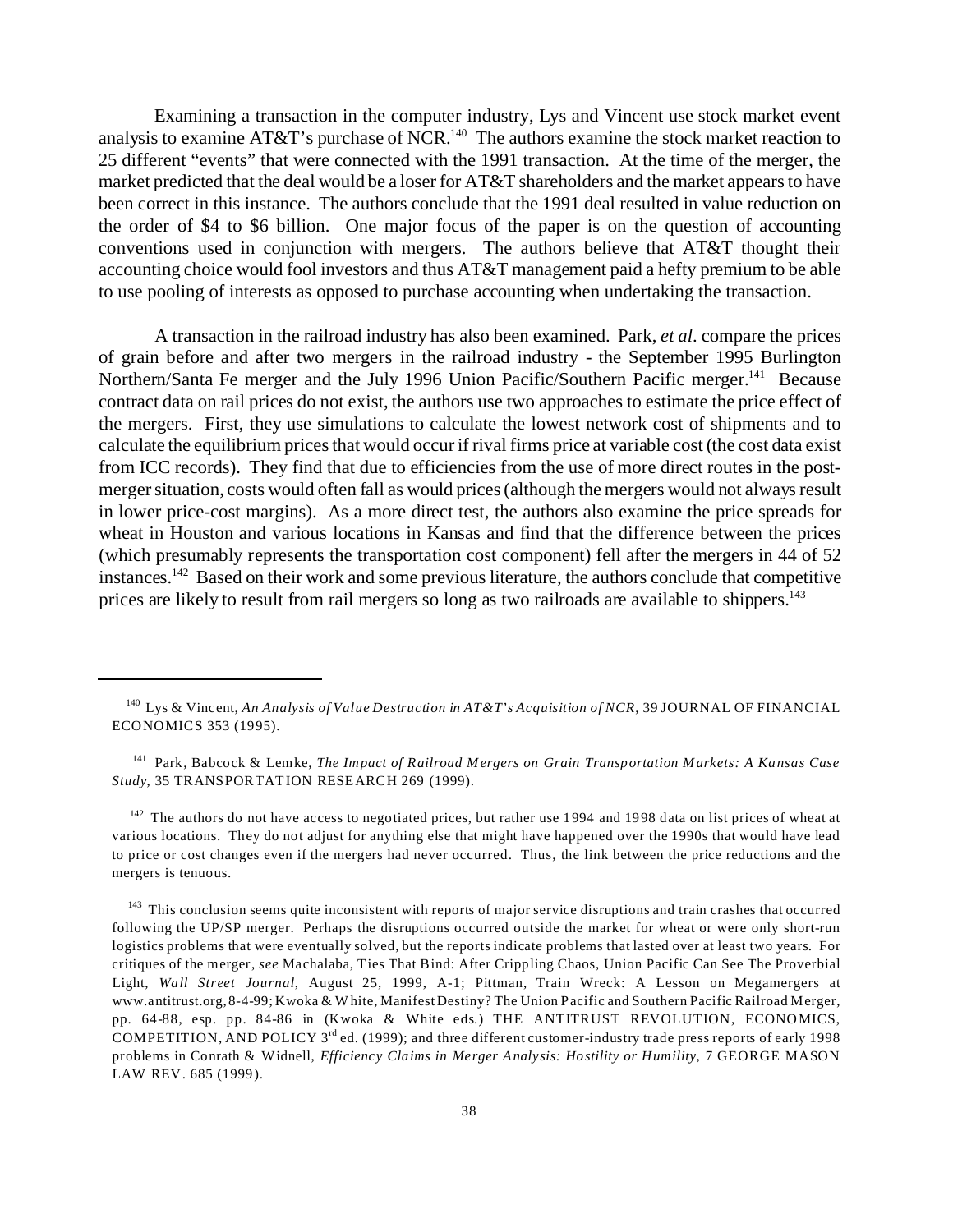Examining a transaction in the computer industry, Lys and Vincent use stock market event analysis to examine AT&T's purchase of NCR.[140] The authors examine the stock market reaction to 25 different "events" that were connected with the 1991 transaction. At the time of the merger, the market predicted that the deal would be a loser for AT&T shareholders and the market appears to have been correct in this instance. The authors conclude that the 1991 deal resulted in value reduction on the order of $4 to $6 billion. One major focus of the paper is on the question of accounting conventions used in conjunction with mergers. The authors believe that AT&T thought their accounting choice would fool investors and thus AT&T management paid a hefty premium to be able to use pooling of interests as opposed to purchase accounting when undertaking the transaction.

A transaction in the railroad industry has also been examined. Park, *et al*. compare the prices of grain before and after two mergers in the railroad industry - the September 1995 Burlington Northern/Santa Fe merger and the July 1996 Union Pacific/Southern Pacific merger.[141] Because contract data on rail prices do not exist, the authors use two approaches to estimate the price effect of the mergers. First, they use simulations to calculate the lowest network cost of shipments and to calculate the equilibrium prices that would occur if rival firms price at variable cost (the cost data exist from ICC records). They find that due to efficiencies from the use of more direct routes in the post-merger situation, costs would often fall as would prices (although the mergers would not always result in lower price-cost margins). As a more direct test, the authors also examine the price spreads for wheat in Houston and various locations in Kansas and find that the difference between the prices (which presumably represents the transportation cost component) fell after the mergers in 44 of 52 instances.[142] Based on their work and some previous literature, the authors conclude that competitive prices are likely to result from rail mergers so long as two railroads are available to shippers.[143]

---

[140] Lys & Vincent, *An Analysis of Value Destruction in AT&T's Acquisition of NCR*, 39 JOURNAL OF FINANCIAL ECONOMICS 353 (1995).

[141] Park, Babcock & Lemke, *The Impact of Railroad Mergers on Grain Transportation Markets: A Kansas Case Study*, 35 TRANSPORTATION RESEARCH 269 (1999).

[142] The authors do not have access to negotiated prices, but rather use 1994 and 1998 data on list prices of wheat at various locations. They do not adjust for anything else that might have happened over the 1990s that would have lead to price or cost changes even if the mergers had never occurred. Thus, the link between the price reductions and the mergers is tenuous.

[143] This conclusion seems quite inconsistent with reports of major service disruptions and train crashes that occurred following the UP/SP merger. Perhaps the disruptions occurred outside the market for wheat or were only short-run logistics problems that were eventually solved, but the reports indicate problems that lasted over at least two years. For critiques of the merger, *see* Machalaba, Ties That Bind: After Crippling Chaos, Union Pacific Can See The Proverbial Light, *Wall Street Journal*, August 25, 1999, A-1; Pittman, Train Wreck: A Lesson on Megamergers at www.antitrust.org, 8-4-99; Kwoka & White, Manifest Destiny? The Union Pacific and Southern Pacific Railroad Merger, pp. 64-88, esp. pp. 84-86 in (Kwoka & White eds.) THE ANTITRUST REVOLUTION, ECONOMICS, COMPETITION, AND POLICY 3rd ed. (1999); and three different customer-industry trade press reports of early 1998 problems in Conrath & Widnell, *Efficiency Claims in Merger Analysis: Hostility or Humility*, 7 GEORGE MASON LAW REV. 685 (1999).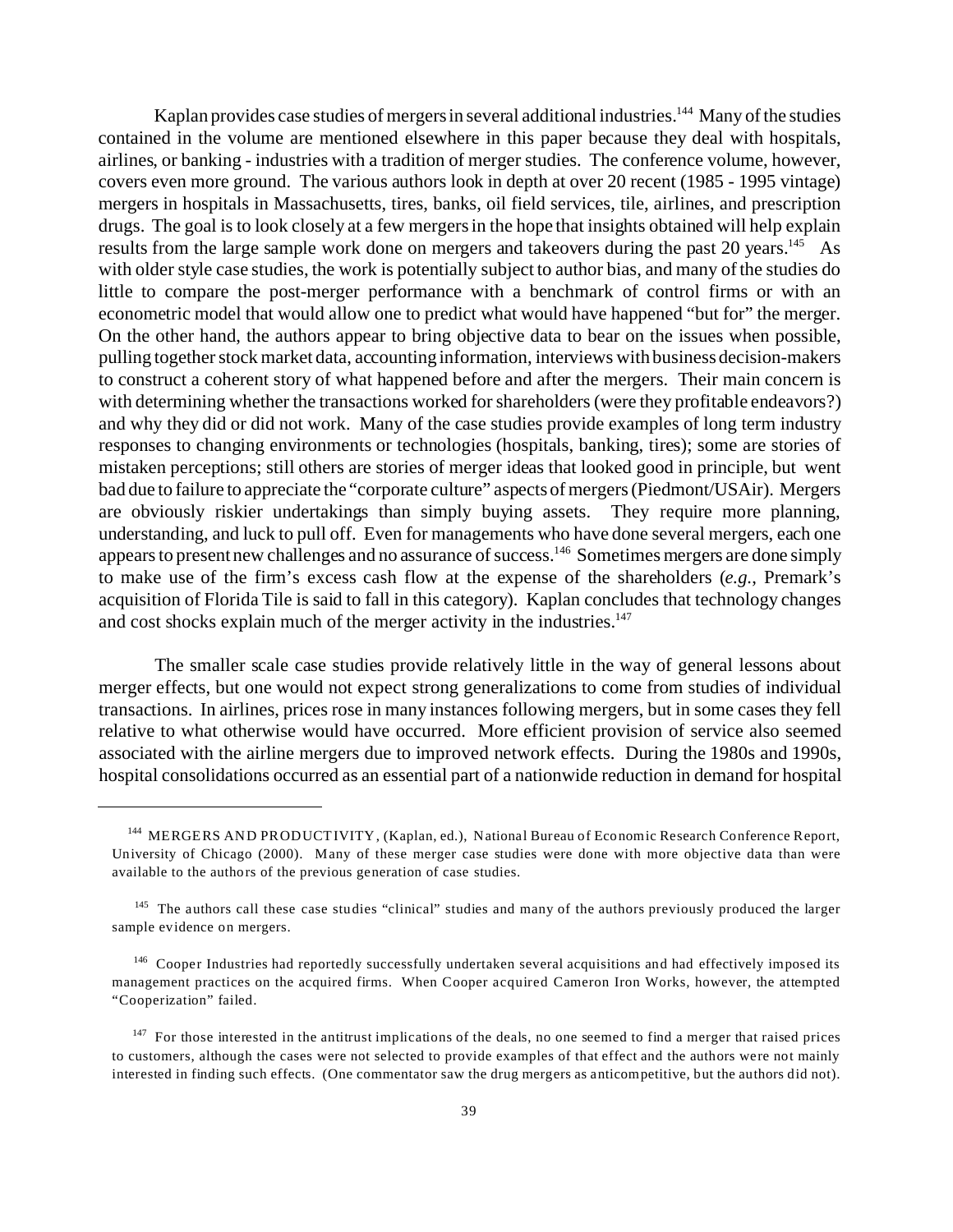Kaplan provides case studies of mergers in several additional industries.[144] Many of the studies contained in the volume are mentioned elsewhere in this paper because they deal with hospitals, airlines, or banking - industries with a tradition of merger studies. The conference volume, however, covers even more ground. The various authors look in depth at over 20 recent (1985 - 1995 vintage) mergers in hospitals in Massachusetts, tires, banks, oil field services, tile, airlines, and prescription drugs. The goal is to look closely at a few mergers in the hope that insights obtained will help explain results from the large sample work done on mergers and takeovers during the past 20 years.[145] As with older style case studies, the work is potentially subject to author bias, and many of the studies do little to compare the post-merger performance with a benchmark of control firms or with an econometric model that would allow one to predict what would have happened "but for" the merger. On the other hand, the authors appear to bring objective data to bear on the issues when possible, pulling together stock market data, accounting information, interviews with business decision-makers to construct a coherent story of what happened before and after the mergers. Their main concern is with determining whether the transactions worked for shareholders (were they profitable endeavors?) and why they did or did not work. Many of the case studies provide examples of long term industry responses to changing environments or technologies (hospitals, banking, tires); some are stories of mistaken perceptions; still others are stories of merger ideas that looked good in principle, but went bad due to failure to appreciate the "corporate culture" aspects of mergers (Piedmont/USAir). Mergers are obviously riskier undertakings than simply buying assets. They require more planning, understanding, and luck to pull off. Even for managements who have done several mergers, each one appears to present new challenges and no assurance of success.[146] Sometimes mergers are done simply to make use of the firm's excess cash flow at the expense of the shareholders (*e.g.*, Premark's acquisition of Florida Tile is said to fall in this category). Kaplan concludes that technology changes and cost shocks explain much of the merger activity in the industries.[147]

The smaller scale case studies provide relatively little in the way of general lessons about merger effects, but one would not expect strong generalizations to come from studies of individual transactions. In airlines, prices rose in many instances following mergers, but in some cases they fell relative to what otherwise would have occurred. More efficient provision of service also seemed associated with the airline mergers due to improved network effects. During the 1980s and 1990s, hospital consolidations occurred as an essential part of a nationwide reduction in demand for hospital

---

[144] MERGERS AND PRODUCTIVITY, (Kaplan, ed.), National Bureau of Economic Research Conference Report, University of Chicago (2000). Many of these merger case studies were done with more objective data than were available to the authors of the previous generation of case studies.

[145] The authors call these case studies "clinical" studies and many of the authors previously produced the larger sample evidence on mergers.

[146] Cooper Industries had reportedly successfully undertaken several acquisitions and had effectively imposed its management practices on the acquired firms. When Cooper acquired Cameron Iron Works, however, the attempted "Cooperization" failed.

[147] For those interested in the antitrust implications of the deals, no one seemed to find a merger that raised prices to customers, although the cases were not selected to provide examples of that effect and the authors were not mainly interested in finding such effects. (One commentator saw the drug mergers as anticompetitive, but the authors did not).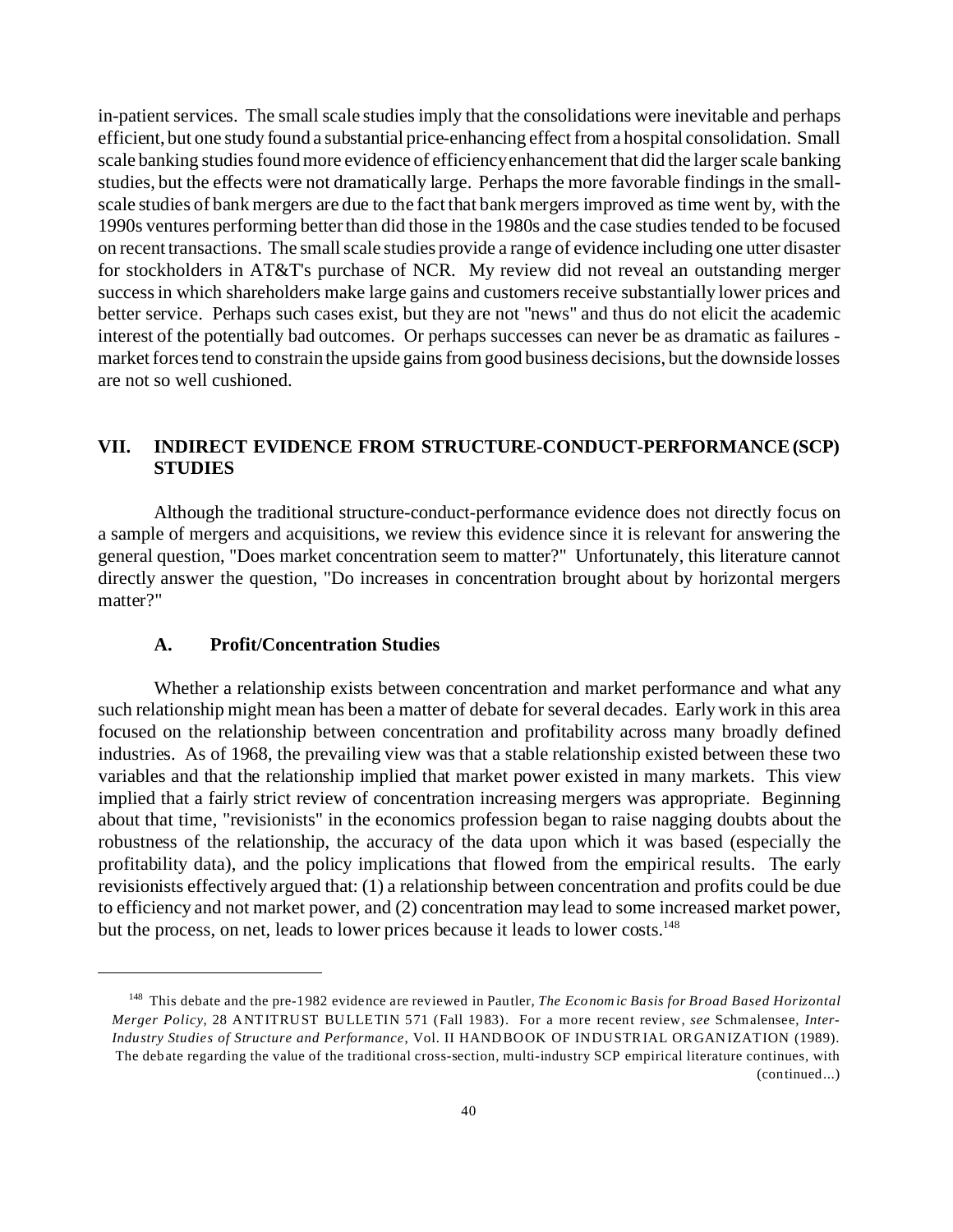in-patient services. The small scale studies imply that the consolidations were inevitable and perhaps efficient, but one study found a substantial price-enhancing effect from a hospital consolidation. Small scale banking studies found more evidence of efficiency enhancement that did the larger scale banking studies, but the effects were not dramatically large. Perhaps the more favorable findings in the small-scale studies of bank mergers are due to the fact that bank mergers improved as time went by, with the 1990s ventures performing better than did those in the 1980s and the case studies tended to be focused on recent transactions. The small scale studies provide a range of evidence including one utter disaster for stockholders in AT&T's purchase of NCR. My review did not reveal an outstanding merger success in which shareholders make large gains and customers receive substantially lower prices and better service. Perhaps such cases exist, but they are not "news" and thus do not elicit the academic interest of the potentially bad outcomes. Or perhaps successes can never be as dramatic as failures - market forces tend to constrain the upside gains from good business decisions, but the downside losses are not so well cushioned.

## VII. INDIRECT EVIDENCE FROM STRUCTURE-CONDUCT-PERFORMANCE (SCP) STUDIES

Although the traditional structure-conduct-performance evidence does not directly focus on a sample of mergers and acquisitions, we review this evidence since it is relevant for answering the general question, "Does market concentration seem to matter?" Unfortunately, this literature cannot directly answer the question, "Do increases in concentration brought about by horizontal mergers matter?"

### A. Profit/Concentration Studies

Whether a relationship exists between concentration and market performance and what any such relationship might mean has been a matter of debate for several decades. Early work in this area focused on the relationship between concentration and profitability across many broadly defined industries. As of 1968, the prevailing view was that a stable relationship existed between these two variables and that the relationship implied that market power existed in many markets. This view implied that a fairly strict review of concentration increasing mergers was appropriate. Beginning about that time, "revisionists" in the economics profession began to raise nagging doubts about the robustness of the relationship, the accuracy of the data upon which it was based (especially the profitability data), and the policy implications that flowed from the empirical results. The early revisionists effectively argued that: (1) a relationship between concentration and profits could be due to efficiency and not market power, and (2) concentration may lead to some increased market power, but the process, on net, leads to lower prices because it leads to lower costs.[148]

---

[148] This debate and the pre-1982 evidence are reviewed in Pautler, *The Economic Basis for Broad Based Horizontal Merger Policy*, 28 ANTITRUST BULLETIN 571 (Fall 1983). For a more recent review, *see* Schmalensee, *Inter-Industry Studies of Structure and Performance*, Vol. II HANDBOOK OF INDUSTRIAL ORGANIZATION (1989). The debate regarding the value of the traditional cross-section, multi-industry SCP empirical literature continues, with (continued...)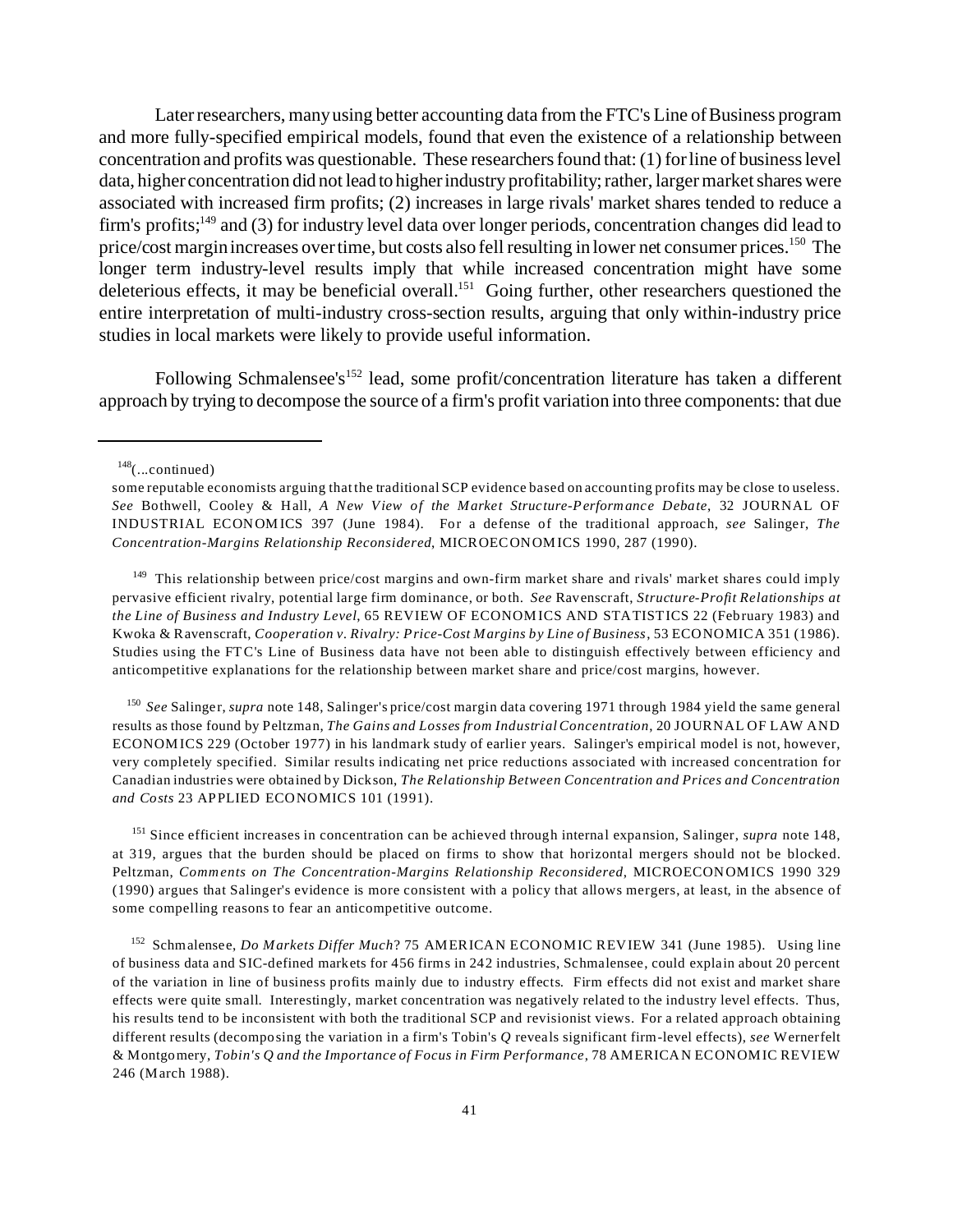Later researchers, many using better accounting data from the FTC's Line of Business program and more fully-specified empirical models, found that even the existence of a relationship between concentration and profits was questionable. These researchers found that: (1) for line of business level data, higher concentration did not lead to higher industry profitability; rather, larger market shares were associated with increased firm profits; (2) increases in large rivals' market shares tended to reduce a firm's profits;[149] and (3) for industry level data over longer periods, concentration changes did lead to price/cost margin increases over time, but costs also fell resulting in lower net consumer prices.[150] The longer term industry-level results imply that while increased concentration might have some deleterious effects, it may be beneficial overall.[151] Going further, other researchers questioned the entire interpretation of multi-industry cross-section results, arguing that only within-industry price studies in local markets were likely to provide useful information.

Following Schmalensee's[152] lead, some profit/concentration literature has taken a different approach by trying to decompose the source of a firm's profit variation into three components: that due

---

[148](...continued)

some reputable economists arguing that the traditional SCP evidence based on accounting profits may be close to useless. *See* Bothwell, Cooley & Hall, *A New View of the Market Structure-Performance Debate*, 32 JOURNAL OF INDUSTRIAL ECONOMICS 397 (June 1984). For a defense of the traditional approach, *see* Salinger, *The Concentration-Margins Relationship Reconsidered*, MICROECONOMICS 1990, 287 (1990).

[149] This relationship between price/cost margins and own-firm market share and rivals' market shares could imply pervasive efficient rivalry, potential large firm dominance, or both. *See* Ravenscraft, *Structure-Profit Relationships at the Line of Business and Industry Level*, 65 REVIEW OF ECONOMICS AND STATISTICS 22 (February 1983) and Kwoka & Ravenscraft, *Cooperation v. Rivalry: Price-Cost Margins by Line of Business*, 53 ECONOMICA 351 (1986). Studies using the FTC's Line of Business data have not been able to distinguish effectively between efficiency and anticompetitive explanations for the relationship between market share and price/cost margins, however.

[150] *See* Salinger, *supra* note 148, Salinger's price/cost margin data covering 1971 through 1984 yield the same general results as those found by Peltzman, *The Gains and Losses from Industrial Concentration*, 20 JOURNAL OF LAW AND ECONOMICS 229 (October 1977) in his landmark study of earlier years. Salinger's empirical model is not, however, very completely specified. Similar results indicating net price reductions associated with increased concentration for Canadian industries were obtained by Dickson, *The Relationship Between Concentration and Prices and Concentration and Costs* 23 APPLIED ECONOMICS 101 (1991).

[151] Since efficient increases in concentration can be achieved through internal expansion, Salinger, *supra* note 148, at 319, argues that the burden should be placed on firms to show that horizontal mergers should not be blocked. Peltzman, *Comments on The Concentration-Margins Relationship Reconsidered*, MICROECONOMICS 1990 329 (1990) argues that Salinger's evidence is more consistent with a policy that allows mergers, at least, in the absence of some compelling reasons to fear an anticompetitive outcome.

[152] Schmalensee, *Do Markets Differ Much*? 75 AMERICAN ECONOMIC REVIEW 341 (June 1985). Using line of business data and SIC-defined markets for 456 firms in 242 industries, Schmalensee, could explain about 20 percent of the variation in line of business profits mainly due to industry effects. Firm effects did not exist and market share effects were quite small. Interestingly, market concentration was negatively related to the industry level effects. Thus, his results tend to be inconsistent with both the traditional SCP and revisionist views. For a related approach obtaining different results (decomposing the variation in a firm's Tobin's *Q* reveals significant firm-level effects), *see* Wernerfelt & Montgomery, *Tobin's Q and the Importance of Focus in Firm Performance*, 78 AMERICAN ECONOMIC REVIEW 246 (March 1988).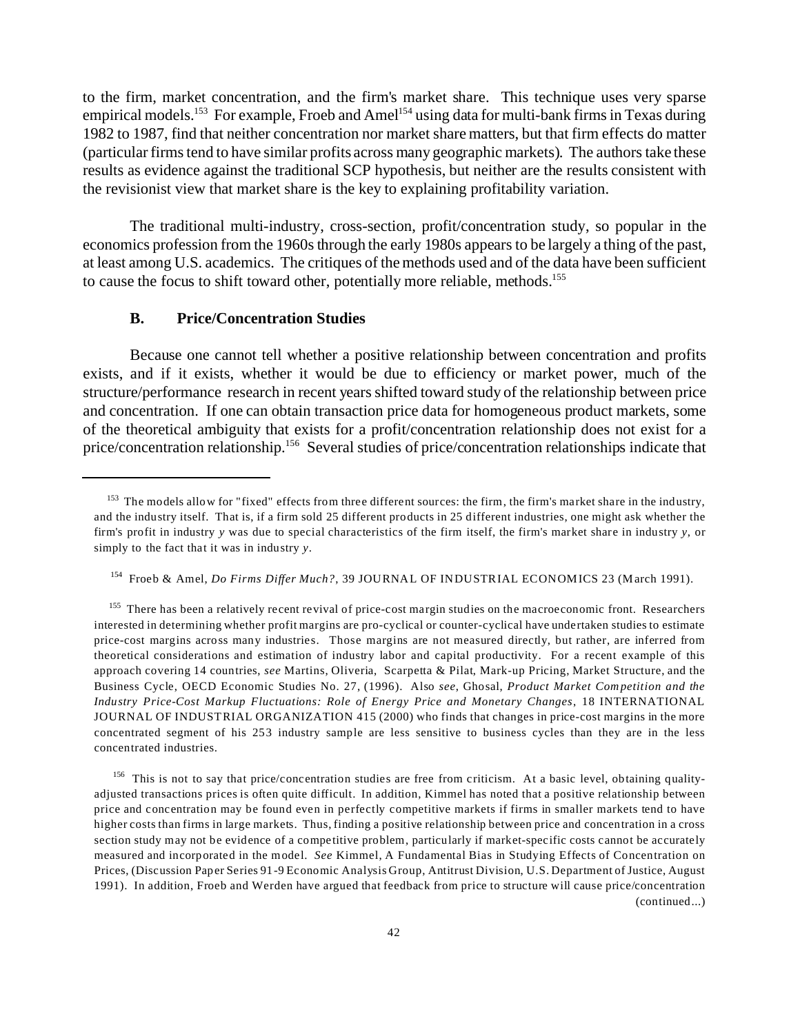to the firm, market concentration, and the firm's market share. This technique uses very sparse empirical models.[153] For example, Froeb and Amel[154] using data for multi-bank firms in Texas during 1982 to 1987, find that neither concentration nor market share matters, but that firm effects do matter (particular firms tend to have similar profits across many geographic markets). The authors take these results as evidence against the traditional SCP hypothesis, but neither are the results consistent with the revisionist view that market share is the key to explaining profitability variation.

The traditional multi-industry, cross-section, profit/concentration study, so popular in the economics profession from the 1960s through the early 1980s appears to be largely a thing of the past, at least among U.S. academics. The critiques of the methods used and of the data have been sufficient to cause the focus to shift toward other, potentially more reliable, methods.[155]

### B. Price/Concentration Studies

Because one cannot tell whether a positive relationship between concentration and profits exists, and if it exists, whether it would be due to efficiency or market power, much of the structure/performance research in recent years shifted toward study of the relationship between price and concentration. If one can obtain transaction price data for homogeneous product markets, some of the theoretical ambiguity that exists for a profit/concentration relationship does not exist for a price/concentration relationship.[156] Several studies of price/concentration relationships indicate that

---

[153] The models allow for "fixed" effects from three different sources: the firm, the firm's market share in the industry, and the industry itself. That is, if a firm sold 25 different products in 25 different industries, one might ask whether the firm's profit in industry *y* was due to special characteristics of the firm itself, the firm's market share in industry *y*, or simply to the fact that it was in industry *y*.

[154] Froeb & Amel, *Do Firms Differ Much?*, 39 JOURNAL OF INDUSTRIAL ECONOMICS 23 (March 1991).

[155] There has been a relatively recent revival of price-cost margin studies on the macroeconomic front. Researchers interested in determining whether profit margins are pro-cyclical or counter-cyclical have undertaken studies to estimate price-cost margins across many industries. Those margins are not measured directly, but rather, are inferred from theoretical considerations and estimation of industry labor and capital productivity. For a recent example of this approach covering 14 countries, *see* Martins, Oliveria, Scarpetta & Pilat, Mark-up Pricing, Market Structure, and the Business Cycle, OECD Economic Studies No. 27, (1996). Also *see*, Ghosal, *Product Market Competition and the Industry Price-Cost Markup Fluctuations: Role of Energy Price and Monetary Changes*, 18 INTERNATIONAL JOURNAL OF INDUSTRIAL ORGANIZATION 415 (2000) who finds that changes in price-cost margins in the more concentrated segment of his 253 industry sample are less sensitive to business cycles than they are in the less concentrated industries.

[156] This is not to say that price/concentration studies are free from criticism. At a basic level, obtaining quality-adjusted transactions prices is often quite difficult. In addition, Kimmel has noted that a positive relationship between price and concentration may be found even in perfectly competitive markets if firms in smaller markets tend to have higher costs than firms in large markets. Thus, finding a positive relationship between price and concentration in a cross section study may not be evidence of a competitive problem, particularly if market-specific costs cannot be accurately measured and incorporated in the model. *See* Kimmel, A Fundamental Bias in Studying Effects of Concentration on Prices, (Discussion Paper Series 91-9 Economic Analysis Group, Antitrust Division, U.S. Department of Justice, August 1991). In addition, Froeb and Werden have argued that feedback from price to structure will cause price/concentration (continued...)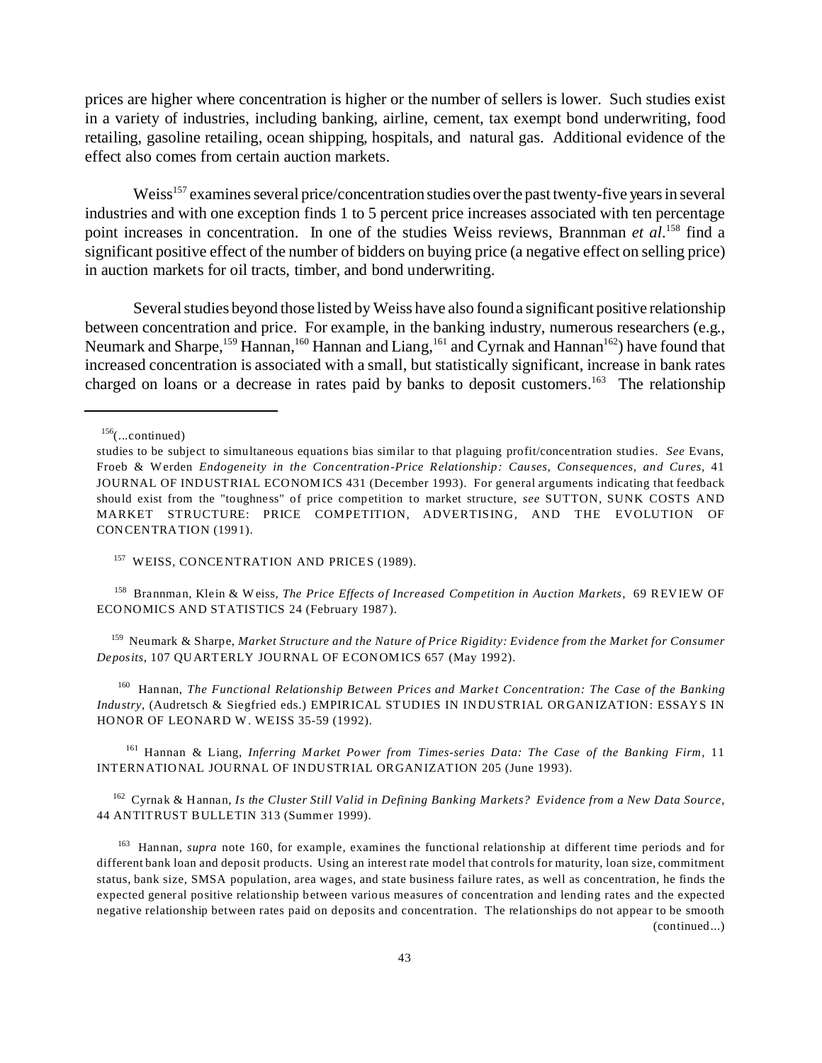prices are higher where concentration is higher or the number of sellers is lower. Such studies exist in a variety of industries, including banking, airline, cement, tax exempt bond underwriting, food retailing, gasoline retailing, ocean shipping, hospitals, and natural gas. Additional evidence of the effect also comes from certain auction markets.

Weiss[157] examines several price/concentration studies over the past twenty-five years in several industries and with one exception finds 1 to 5 percent price increases associated with ten percentage point increases in concentration. In one of the studies Weiss reviews, Brannman *et al*.[158] find a significant positive effect of the number of bidders on buying price (a negative effect on selling price) in auction markets for oil tracts, timber, and bond underwriting.

Several studies beyond those listed by Weiss have also found a significant positive relationship between concentration and price. For example, in the banking industry, numerous researchers (e.g., Neumark and Sharpe,[159] Hannan,[160] Hannan and Liang,[161] and Cyrnak and Hannan[162]) have found that increased concentration is associated with a small, but statistically significant, increase in bank rates charged on loans or a decrease in rates paid by banks to deposit customers.[163] The relationship

---

[156](...continued)
studies to be subject to simultaneous equations bias similar to that plaguing profit/concentration studies. *See* Evans, Froeb & Werden *Endogeneity in the Concentration-Price Relationship: Causes, Consequences, and Cures*, 41 JOURNAL OF INDUSTRIAL ECONOMICS 431 (December 1993). For general arguments indicating that feedback should exist from the "toughness" of price competition to market structure, *see* SUTTON, SUNK COSTS AND MARKET STRUCTURE: PRICE COMPETITION, ADVERTISING, AND THE EVOLUTION OF CONCENTRATION (1991).

[157] WEISS, CONCENTRATION AND PRICES (1989).

[158] Brannman, Klein & Weiss, *The Price Effects of Increased Competition in Auction Markets*, 69 REVIEW OF ECONOMICS AND STATISTICS 24 (February 1987).

[159] Neumark & Sharpe, *Market Structure and the Nature of Price Rigidity: Evidence from the Market for Consumer Deposits*, 107 QUARTERLY JOURNAL OF ECONOMICS 657 (May 1992).

[160] Hannan, *The Functional Relationship Between Prices and Market Concentration: The Case of the Banking Industry*, (Audretsch & Siegfried eds.) EMPIRICAL STUDIES IN INDUSTRIAL ORGANIZATION: ESSAYS IN HONOR OF LEONARD W. WEISS 35-59 (1992).

[161] Hannan & Liang, *Inferring Market Power from Times-series Data: The Case of the Banking Firm*, 11 INTERNATIONAL JOURNAL OF INDUSTRIAL ORGANIZATION 205 (June 1993).

[162] Cyrnak & Hannan, *Is the Cluster Still Valid in Defining Banking Markets? Evidence from a New Data Source*, 44 ANTITRUST BULLETIN 313 (Summer 1999).

[163] Hannan, *supra* note 160, for example, examines the functional relationship at different time periods and for different bank loan and deposit products. Using an interest rate model that controls for maturity, loan size, commitment status, bank size, SMSA population, area wages, and state business failure rates, as well as concentration, he finds the expected general positive relationship between various measures of concentration and lending rates and the expected negative relationship between rates paid on deposits and concentration. The relationships do not appear to be smooth (continued...)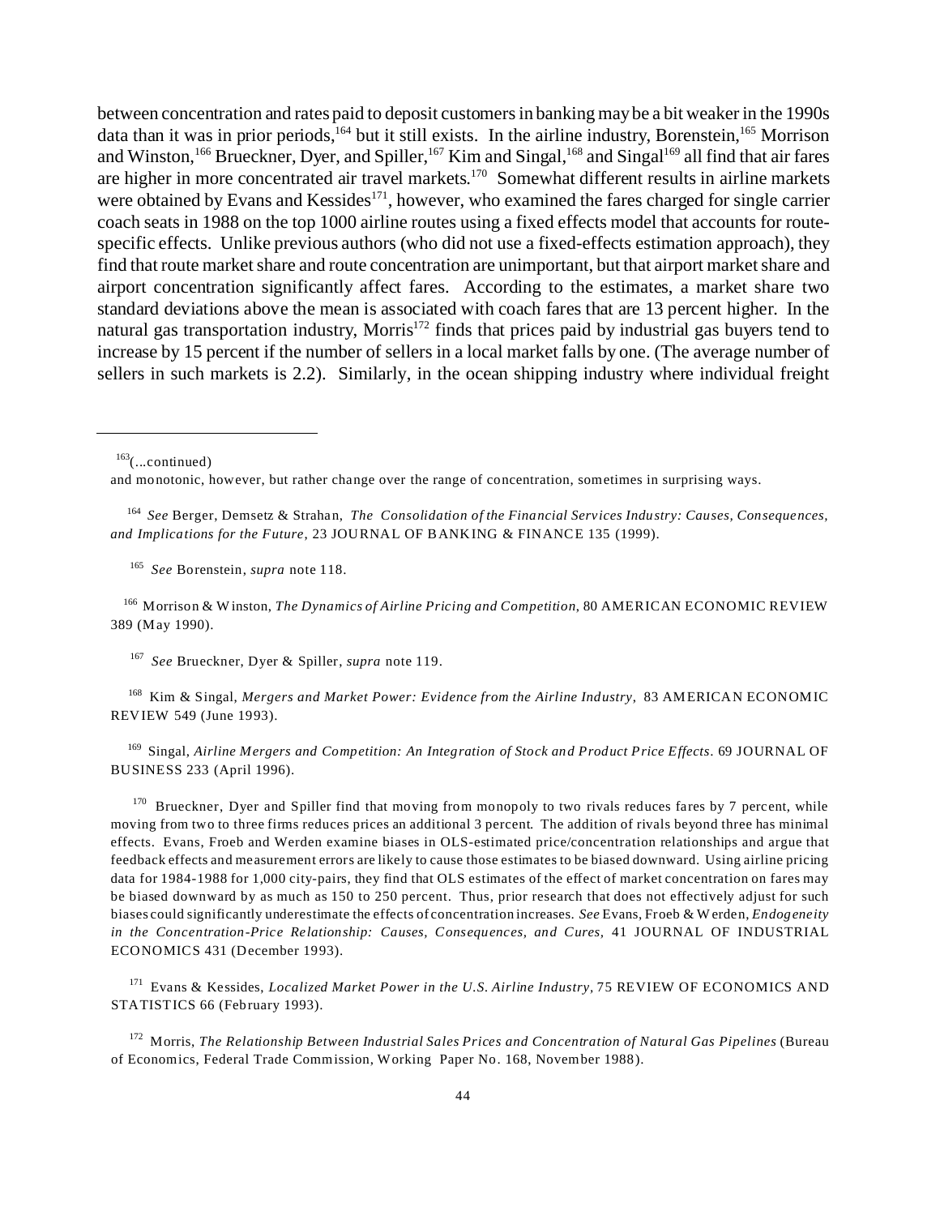between concentration and rates paid to deposit customers in banking may be a bit weaker in the 1990s data than it was in prior periods,[164] but it still exists. In the airline industry, Borenstein,[165] Morrison and Winston,[166] Brueckner, Dyer, and Spiller,[167] Kim and Singal,[168] and Singal[169] all find that air fares are higher in more concentrated air travel markets.[170] Somewhat different results in airline markets were obtained by Evans and Kessides[171], however, who examined the fares charged for single carrier coach seats in 1988 on the top 1000 airline routes using a fixed effects model that accounts for route-specific effects. Unlike previous authors (who did not use a fixed-effects estimation approach), they find that route market share and route concentration are unimportant, but that airport market share and airport concentration significantly affect fares. According to the estimates, a market share two standard deviations above the mean is associated with coach fares that are 13 percent higher. In the natural gas transportation industry, Morris[172] finds that prices paid by industrial gas buyers tend to increase by 15 percent if the number of sellers in a local market falls by one. (The average number of sellers in such markets is 2.2). Similarly, in the ocean shipping industry where individual freight

---

[163](...continued)
and monotonic, however, but rather change over the range of concentration, sometimes in surprising ways.

[164] *See* Berger, Demsetz & Strahan, *The Consolidation of the Financial Services Industry: Causes, Consequences, and Implications for the Future*, 23 JOURNAL OF BANKING & FINANCE 135 (1999).

[165] *See* Borenstein, *supra* note 118.

[166] Morrison & Winston, *The Dynamics of Airline Pricing and Competition*, 80 AMERICAN ECONOMIC REVIEW 389 (May 1990).

[167] *See* Brueckner, Dyer & Spiller, *supra* note 119.

[168] Kim & Singal, *Mergers and Market Power: Evidence from the Airline Industry*, 83 AMERICAN ECONOMIC REVIEW 549 (June 1993).

[169] Singal, *Airline Mergers and Competition: An Integration of Stock and Product Price Effects*. 69 JOURNAL OF BUSINESS 233 (April 1996).

[170] Brueckner, Dyer and Spiller find that moving from monopoly to two rivals reduces fares by 7 percent, while moving from two to three firms reduces prices an additional 3 percent. The addition of rivals beyond three has minimal effects. Evans, Froeb and Werden examine biases in OLS-estimated price/concentration relationships and argue that feedback effects and measurement errors are likely to cause those estimates to be biased downward. Using airline pricing data for 1984-1988 for 1,000 city-pairs, they find that OLS estimates of the effect of market concentration on fares may be biased downward by as much as 150 to 250 percent. Thus, prior research that does not effectively adjust for such biases could significantly underestimate the effects of concentration increases. *See* Evans, Froeb & Werden, *Endogeneity in the Concentration-Price Relationship: Causes, Consequences, and Cures*, 41 JOURNAL OF INDUSTRIAL ECONOMICS 431 (December 1993).

[171] Evans & Kessides, *Localized Market Power in the U.S. Airline Industry*, 75 REVIEW OF ECONOMICS AND STATISTICS 66 (February 1993).

[172] Morris, *The Relationship Between Industrial Sales Prices and Concentration of Natural Gas Pipelines* (Bureau of Economics, Federal Trade Commission, Working Paper No. 168, November 1988).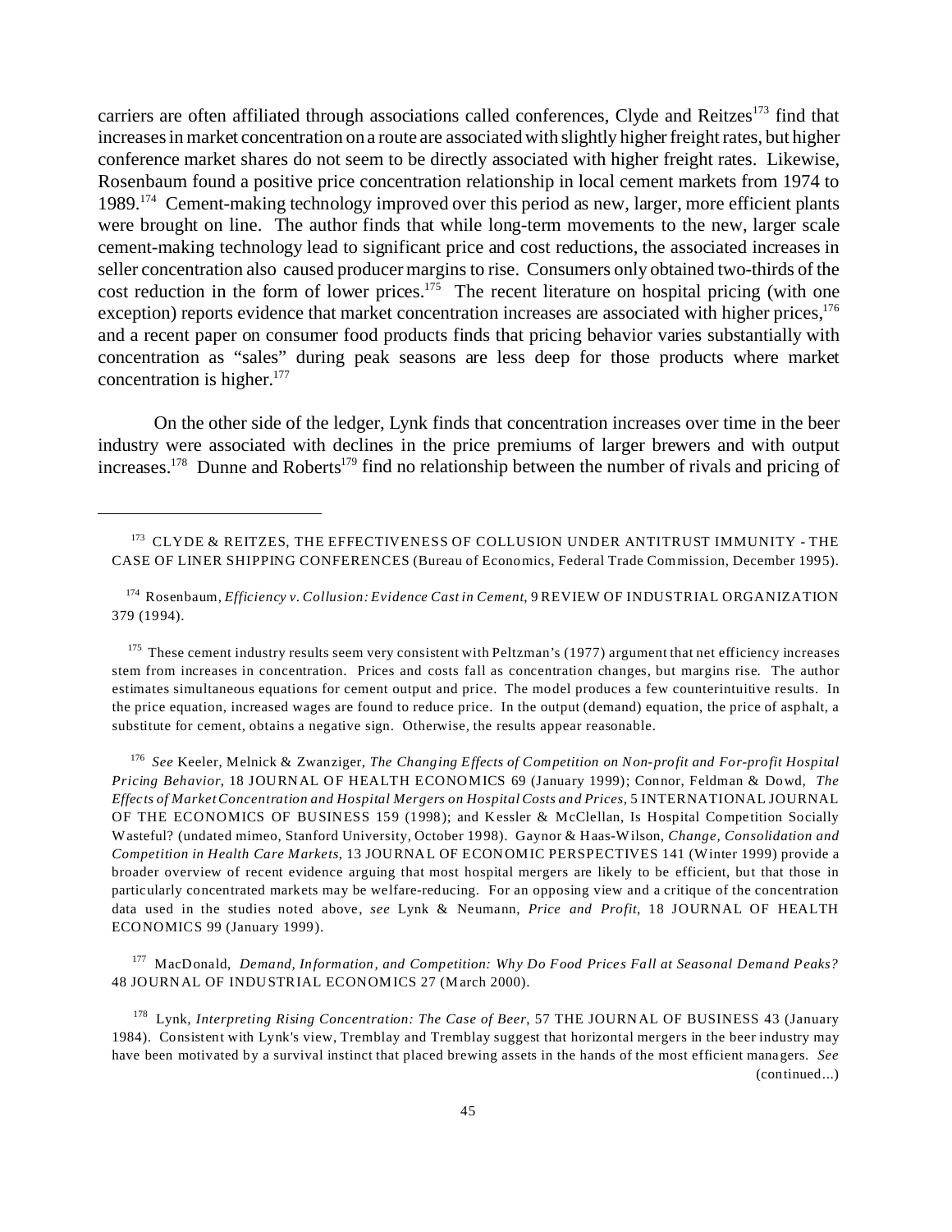carriers are often affiliated through associations called conferences, Clyde and Reitzes[173] find that increases in market concentration on a route are associated with slightly higher freight rates, but higher conference market shares do not seem to be directly associated with higher freight rates. Likewise, Rosenbaum found a positive price concentration relationship in local cement markets from 1974 to 1989.[174] Cement-making technology improved over this period as new, larger, more efficient plants were brought on line. The author finds that while long-term movements to the new, larger scale cement-making technology lead to significant price and cost reductions, the associated increases in seller concentration also caused producer margins to rise. Consumers only obtained two-thirds of the cost reduction in the form of lower prices.[175] The recent literature on hospital pricing (with one exception) reports evidence that market concentration increases are associated with higher prices,[176] and a recent paper on consumer food products finds that pricing behavior varies substantially with concentration as "sales" during peak seasons are less deep for those products where market concentration is higher.[177]

On the other side of the ledger, Lynk finds that concentration increases over time in the beer industry were associated with declines in the price premiums of larger brewers and with output increases.[178] Dunne and Roberts[179] find no relationship between the number of rivals and pricing of

---

[173] CLYDE & REITZES, THE EFFECTIVENESS OF COLLUSION UNDER ANTITRUST IMMUNITY - THE CASE OF LINER SHIPPING CONFERENCES (Bureau of Economics, Federal Trade Commission, December 1995).

[174] Rosenbaum, *Efficiency v. Collusion: Evidence Cast in Cement*, 9 REVIEW OF INDUSTRIAL ORGANIZATION 379 (1994).

[175] These cement industry results seem very consistent with Peltzman's (1977) argument that net efficiency increases stem from increases in concentration. Prices and costs fall as concentration changes, but margins rise. The author estimates simultaneous equations for cement output and price. The model produces a few counterintuitive results. In the price equation, increased wages are found to reduce price. In the output (demand) equation, the price of asphalt, a substitute for cement, obtains a negative sign. Otherwise, the results appear reasonable.

[176] *See* Keeler, Melnick & Zwanziger, *The Changing Effects of Competition on Non-profit and For-profit Hospital Pricing Behavior,* 18 JOURNAL OF HEALTH ECONOMICS 69 (January 1999); Connor, Feldman & Dowd, *The Effects of Market Concentration and Hospital Mergers on Hospital Costs and Prices,* 5 INTERNATIONAL JOURNAL OF THE ECONOMICS OF BUSINESS 159 (1998); and Kessler & McClellan, Is Hospital Competition Socially Wasteful? (undated mimeo, Stanford University, October 1998). Gaynor & Haas-Wilson, *Change, Consolidation and Competition in Health Care Markets*, 13 JOURNAL OF ECONOMIC PERSPECTIVES 141 (Winter 1999) provide a broader overview of recent evidence arguing that most hospital mergers are likely to be efficient, but that those in particularly concentrated markets may be welfare-reducing. For an opposing view and a critique of the concentration data used in the studies noted above, *see* Lynk & Neumann, *Price and Profit*, 18 JOURNAL OF HEALTH ECONOMICS 99 (January 1999).

[177] MacDonald, *Demand, Information, and Competition: Why Do Food Prices Fall at Seasonal Demand Peaks?* 48 JOURNAL OF INDUSTRIAL ECONOMICS 27 (March 2000).

[178] Lynk, *Interpreting Rising Concentration: The Case of Beer*, 57 THE JOURNAL OF BUSINESS 43 (January 1984). Consistent with Lynk's view, Tremblay and Tremblay suggest that horizontal mergers in the beer industry may have been motivated by a survival instinct that placed brewing assets in the hands of the most efficient managers. *See* (continued...)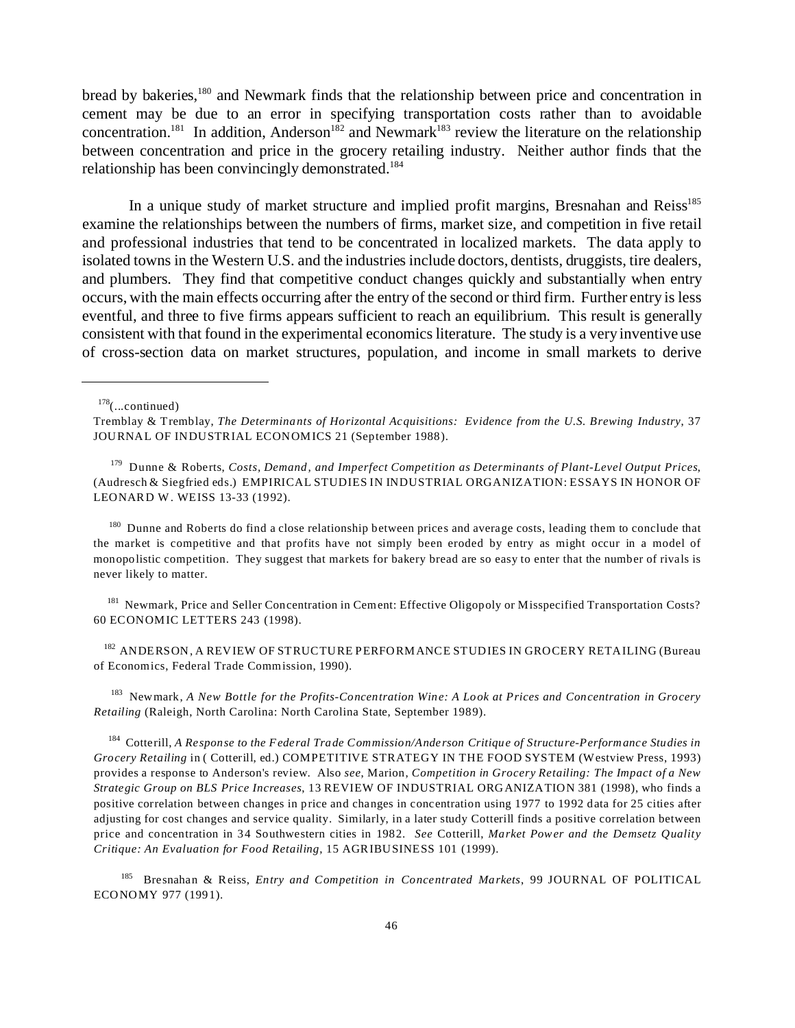bread by bakeries,[180] and Newmark finds that the relationship between price and concentration in cement may be due to an error in specifying transportation costs rather than to avoidable concentration.[181] In addition, Anderson[182] and Newmark[183] review the literature on the relationship between concentration and price in the grocery retailing industry. Neither author finds that the relationship has been convincingly demonstrated.[184]

In a unique study of market structure and implied profit margins, Bresnahan and Reiss[185] examine the relationships between the numbers of firms, market size, and competition in five retail and professional industries that tend to be concentrated in localized markets. The data apply to isolated towns in the Western U.S. and the industries include doctors, dentists, druggists, tire dealers, and plumbers. They find that competitive conduct changes quickly and substantially when entry occurs, with the main effects occurring after the entry of the second or third firm. Further entry is less eventful, and three to five firms appears sufficient to reach an equilibrium. This result is generally consistent with that found in the experimental economics literature. The study is a very inventive use of cross-section data on market structures, population, and income in small markets to derive

---

[178](...continued)
Tremblay & Tremblay, *The Determinants of Horizontal Acquisitions: Evidence from the U.S. Brewing Industry*, 37 JOURNAL OF INDUSTRIAL ECONOMICS 21 (September 1988).

[179] Dunne & Roberts, *Costs, Demand, and Imperfect Competition as Determinants of Plant-Level Output Prices*, (Audresch & Siegfried eds.) EMPIRICAL STUDIES IN INDUSTRIAL ORGANIZATION: ESSAYS IN HONOR OF LEONARD W. WEISS 13-33 (1992).

[180] Dunne and Roberts do find a close relationship between prices and average costs, leading them to conclude that the market is competitive and that profits have not simply been eroded by entry as might occur in a model of monopolistic competition. They suggest that markets for bakery bread are so easy to enter that the number of rivals is never likely to matter.

[181] Newmark, Price and Seller Concentration in Cement: Effective Oligopoly or Misspecified Transportation Costs? 60 ECONOMIC LETTERS 243 (1998).

[182] ANDERSON, A REVIEW OF STRUCTURE PERFORMANCE STUDIES IN GROCERY RETAILING (Bureau of Economics, Federal Trade Commission, 1990).

[183] Newmark, *A New Bottle for the Profits-Concentration Wine: A Look at Prices and Concentration in Grocery Retailing* (Raleigh, North Carolina: North Carolina State, September 1989).

[184] Cotterill, *A Response to the Federal Trade Commission/Anderson Critique of Structure-Performance Studies in Grocery Retailing* in ( Cotterill, ed.) COMPETITIVE STRATEGY IN THE FOOD SYSTEM (Westview Press, 1993) provides a response to Anderson's review. Also *see*, Marion, *Competition in Grocery Retailing: The Impact of a New Strategic Group on BLS Price Increases*, 13 REVIEW OF INDUSTRIAL ORGANIZATION 381 (1998), who finds a positive correlation between changes in price and changes in concentration using 1977 to 1992 data for 25 cities after adjusting for cost changes and service quality. Similarly, in a later study Cotterill finds a positive correlation between price and concentration in 34 Southwestern cities in 1982. *See* Cotterill, *Market Power and the Demsetz Quality Critique: An Evaluation for Food Retailing*, 15 AGRIBUSINESS 101 (1999).

[185] Bresnahan & Reiss, *Entry and Competition in Concentrated Markets*, 99 JOURNAL OF POLITICAL ECONOMY 977 (1991).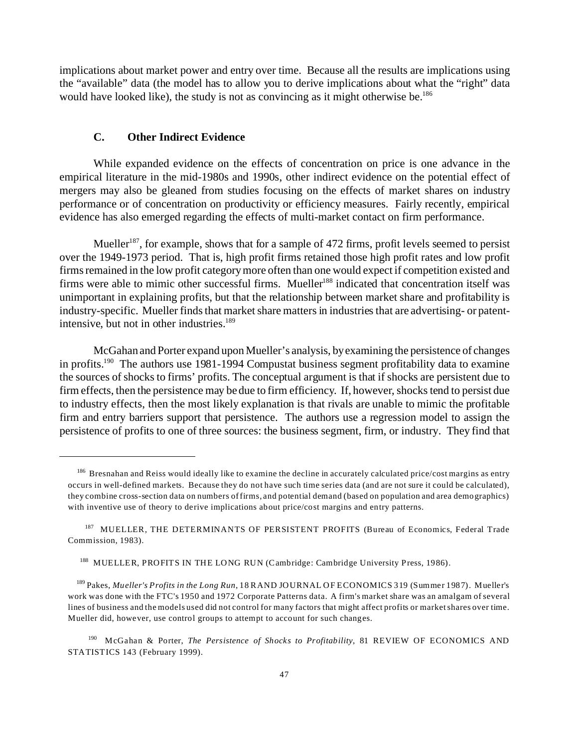implications about market power and entry over time. Because all the results are implications using the "available" data (the model has to allow you to derive implications about what the "right" data would have looked like), the study is not as convincing as it might otherwise be.[186]

### C. Other Indirect Evidence

While expanded evidence on the effects of concentration on price is one advance in the empirical literature in the mid-1980s and 1990s, other indirect evidence on the potential effect of mergers may also be gleaned from studies focusing on the effects of market shares on industry performance or of concentration on productivity or efficiency measures. Fairly recently, empirical evidence has also emerged regarding the effects of multi-market contact on firm performance.

Mueller[187], for example, shows that for a sample of 472 firms, profit levels seemed to persist over the 1949-1973 period. That is, high profit firms retained those high profit rates and low profit firms remained in the low profit category more often than one would expect if competition existed and firms were able to mimic other successful firms. Mueller[188] indicated that concentration itself was unimportant in explaining profits, but that the relationship between market share and profitability is industry-specific. Mueller finds that market share matters in industries that are advertising- or patent-intensive, but not in other industries.[189]

McGahan and Porter expand upon Mueller's analysis, by examining the persistence of changes in profits.[190] The authors use 1981-1994 Compustat business segment profitability data to examine the sources of shocks to firms' profits. The conceptual argument is that if shocks are persistent due to firm effects, then the persistence may be due to firm efficiency. If, however, shocks tend to persist due to industry effects, then the most likely explanation is that rivals are unable to mimic the profitable firm and entry barriers support that persistence. The authors use a regression model to assign the persistence of profits to one of three sources: the business segment, firm, or industry. They find that

---

[186] Bresnahan and Reiss would ideally like to examine the decline in accurately calculated price/cost margins as entry occurs in well-defined markets. Because they do not have such time series data (and are not sure it could be calculated), they combine cross-section data on numbers of firms, and potential demand (based on population and area demographics) with inventive use of theory to derive implications about price/cost margins and entry patterns.

[187] MUELLER, THE DETERMINANTS OF PERSISTENT PROFITS (Bureau of Economics, Federal Trade Commission, 1983).

[188] MUELLER, PROFITS IN THE LONG RUN (Cambridge: Cambridge University Press, 1986).

[189] Pakes, *Mueller's Profits in the Long Run*, 18 RAND JOURNAL OF ECONOMICS 319 (Summer 1987). Mueller's work was done with the FTC's 1950 and 1972 Corporate Patterns data. A firm's market share was an amalgam of several lines of business and the models used did not control for many factors that might affect profits or market shares over time. Mueller did, however, use control groups to attempt to account for such changes.

[190] McGahan & Porter, *The Persistence of Shocks to Profitability*, 81 REVIEW OF ECONOMICS AND STATISTICS 143 (February 1999).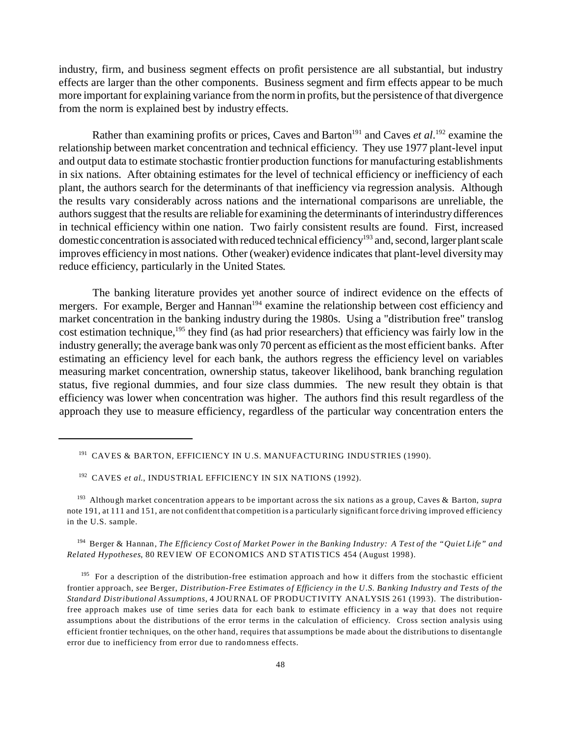industry, firm, and business segment effects on profit persistence are all substantial, but industry effects are larger than the other components. Business segment and firm effects appear to be much more important for explaining variance from the norm in profits, but the persistence of that divergence from the norm is explained best by industry effects.

Rather than examining profits or prices, Caves and Barton[191] and Caves *et al*.[192] examine the relationship between market concentration and technical efficiency. They use 1977 plant-level input and output data to estimate stochastic frontier production functions for manufacturing establishments in six nations. After obtaining estimates for the level of technical efficiency or inefficiency of each plant, the authors search for the determinants of that inefficiency via regression analysis. Although the results vary considerably across nations and the international comparisons are unreliable, the authors suggest that the results are reliable for examining the determinants of interindustry differences in technical efficiency within one nation. Two fairly consistent results are found. First, increased domestic concentration is associated with reduced technical efficiency[193] and, second, larger plant scale improves efficiency in most nations. Other (weaker) evidence indicates that plant-level diversity may reduce efficiency, particularly in the United States.

The banking literature provides yet another source of indirect evidence on the effects of mergers. For example, Berger and Hannan[194] examine the relationship between cost efficiency and market concentration in the banking industry during the 1980s. Using a "distribution free" translog cost estimation technique,[195] they find (as had prior researchers) that efficiency was fairly low in the industry generally; the average bank was only 70 percent as efficient as the most efficient banks. After estimating an efficiency level for each bank, the authors regress the efficiency level on variables measuring market concentration, ownership status, takeover likelihood, bank branching regulation status, five regional dummies, and four size class dummies. The new result they obtain is that efficiency was lower when concentration was higher. The authors find this result regardless of the approach they use to measure efficiency, regardless of the particular way concentration enters the

---

[191] CAVES & BARTON, EFFICIENCY IN U.S. MANUFACTURING INDUSTRIES (1990).

[192] CAVES *et al.*, INDUSTRIAL EFFICIENCY IN SIX NATIONS (1992).

[193] Although market concentration appears to be important across the six nations as a group, Caves & Barton, *supra* note 191, at 111 and 151, are not confident that competition is a particularly significant force driving improved efficiency in the U.S. sample.

[194] Berger & Hannan, *The Efficiency Cost of Market Power in the Banking Industry: A Test of the "Quiet Life" and Related Hypotheses*, 80 REVIEW OF ECONOMICS AND STATISTICS 454 (August 1998).

[195] For a description of the distribution-free estimation approach and how it differs from the stochastic efficient frontier approach, *see* Berger, *Distribution-Free Estimates of Efficiency in the U.S. Banking Industry and Tests of the Standard Distributional Assumptions*, 4 JOURNAL OF PRODUCTIVITY ANALYSIS 261 (1993). The distribution-free approach makes use of time series data for each bank to estimate efficiency in a way that does not require assumptions about the distributions of the error terms in the calculation of efficiency. Cross section analysis using efficient frontier techniques, on the other hand, requires that assumptions be made about the distributions to disentangle error due to inefficiency from error due to randomness effects.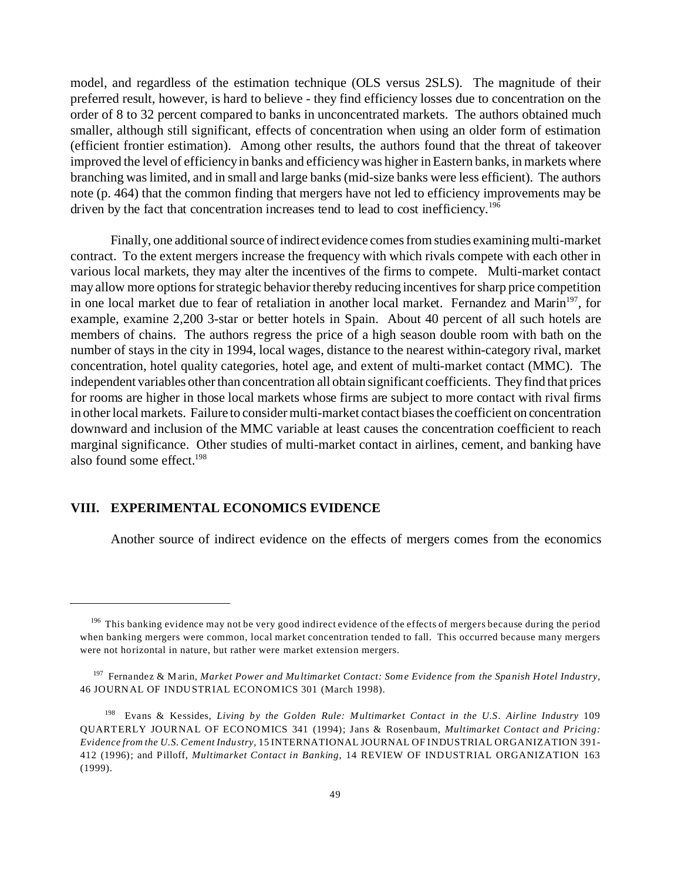model, and regardless of the estimation technique (OLS versus 2SLS). The magnitude of their preferred result, however, is hard to believe - they find efficiency losses due to concentration on the order of 8 to 32 percent compared to banks in unconcentrated markets. The authors obtained much smaller, although still significant, effects of concentration when using an older form of estimation (efficient frontier estimation). Among other results, the authors found that the threat of takeover improved the level of efficiency in banks and efficiency was higher in Eastern banks, in markets where branching was limited, and in small and large banks (mid-size banks were less efficient). The authors note (p. 464) that the common finding that mergers have not led to efficiency improvements may be driven by the fact that concentration increases tend to lead to cost inefficiency.[196]

Finally, one additional source of indirect evidence comes from studies examining multi-market contract. To the extent mergers increase the frequency with which rivals compete with each other in various local markets, they may alter the incentives of the firms to compete. Multi-market contact may allow more options for strategic behavior thereby reducing incentives for sharp price competition in one local market due to fear of retaliation in another local market. Fernandez and Marin[197], for example, examine 2,200 3-star or better hotels in Spain. About 40 percent of all such hotels are members of chains. The authors regress the price of a high season double room with bath on the number of stays in the city in 1994, local wages, distance to the nearest within-category rival, market concentration, hotel quality categories, hotel age, and extent of multi-market contact (MMC). The independent variables other than concentration all obtain significant coefficients. They find that prices for rooms are higher in those local markets whose firms are subject to more contact with rival firms in other local markets. Failure to consider multi-market contact biases the coefficient on concentration downward and inclusion of the MMC variable at least causes the concentration coefficient to reach marginal significance. Other studies of multi-market contact in airlines, cement, and banking have also found some effect.[198]

## VIII. EXPERIMENTAL ECONOMICS EVIDENCE

Another source of indirect evidence on the effects of mergers comes from the economics

---

[196] This banking evidence may not be very good indirect evidence of the effects of mergers because during the period when banking mergers were common, local market concentration tended to fall. This occurred because many mergers were not horizontal in nature, but rather were market extension mergers.

[197] Fernandez & Marin, *Market Power and Multimarket Contact: Some Evidence from the Spanish Hotel Industry*, 46 JOURNAL OF INDUSTRIAL ECONOMICS 301 (March 1998).

[198] Evans & Kessides, *Living by the Golden Rule: Multimarket Contact in the U.S. Airline Industry* 109 QUARTERLY JOURNAL OF ECONOMICS 341 (1994); Jans & Rosenbaum, *Multimarket Contact and Pricing: Evidence from the U.S. Cement Industry*, 15 INTERNATIONAL JOURNAL OF INDUSTRIAL ORGANIZATION 391-412 (1996); and Pilloff, *Multimarket Contact in Banking*, 14 REVIEW OF INDUSTRIAL ORGANIZATION 163 (1999).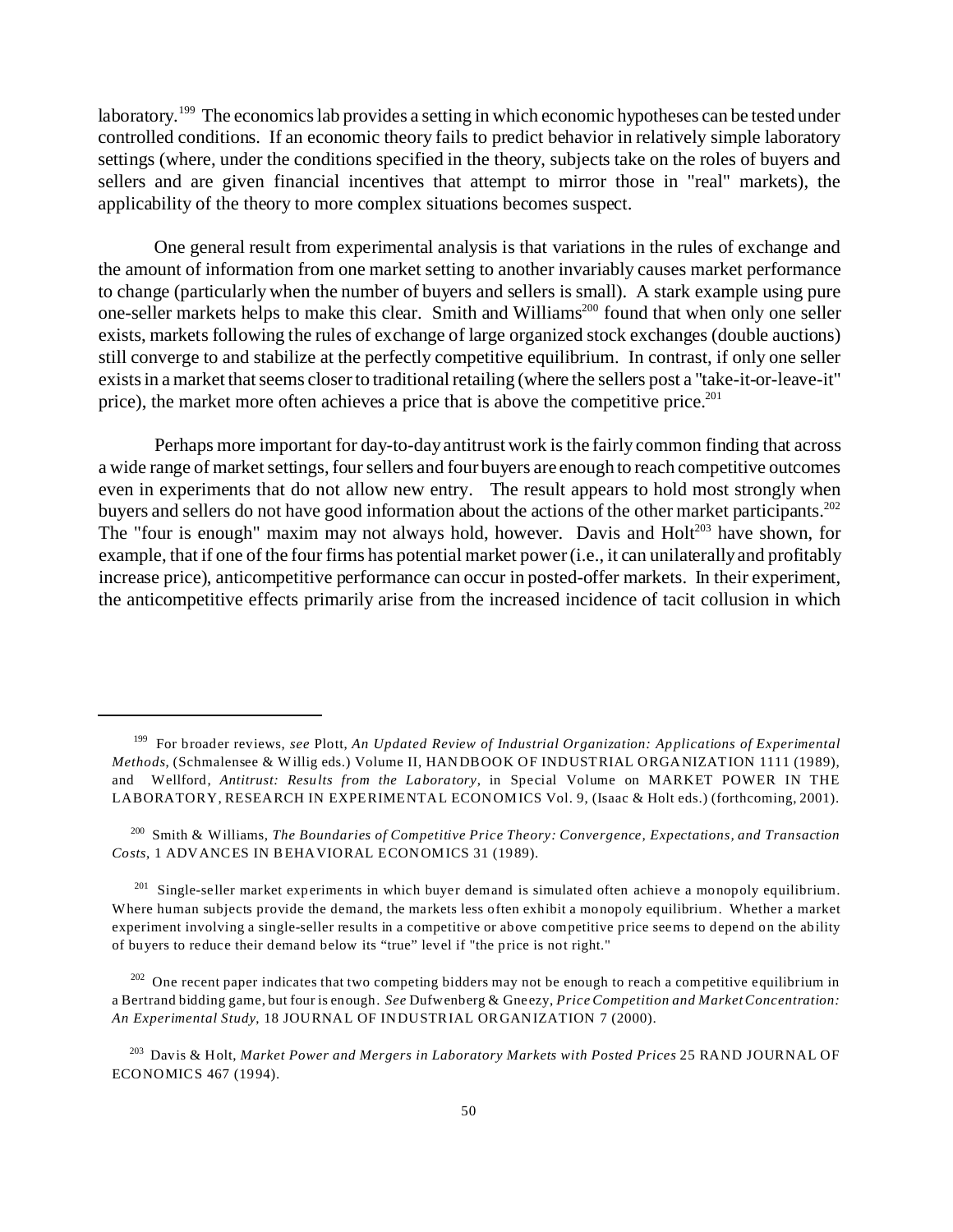laboratory.[199] The economics lab provides a setting in which economic hypotheses can be tested under controlled conditions. If an economic theory fails to predict behavior in relatively simple laboratory settings (where, under the conditions specified in the theory, subjects take on the roles of buyers and sellers and are given financial incentives that attempt to mirror those in "real" markets), the applicability of the theory to more complex situations becomes suspect.

One general result from experimental analysis is that variations in the rules of exchange and the amount of information from one market setting to another invariably causes market performance to change (particularly when the number of buyers and sellers is small). A stark example using pure one-seller markets helps to make this clear. Smith and Williams[200] found that when only one seller exists, markets following the rules of exchange of large organized stock exchanges (double auctions) still converge to and stabilize at the perfectly competitive equilibrium. In contrast, if only one seller exists in a market that seems closer to traditional retailing (where the sellers post a "take-it-or-leave-it" price), the market more often achieves a price that is above the competitive price.[201]

Perhaps more important for day-to-day antitrust work is the fairly common finding that across a wide range of market settings, four sellers and four buyers are enough to reach competitive outcomes even in experiments that do not allow new entry. The result appears to hold most strongly when buyers and sellers do not have good information about the actions of the other market participants.[202] The "four is enough" maxim may not always hold, however. Davis and Holt[203] have shown, for example, that if one of the four firms has potential market power (i.e., it can unilaterally and profitably increase price), anticompetitive performance can occur in posted-offer markets. In their experiment, the anticompetitive effects primarily arise from the increased incidence of tacit collusion in which

---

[199] For broader reviews, *see* Plott, *An Updated Review of Industrial Organization: Applications of Experimental Methods,* (Schmalensee & Willig eds.) Volume II, HANDBOOK OF INDUSTRIAL ORGANIZATION 1111 (1989), and Wellford, *Antitrust: Results from the Laboratory,* in Special Volume on MARKET POWER IN THE LABORATORY, RESEARCH IN EXPERIMENTAL ECONOMICS Vol. 9, (Isaac & Holt eds.) (forthcoming, 2001).

[200] Smith & Williams, *The Boundaries of Competitive Price Theory: Convergence, Expectations, and Transaction Costs*, 1 ADVANCES IN BEHAVIORAL ECONOMICS 31 (1989).

[201] Single-seller market experiments in which buyer demand is simulated often achieve a monopoly equilibrium. Where human subjects provide the demand, the markets less often exhibit a monopoly equilibrium. Whether a market experiment involving a single-seller results in a competitive or above competitive price seems to depend on the ability of buyers to reduce their demand below its "true" level if "the price is not right."

[202] One recent paper indicates that two competing bidders may not be enough to reach a competitive equilibrium in a Bertrand bidding game, but four is enough. *See* Dufwenberg & Gneezy, *Price Competition and Market Concentration: An Experimental Study*, 18 JOURNAL OF INDUSTRIAL ORGANIZATION 7 (2000).

[203] Davis & Holt, *Market Power and Mergers in Laboratory Markets with Posted Prices* 25 RAND JOURNAL OF ECONOMICS 467 (1994).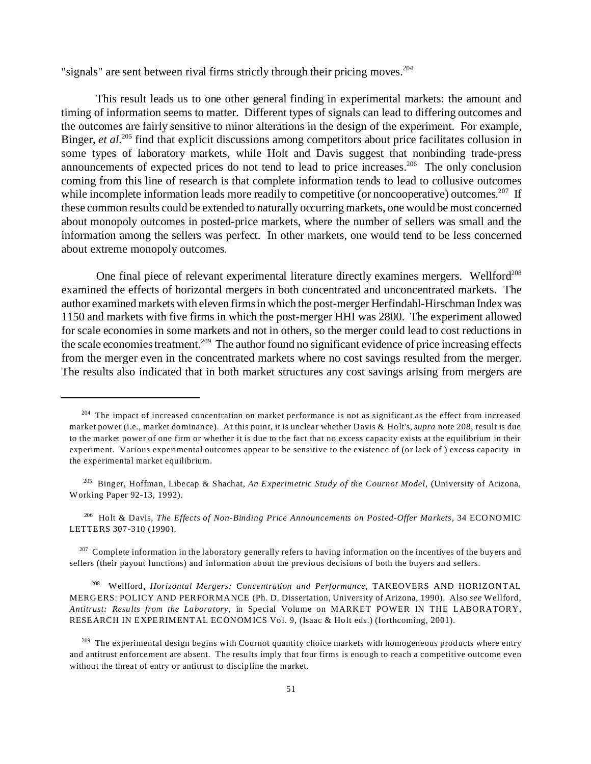"signals" are sent between rival firms strictly through their pricing moves.[204]

This result leads us to one other general finding in experimental markets: the amount and timing of information seems to matter. Different types of signals can lead to differing outcomes and the outcomes are fairly sensitive to minor alterations in the design of the experiment. For example, Binger, *et al.*[205] find that explicit discussions among competitors about price facilitates collusion in some types of laboratory markets, while Holt and Davis suggest that nonbinding trade-press announcements of expected prices do not tend to lead to price increases.[206] The only conclusion coming from this line of research is that complete information tends to lead to collusive outcomes while incomplete information leads more readily to competitive (or noncooperative) outcomes.[207] If these common results could be extended to naturally occurring markets, one would be most concerned about monopoly outcomes in posted-price markets, where the number of sellers was small and the information among the sellers was perfect. In other markets, one would tend to be less concerned about extreme monopoly outcomes.

One final piece of relevant experimental literature directly examines mergers. Wellford[208] examined the effects of horizontal mergers in both concentrated and unconcentrated markets. The author examined markets with eleven firms in which the post-merger Herfindahl-Hirschman Index was 1150 and markets with five firms in which the post-merger HHI was 2800. The experiment allowed for scale economies in some markets and not in others, so the merger could lead to cost reductions in the scale economies treatment.[209] The author found no significant evidence of price increasing effects from the merger even in the concentrated markets where no cost savings resulted from the merger. The results also indicated that in both market structures any cost savings arising from mergers are

---

[204] The impact of increased concentration on market performance is not as significant as the effect from increased market power (i.e., market dominance). At this point, it is unclear whether Davis & Holt's, *supra* note 208, result is due to the market power of one firm or whether it is due to the fact that no excess capacity exists at the equilibrium in their experiment. Various experimental outcomes appear to be sensitive to the existence of (or lack of ) excess capacity in the experimental market equilibrium.

[205] Binger, Hoffman, Libecap & Shachat, *An Experimetric Study of the Cournot Model*, (University of Arizona, Working Paper 92-13, 1992).

[206] Holt & Davis, *The Effects of Non-Binding Price Announcements on Posted-Offer Markets*, 34 ECONOMIC LETTERS 307-310 (1990).

[207] Complete information in the laboratory generally refers to having information on the incentives of the buyers and sellers (their payout functions) and information about the previous decisions of both the buyers and sellers.

[208] Wellford, *Horizontal Mergers: Concentration and Performance*, TAKEOVERS AND HORIZONTAL MERGERS: POLICY AND PERFORMANCE (Ph. D. Dissertation, University of Arizona, 1990). Also *see* Wellford, *Antitrust: Results from the Laboratory*, in Special Volume on MARKET POWER IN THE LABORATORY, RESEARCH IN EXPERIMENTAL ECONOMICS Vol. 9, (Isaac & Holt eds.) (forthcoming, 2001).

[209] The experimental design begins with Cournot quantity choice markets with homogeneous products where entry and antitrust enforcement are absent. The results imply that four firms is enough to reach a competitive outcome even without the threat of entry or antitrust to discipline the market.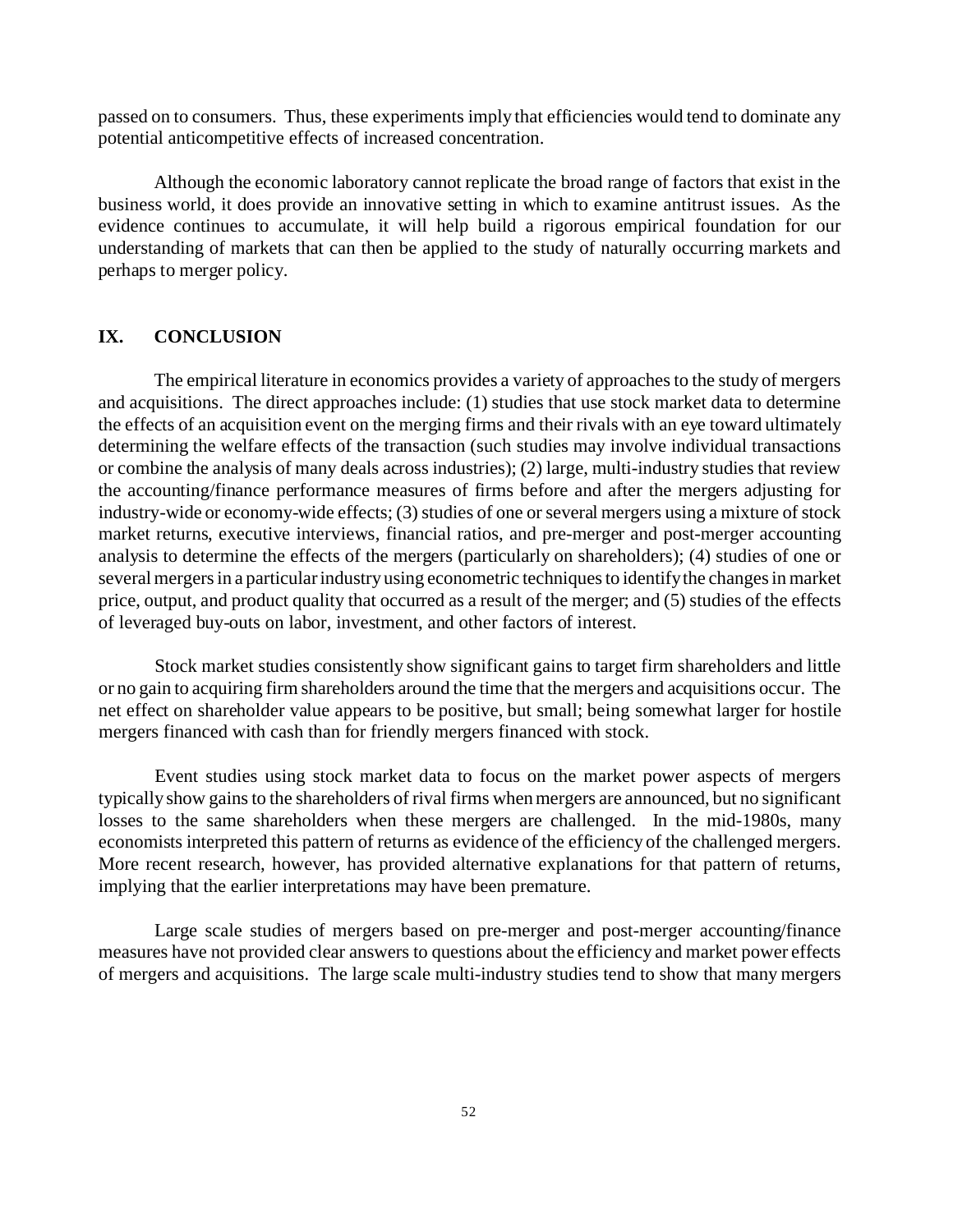passed on to consumers. Thus, these experiments imply that efficiencies would tend to dominate any potential anticompetitive effects of increased concentration.

Although the economic laboratory cannot replicate the broad range of factors that exist in the business world, it does provide an innovative setting in which to examine antitrust issues. As the evidence continues to accumulate, it will help build a rigorous empirical foundation for our understanding of markets that can then be applied to the study of naturally occurring markets and perhaps to merger policy.

## IX. CONCLUSION

The empirical literature in economics provides a variety of approaches to the study of mergers and acquisitions. The direct approaches include: (1) studies that use stock market data to determine the effects of an acquisition event on the merging firms and their rivals with an eye toward ultimately determining the welfare effects of the transaction (such studies may involve individual transactions or combine the analysis of many deals across industries); (2) large, multi-industry studies that review the accounting/finance performance measures of firms before and after the mergers adjusting for industry-wide or economy-wide effects; (3) studies of one or several mergers using a mixture of stock market returns, executive interviews, financial ratios, and pre-merger and post-merger accounting analysis to determine the effects of the mergers (particularly on shareholders); (4) studies of one or several mergers in a particular industry using econometric techniques to identify the changes in market price, output, and product quality that occurred as a result of the merger; and (5) studies of the effects of leveraged buy-outs on labor, investment, and other factors of interest.

Stock market studies consistently show significant gains to target firm shareholders and little or no gain to acquiring firm shareholders around the time that the mergers and acquisitions occur. The net effect on shareholder value appears to be positive, but small; being somewhat larger for hostile mergers financed with cash than for friendly mergers financed with stock.

Event studies using stock market data to focus on the market power aspects of mergers typically show gains to the shareholders of rival firms when mergers are announced, but no significant losses to the same shareholders when these mergers are challenged. In the mid-1980s, many economists interpreted this pattern of returns as evidence of the efficiency of the challenged mergers. More recent research, however, has provided alternative explanations for that pattern of returns, implying that the earlier interpretations may have been premature.

Large scale studies of mergers based on pre-merger and post-merger accounting/finance measures have not provided clear answers to questions about the efficiency and market power effects of mergers and acquisitions. The large scale multi-industry studies tend to show that many mergers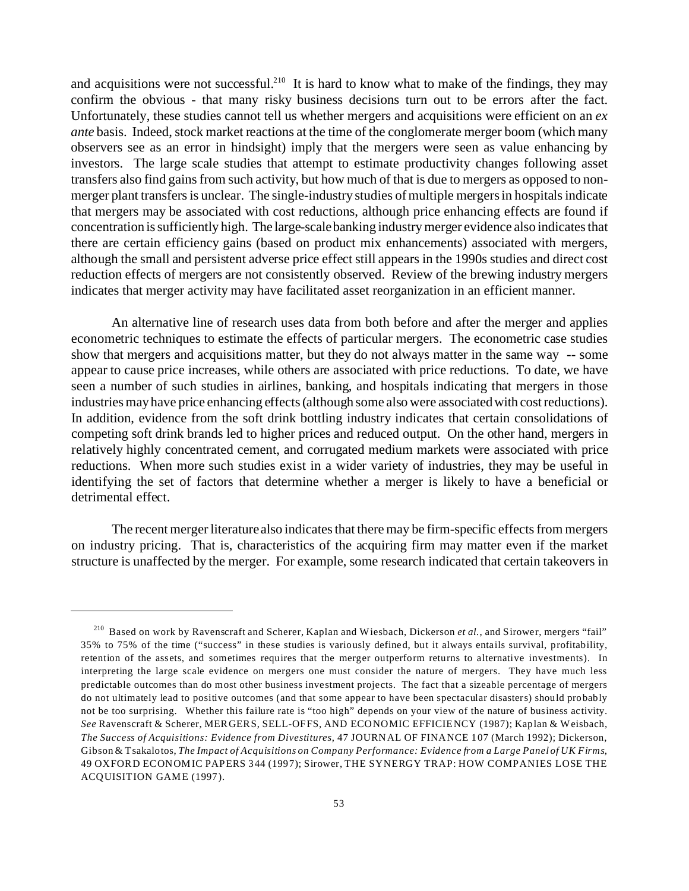and acquisitions were not successful.[210] It is hard to know what to make of the findings, they may confirm the obvious - that many risky business decisions turn out to be errors after the fact. Unfortunately, these studies cannot tell us whether mergers and acquisitions were efficient on an *ex ante* basis. Indeed, stock market reactions at the time of the conglomerate merger boom (which many observers see as an error in hindsight) imply that the mergers were seen as value enhancing by investors. The large scale studies that attempt to estimate productivity changes following asset transfers also find gains from such activity, but how much of that is due to mergers as opposed to non-merger plant transfers is unclear. The single-industry studies of multiple mergers in hospitals indicate that mergers may be associated with cost reductions, although price enhancing effects are found if concentration is sufficiently high. The large-scale banking industry merger evidence also indicates that there are certain efficiency gains (based on product mix enhancements) associated with mergers, although the small and persistent adverse price effect still appears in the 1990s studies and direct cost reduction effects of mergers are not consistently observed. Review of the brewing industry mergers indicates that merger activity may have facilitated asset reorganization in an efficient manner.

An alternative line of research uses data from both before and after the merger and applies econometric techniques to estimate the effects of particular mergers. The econometric case studies show that mergers and acquisitions matter, but they do not always matter in the same way -- some appear to cause price increases, while others are associated with price reductions. To date, we have seen a number of such studies in airlines, banking, and hospitals indicating that mergers in those industries may have price enhancing effects (although some also were associated with cost reductions). In addition, evidence from the soft drink bottling industry indicates that certain consolidations of competing soft drink brands led to higher prices and reduced output. On the other hand, mergers in relatively highly concentrated cement, and corrugated medium markets were associated with price reductions. When more such studies exist in a wider variety of industries, they may be useful in identifying the set of factors that determine whether a merger is likely to have a beneficial or detrimental effect.

The recent merger literature also indicates that there may be firm-specific effects from mergers on industry pricing. That is, characteristics of the acquiring firm may matter even if the market structure is unaffected by the merger. For example, some research indicated that certain takeovers in

---

[210] Based on work by Ravenscraft and Scherer, Kaplan and Wiesbach, Dickerson *et al.*, and Sirower, mergers "fail" 35% to 75% of the time ("success" in these studies is variously defined, but it always entails survival, profitability, retention of the assets, and sometimes requires that the merger outperform returns to alternative investments). In interpreting the large scale evidence on mergers one must consider the nature of mergers. They have much less predictable outcomes than do most other business investment projects. The fact that a sizeable percentage of mergers do not ultimately lead to positive outcomes (and that some appear to have been spectacular disasters) should probably not be too surprising. Whether this failure rate is "too high" depends on your view of the nature of business activity. *See* Ravenscraft & Scherer, MERGERS, SELL-OFFS, AND ECONOMIC EFFICIENCY (1987); Kaplan & Weisbach, *The Success of Acquisitions: Evidence from Divestitures*, 47 JOURNAL OF FINANCE 107 (March 1992); Dickerson, Gibson & Tsakalotos, *The Impact of Acquisitions on Company Performance: Evidence from a Large Panel of UK Firms*, 49 OXFORD ECONOMIC PAPERS 344 (1997); Sirower, THE SYNERGY TRAP: HOW COMPANIES LOSE THE ACQUISITION GAME (1997).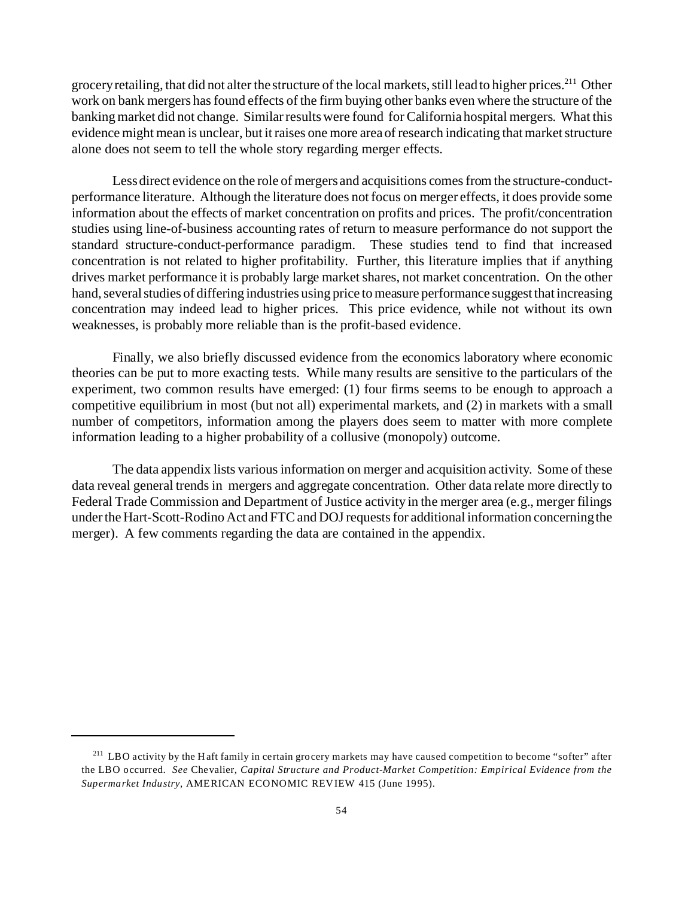grocery retailing, that did not alter the structure of the local markets, still lead to higher prices.[211] Other work on bank mergers has found effects of the firm buying other banks even where the structure of the banking market did not change. Similar results were found for California hospital mergers. What this evidence might mean is unclear, but it raises one more area of research indicating that market structure alone does not seem to tell the whole story regarding merger effects.

Less direct evidence on the role of mergers and acquisitions comes from the structure-conduct-performance literature. Although the literature does not focus on merger effects, it does provide some information about the effects of market concentration on profits and prices. The profit/concentration studies using line-of-business accounting rates of return to measure performance do not support the standard structure-conduct-performance paradigm. These studies tend to find that increased concentration is not related to higher profitability. Further, this literature implies that if anything drives market performance it is probably large market shares, not market concentration. On the other hand, several studies of differing industries using price to measure performance suggest that increasing concentration may indeed lead to higher prices. This price evidence, while not without its own weaknesses, is probably more reliable than is the profit-based evidence.

Finally, we also briefly discussed evidence from the economics laboratory where economic theories can be put to more exacting tests. While many results are sensitive to the particulars of the experiment, two common results have emerged: (1) four firms seems to be enough to approach a competitive equilibrium in most (but not all) experimental markets, and (2) in markets with a small number of competitors, information among the players does seem to matter with more complete information leading to a higher probability of a collusive (monopoly) outcome.

The data appendix lists various information on merger and acquisition activity. Some of these data reveal general trends in mergers and aggregate concentration. Other data relate more directly to Federal Trade Commission and Department of Justice activity in the merger area (e.g., merger filings under the Hart-Scott-Rodino Act and FTC and DOJ requests for additional information concerning the merger). A few comments regarding the data are contained in the appendix.

---

[211] LBO activity by the Haft family in certain grocery markets may have caused competition to become "softer" after the LBO occurred. *See* Chevalier, *Capital Structure and Product-Market Competition: Empirical Evidence from the Supermarket Industry*, AMERICAN ECONOMIC REVIEW 415 (June 1995).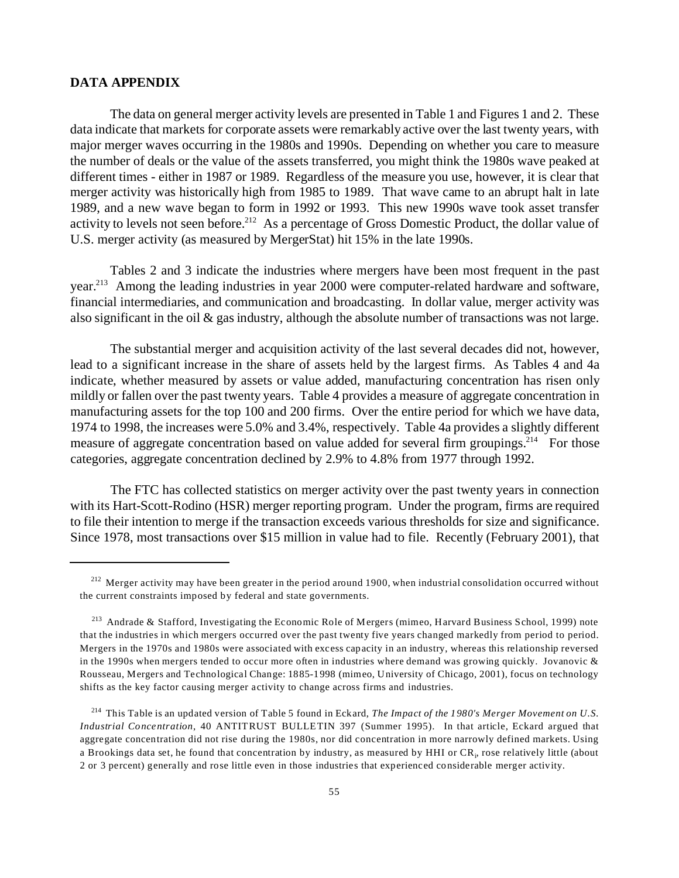## DATA APPENDIX

The data on general merger activity levels are presented in Table 1 and Figures 1 and 2. These data indicate that markets for corporate assets were remarkably active over the last twenty years, with major merger waves occurring in the 1980s and 1990s. Depending on whether you care to measure the number of deals or the value of the assets transferred, you might think the 1980s wave peaked at different times - either in 1987 or 1989. Regardless of the measure you use, however, it is clear that merger activity was historically high from 1985 to 1989. That wave came to an abrupt halt in late 1989, and a new wave began to form in 1992 or 1993. This new 1990s wave took asset transfer activity to levels not seen before.[212] As a percentage of Gross Domestic Product, the dollar value of U.S. merger activity (as measured by MergerStat) hit 15% in the late 1990s.

Tables 2 and 3 indicate the industries where mergers have been most frequent in the past year.[213] Among the leading industries in year 2000 were computer-related hardware and software, financial intermediaries, and communication and broadcasting. In dollar value, merger activity was also significant in the oil & gas industry, although the absolute number of transactions was not large.

The substantial merger and acquisition activity of the last several decades did not, however, lead to a significant increase in the share of assets held by the largest firms. As Tables 4 and 4a indicate, whether measured by assets or value added, manufacturing concentration has risen only mildly or fallen over the past twenty years. Table 4 provides a measure of aggregate concentration in manufacturing assets for the top 100 and 200 firms. Over the entire period for which we have data, 1974 to 1998, the increases were 5.0% and 3.4%, respectively. Table 4a provides a slightly different measure of aggregate concentration based on value added for several firm groupings.[214] For those categories, aggregate concentration declined by 2.9% to 4.8% from 1977 through 1992.

The FTC has collected statistics on merger activity over the past twenty years in connection with its Hart-Scott-Rodino (HSR) merger reporting program. Under the program, firms are required to file their intention to merge if the transaction exceeds various thresholds for size and significance. Since 1978, most transactions over $15 million in value had to file. Recently (February 2001), that

---

[212] Merger activity may have been greater in the period around 1900, when industrial consolidation occurred without the current constraints imposed by federal and state governments.

[213] Andrade & Stafford, Investigating the Economic Role of Mergers (mimeo, Harvard Business School, 1999) note that the industries in which mergers occurred over the past twenty five years changed markedly from period to period. Mergers in the 1970s and 1980s were associated with excess capacity in an industry, whereas this relationship reversed in the 1990s when mergers tended to occur more often in industries where demand was growing quickly. Jovanovic & Rousseau, Mergers and Technological Change: 1885-1998 (mimeo, University of Chicago, 2001), focus on technology shifts as the key factor causing merger activity to change across firms and industries.

[214] This Table is an updated version of Table 5 found in Eckard, *The Impact of the 1980's Merger Movement on U.S. Industrial Concentration*, 40 ANTITRUST BULLETIN 397 (Summer 1995). In that article, Eckard argued that aggregate concentration did not rise during the 1980s, nor did concentration in more narrowly defined markets. Using a Brookings data set, he found that concentration by industry, as measured by HHI or $CR_i$, rose relatively little (about 2 or 3 percent) generally and rose little even in those industries that experienced considerable merger activity.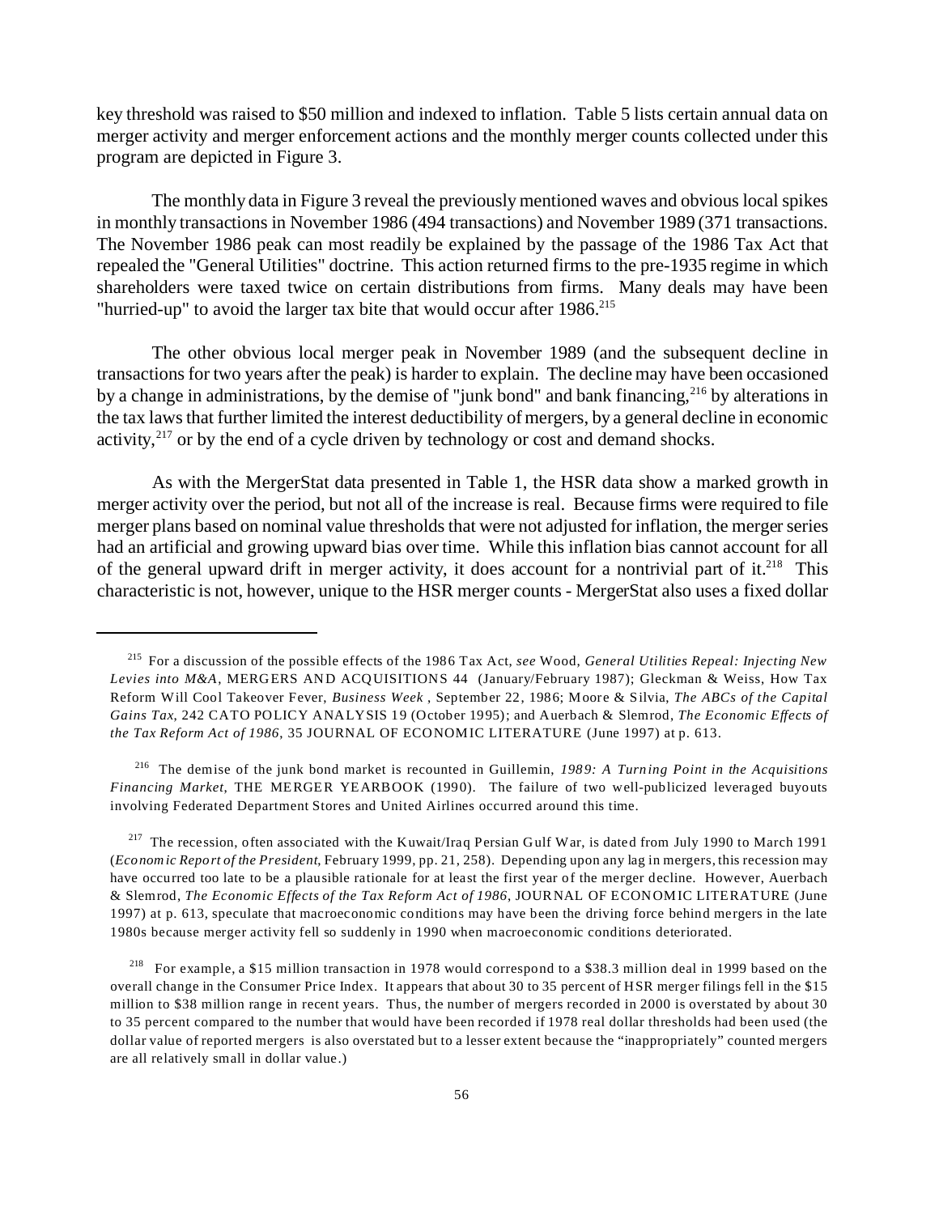key threshold was raised to $50 million and indexed to inflation. Table 5 lists certain annual data on merger activity and merger enforcement actions and the monthly merger counts collected under this program are depicted in Figure 3.

The monthly data in Figure 3 reveal the previously mentioned waves and obvious local spikes in monthly transactions in November 1986 (494 transactions) and November 1989 (371 transactions. The November 1986 peak can most readily be explained by the passage of the 1986 Tax Act that repealed the "General Utilities" doctrine. This action returned firms to the pre-1935 regime in which shareholders were taxed twice on certain distributions from firms. Many deals may have been "hurried-up" to avoid the larger tax bite that would occur after 1986.[215]

The other obvious local merger peak in November 1989 (and the subsequent decline in transactions for two years after the peak) is harder to explain. The decline may have been occasioned by a change in administrations, by the demise of "junk bond" and bank financing,[216] by alterations in the tax laws that further limited the interest deductibility of mergers, by a general decline in economic activity,[217] or by the end of a cycle driven by technology or cost and demand shocks.

As with the MergerStat data presented in Table 1, the HSR data show a marked growth in merger activity over the period, but not all of the increase is real. Because firms were required to file merger plans based on nominal value thresholds that were not adjusted for inflation, the merger series had an artificial and growing upward bias over time. While this inflation bias cannot account for all of the general upward drift in merger activity, it does account for a nontrivial part of it.[218] This characteristic is not, however, unique to the HSR merger counts - MergerStat also uses a fixed dollar

---

[215] For a discussion of the possible effects of the 1986 Tax Act, *see* Wood, *General Utilities Repeal: Injecting New Levies into M&A*, MERGERS AND ACQUISITIONS 44 (January/February 1987); Gleckman & Weiss, How Tax Reform Will Cool Takeover Fever, *Business Week* , September 22, 1986; Moore & Silvia, *The ABCs of the Capital Gains Tax*, 242 CATO POLICY ANALYSIS 19 (October 1995); and Auerbach & Slemrod, *The Economic Effects of the Tax Reform Act of 1986*, 35 JOURNAL OF ECONOMIC LITERATURE (June 1997) at p. 613.

[216] The demise of the junk bond market is recounted in Guillemin, *1989: A Turning Point in the Acquisitions Financing Market*, THE MERGER YEARBOOK (1990). The failure of two well-publicized leveraged buyouts involving Federated Department Stores and United Airlines occurred around this time.

[217] The recession, often associated with the Kuwait/Iraq Persian Gulf War, is dated from July 1990 to March 1991 (*Economic Report of the President*, February 1999, pp. 21, 258). Depending upon any lag in mergers, this recession may have occurred too late to be a plausible rationale for at least the first year of the merger decline. However, Auerbach & Slemrod, *The Economic Effects of the Tax Reform Act of 1986*, JOURNAL OF ECONOMIC LITERATURE (June 1997) at p. 613, speculate that macroeconomic conditions may have been the driving force behind mergers in the late 1980s because merger activity fell so suddenly in 1990 when macroeconomic conditions deteriorated.

[218] For example, a $15 million transaction in 1978 would correspond to a $38.3 million deal in 1999 based on the overall change in the Consumer Price Index. It appears that about 30 to 35 percent of HSR merger filings fell in the $15 million to $38 million range in recent years. Thus, the number of mergers recorded in 2000 is overstated by about 30 to 35 percent compared to the number that would have been recorded if 1978 real dollar thresholds had been used (the dollar value of reported mergers is also overstated but to a lesser extent because the "inappropriately" counted mergers are all relatively small in dollar value.)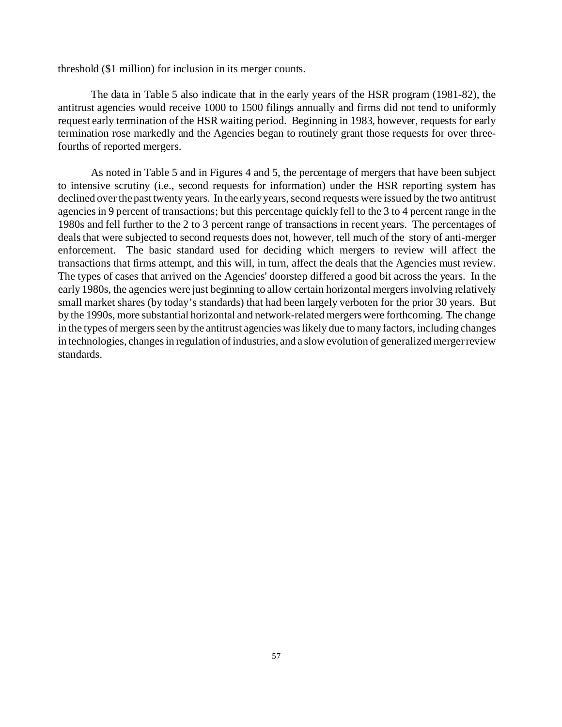threshold ($1 million) for inclusion in its merger counts.

The data in Table 5 also indicate that in the early years of the HSR program (1981-82), the antitrust agencies would receive 1000 to 1500 filings annually and firms did not tend to uniformly request early termination of the HSR waiting period. Beginning in 1983, however, requests for early termination rose markedly and the Agencies began to routinely grant those requests for over three-fourths of reported mergers.

As noted in Table 5 and in Figures 4 and 5, the percentage of mergers that have been subject to intensive scrutiny (i.e., second requests for information) under the HSR reporting system has declined over the past twenty years. In the early years, second requests were issued by the two antitrust agencies in 9 percent of transactions; but this percentage quickly fell to the 3 to 4 percent range in the 1980s and fell further to the 2 to 3 percent range of transactions in recent years. The percentages of deals that were subjected to second requests does not, however, tell much of the story of anti-merger enforcement. The basic standard used for deciding which mergers to review will affect the transactions that firms attempt, and this will, in turn, affect the deals that the Agencies must review. The types of cases that arrived on the Agencies' doorstep differed a good bit across the years. In the early 1980s, the agencies were just beginning to allow certain horizontal mergers involving relatively small market shares (by today's standards) that had been largely verboten for the prior 30 years. But by the 1990s, more substantial horizontal and network-related mergers were forthcoming. The change in the types of mergers seen by the antitrust agencies was likely due to many factors, including changes in technologies, changes in regulation of industries, and a slow evolution of generalized merger review standards.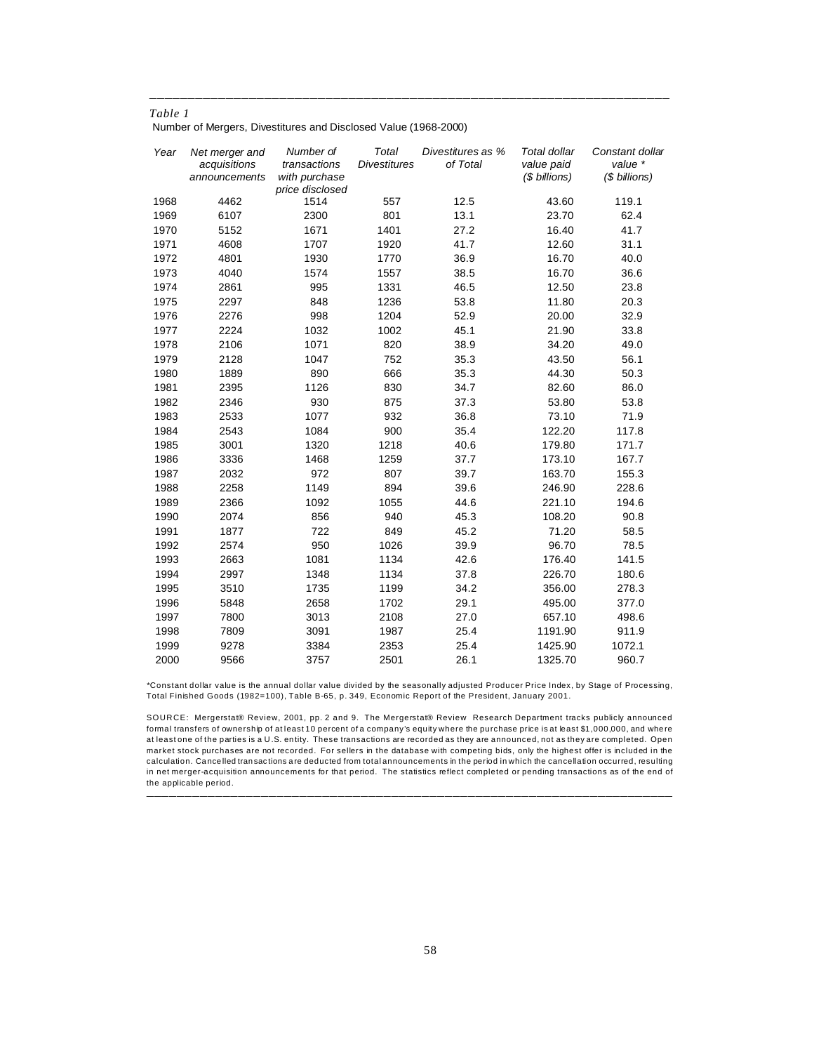*Table 1*

Number of Mergers, Divestitures and Disclosed Value (1968-2000)

| *Year* | *Net merger and acquisitions announcements* | *Number of transactions with purchase price disclosed* | *Total Divestitures* | *Divestitures as % of Total* | *Total dollar value paid ($ billions)* | *Constant dollar value * ($ billions)* |
|---|---|---|---|---|---|---|
| 1968 | 4462 | 1514 | 557 | 12.5 | 43.60 | 119.1 |
| 1969 | 6107 | 2300 | 801 | 13.1 | 23.70 | 62.4 |
| 1970 | 5152 | 1671 | 1401 | 27.2 | 16.40 | 41.7 |
| 1971 | 4608 | 1707 | 1920 | 41.7 | 12.60 | 31.1 |
| 1972 | 4801 | 1930 | 1770 | 36.9 | 16.70 | 40.0 |
| 1973 | 4040 | 1574 | 1557 | 38.5 | 16.70 | 36.6 |
| 1974 | 2861 | 995 | 1331 | 46.5 | 12.50 | 23.8 |
| 1975 | 2297 | 848 | 1236 | 53.8 | 11.80 | 20.3 |
| 1976 | 2276 | 998 | 1204 | 52.9 | 20.00 | 32.9 |
| 1977 | 2224 | 1032 | 1002 | 45.1 | 21.90 | 33.8 |
| 1978 | 2106 | 1071 | 820 | 38.9 | 34.20 | 49.0 |
| 1979 | 2128 | 1047 | 752 | 35.3 | 43.50 | 56.1 |
| 1980 | 1889 | 890 | 666 | 35.3 | 44.30 | 50.3 |
| 1981 | 2395 | 1126 | 830 | 34.7 | 82.60 | 86.0 |
| 1982 | 2346 | 930 | 875 | 37.3 | 53.80 | 53.8 |
| 1983 | 2533 | 1077 | 932 | 36.8 | 73.10 | 71.9 |
| 1984 | 2543 | 1084 | 900 | 35.4 | 122.20 | 117.8 |
| 1985 | 3001 | 1320 | 1218 | 40.6 | 179.80 | 171.7 |
| 1986 | 3336 | 1468 | 1259 | 37.7 | 173.10 | 167.7 |
| 1987 | 2032 | 972 | 807 | 39.7 | 163.70 | 155.3 |
| 1988 | 2258 | 1149 | 894 | 39.6 | 246.90 | 228.6 |
| 1989 | 2366 | 1092 | 1055 | 44.6 | 221.10 | 194.6 |
| 1990 | 2074 | 856 | 940 | 45.3 | 108.20 | 90.8 |
| 1991 | 1877 | 722 | 849 | 45.2 | 71.20 | 58.5 |
| 1992 | 2574 | 950 | 1026 | 39.9 | 96.70 | 78.5 |
| 1993 | 2663 | 1081 | 1134 | 42.6 | 176.40 | 141.5 |
| 1994 | 2997 | 1348 | 1134 | 37.8 | 226.70 | 180.6 |
| 1995 | 3510 | 1735 | 1199 | 34.2 | 356.00 | 278.3 |
| 1996 | 5848 | 2658 | 1702 | 29.1 | 495.00 | 377.0 |
| 1997 | 7800 | 3013 | 2108 | 27.0 | 657.10 | 498.6 |
| 1998 | 7809 | 3091 | 1987 | 25.4 | 1191.90 | 911.9 |
| 1999 | 9278 | 3384 | 2353 | 25.4 | 1425.90 | 1072.1 |
| 2000 | 9566 | 3757 | 2501 | 26.1 | 1325.70 | 960.7 |

*Constant dollar value is the annual dollar value divided by the seasonally adjusted Producer Price Index, by Stage of Processing, Total Finished Goods (1982=100), Table B-65, p. 349, Economic Report of the President, January 2001.

SOURCE: Mergerstat® Review, 2001, pp. 2 and 9. The Mergerstat® Review Research Department tracks publicly announced formal transfers of ownership of at least 10 percent of a company's equity where the purchase price is at least $1,000,000, and where at least one of the parties is a U.S. entity. These transactions are recorded as they are announced, not as they are completed. Open market stock purchases are not recorded. For sellers in the database with competing bids, only the highest offer is included in the calculation. Cancelled transactions are deducted from total announcements in the period in which the cancellation occurred, resulting in net merger-acquisition announcements for that period. The statistics reflect completed or pending transactions as of the end of the applicable period.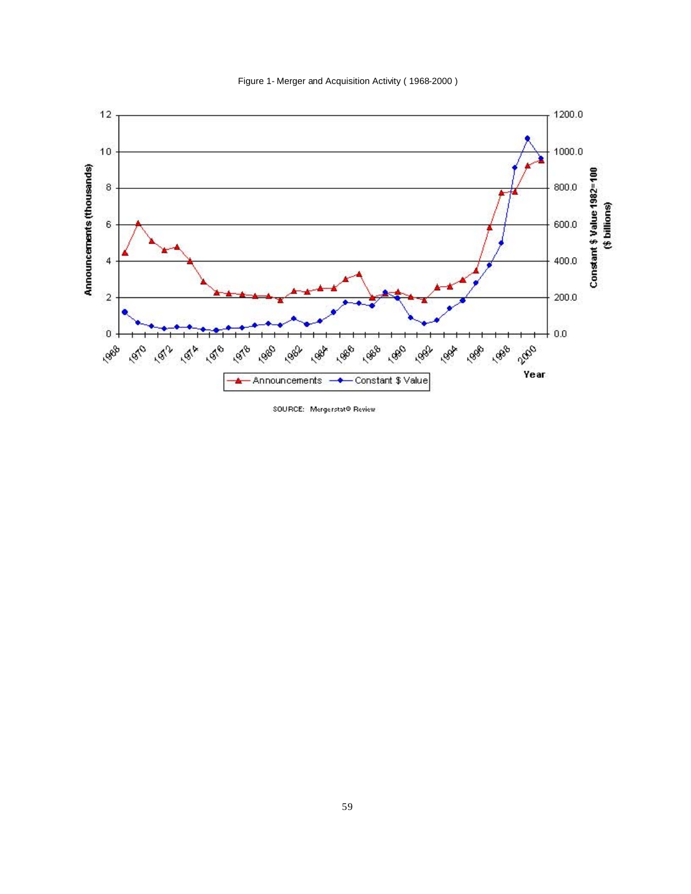Figure 1- Merger and Acquisition Activity ( 1968-2000 )

SOURCE: Mergerstat© Review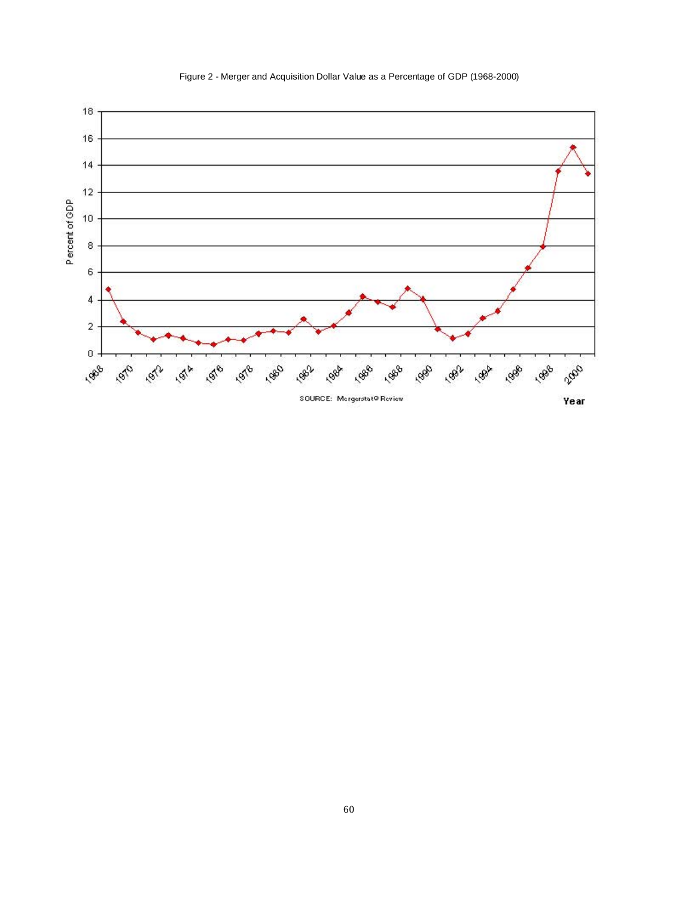Figure 2 - Merger and Acquisition Dollar Value as a Percentage of GDP (1968-2000)

SOURCE: Mergerstat® Review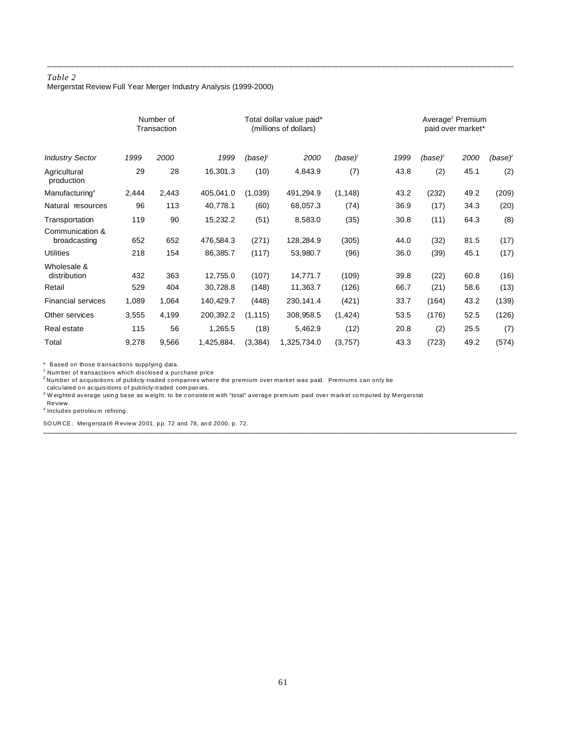*Table 2*
Mergerstat Review Full Year Merger Industry Analysis (1999-2000)

| | Number of Transaction | | Total dollar value paid* (millions of dollars) | | | | Average[3] Premium paid over market* | | | |
|---|---|---|---|---|---|---|---|---|---|---|
| *Industry Sector* | *1999* | *2000* | *1999* | *(base)*[1] | *2000* | *(base)*[1] | *1999* | *(base)*[2] | *2000* | *(base)*[2] |
| Agricultural production | 29 | 28 | 16,301.3 | (10) | 4,843.9 | (7) | 43.8 | (2) | 45.1 | (2) |
| Manufacturing[4] | 2,444 | 2,443 | 405,041.0 | (1,039) | 491,294.9 | (1,148) | 43.2 | (232) | 49.2 | (209) |
| Natural resources | 96 | 113 | 40,778.1 | (60) | 68,057.3 | (74) | 36.9 | (17) | 34.3 | (20) |
| Transportation | 119 | 90 | 15,232.2 | (51) | 8,583.0 | (35) | 30.8 | (11) | 64.3 | (8) |
| Communication & broadcasting | 652 | 652 | 476,584.3 | (271) | 128,284.9 | (305) | 44.0 | (32) | 81.5 | (17) |
| Utilities | 218 | 154 | 86,385.7 | (117) | 53,980.7 | (96) | 36.0 | (39) | 45.1 | (17) |
| Wholesale & distribution | 432 | 363 | 12,755.0 | (107) | 14,771.7 | (109) | 39.8 | (22) | 60.8 | (16) |
| Retail | 529 | 404 | 30,728.8 | (148) | 11,363.7 | (126) | 66.7 | (21) | 58.6 | (13) |
| Financial services | 1,089 | 1,064 | 140,429.7 | (448) | 230,141.4 | (421) | 33.7 | (164) | 43.2 | (139) |
| Other services | 3,555 | 4,199 | 200,392.2 | (1,115) | 308,958.5 | (1,424) | 53.5 | (176) | 52.5 | (126) |
| Real estate | 115 | 56 | 1,265.5 | (18) | 5,462.9 | (12) | 20.8 | (2) | 25.5 | (7) |
| Total | 9,278 | 9,566 | 1,425,884. | (3,384) | 1,325,734.0 | (3,757) | 43.3 | (723) | 49.2 | (574) |

\* Based on those transactions supplying data.
[1] Number of transactions which disclosed a purchase price
[2] Number of acquisitions of publicly-traded companies where the premium over market was paid. Premiums can only be calculated on acquisitions of publicly-traded companies.
[3] Weighted average using base as weight, to be consistent with "total" average premium paid over market computed by Mergerstat Review.
[4] Includes petroleum refining.

SOURCE: Mergerstat® Review 2001, pp. 72 and 78, and 2000, p. 72.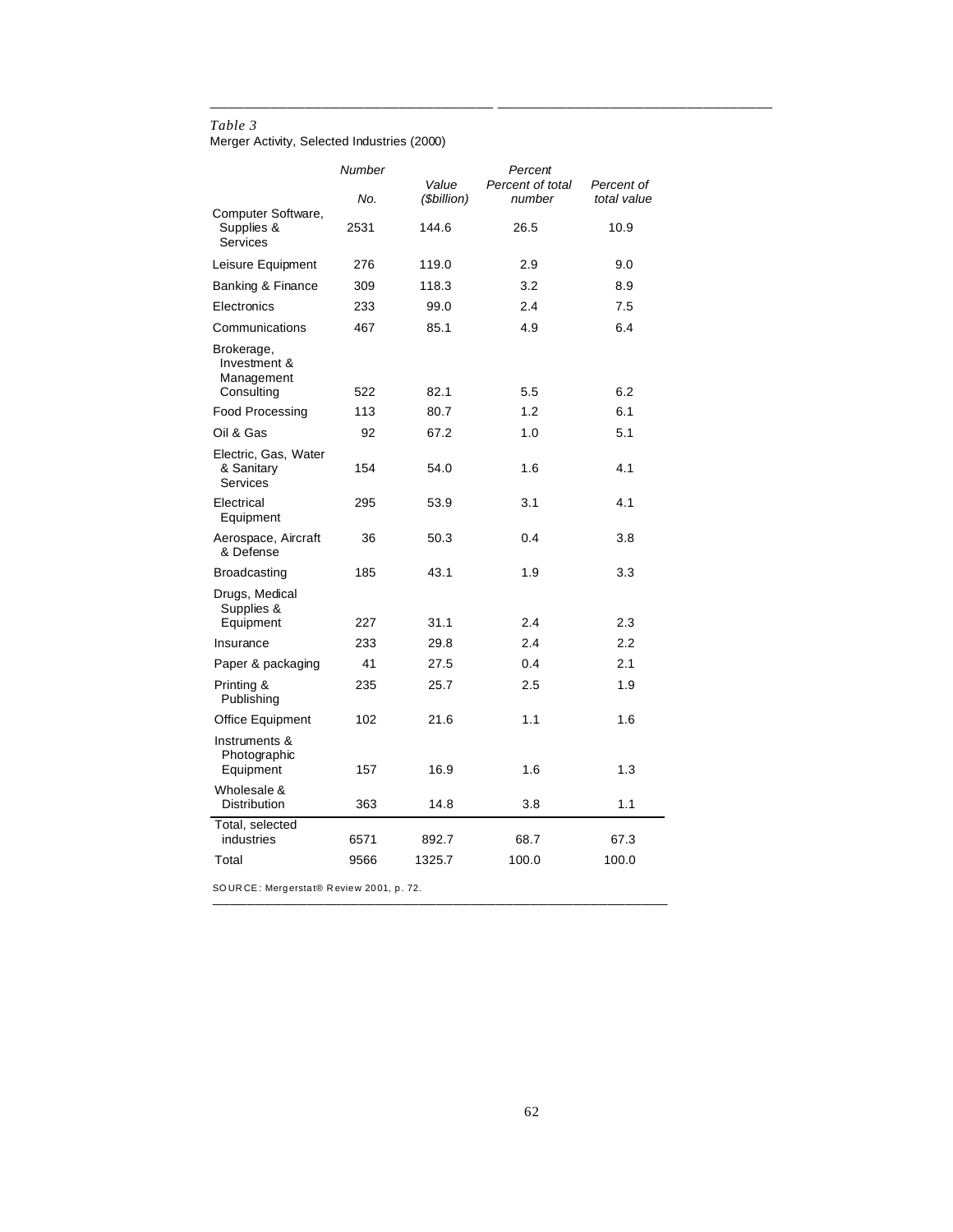*Table 3*
Merger Activity, Selected Industries (2000)

| | Number | | Percent | |
|---|---|---|---|---|
| | *No.* | *Value ($billion)* | *Percent of total number* | *Percent of total value* |
| Computer Software, Supplies & Services | 2531 | 144.6 | 26.5 | 10.9 |
| Leisure Equipment | 276 | 119.0 | 2.9 | 9.0 |
| Banking & Finance | 309 | 118.3 | 3.2 | 8.9 |
| Electronics | 233 | 99.0 | 2.4 | 7.5 |
| Communications | 467 | 85.1 | 4.9 | 6.4 |
| Brokerage, Investment & Management Consulting | 522 | 82.1 | 5.5 | 6.2 |
| Food Processing | 113 | 80.7 | 1.2 | 6.1 |
| Oil & Gas | 92 | 67.2 | 1.0 | 5.1 |
| Electric, Gas, Water & Sanitary Services | 154 | 54.0 | 1.6 | 4.1 |
| Electrical Equipment | 295 | 53.9 | 3.1 | 4.1 |
| Aerospace, Aircraft & Defense | 36 | 50.3 | 0.4 | 3.8 |
| Broadcasting | 185 | 43.1 | 1.9 | 3.3 |
| Drugs, Medical Supplies & Equipment | 227 | 31.1 | 2.4 | 2.3 |
| Insurance | 233 | 29.8 | 2.4 | 2.2 |
| Paper & packaging | 41 | 27.5 | 0.4 | 2.1 |
| Printing & Publishing | 235 | 25.7 | 2.5 | 1.9 |
| Office Equipment | 102 | 21.6 | 1.1 | 1.6 |
| Instruments & Photographic Equipment | 157 | 16.9 | 1.6 | 1.3 |
| Wholesale & Distribution | 363 | 14.8 | 3.8 | 1.1 |
| Total, selected industries | 6571 | 892.7 | 68.7 | 67.3 |
| Total | 9566 | 1325.7 | 100.0 | 100.0 |

SOURCE: Mergerstat® Review 2001, p. 72.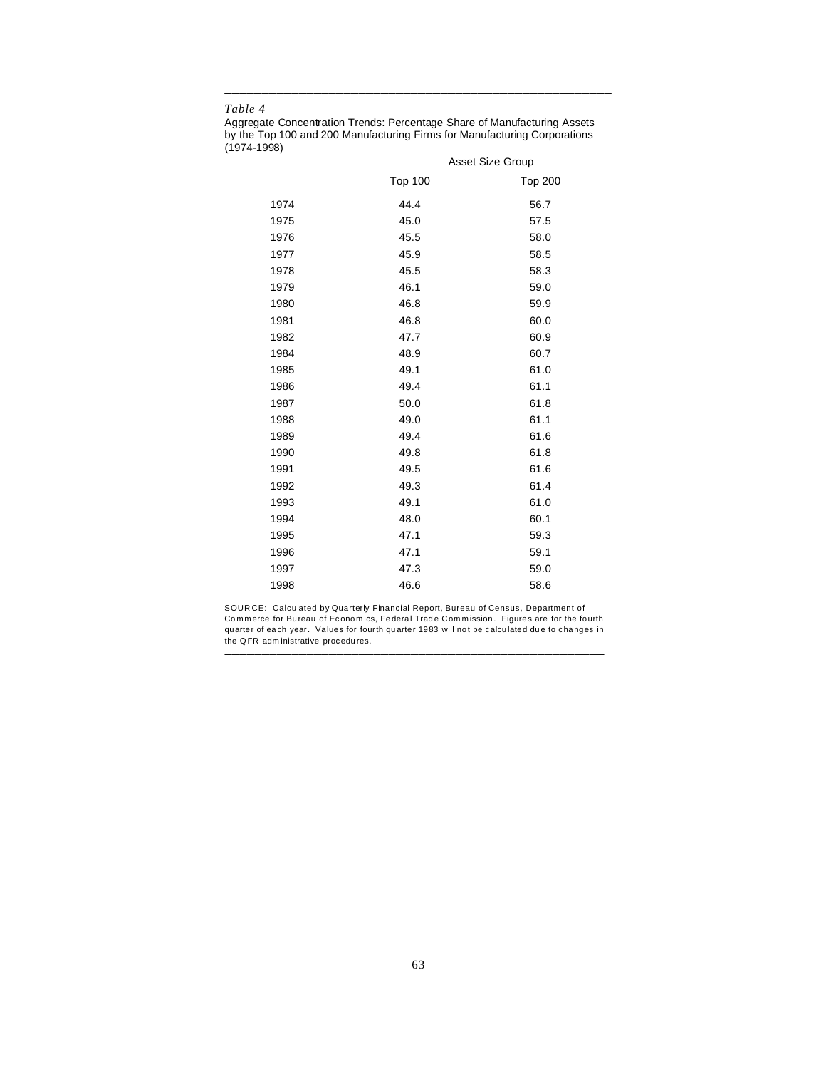*Table 4*

Aggregate Concentration Trends: Percentage Share of Manufacturing Assets by the Top 100 and 200 Manufacturing Firms for Manufacturing Corporations (1974-1998)

| | Asset Size Group | |
|---|---|---|
| | Top 100 | Top 200 |
| 1974 | 44.4 | 56.7 |
| 1975 | 45.0 | 57.5 |
| 1976 | 45.5 | 58.0 |
| 1977 | 45.9 | 58.5 |
| 1978 | 45.5 | 58.3 |
| 1979 | 46.1 | 59.0 |
| 1980 | 46.8 | 59.9 |
| 1981 | 46.8 | 60.0 |
| 1982 | 47.7 | 60.9 |
| 1984 | 48.9 | 60.7 |
| 1985 | 49.1 | 61.0 |
| 1986 | 49.4 | 61.1 |
| 1987 | 50.0 | 61.8 |
| 1988 | 49.0 | 61.1 |
| 1989 | 49.4 | 61.6 |
| 1990 | 49.8 | 61.8 |
| 1991 | 49.5 | 61.6 |
| 1992 | 49.3 | 61.4 |
| 1993 | 49.1 | 61.0 |
| 1994 | 48.0 | 60.1 |
| 1995 | 47.1 | 59.3 |
| 1996 | 47.1 | 59.1 |
| 1997 | 47.3 | 59.0 |
| 1998 | 46.6 | 58.6 |

SOURCE: Calculated by Quarterly Financial Report, Bureau of Census, Department of Commerce for Bureau of Economics, Federal Trade Commission. Figures are for the fourth quarter of each year. Values for fourth quarter 1983 will not be calculated due to changes in the QFR administrative procedures.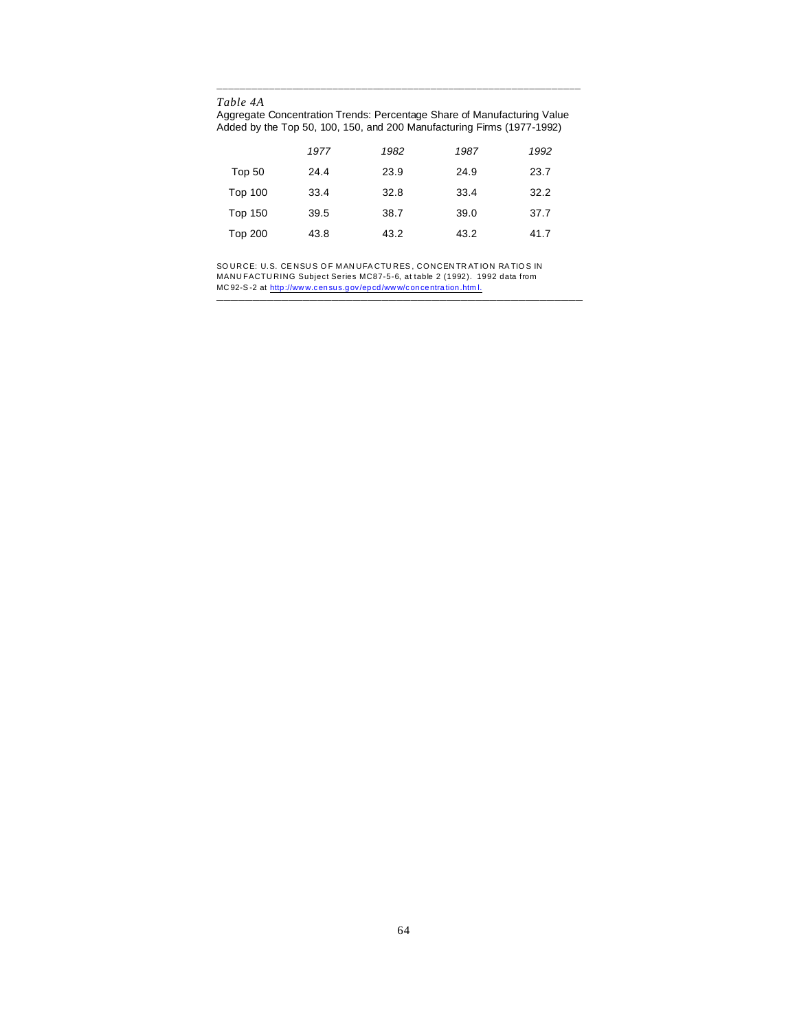*Table 4A*

Aggregate Concentration Trends: Percentage Share of Manufacturing Value Added by the Top 50, 100, 150, and 200 Manufacturing Firms (1977-1992)

| | *1977* | *1982* | *1987* | *1992* |
|---|---|---|---|---|
| Top 50 | 24.4 | 23.9 | 24.9 | 23.7 |
| Top 100 | 33.4 | 32.8 | 33.4 | 32.2 |
| Top 150 | 39.5 | 38.7 | 39.0 | 37.7 |
| Top 200 | 43.8 | 43.2 | 43.2 | 41.7 |

SOURCE: U.S. CENSUS OF MANUFACTURES, CONCENTRATION RATIOS IN MANUFACTURING Subject Series MC87-5-6, at table 2 (1992). 1992 data from MC92-S-2 at http://www.census.gov/epcd/www/concentration.html.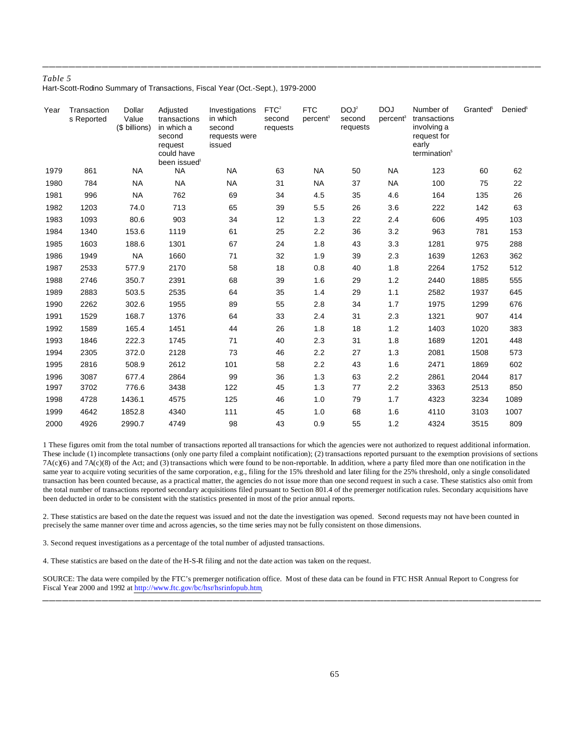*Table 5*

Hart-Scott-Rodino Summary of Transactions, Fiscal Year (Oct.-Sept.), 1979-2000

| Year | Transactions Reported | Dollar Value ($ billions) | Adjusted transactions in which a second request could have been issued[1] | Investigations in which second requests were issued | FTC[2] second requests | FTC percent[3] | DOJ[2] second requests | DOJ percent[3] | Number of transactions involving a request for early termination[5] | Granted[5] | Denied[5] |
|---|---|---|---|---|---|---|---|---|---|---|---|
| 1979 | 861 | NA | NA | NA | 63 | NA | 50 | NA | 123 | 60 | 62 |
| 1980 | 784 | NA | NA | NA | 31 | NA | 37 | NA | 100 | 75 | 22 |
| 1981 | 996 | NA | 762 | 69 | 34 | 4.5 | 35 | 4.6 | 164 | 135 | 26 |
| 1982 | 1203 | 74.0 | 713 | 65 | 39 | 5.5 | 26 | 3.6 | 222 | 142 | 63 |
| 1983 | 1093 | 80.6 | 903 | 34 | 12 | 1.3 | 22 | 2.4 | 606 | 495 | 103 |
| 1984 | 1340 | 153.6 | 1119 | 61 | 25 | 2.2 | 36 | 3.2 | 963 | 781 | 153 |
| 1985 | 1603 | 188.6 | 1301 | 67 | 24 | 1.8 | 43 | 3.3 | 1281 | 975 | 288 |
| 1986 | 1949 | NA | 1660 | 71 | 32 | 1.9 | 39 | 2.3 | 1639 | 1263 | 362 |
| 1987 | 2533 | 577.9 | 2170 | 58 | 18 | 0.8 | 40 | 1.8 | 2264 | 1752 | 512 |
| 1988 | 2746 | 350.7 | 2391 | 68 | 39 | 1.6 | 29 | 1.2 | 2440 | 1885 | 555 |
| 1989 | 2883 | 503.5 | 2535 | 64 | 35 | 1.4 | 29 | 1.1 | 2582 | 1937 | 645 |
| 1990 | 2262 | 302.6 | 1955 | 89 | 55 | 2.8 | 34 | 1.7 | 1975 | 1299 | 676 |
| 1991 | 1529 | 168.7 | 1376 | 64 | 33 | 2.4 | 31 | 2.3 | 1321 | 907 | 414 |
| 1992 | 1589 | 165.4 | 1451 | 44 | 26 | 1.8 | 18 | 1.2 | 1403 | 1020 | 383 |
| 1993 | 1846 | 222.3 | 1745 | 71 | 40 | 2.3 | 31 | 1.8 | 1689 | 1201 | 448 |
| 1994 | 2305 | 372.0 | 2128 | 73 | 46 | 2.2 | 27 | 1.3 | 2081 | 1508 | 573 |
| 1995 | 2816 | 508.9 | 2612 | 101 | 58 | 2.2 | 43 | 1.6 | 2471 | 1869 | 602 |
| 1996 | 3087 | 677.4 | 2864 | 99 | 36 | 1.3 | 63 | 2.2 | 2861 | 2044 | 817 |
| 1997 | 3702 | 776.6 | 3438 | 122 | 45 | 1.3 | 77 | 2.2 | 3363 | 2513 | 850 |
| 1998 | 4728 | 1436.1 | 4575 | 125 | 46 | 1.0 | 79 | 1.7 | 4323 | 3234 | 1089 |
| 1999 | 4642 | 1852.8 | 4340 | 111 | 45 | 1.0 | 68 | 1.6 | 4110 | 3103 | 1007 |
| 2000 | 4926 | 2990.7 | 4749 | 98 | 43 | 0.9 | 55 | 1.2 | 4324 | 3515 | 809 |

1 These figures omit from the total number of transactions reported all transactions for which the agencies were not authorized to request additional information. These include (1) incomplete transactions (only one party filed a complaint notification); (2) transactions reported pursuant to the exemption provisions of sections 7A(c)(6) and 7A(c)(8) of the Act; and (3) transactions which were found to be non-reportable. In addition, where a party filed more than one notification in the same year to acquire voting securities of the same corporation, e.g., filing for the 15% threshold and later filing for the 25% threshold, only a single consolidated transaction has been counted because, as a practical matter, the agencies do not issue more than one second request in such a case. These statistics also omit from the total number of transactions reported secondary acquisitions filed pursuant to Section 801.4 of the premerger notification rules. Secondary acquisitions have been deducted in order to be consistent with the statistics presented in most of the prior annual reports.

2. These statistics are based on the date the request was issued and not the date the investigation was opened. Second requests may not have been counted in precisely the same manner over time and across agencies, so the time series may not be fully consistent on those dimensions.

3. Second request investigations as a percentage of the total number of adjusted transactions.

4. These statistics are based on the date of the H-S-R filing and not the date action was taken on the request.

SOURCE: The data were compiled by the FTC's premerger notification office. Most of these data can be found in FTC HSR Annual Report to Congress for Fiscal Year 2000 and 1992 at http://www.ftc.gov/bc/hsr/hsrinfopub.htm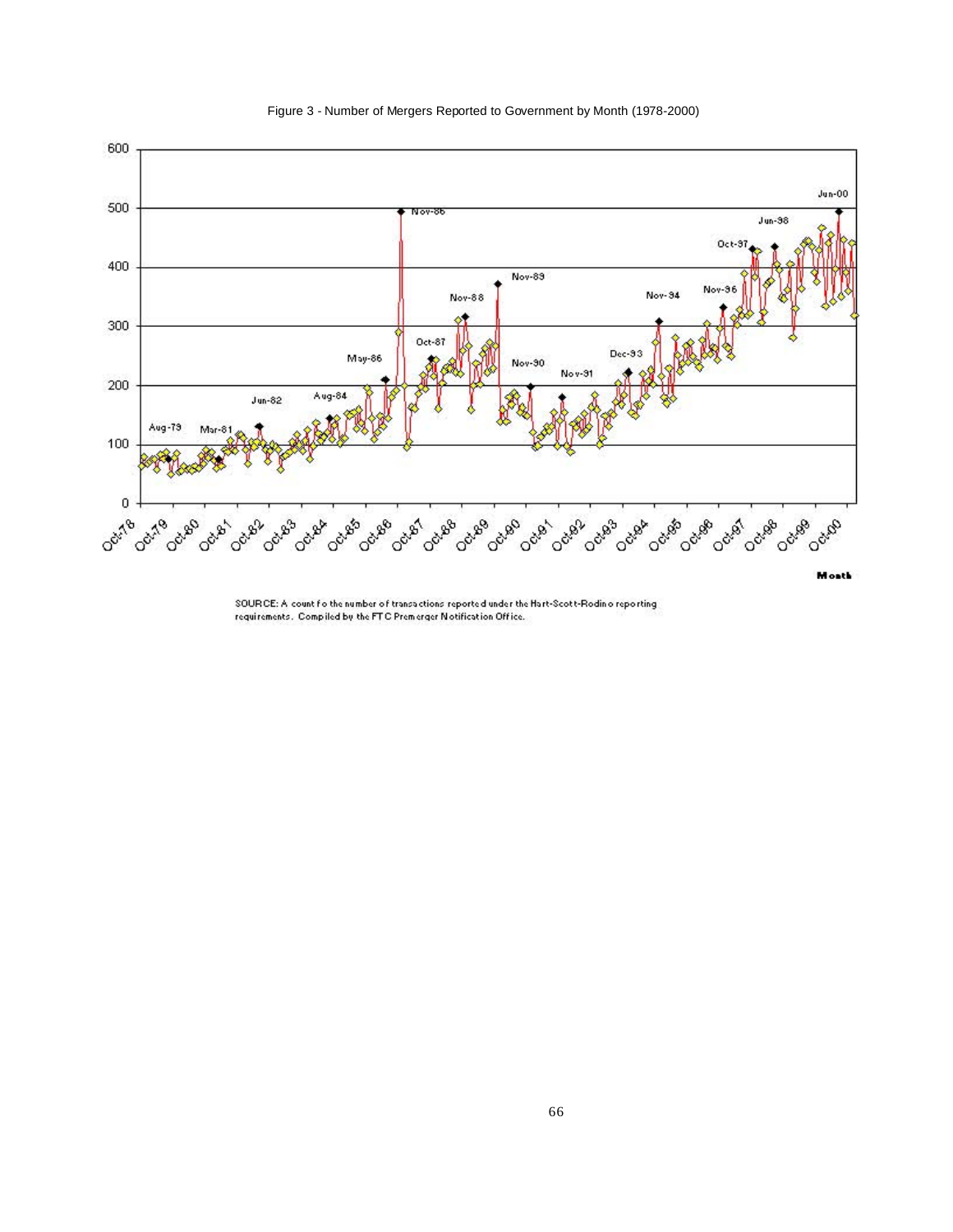Figure 3 - Number of Mergers Reported to Government by Month (1978-2000)

SOURCE: A count fo the number of transactions reported under the Hart-Scott-Rodino reporting requirements. Compiled by the FTC Premerger Notification Office.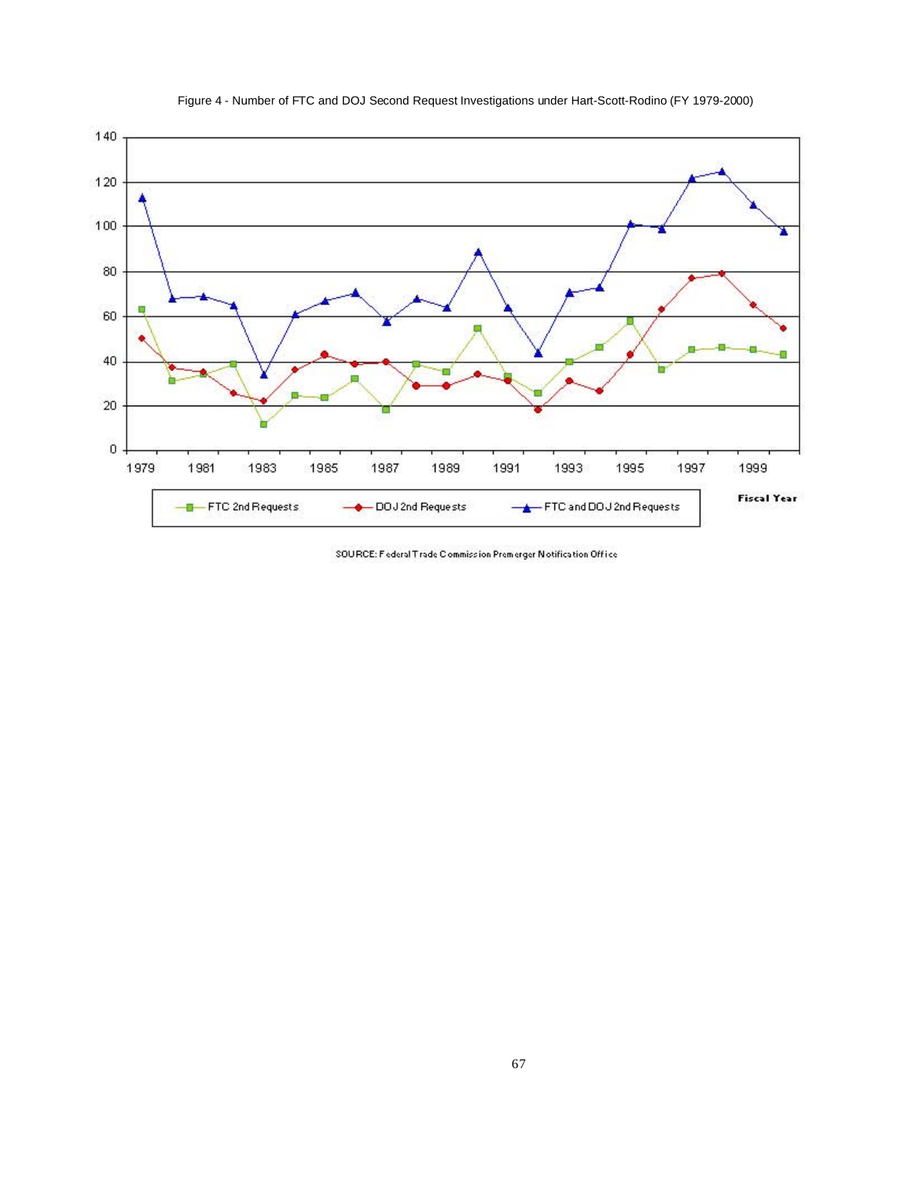Figure 4 - Number of FTC and DOJ Second Request Investigations under Hart-Scott-Rodino (FY 1979-2000)

SOURCE: Federal Trade Commission Premerger Notification Office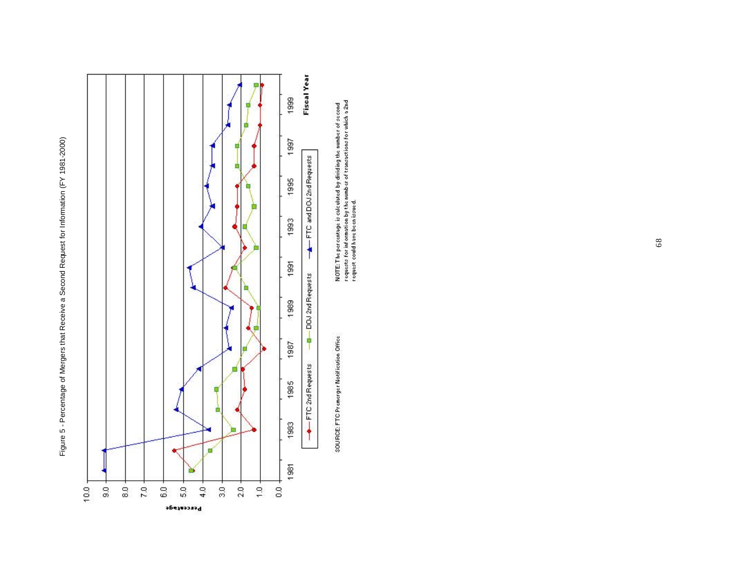Figure 5 - Percentage of Mergers that Receive a Second Request for Information (FY 1981-2000)

Percentage

Fiscal Year

FTC 2nd Requests — DOJ 2nd Requests — FTC and DOJ 2nd Requests

SOURCE: FTC Premerger Notification Office

NOTE: The percentage is calculated by dividing the number of second requests for information by the number of transactions for which a 2nd request could have been issued.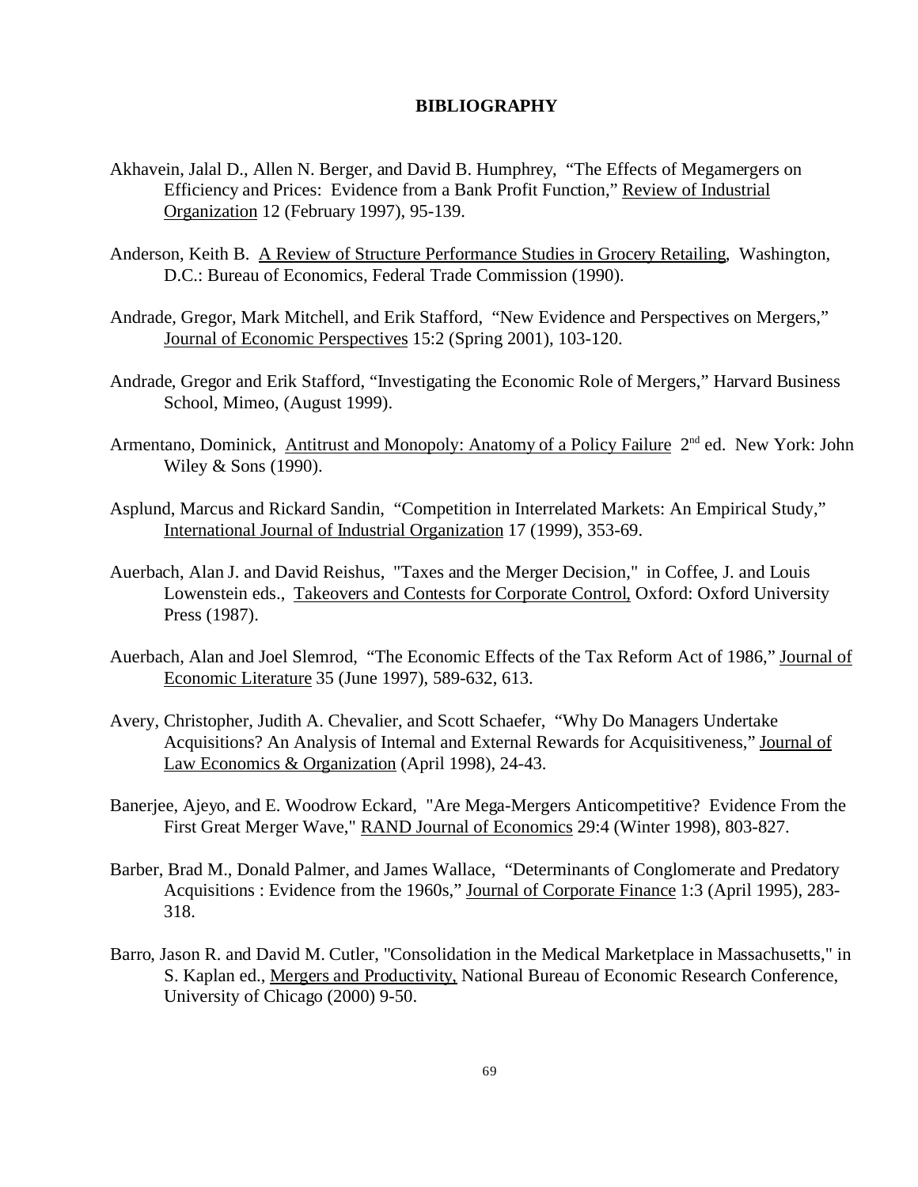# BIBLIOGRAPHY

Akhavein, Jalal D., Allen N. Berger, and David B. Humphrey, "The Effects of Megamergers on Efficiency and Prices: Evidence from a Bank Profit Function," Review of Industrial Organization 12 (February 1997), 95-139.

Anderson, Keith B. A Review of Structure Performance Studies in Grocery Retailing, Washington, D.C.: Bureau of Economics, Federal Trade Commission (1990).

Andrade, Gregor, Mark Mitchell, and Erik Stafford, "New Evidence and Perspectives on Mergers," Journal of Economic Perspectives 15:2 (Spring 2001), 103-120.

Andrade, Gregor and Erik Stafford, "Investigating the Economic Role of Mergers," Harvard Business School, Mimeo, (August 1999).

Armentano, Dominick, Antitrust and Monopoly: Anatomy of a Policy Failure 2nd ed. New York: John Wiley & Sons (1990).

Asplund, Marcus and Rickard Sandin, "Competition in Interrelated Markets: An Empirical Study," International Journal of Industrial Organization 17 (1999), 353-69.

Auerbach, Alan J. and David Reishus, "Taxes and the Merger Decision," in Coffee, J. and Louis Lowenstein eds., Takeovers and Contests for Corporate Control, Oxford: Oxford University Press (1987).

Auerbach, Alan and Joel Slemrod, "The Economic Effects of the Tax Reform Act of 1986," Journal of Economic Literature 35 (June 1997), 589-632, 613.

Avery, Christopher, Judith A. Chevalier, and Scott Schaefer, "Why Do Managers Undertake Acquisitions? An Analysis of Internal and External Rewards for Acquisitiveness," Journal of Law Economics & Organization (April 1998), 24-43.

Banerjee, Ajeyo, and E. Woodrow Eckard, "Are Mega-Mergers Anticompetitive? Evidence From the First Great Merger Wave," RAND Journal of Economics 29:4 (Winter 1998), 803-827.

Barber, Brad M., Donald Palmer, and James Wallace, "Determinants of Conglomerate and Predatory Acquisitions : Evidence from the 1960s," Journal of Corporate Finance 1:3 (April 1995), 283-318.

Barro, Jason R. and David M. Cutler, "Consolidation in the Medical Marketplace in Massachusetts," in S. Kaplan ed., Mergers and Productivity, National Bureau of Economic Research Conference, University of Chicago (2000) 9-50.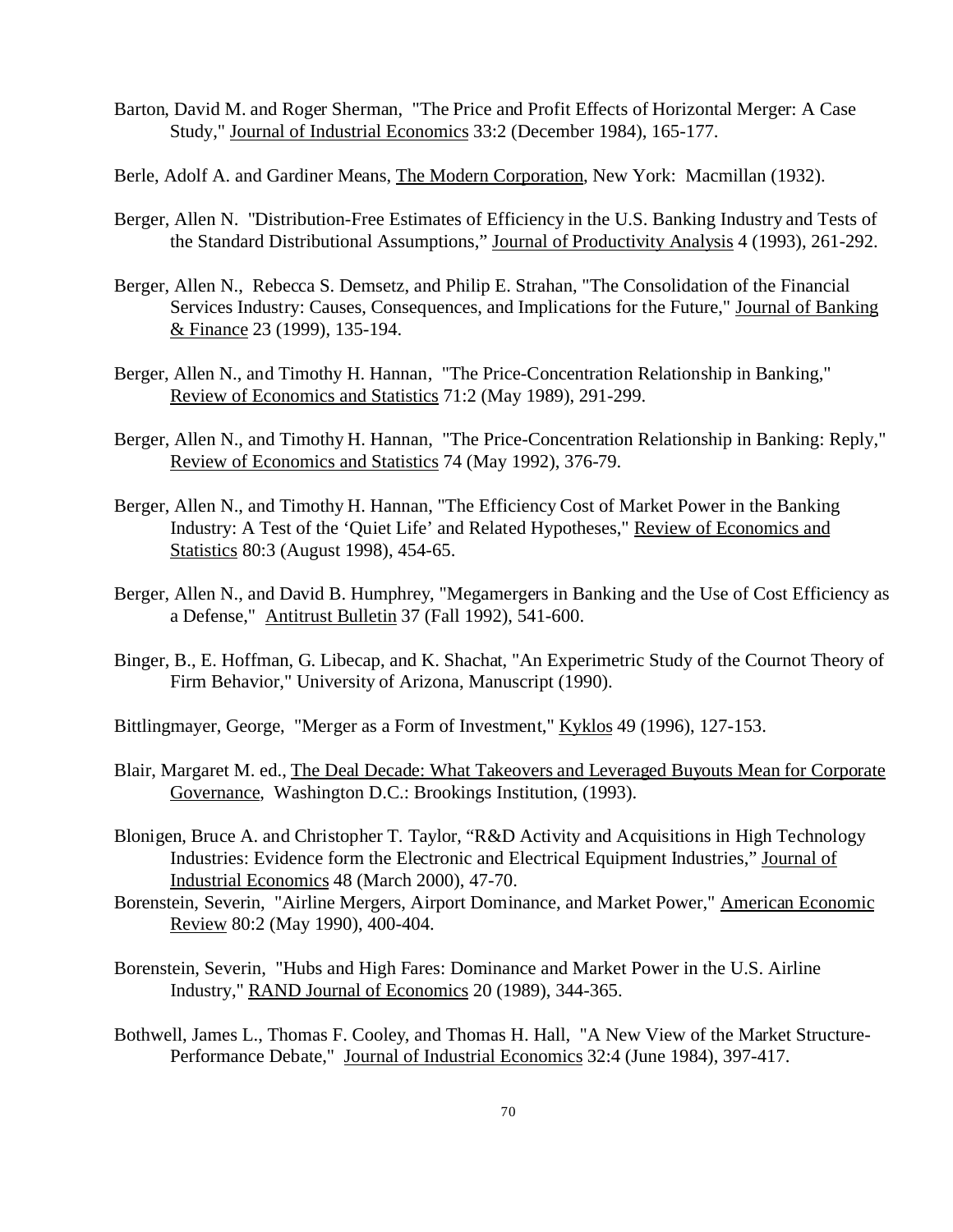Barton, David M. and Roger Sherman, "The Price and Profit Effects of Horizontal Merger: A Case Study," Journal of Industrial Economics 33:2 (December 1984), 165-177.

Berle, Adolf A. and Gardiner Means, The Modern Corporation, New York: Macmillan (1932).

Berger, Allen N. "Distribution-Free Estimates of Efficiency in the U.S. Banking Industry and Tests of the Standard Distributional Assumptions," Journal of Productivity Analysis 4 (1993), 261-292.

Berger, Allen N., Rebecca S. Demsetz, and Philip E. Strahan, "The Consolidation of the Financial Services Industry: Causes, Consequences, and Implications for the Future," Journal of Banking & Finance 23 (1999), 135-194.

Berger, Allen N., and Timothy H. Hannan, "The Price-Concentration Relationship in Banking," Review of Economics and Statistics 71:2 (May 1989), 291-299.

Berger, Allen N., and Timothy H. Hannan, "The Price-Concentration Relationship in Banking: Reply," Review of Economics and Statistics 74 (May 1992), 376-79.

Berger, Allen N., and Timothy H. Hannan, "The Efficiency Cost of Market Power in the Banking Industry: A Test of the 'Quiet Life' and Related Hypotheses," Review of Economics and Statistics 80:3 (August 1998), 454-65.

Berger, Allen N., and David B. Humphrey, "Megamergers in Banking and the Use of Cost Efficiency as a Defense," Antitrust Bulletin 37 (Fall 1992), 541-600.

Binger, B., E. Hoffman, G. Libecap, and K. Shachat, "An Experimetric Study of the Cournot Theory of Firm Behavior," University of Arizona, Manuscript (1990).

Bittlingmayer, George, "Merger as a Form of Investment," Kyklos 49 (1996), 127-153.

Blair, Margaret M. ed., The Deal Decade: What Takeovers and Leveraged Buyouts Mean for Corporate Governance, Washington D.C.: Brookings Institution, (1993).

Blonigen, Bruce A. and Christopher T. Taylor, "R&D Activity and Acquisitions in High Technology Industries: Evidence form the Electronic and Electrical Equipment Industries," Journal of Industrial Economics 48 (March 2000), 47-70.

Borenstein, Severin, "Airline Mergers, Airport Dominance, and Market Power," American Economic Review 80:2 (May 1990), 400-404.

Borenstein, Severin, "Hubs and High Fares: Dominance and Market Power in the U.S. Airline Industry," RAND Journal of Economics 20 (1989), 344-365.

Bothwell, James L., Thomas F. Cooley, and Thomas H. Hall, "A New View of the Market Structure-Performance Debate," Journal of Industrial Economics 32:4 (June 1984), 397-417.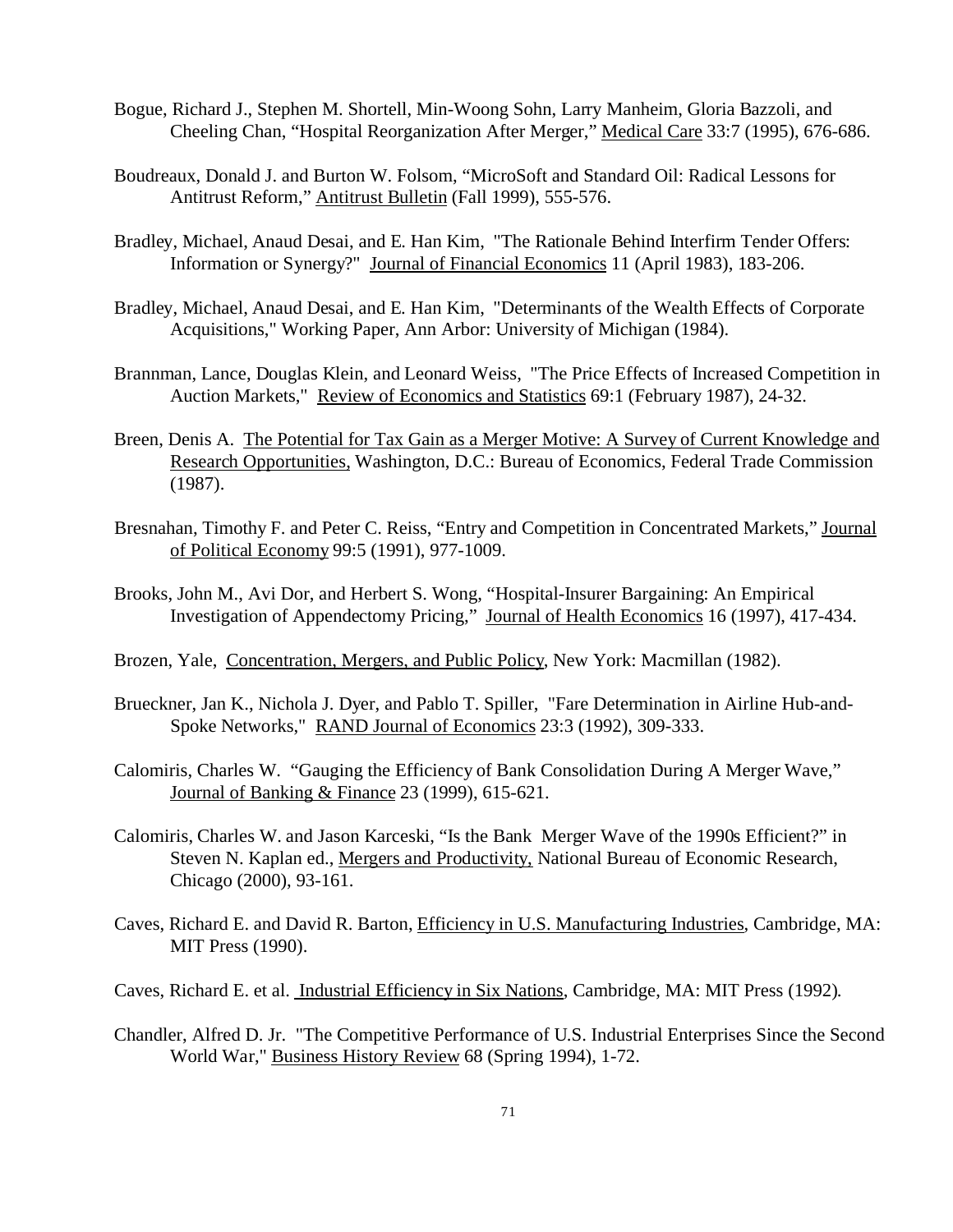Bogue, Richard J., Stephen M. Shortell, Min-Woong Sohn, Larry Manheim, Gloria Bazzoli, and Cheeling Chan, "Hospital Reorganization After Merger," Medical Care 33:7 (1995), 676-686.

Boudreaux, Donald J. and Burton W. Folsom, "MicroSoft and Standard Oil: Radical Lessons for Antitrust Reform," Antitrust Bulletin (Fall 1999), 555-576.

Bradley, Michael, Anaud Desai, and E. Han Kim, "The Rationale Behind Interfirm Tender Offers: Information or Synergy?" Journal of Financial Economics 11 (April 1983), 183-206.

Bradley, Michael, Anaud Desai, and E. Han Kim, "Determinants of the Wealth Effects of Corporate Acquisitions," Working Paper, Ann Arbor: University of Michigan (1984).

Brannman, Lance, Douglas Klein, and Leonard Weiss, "The Price Effects of Increased Competition in Auction Markets," Review of Economics and Statistics 69:1 (February 1987), 24-32.

Breen, Denis A. The Potential for Tax Gain as a Merger Motive: A Survey of Current Knowledge and Research Opportunities, Washington, D.C.: Bureau of Economics, Federal Trade Commission (1987).

Bresnahan, Timothy F. and Peter C. Reiss, "Entry and Competition in Concentrated Markets," Journal of Political Economy 99:5 (1991), 977-1009.

Brooks, John M., Avi Dor, and Herbert S. Wong, "Hospital-Insurer Bargaining: An Empirical Investigation of Appendectomy Pricing," Journal of Health Economics 16 (1997), 417-434.

Brozen, Yale, Concentration, Mergers, and Public Policy, New York: Macmillan (1982).

Brueckner, Jan K., Nichola J. Dyer, and Pablo T. Spiller, "Fare Determination in Airline Hub-and-Spoke Networks," RAND Journal of Economics 23:3 (1992), 309-333.

Calomiris, Charles W. "Gauging the Efficiency of Bank Consolidation During A Merger Wave," Journal of Banking & Finance 23 (1999), 615-621.

Calomiris, Charles W. and Jason Karceski, "Is the Bank Merger Wave of the 1990s Efficient?" in Steven N. Kaplan ed., Mergers and Productivity, National Bureau of Economic Research, Chicago (2000), 93-161.

Caves, Richard E. and David R. Barton, Efficiency in U.S. Manufacturing Industries, Cambridge, MA: MIT Press (1990).

Caves, Richard E. et al. Industrial Efficiency in Six Nations, Cambridge, MA: MIT Press (1992).

Chandler, Alfred D. Jr. "The Competitive Performance of U.S. Industrial Enterprises Since the Second World War," Business History Review 68 (Spring 1994), 1-72.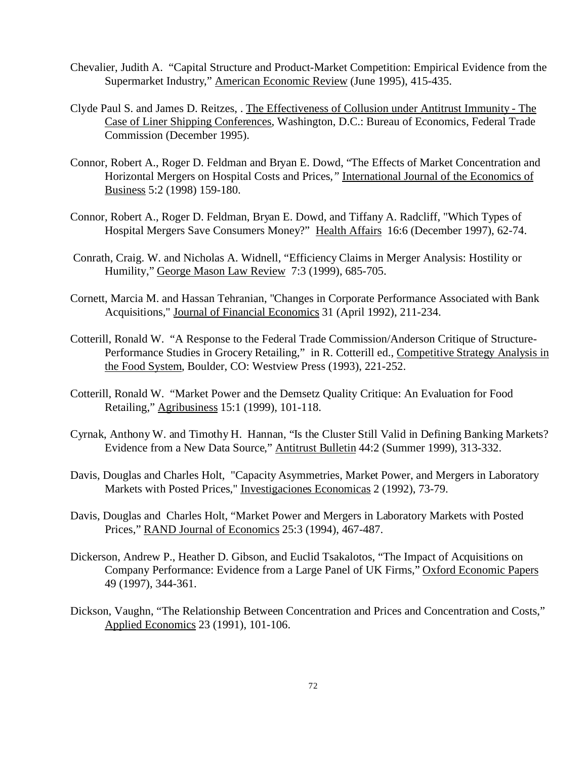Chevalier, Judith A. "Capital Structure and Product-Market Competition: Empirical Evidence from the Supermarket Industry," American Economic Review (June 1995), 415-435.

Clyde Paul S. and James D. Reitzes, . The Effectiveness of Collusion under Antitrust Immunity - The Case of Liner Shipping Conferences, Washington, D.C.: Bureau of Economics, Federal Trade Commission (December 1995).

Connor, Robert A., Roger D. Feldman and Bryan E. Dowd, "The Effects of Market Concentration and Horizontal Mergers on Hospital Costs and Prices," International Journal of the Economics of Business 5:2 (1998) 159-180.

Connor, Robert A., Roger D. Feldman, Bryan E. Dowd, and Tiffany A. Radcliff, "Which Types of Hospital Mergers Save Consumers Money?" Health Affairs 16:6 (December 1997), 62-74.

Conrath, Craig. W. and Nicholas A. Widnell, "Efficiency Claims in Merger Analysis: Hostility or Humility," George Mason Law Review 7:3 (1999), 685-705.

Cornett, Marcia M. and Hassan Tehranian, "Changes in Corporate Performance Associated with Bank Acquisitions," Journal of Financial Economics 31 (April 1992), 211-234.

Cotterill, Ronald W. "A Response to the Federal Trade Commission/Anderson Critique of Structure-Performance Studies in Grocery Retailing," in R. Cotterill ed., Competitive Strategy Analysis in the Food System, Boulder, CO: Westview Press (1993), 221-252.

Cotterill, Ronald W. "Market Power and the Demsetz Quality Critique: An Evaluation for Food Retailing," Agribusiness 15:1 (1999), 101-118.

Cyrnak, Anthony W. and Timothy H. Hannan, "Is the Cluster Still Valid in Defining Banking Markets? Evidence from a New Data Source," Antitrust Bulletin 44:2 (Summer 1999), 313-332.

Davis, Douglas and Charles Holt, "Capacity Asymmetries, Market Power, and Mergers in Laboratory Markets with Posted Prices," Investigaciones Economicas 2 (1992), 73-79.

Davis, Douglas and Charles Holt, "Market Power and Mergers in Laboratory Markets with Posted Prices," RAND Journal of Economics 25:3 (1994), 467-487.

Dickerson, Andrew P., Heather D. Gibson, and Euclid Tsakalotos, "The Impact of Acquisitions on Company Performance: Evidence from a Large Panel of UK Firms," Oxford Economic Papers 49 (1997), 344-361.

Dickson, Vaughn, "The Relationship Between Concentration and Prices and Concentration and Costs," Applied Economics 23 (1991), 101-106.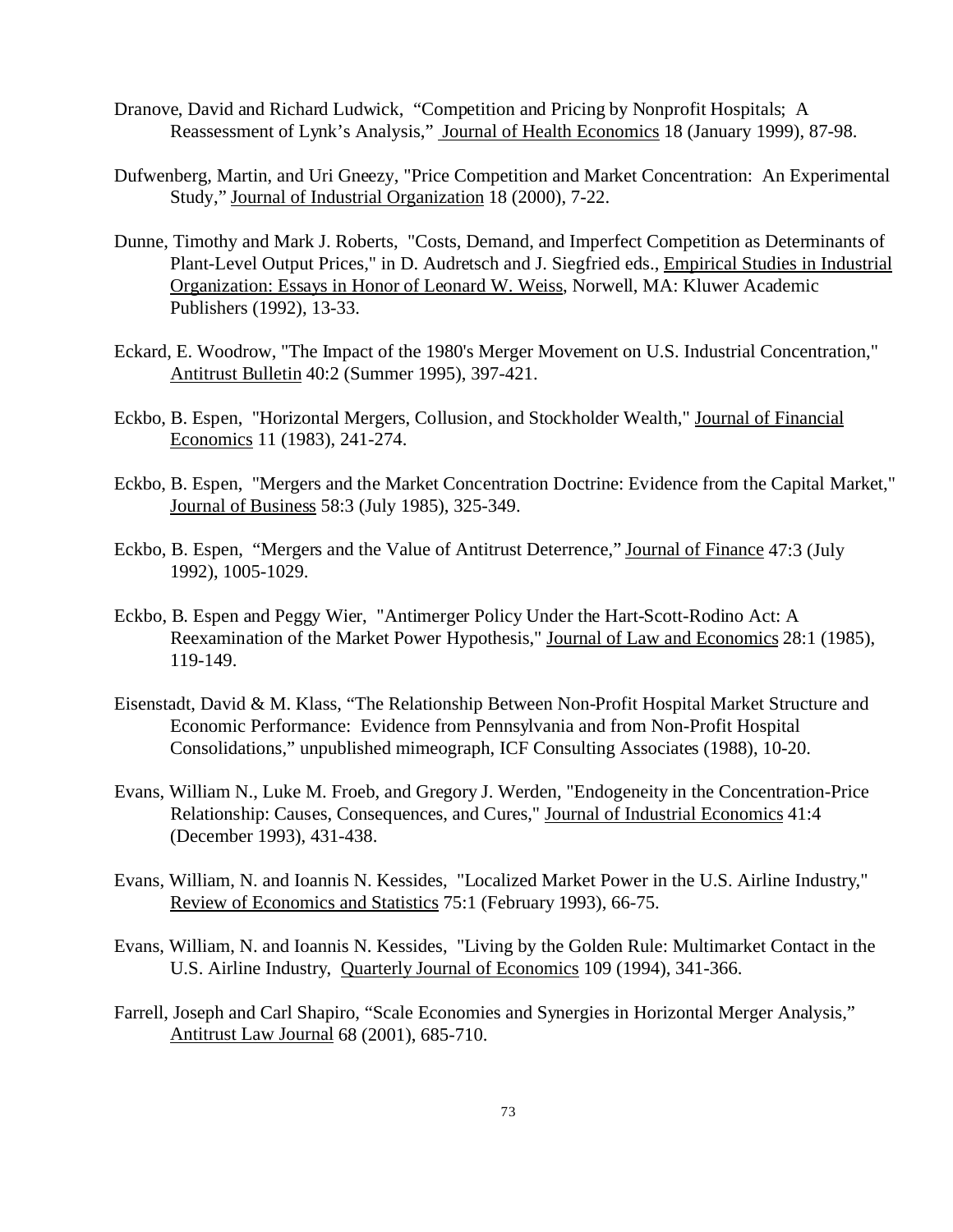Dranove, David and Richard Ludwick, "Competition and Pricing by Nonprofit Hospitals; A Reassessment of Lynk's Analysis," Journal of Health Economics 18 (January 1999), 87-98.

Dufwenberg, Martin, and Uri Gneezy, "Price Competition and Market Concentration: An Experimental Study," Journal of Industrial Organization 18 (2000), 7-22.

Dunne, Timothy and Mark J. Roberts, "Costs, Demand, and Imperfect Competition as Determinants of Plant-Level Output Prices," in D. Audretsch and J. Siegfried eds., Empirical Studies in Industrial Organization: Essays in Honor of Leonard W. Weiss, Norwell, MA: Kluwer Academic Publishers (1992), 13-33.

Eckard, E. Woodrow, "The Impact of the 1980's Merger Movement on U.S. Industrial Concentration," Antitrust Bulletin 40:2 (Summer 1995), 397-421.

Eckbo, B. Espen, "Horizontal Mergers, Collusion, and Stockholder Wealth," Journal of Financial Economics 11 (1983), 241-274.

Eckbo, B. Espen, "Mergers and the Market Concentration Doctrine: Evidence from the Capital Market," Journal of Business 58:3 (July 1985), 325-349.

Eckbo, B. Espen, "Mergers and the Value of Antitrust Deterrence," Journal of Finance 47:3 (July 1992), 1005-1029.

Eckbo, B. Espen and Peggy Wier, "Antimerger Policy Under the Hart-Scott-Rodino Act: A Reexamination of the Market Power Hypothesis," Journal of Law and Economics 28:1 (1985), 119-149.

Eisenstadt, David & M. Klass, "The Relationship Between Non-Profit Hospital Market Structure and Economic Performance: Evidence from Pennsylvania and from Non-Profit Hospital Consolidations," unpublished mimeograph, ICF Consulting Associates (1988), 10-20.

Evans, William N., Luke M. Froeb, and Gregory J. Werden, "Endogeneity in the Concentration-Price Relationship: Causes, Consequences, and Cures," Journal of Industrial Economics 41:4 (December 1993), 431-438.

Evans, William, N. and Ioannis N. Kessides, "Localized Market Power in the U.S. Airline Industry," Review of Economics and Statistics 75:1 (February 1993), 66-75.

Evans, William, N. and Ioannis N. Kessides, "Living by the Golden Rule: Multimarket Contact in the U.S. Airline Industry, Quarterly Journal of Economics 109 (1994), 341-366.

Farrell, Joseph and Carl Shapiro, "Scale Economies and Synergies in Horizontal Merger Analysis," Antitrust Law Journal 68 (2001), 685-710.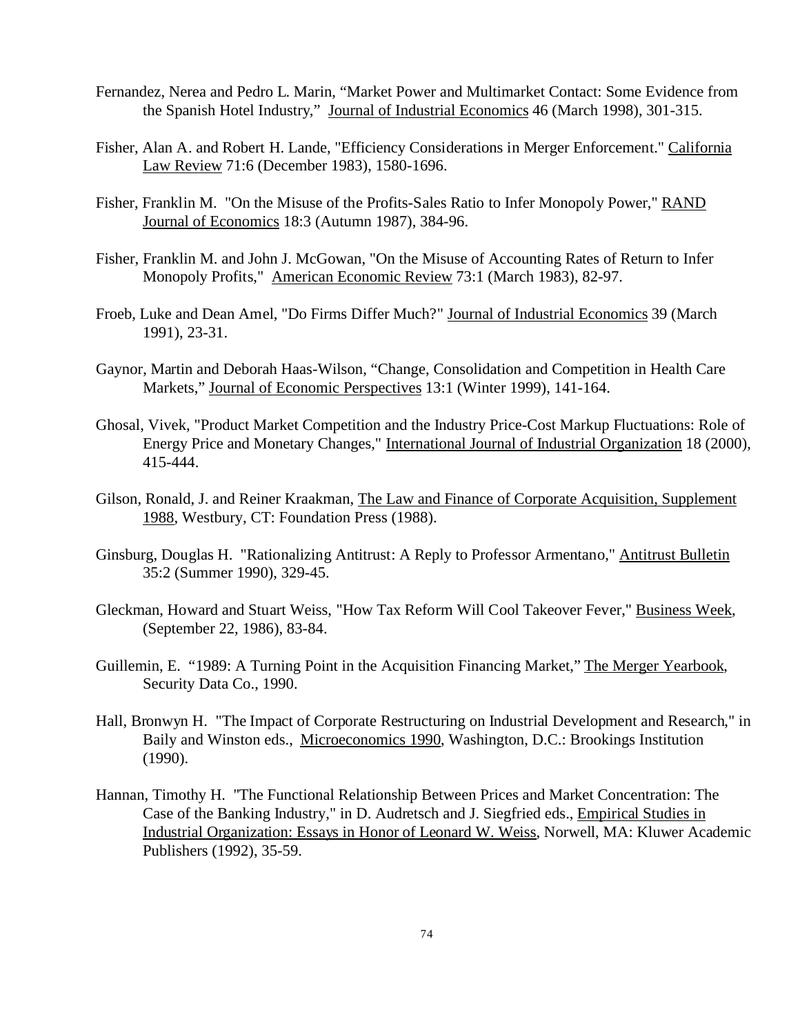Fernandez, Nerea and Pedro L. Marin, “Market Power and Multimarket Contact: Some Evidence from the Spanish Hotel Industry,” Journal of Industrial Economics 46 (March 1998), 301-315.

Fisher, Alan A. and Robert H. Lande, "Efficiency Considerations in Merger Enforcement." California Law Review 71:6 (December 1983), 1580-1696.

Fisher, Franklin M. "On the Misuse of the Profits-Sales Ratio to Infer Monopoly Power," RAND Journal of Economics 18:3 (Autumn 1987), 384-96.

Fisher, Franklin M. and John J. McGowan, "On the Misuse of Accounting Rates of Return to Infer Monopoly Profits," American Economic Review 73:1 (March 1983), 82-97.

Froeb, Luke and Dean Amel, "Do Firms Differ Much?" Journal of Industrial Economics 39 (March 1991), 23-31.

Gaynor, Martin and Deborah Haas-Wilson, “Change, Consolidation and Competition in Health Care Markets,” Journal of Economic Perspectives 13:1 (Winter 1999), 141-164.

Ghosal, Vivek, "Product Market Competition and the Industry Price-Cost Markup Fluctuations: Role of Energy Price and Monetary Changes," International Journal of Industrial Organization 18 (2000), 415-444.

Gilson, Ronald, J. and Reiner Kraakman, The Law and Finance of Corporate Acquisition, Supplement 1988, Westbury, CT: Foundation Press (1988).

Ginsburg, Douglas H. "Rationalizing Antitrust: A Reply to Professor Armentano," Antitrust Bulletin 35:2 (Summer 1990), 329-45.

Gleckman, Howard and Stuart Weiss, "How Tax Reform Will Cool Takeover Fever," Business Week, (September 22, 1986), 83-84.

Guillemin, E. “1989: A Turning Point in the Acquisition Financing Market,” The Merger Yearbook, Security Data Co., 1990.

Hall, Bronwyn H. "The Impact of Corporate Restructuring on Industrial Development and Research," in Baily and Winston eds., Microeconomics 1990, Washington, D.C.: Brookings Institution (1990).

Hannan, Timothy H. "The Functional Relationship Between Prices and Market Concentration: The Case of the Banking Industry," in D. Audretsch and J. Siegfried eds., Empirical Studies in Industrial Organization: Essays in Honor of Leonard W. Weiss, Norwell, MA: Kluwer Academic Publishers (1992), 35-59.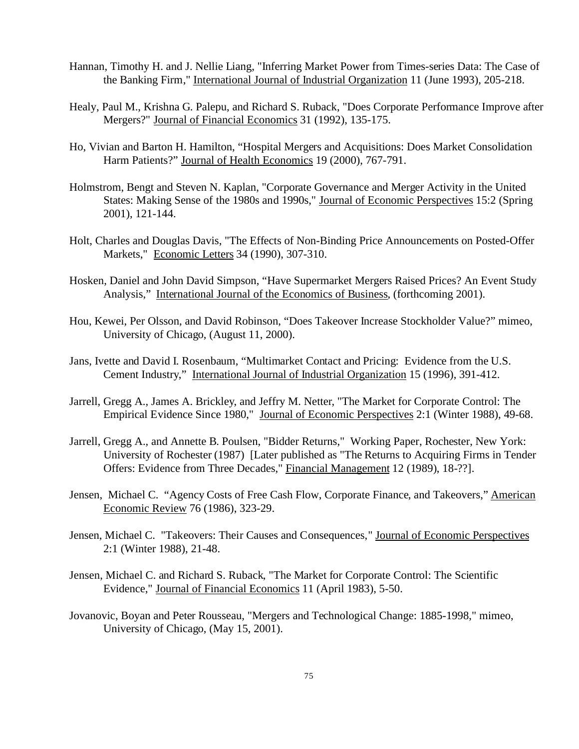Hannan, Timothy H. and J. Nellie Liang, "Inferring Market Power from Times-series Data: The Case of the Banking Firm," International Journal of Industrial Organization 11 (June 1993), 205-218.

Healy, Paul M., Krishna G. Palepu, and Richard S. Ruback, "Does Corporate Performance Improve after Mergers?" Journal of Financial Economics 31 (1992), 135-175.

Ho, Vivian and Barton H. Hamilton, "Hospital Mergers and Acquisitions: Does Market Consolidation Harm Patients?" Journal of Health Economics 19 (2000), 767-791.

Holmstrom, Bengt and Steven N. Kaplan, "Corporate Governance and Merger Activity in the United States: Making Sense of the 1980s and 1990s," Journal of Economic Perspectives 15:2 (Spring 2001), 121-144.

Holt, Charles and Douglas Davis, "The Effects of Non-Binding Price Announcements on Posted-Offer Markets," Economic Letters 34 (1990), 307-310.

Hosken, Daniel and John David Simpson, "Have Supermarket Mergers Raised Prices? An Event Study Analysis," International Journal of the Economics of Business, (forthcoming 2001).

Hou, Kewei, Per Olsson, and David Robinson, "Does Takeover Increase Stockholder Value?" mimeo, University of Chicago, (August 11, 2000).

Jans, Ivette and David I. Rosenbaum, "Multimarket Contact and Pricing: Evidence from the U.S. Cement Industry," International Journal of Industrial Organization 15 (1996), 391-412.

Jarrell, Gregg A., James A. Brickley, and Jeffry M. Netter, "The Market for Corporate Control: The Empirical Evidence Since 1980," Journal of Economic Perspectives 2:1 (Winter 1988), 49-68.

Jarrell, Gregg A., and Annette B. Poulsen, "Bidder Returns," Working Paper, Rochester, New York: University of Rochester (1987) [Later published as "The Returns to Acquiring Firms in Tender Offers: Evidence from Three Decades," Financial Management 12 (1989), 18-??].

Jensen, Michael C. "Agency Costs of Free Cash Flow, Corporate Finance, and Takeovers," American Economic Review 76 (1986), 323-29.

Jensen, Michael C. "Takeovers: Their Causes and Consequences," Journal of Economic Perspectives 2:1 (Winter 1988), 21-48.

Jensen, Michael C. and Richard S. Ruback, "The Market for Corporate Control: The Scientific Evidence," Journal of Financial Economics 11 (April 1983), 5-50.

Jovanovic, Boyan and Peter Rousseau, "Mergers and Technological Change: 1885-1998," mimeo, University of Chicago, (May 15, 2001).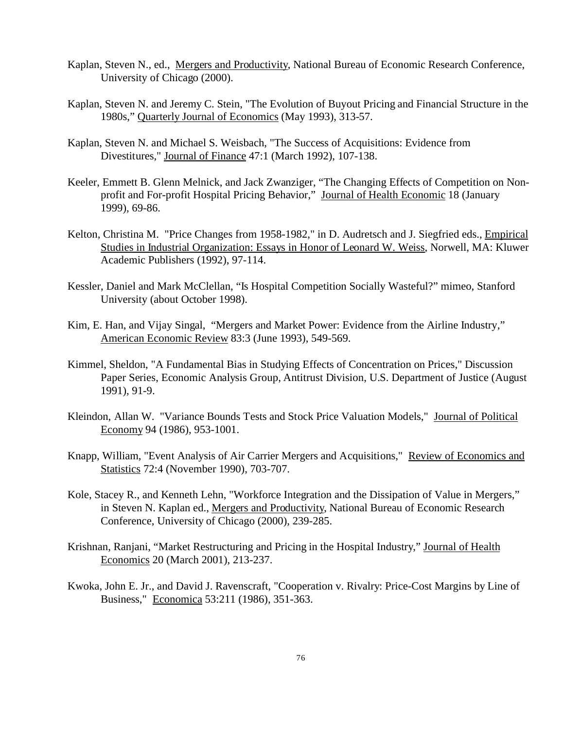Kaplan, Steven N., ed., Mergers and Productivity, National Bureau of Economic Research Conference, University of Chicago (2000).

Kaplan, Steven N. and Jeremy C. Stein, "The Evolution of Buyout Pricing and Financial Structure in the 1980s," Quarterly Journal of Economics (May 1993), 313-57.

Kaplan, Steven N. and Michael S. Weisbach, "The Success of Acquisitions: Evidence from Divestitures," Journal of Finance 47:1 (March 1992), 107-138.

Keeler, Emmett B. Glenn Melnick, and Jack Zwanziger, "The Changing Effects of Competition on Non-profit and For-profit Hospital Pricing Behavior," Journal of Health Economic 18 (January 1999), 69-86.

Kelton, Christina M. "Price Changes from 1958-1982," in D. Audretsch and J. Siegfried eds., Empirical Studies in Industrial Organization: Essays in Honor of Leonard W. Weiss, Norwell, MA: Kluwer Academic Publishers (1992), 97-114.

Kessler, Daniel and Mark McClellan, "Is Hospital Competition Socially Wasteful?" mimeo, Stanford University (about October 1998).

Kim, E. Han, and Vijay Singal, "Mergers and Market Power: Evidence from the Airline Industry," American Economic Review 83:3 (June 1993), 549-569.

Kimmel, Sheldon, "A Fundamental Bias in Studying Effects of Concentration on Prices," Discussion Paper Series, Economic Analysis Group, Antitrust Division, U.S. Department of Justice (August 1991), 91-9.

Kleindon, Allan W. "Variance Bounds Tests and Stock Price Valuation Models," Journal of Political Economy 94 (1986), 953-1001.

Knapp, William, "Event Analysis of Air Carrier Mergers and Acquisitions," Review of Economics and Statistics 72:4 (November 1990), 703-707.

Kole, Stacey R., and Kenneth Lehn, "Workforce Integration and the Dissipation of Value in Mergers," in Steven N. Kaplan ed., Mergers and Productivity, National Bureau of Economic Research Conference, University of Chicago (2000), 239-285.

Krishnan, Ranjani, "Market Restructuring and Pricing in the Hospital Industry," Journal of Health Economics 20 (March 2001), 213-237.

Kwoka, John E. Jr., and David J. Ravenscraft, "Cooperation v. Rivalry: Price-Cost Margins by Line of Business," Economica 53:211 (1986), 351-363.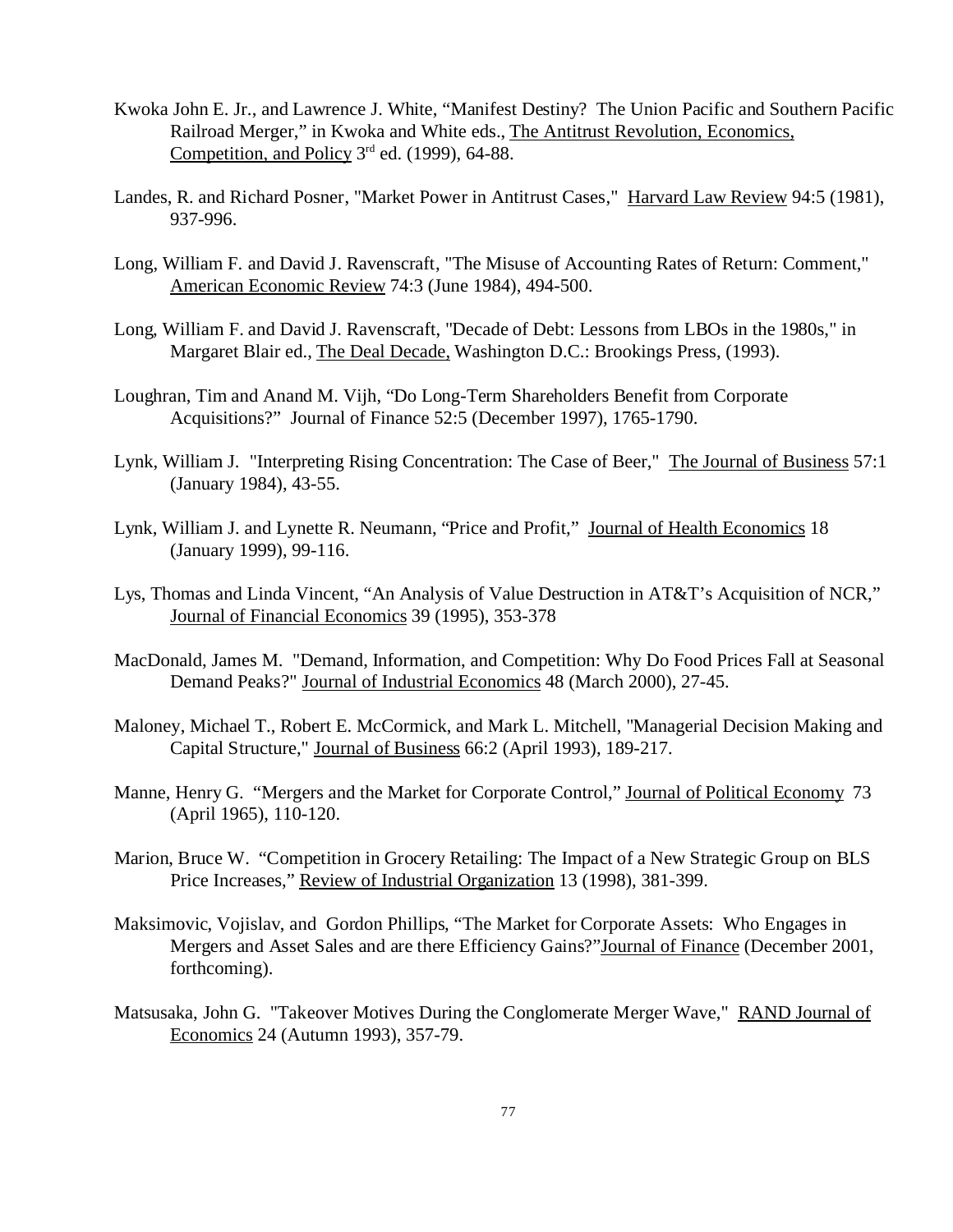Kwoka John E. Jr., and Lawrence J. White, "Manifest Destiny? The Union Pacific and Southern Pacific Railroad Merger," in Kwoka and White eds., The Antitrust Revolution, Economics, Competition, and Policy 3rd ed. (1999), 64-88.

Landes, R. and Richard Posner, "Market Power in Antitrust Cases," Harvard Law Review 94:5 (1981), 937-996.

Long, William F. and David J. Ravenscraft, "The Misuse of Accounting Rates of Return: Comment," American Economic Review 74:3 (June 1984), 494-500.

Long, William F. and David J. Ravenscraft, "Decade of Debt: Lessons from LBOs in the 1980s," in Margaret Blair ed., The Deal Decade, Washington D.C.: Brookings Press, (1993).

Loughran, Tim and Anand M. Vijh, "Do Long-Term Shareholders Benefit from Corporate Acquisitions?" Journal of Finance 52:5 (December 1997), 1765-1790.

Lynk, William J. "Interpreting Rising Concentration: The Case of Beer," The Journal of Business 57:1 (January 1984), 43-55.

Lynk, William J. and Lynette R. Neumann, "Price and Profit," Journal of Health Economics 18 (January 1999), 99-116.

Lys, Thomas and Linda Vincent, "An Analysis of Value Destruction in AT&T's Acquisition of NCR," Journal of Financial Economics 39 (1995), 353-378

MacDonald, James M. "Demand, Information, and Competition: Why Do Food Prices Fall at Seasonal Demand Peaks?" Journal of Industrial Economics 48 (March 2000), 27-45.

Maloney, Michael T., Robert E. McCormick, and Mark L. Mitchell, "Managerial Decision Making and Capital Structure," Journal of Business 66:2 (April 1993), 189-217.

Manne, Henry G. "Mergers and the Market for Corporate Control," Journal of Political Economy 73 (April 1965), 110-120.

Marion, Bruce W. "Competition in Grocery Retailing: The Impact of a New Strategic Group on BLS Price Increases," Review of Industrial Organization 13 (1998), 381-399.

Maksimovic, Vojislav, and Gordon Phillips, "The Market for Corporate Assets: Who Engages in Mergers and Asset Sales and are there Efficiency Gains?"Journal of Finance (December 2001, forthcoming).

Matsusaka, John G. "Takeover Motives During the Conglomerate Merger Wave," RAND Journal of Economics 24 (Autumn 1993), 357-79.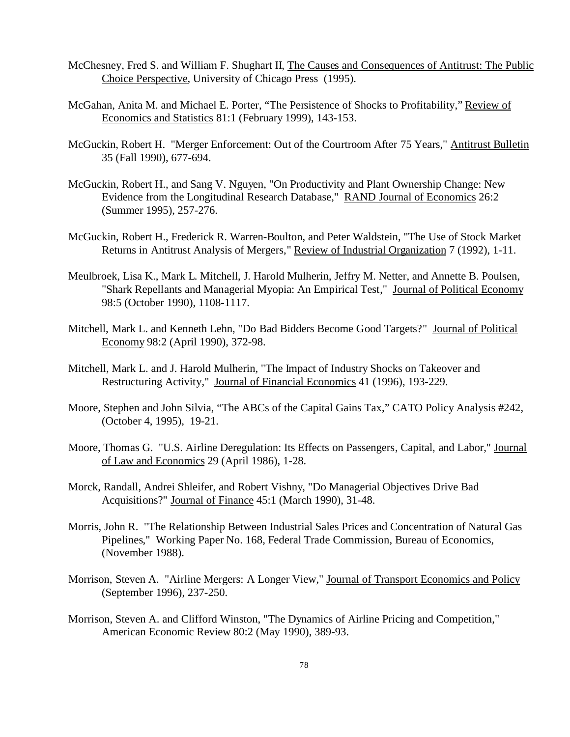McChesney, Fred S. and William F. Shughart II, The Causes and Consequences of Antitrust: The Public Choice Perspective, University of Chicago Press (1995).

McGahan, Anita M. and Michael E. Porter, "The Persistence of Shocks to Profitability," Review of Economics and Statistics 81:1 (February 1999), 143-153.

McGuckin, Robert H. "Merger Enforcement: Out of the Courtroom After 75 Years," Antitrust Bulletin 35 (Fall 1990), 677-694.

McGuckin, Robert H., and Sang V. Nguyen, "On Productivity and Plant Ownership Change: New Evidence from the Longitudinal Research Database," RAND Journal of Economics 26:2 (Summer 1995), 257-276.

McGuckin, Robert H., Frederick R. Warren-Boulton, and Peter Waldstein, "The Use of Stock Market Returns in Antitrust Analysis of Mergers," Review of Industrial Organization 7 (1992), 1-11.

Meulbroek, Lisa K., Mark L. Mitchell, J. Harold Mulherin, Jeffry M. Netter, and Annette B. Poulsen, "Shark Repellants and Managerial Myopia: An Empirical Test," Journal of Political Economy 98:5 (October 1990), 1108-1117.

Mitchell, Mark L. and Kenneth Lehn, "Do Bad Bidders Become Good Targets?" Journal of Political Economy 98:2 (April 1990), 372-98.

Mitchell, Mark L. and J. Harold Mulherin, "The Impact of Industry Shocks on Takeover and Restructuring Activity," Journal of Financial Economics 41 (1996), 193-229.

Moore, Stephen and John Silvia, "The ABCs of the Capital Gains Tax," CATO Policy Analysis #242, (October 4, 1995), 19-21.

Moore, Thomas G. "U.S. Airline Deregulation: Its Effects on Passengers, Capital, and Labor," Journal of Law and Economics 29 (April 1986), 1-28.

Morck, Randall, Andrei Shleifer, and Robert Vishny, "Do Managerial Objectives Drive Bad Acquisitions?" Journal of Finance 45:1 (March 1990), 31-48.

Morris, John R. "The Relationship Between Industrial Sales Prices and Concentration of Natural Gas Pipelines," Working Paper No. 168, Federal Trade Commission, Bureau of Economics, (November 1988).

Morrison, Steven A. "Airline Mergers: A Longer View," Journal of Transport Economics and Policy (September 1996), 237-250.

Morrison, Steven A. and Clifford Winston, "The Dynamics of Airline Pricing and Competition," American Economic Review 80:2 (May 1990), 389-93.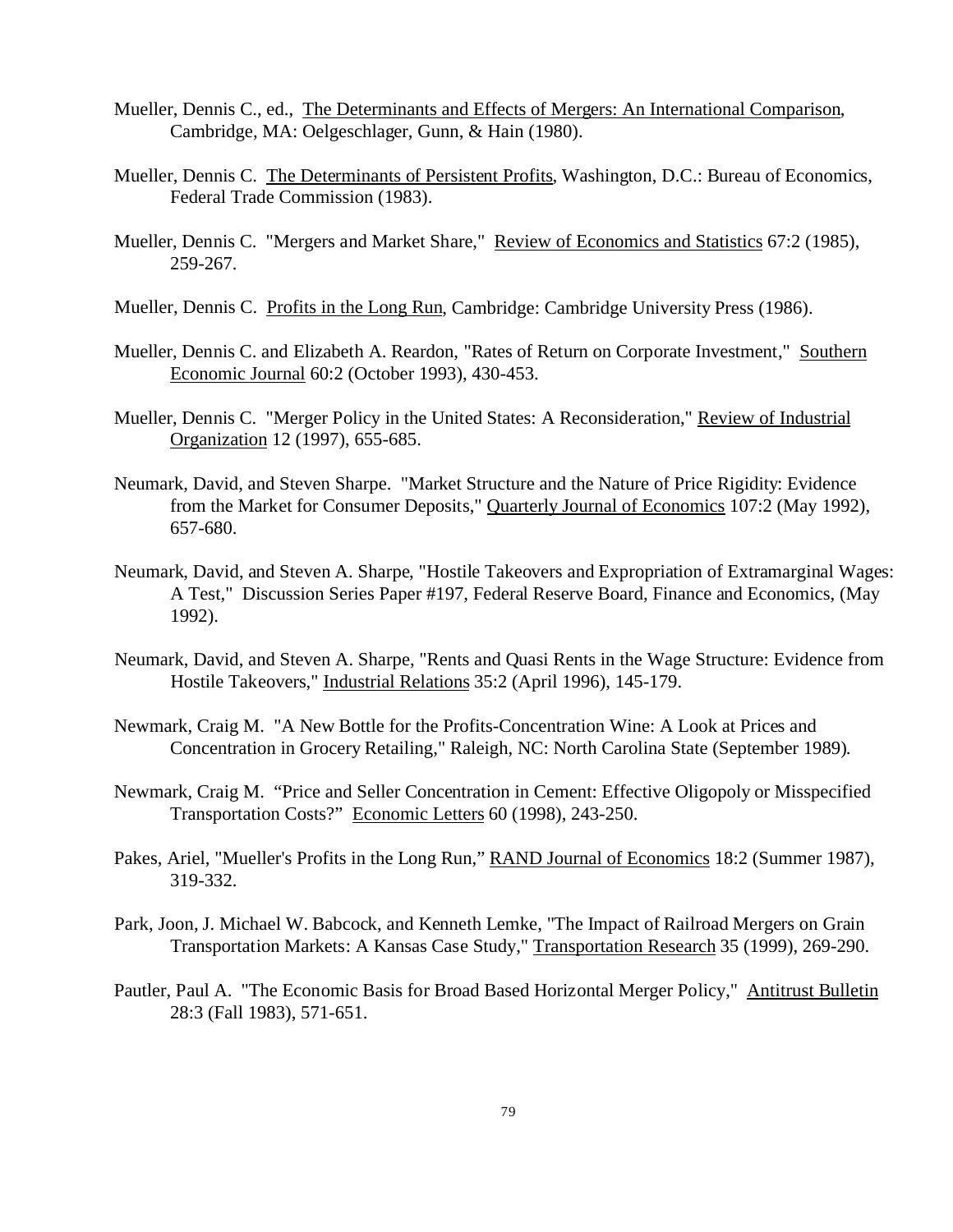Mueller, Dennis C., ed., The Determinants and Effects of Mergers: An International Comparison, Cambridge, MA: Oelgeschlager, Gunn, & Hain (1980).

Mueller, Dennis C. The Determinants of Persistent Profits, Washington, D.C.: Bureau of Economics, Federal Trade Commission (1983).

Mueller, Dennis C. "Mergers and Market Share," Review of Economics and Statistics 67:2 (1985), 259-267.

Mueller, Dennis C. Profits in the Long Run, Cambridge: Cambridge University Press (1986).

Mueller, Dennis C. and Elizabeth A. Reardon, "Rates of Return on Corporate Investment," Southern Economic Journal 60:2 (October 1993), 430-453.

Mueller, Dennis C. "Merger Policy in the United States: A Reconsideration," Review of Industrial Organization 12 (1997), 655-685.

Neumark, David, and Steven Sharpe. "Market Structure and the Nature of Price Rigidity: Evidence from the Market for Consumer Deposits," Quarterly Journal of Economics 107:2 (May 1992), 657-680.

Neumark, David, and Steven A. Sharpe, "Hostile Takeovers and Expropriation of Extramarginal Wages: A Test," Discussion Series Paper #197, Federal Reserve Board, Finance and Economics, (May 1992).

Neumark, David, and Steven A. Sharpe, "Rents and Quasi Rents in the Wage Structure: Evidence from Hostile Takeovers," Industrial Relations 35:2 (April 1996), 145-179.

Newmark, Craig M. "A New Bottle for the Profits-Concentration Wine: A Look at Prices and Concentration in Grocery Retailing," Raleigh, NC: North Carolina State (September 1989).

Newmark, Craig M. "Price and Seller Concentration in Cement: Effective Oligopoly or Misspecified Transportation Costs?" Economic Letters 60 (1998), 243-250.

Pakes, Ariel, "Mueller's Profits in the Long Run," RAND Journal of Economics 18:2 (Summer 1987), 319-332.

Park, Joon, J. Michael W. Babcock, and Kenneth Lemke, "The Impact of Railroad Mergers on Grain Transportation Markets: A Kansas Case Study," Transportation Research 35 (1999), 269-290.

Pautler, Paul A. "The Economic Basis for Broad Based Horizontal Merger Policy," Antitrust Bulletin 28:3 (Fall 1983), 571-651.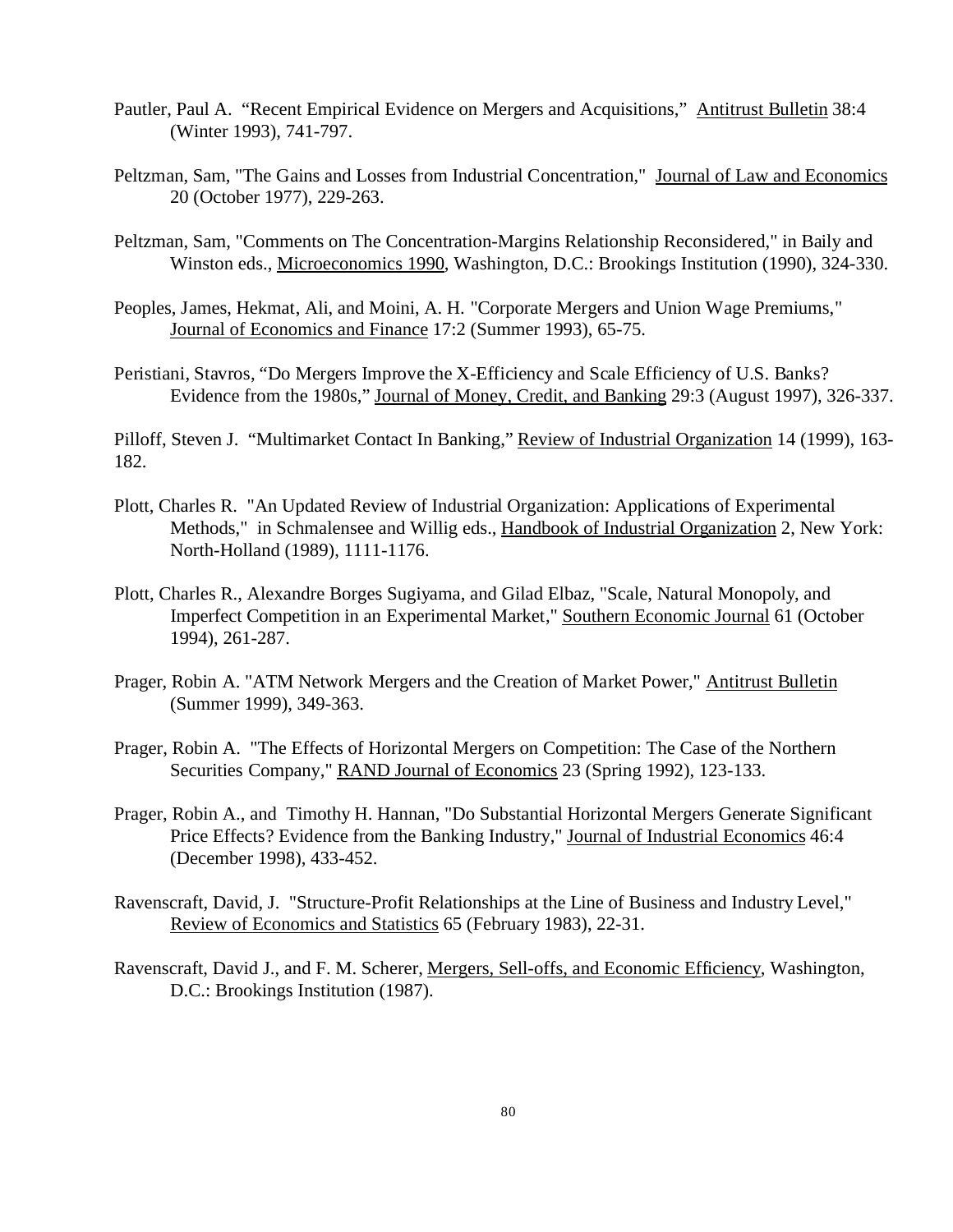Pautler, Paul A. “Recent Empirical Evidence on Mergers and Acquisitions,” Antitrust Bulletin 38:4 (Winter 1993), 741-797.

Peltzman, Sam, "The Gains and Losses from Industrial Concentration," Journal of Law and Economics 20 (October 1977), 229-263.

Peltzman, Sam, "Comments on The Concentration-Margins Relationship Reconsidered," in Baily and Winston eds., Microeconomics 1990, Washington, D.C.: Brookings Institution (1990), 324-330.

Peoples, James, Hekmat, Ali, and Moini, A. H. "Corporate Mergers and Union Wage Premiums," Journal of Economics and Finance 17:2 (Summer 1993), 65-75.

Peristiani, Stavros, “Do Mergers Improve the X-Efficiency and Scale Efficiency of U.S. Banks? Evidence from the 1980s,” Journal of Money, Credit, and Banking 29:3 (August 1997), 326-337.

Pilloff, Steven J. “Multimarket Contact In Banking,” Review of Industrial Organization 14 (1999), 163-182.

Plott, Charles R. "An Updated Review of Industrial Organization: Applications of Experimental Methods," in Schmalensee and Willig eds., Handbook of Industrial Organization 2, New York: North-Holland (1989), 1111-1176.

Plott, Charles R., Alexandre Borges Sugiyama, and Gilad Elbaz, "Scale, Natural Monopoly, and Imperfect Competition in an Experimental Market," Southern Economic Journal 61 (October 1994), 261-287.

Prager, Robin A. "ATM Network Mergers and the Creation of Market Power," Antitrust Bulletin (Summer 1999), 349-363.

Prager, Robin A. "The Effects of Horizontal Mergers on Competition: The Case of the Northern Securities Company," RAND Journal of Economics 23 (Spring 1992), 123-133.

Prager, Robin A., and Timothy H. Hannan, "Do Substantial Horizontal Mergers Generate Significant Price Effects? Evidence from the Banking Industry," Journal of Industrial Economics 46:4 (December 1998), 433-452.

Ravenscraft, David, J. "Structure-Profit Relationships at the Line of Business and Industry Level," Review of Economics and Statistics 65 (February 1983), 22-31.

Ravenscraft, David J., and F. M. Scherer, Mergers, Sell-offs, and Economic Efficiency, Washington, D.C.: Brookings Institution (1987).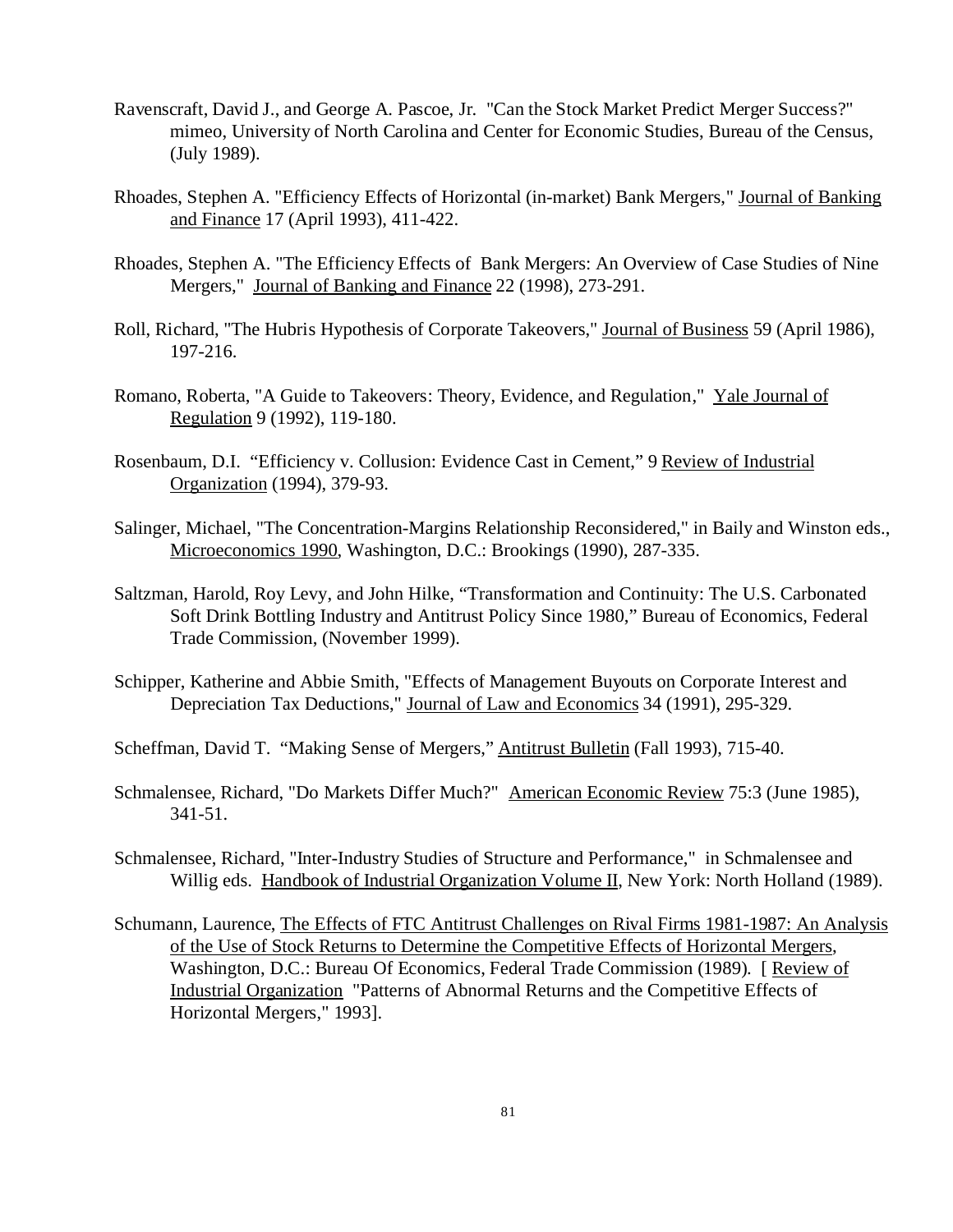Ravenscraft, David J., and George A. Pascoe, Jr. "Can the Stock Market Predict Merger Success?" mimeo, University of North Carolina and Center for Economic Studies, Bureau of the Census, (July 1989).

Rhoades, Stephen A. "Efficiency Effects of Horizontal (in-market) Bank Mergers," Journal of Banking and Finance 17 (April 1993), 411-422.

Rhoades, Stephen A. "The Efficiency Effects of Bank Mergers: An Overview of Case Studies of Nine Mergers," Journal of Banking and Finance 22 (1998), 273-291.

Roll, Richard, "The Hubris Hypothesis of Corporate Takeovers," Journal of Business 59 (April 1986), 197-216.

Romano, Roberta, "A Guide to Takeovers: Theory, Evidence, and Regulation," Yale Journal of Regulation 9 (1992), 119-180.

Rosenbaum, D.I. "Efficiency v. Collusion: Evidence Cast in Cement," 9 Review of Industrial Organization (1994), 379-93.

Salinger, Michael, "The Concentration-Margins Relationship Reconsidered," in Baily and Winston eds., Microeconomics 1990, Washington, D.C.: Brookings (1990), 287-335.

Saltzman, Harold, Roy Levy, and John Hilke, "Transformation and Continuity: The U.S. Carbonated Soft Drink Bottling Industry and Antitrust Policy Since 1980," Bureau of Economics, Federal Trade Commission, (November 1999).

Schipper, Katherine and Abbie Smith, "Effects of Management Buyouts on Corporate Interest and Depreciation Tax Deductions," Journal of Law and Economics 34 (1991), 295-329.

Scheffman, David T. "Making Sense of Mergers," Antitrust Bulletin (Fall 1993), 715-40.

Schmalensee, Richard, "Do Markets Differ Much?" American Economic Review 75:3 (June 1985), 341-51.

Schmalensee, Richard, "Inter-Industry Studies of Structure and Performance," in Schmalensee and Willig eds. Handbook of Industrial Organization Volume II, New York: North Holland (1989).

Schumann, Laurence, The Effects of FTC Antitrust Challenges on Rival Firms 1981-1987: An Analysis of the Use of Stock Returns to Determine the Competitive Effects of Horizontal Mergers, Washington, D.C.: Bureau Of Economics, Federal Trade Commission (1989). [ Review of Industrial Organization "Patterns of Abnormal Returns and the Competitive Effects of Horizontal Mergers," 1993].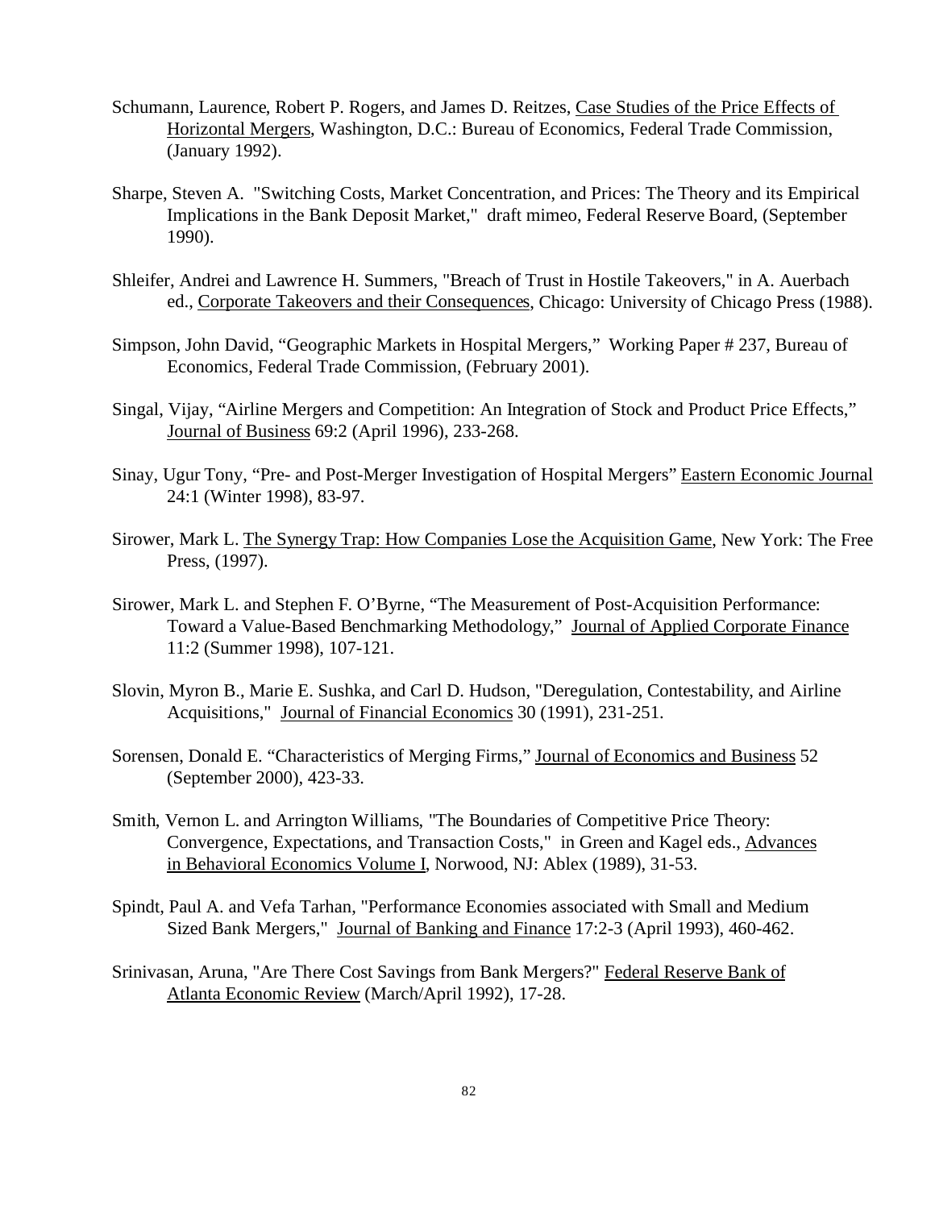Schumann, Laurence, Robert P. Rogers, and James D. Reitzes, Case Studies of the Price Effects of Horizontal Mergers, Washington, D.C.: Bureau of Economics, Federal Trade Commission, (January 1992).

Sharpe, Steven A. "Switching Costs, Market Concentration, and Prices: The Theory and its Empirical Implications in the Bank Deposit Market," draft mimeo, Federal Reserve Board, (September 1990).

Shleifer, Andrei and Lawrence H. Summers, "Breach of Trust in Hostile Takeovers," in A. Auerbach ed., Corporate Takeovers and their Consequences, Chicago: University of Chicago Press (1988).

Simpson, John David, "Geographic Markets in Hospital Mergers," Working Paper # 237, Bureau of Economics, Federal Trade Commission, (February 2001).

Singal, Vijay, "Airline Mergers and Competition: An Integration of Stock and Product Price Effects," Journal of Business 69:2 (April 1996), 233-268.

Sinay, Ugur Tony, "Pre- and Post-Merger Investigation of Hospital Mergers" Eastern Economic Journal 24:1 (Winter 1998), 83-97.

Sirower, Mark L. The Synergy Trap: How Companies Lose the Acquisition Game, New York: The Free Press, (1997).

Sirower, Mark L. and Stephen F. O'Byrne, "The Measurement of Post-Acquisition Performance: Toward a Value-Based Benchmarking Methodology," Journal of Applied Corporate Finance 11:2 (Summer 1998), 107-121.

Slovin, Myron B., Marie E. Sushka, and Carl D. Hudson, "Deregulation, Contestability, and Airline Acquisitions," Journal of Financial Economics 30 (1991), 231-251.

Sorensen, Donald E. "Characteristics of Merging Firms," Journal of Economics and Business 52 (September 2000), 423-33.

Smith, Vernon L. and Arrington Williams, "The Boundaries of Competitive Price Theory: Convergence, Expectations, and Transaction Costs," in Green and Kagel eds., Advances in Behavioral Economics Volume I, Norwood, NJ: Ablex (1989), 31-53.

Spindt, Paul A. and Vefa Tarhan, "Performance Economies associated with Small and Medium Sized Bank Mergers," Journal of Banking and Finance 17:2-3 (April 1993), 460-462.

Srinivasan, Aruna, "Are There Cost Savings from Bank Mergers?" Federal Reserve Bank of Atlanta Economic Review (March/April 1992), 17-28.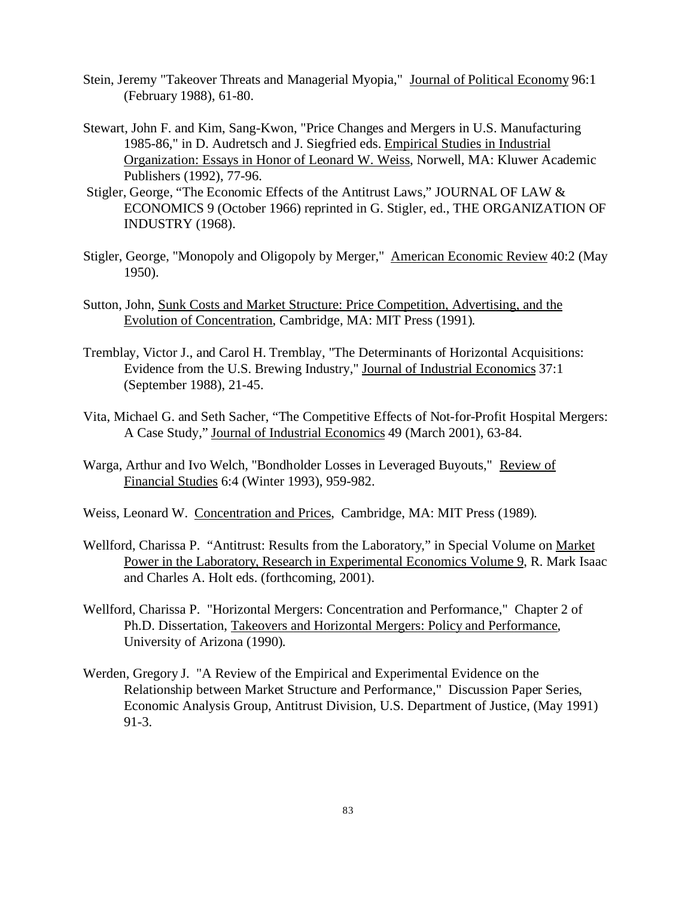Stein, Jeremy "Takeover Threats and Managerial Myopia," Journal of Political Economy 96:1 (February 1988), 61-80.

Stewart, John F. and Kim, Sang-Kwon, "Price Changes and Mergers in U.S. Manufacturing 1985-86," in D. Audretsch and J. Siegfried eds. Empirical Studies in Industrial Organization: Essays in Honor of Leonard W. Weiss, Norwell, MA: Kluwer Academic Publishers (1992), 77-96.

Stigler, George, "The Economic Effects of the Antitrust Laws," JOURNAL OF LAW & ECONOMICS 9 (October 1966) reprinted in G. Stigler, ed., THE ORGANIZATION OF INDUSTRY (1968).

Stigler, George, "Monopoly and Oligopoly by Merger," American Economic Review 40:2 (May 1950).

Sutton, John, Sunk Costs and Market Structure: Price Competition, Advertising, and the Evolution of Concentration, Cambridge, MA: MIT Press (1991).

Tremblay, Victor J., and Carol H. Tremblay, "The Determinants of Horizontal Acquisitions: Evidence from the U.S. Brewing Industry," Journal of Industrial Economics 37:1 (September 1988), 21-45.

Vita, Michael G. and Seth Sacher, "The Competitive Effects of Not-for-Profit Hospital Mergers: A Case Study," Journal of Industrial Economics 49 (March 2001), 63-84.

Warga, Arthur and Ivo Welch, "Bondholder Losses in Leveraged Buyouts," Review of Financial Studies 6:4 (Winter 1993), 959-982.

Weiss, Leonard W. Concentration and Prices, Cambridge, MA: MIT Press (1989).

Wellford, Charissa P. "Antitrust: Results from the Laboratory," in Special Volume on Market Power in the Laboratory, Research in Experimental Economics Volume 9, R. Mark Isaac and Charles A. Holt eds. (forthcoming, 2001).

Wellford, Charissa P. "Horizontal Mergers: Concentration and Performance," Chapter 2 of Ph.D. Dissertation, Takeovers and Horizontal Mergers: Policy and Performance, University of Arizona (1990).

Werden, Gregory J. "A Review of the Empirical and Experimental Evidence on the Relationship between Market Structure and Performance," Discussion Paper Series, Economic Analysis Group, Antitrust Division, U.S. Department of Justice, (May 1991) 91-3.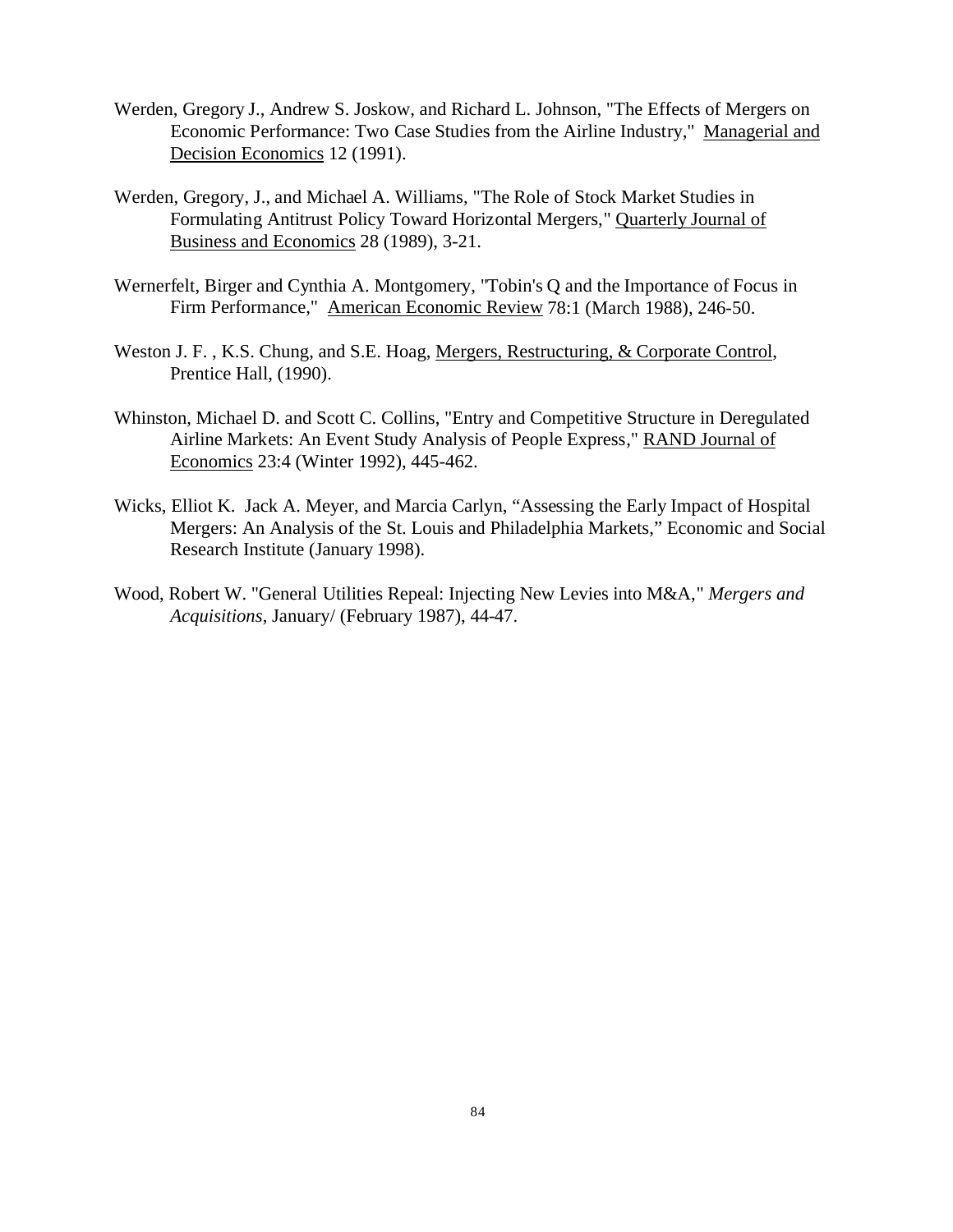Werden, Gregory J., Andrew S. Joskow, and Richard L. Johnson, "The Effects of Mergers on Economic Performance: Two Case Studies from the Airline Industry," Managerial and Decision Economics 12 (1991).

Werden, Gregory, J., and Michael A. Williams, "The Role of Stock Market Studies in Formulating Antitrust Policy Toward Horizontal Mergers," Quarterly Journal of Business and Economics 28 (1989), 3-21.

Wernerfelt, Birger and Cynthia A. Montgomery, "Tobin's Q and the Importance of Focus in Firm Performance," American Economic Review 78:1 (March 1988), 246-50.

Weston J. F. , K.S. Chung, and S.E. Hoag, Mergers, Restructuring, & Corporate Control, Prentice Hall, (1990).

Whinston, Michael D. and Scott C. Collins, "Entry and Competitive Structure in Deregulated Airline Markets: An Event Study Analysis of People Express," RAND Journal of Economics 23:4 (Winter 1992), 445-462.

Wicks, Elliot K. Jack A. Meyer, and Marcia Carlyn, “Assessing the Early Impact of Hospital Mergers: An Analysis of the St. Louis and Philadelphia Markets,” Economic and Social Research Institute (January 1998).

Wood, Robert W. "General Utilities Repeal: Injecting New Levies into M&A," *Mergers and Acquisitions*, January/ (February 1987), 44-47.